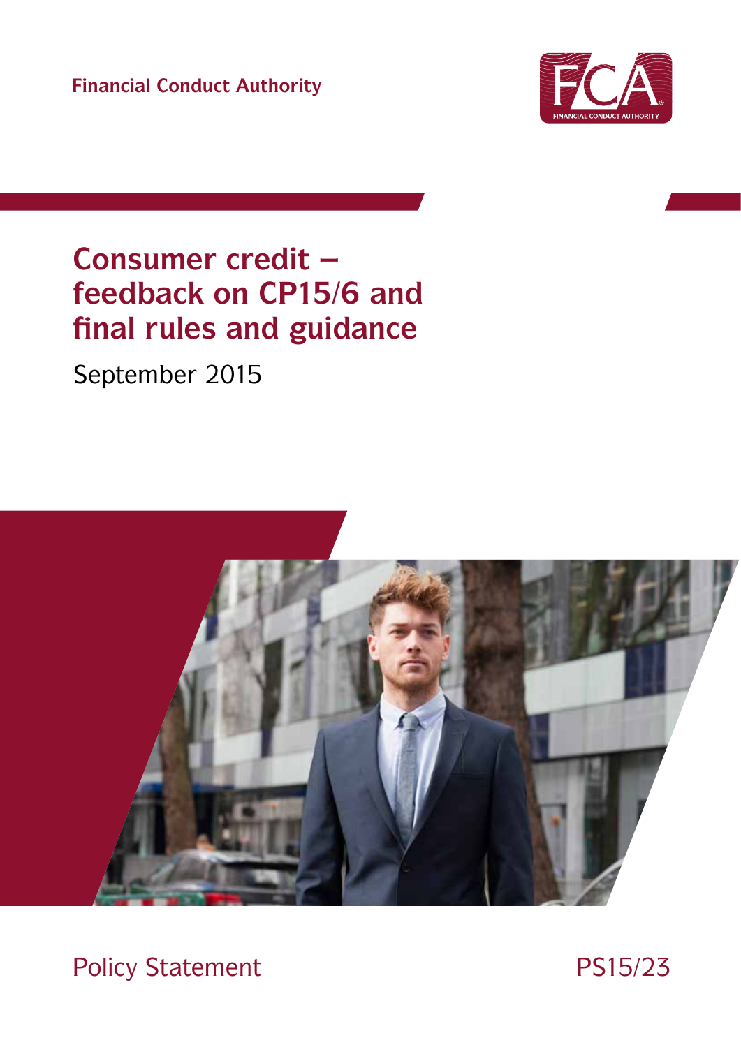Financial Conduct Authority

# Consumer credit – feedback on CP15/6 and final rules and guidance

September 2015

Policy Statement

PS15/23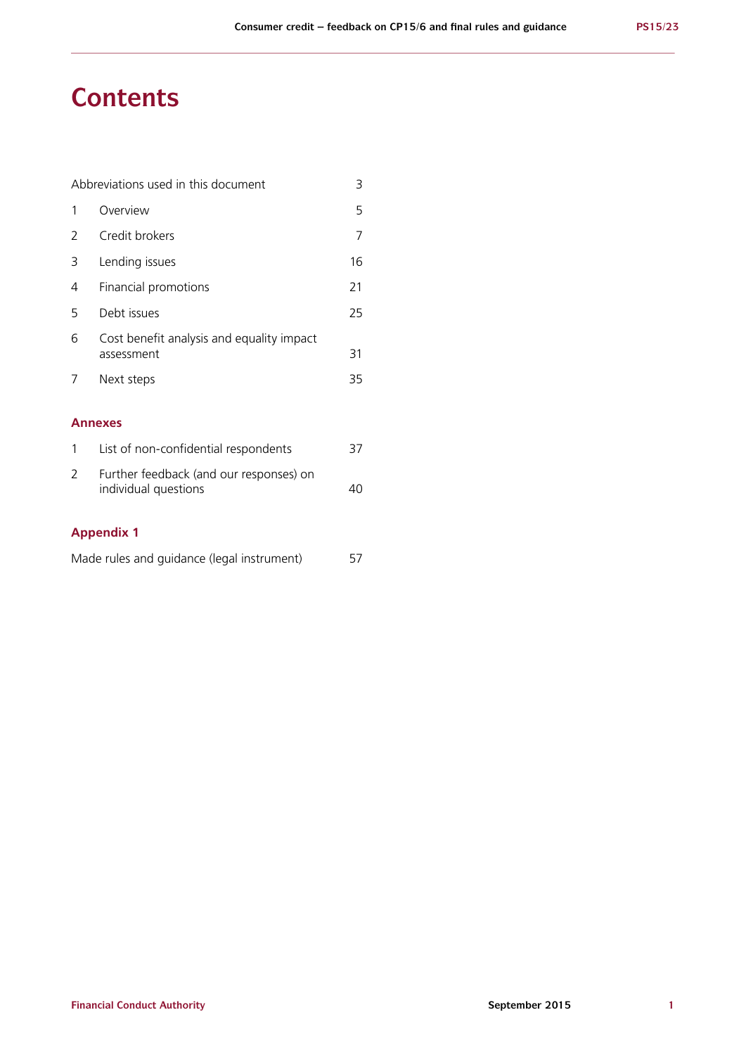# Contents

| | | |
|---|---|---|
| Abbreviations used in this document | | 3 |
| 1 | Overview | 5 |
| 2 | Credit brokers | 7 |
| 3 | Lending issues | 16 |
| 4 | Financial promotions | 21 |
| 5 | Debt issues | 25 |
| 6 | Cost benefit analysis and equality impact assessment | 31 |
| 7 | Next steps | 35 |

## Annexes

| | | |
|---|---|---|
| 1 | List of non-confidential respondents | 37 |
| 2 | Further feedback (and our responses) on individual questions | 40 |

## Appendix 1

| | |
|---|---|
| Made rules and guidance (legal instrument) | 57 |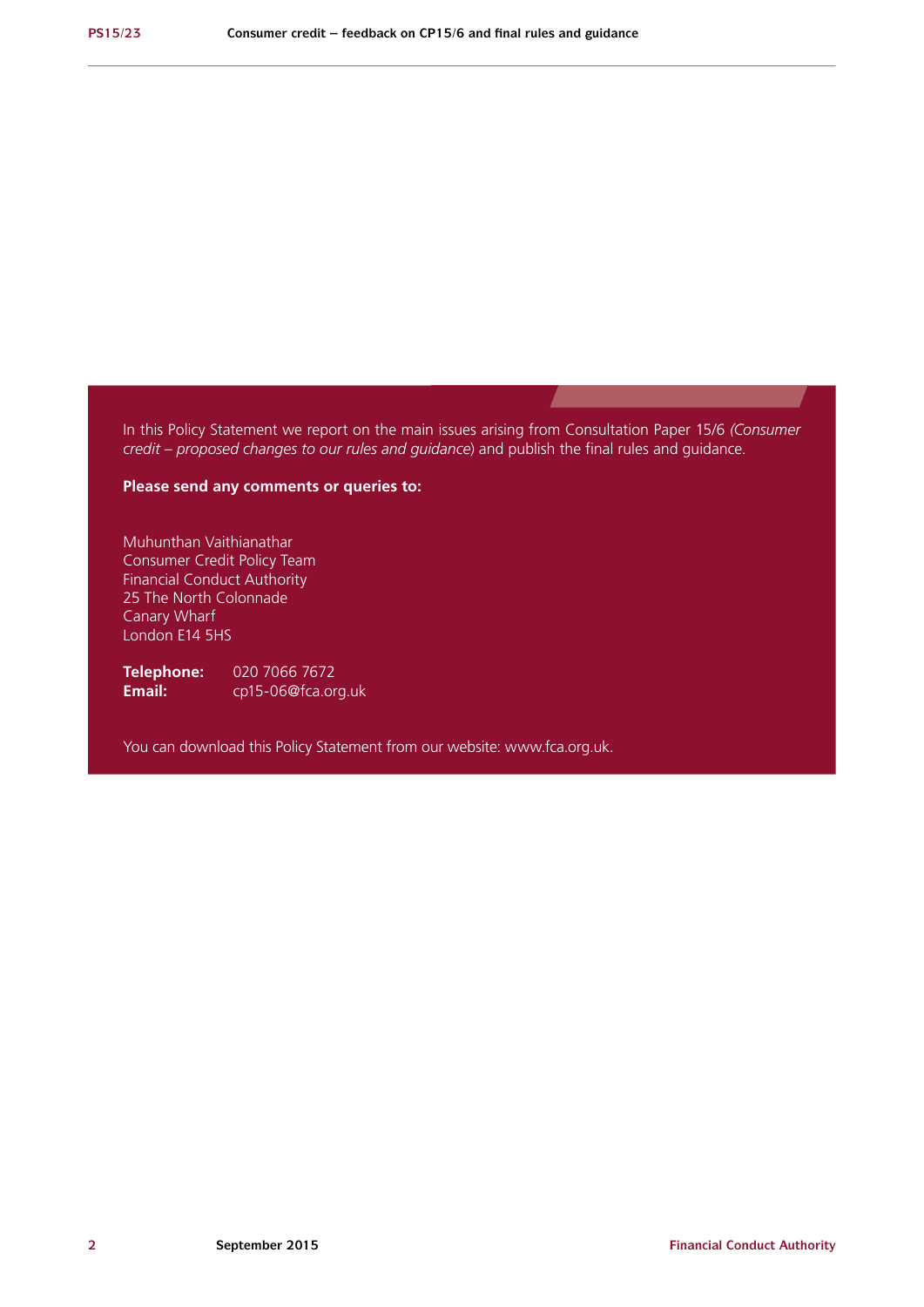In this Policy Statement we report on the main issues arising from Consultation Paper 15/6 *(Consumer credit – proposed changes to our rules and guidance*) and publish the final rules and guidance.

**Please send any comments or queries to:**

Muhunthan Vaithianathar
Consumer Credit Policy Team
Financial Conduct Authority
25 The North Colonnade
Canary Wharf
London E14 5HS

**Telephone:** 020 7066 7672
**Email:** cp15-06@fca.org.uk

You can download this Policy Statement from our website: www.fca.org.uk.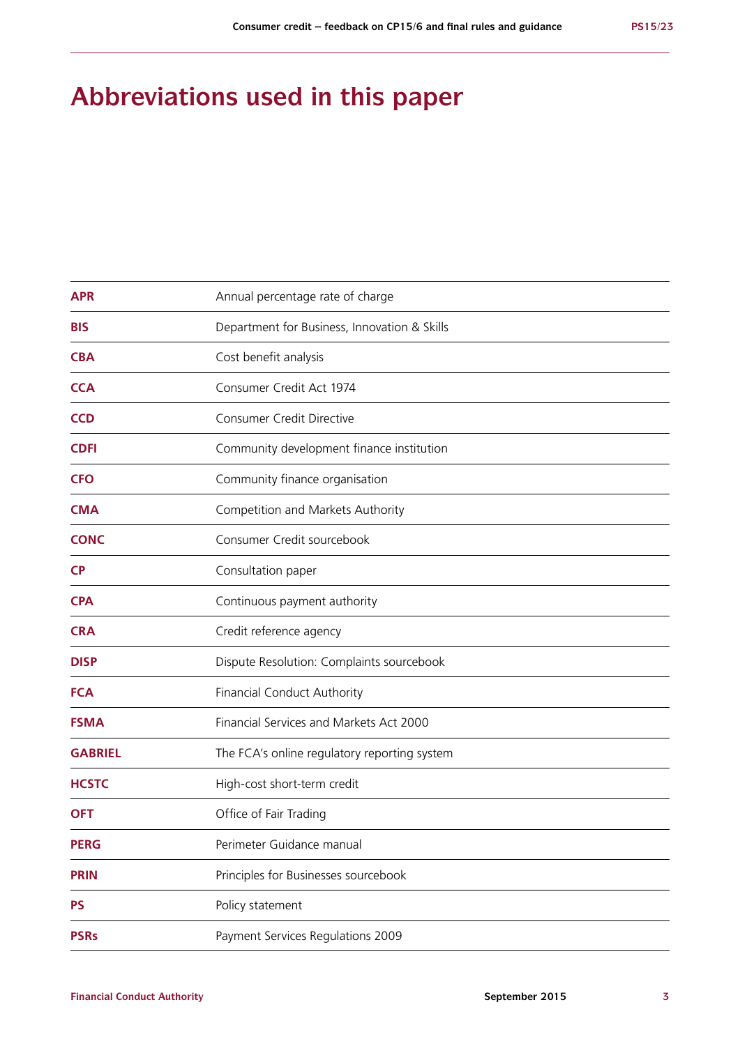# Abbreviations used in this paper

| | |
|---|---|
| **APR** | Annual percentage rate of charge |
| **BIS** | Department for Business, Innovation & Skills |
| **CBA** | Cost benefit analysis |
| **CCA** | Consumer Credit Act 1974 |
| **CCD** | Consumer Credit Directive |
| **CDFI** | Community development finance institution |
| **CFO** | Community finance organisation |
| **CMA** | Competition and Markets Authority |
| **CONC** | Consumer Credit sourcebook |
| **CP** | Consultation paper |
| **CPA** | Continuous payment authority |
| **CRA** | Credit reference agency |
| **DISP** | Dispute Resolution: Complaints sourcebook |
| **FCA** | Financial Conduct Authority |
| **FSMA** | Financial Services and Markets Act 2000 |
| **GABRIEL** | The FCA's online regulatory reporting system |
| **HCSTC** | High-cost short-term credit |
| **OFT** | Office of Fair Trading |
| **PERG** | Perimeter Guidance manual |
| **PRIN** | Principles for Businesses sourcebook |
| **PS** | Policy statement |
| **PSRs** | Payment Services Regulations 2009 |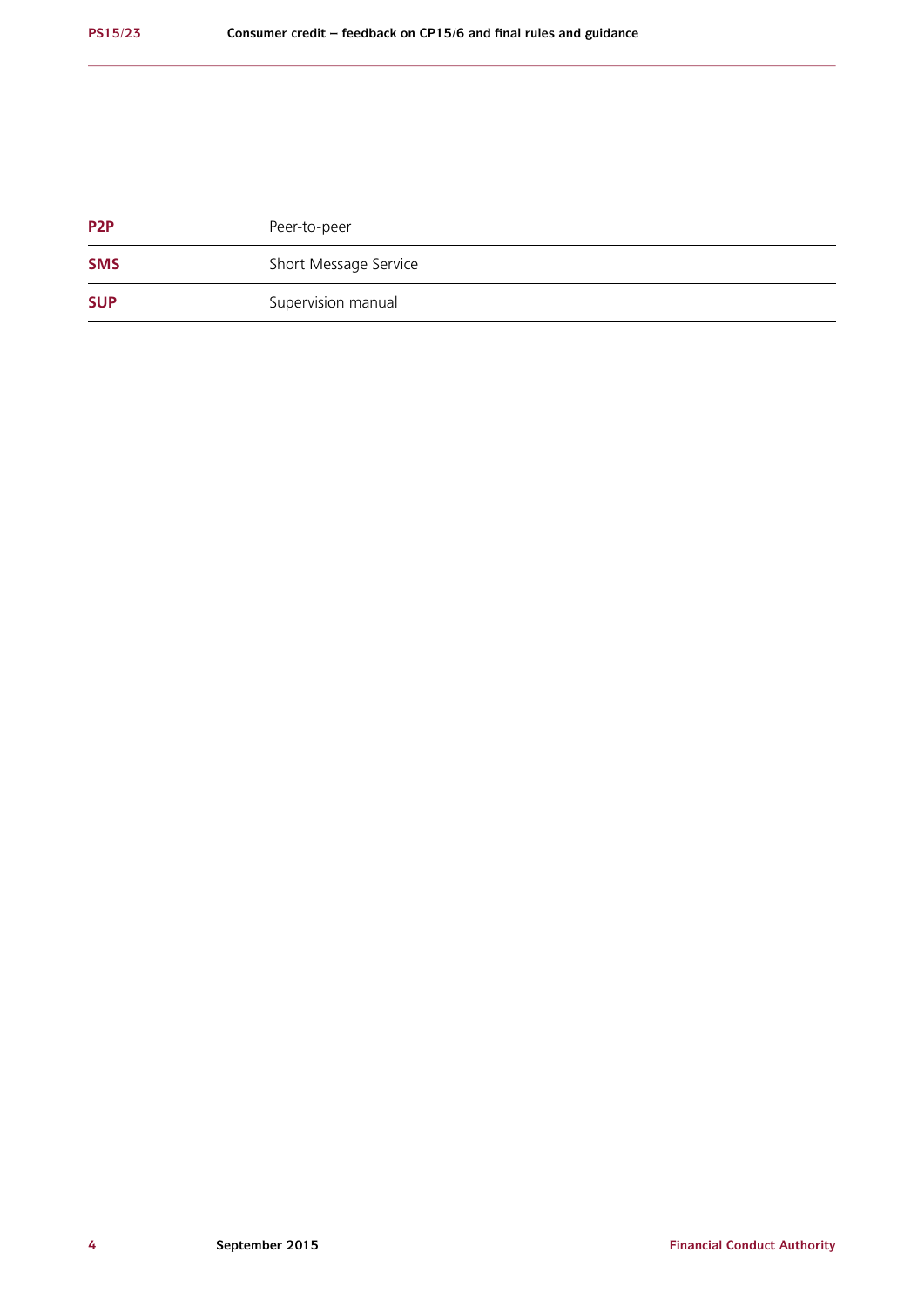| | |
|---|---|
| **P2P** | Peer-to-peer |
| **SMS** | Short Message Service |
| **SUP** | Supervision manual |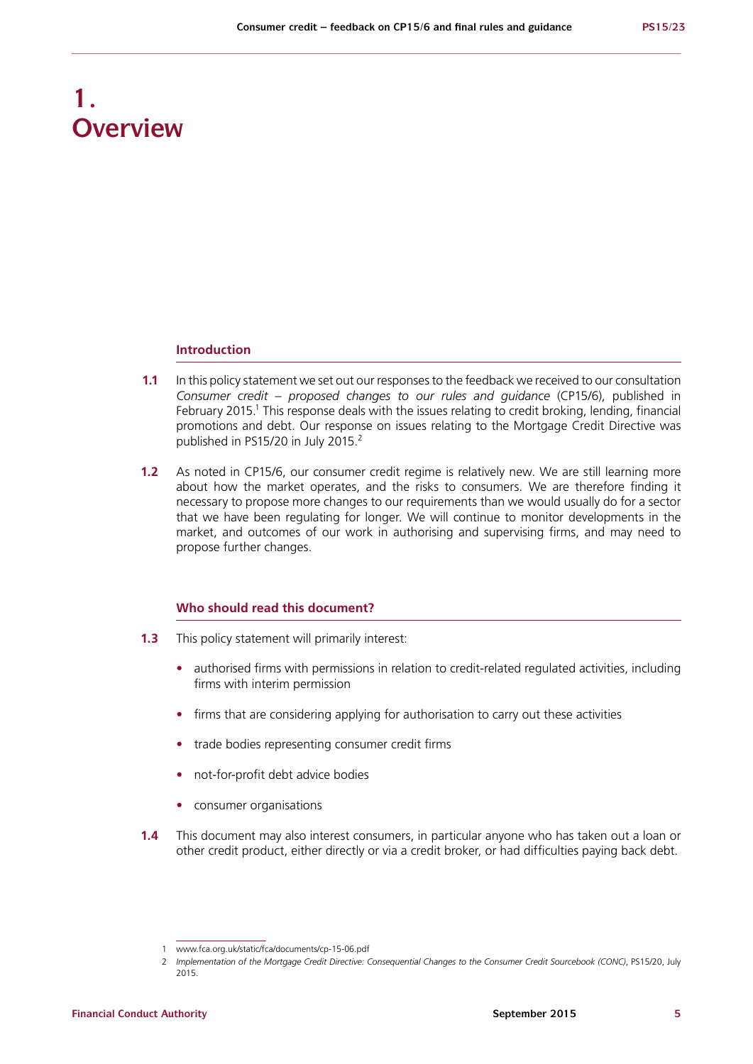# 1. Overview

## Introduction

**1.1** In this policy statement we set out our responses to the feedback we received to our consultation *Consumer credit – proposed changes to our rules and guidance* (CP15/6), published in February 2015.[1] This response deals with the issues relating to credit broking, lending, financial promotions and debt. Our response on issues relating to the Mortgage Credit Directive was published in PS15/20 in July 2015.[2]

**1.2** As noted in CP15/6, our consumer credit regime is relatively new. We are still learning more about how the market operates, and the risks to consumers. We are therefore finding it necessary to propose more changes to our requirements than we would usually do for a sector that we have been regulating for longer. We will continue to monitor developments in the market, and outcomes of our work in authorising and supervising firms, and may need to propose further changes.

## Who should read this document?

**1.3** This policy statement will primarily interest:

- authorised firms with permissions in relation to credit-related regulated activities, including firms with interim permission
- firms that are considering applying for authorisation to carry out these activities
- trade bodies representing consumer credit firms
- not-for-profit debt advice bodies
- consumer organisations

**1.4** This document may also interest consumers, in particular anyone who has taken out a loan or other credit product, either directly or via a credit broker, or had difficulties paying back debt.

1 www.fca.org.uk/static/fca/documents/cp-15-06.pdf

2 *Implementation of the Mortgage Credit Directive: Consequential Changes to the Consumer Credit Sourcebook (CONC)*, PS15/20, July 2015.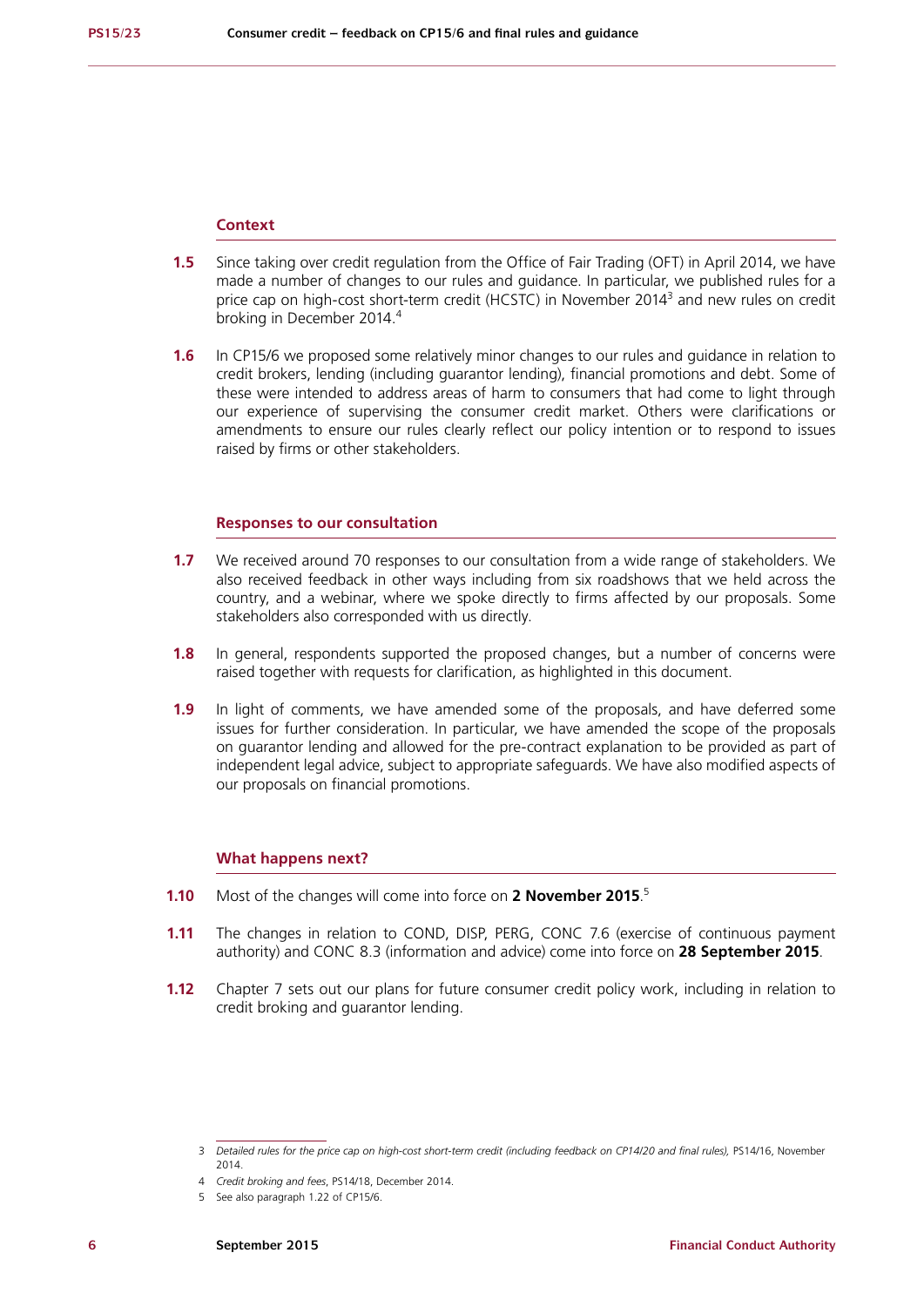### Context

**1.5** Since taking over credit regulation from the Office of Fair Trading (OFT) in April 2014, we have made a number of changes to our rules and guidance. In particular, we published rules for a price cap on high-cost short-term credit (HCSTC) in November 2014[3] and new rules on credit broking in December 2014.[4]

**1.6** In CP15/6 we proposed some relatively minor changes to our rules and guidance in relation to credit brokers, lending (including guarantor lending), financial promotions and debt. Some of these were intended to address areas of harm to consumers that had come to light through our experience of supervising the consumer credit market. Others were clarifications or amendments to ensure our rules clearly reflect our policy intention or to respond to issues raised by firms or other stakeholders.

### Responses to our consultation

**1.7** We received around 70 responses to our consultation from a wide range of stakeholders. We also received feedback in other ways including from six roadshows that we held across the country, and a webinar, where we spoke directly to firms affected by our proposals. Some stakeholders also corresponded with us directly.

**1.8** In general, respondents supported the proposed changes, but a number of concerns were raised together with requests for clarification, as highlighted in this document.

**1.9** In light of comments, we have amended some of the proposals, and have deferred some issues for further consideration. In particular, we have amended the scope of the proposals on guarantor lending and allowed for the pre-contract explanation to be provided as part of independent legal advice, subject to appropriate safeguards. We have also modified aspects of our proposals on financial promotions.

### What happens next?

**1.10** Most of the changes will come into force on **2 November 2015**.[5]

**1.11** The changes in relation to COND, DISP, PERG, CONC 7.6 (exercise of continuous payment authority) and CONC 8.3 (information and advice) come into force on **28 September 2015**.

**1.12** Chapter 7 sets out our plans for future consumer credit policy work, including in relation to credit broking and guarantor lending.

---

3 *Detailed rules for the price cap on high-cost short-term credit (including feedback on CP14/20 and final rules),* PS14/16, November 2014.

4 *Credit broking and fees*, PS14/18, December 2014.

5 See also paragraph 1.22 of CP15/6.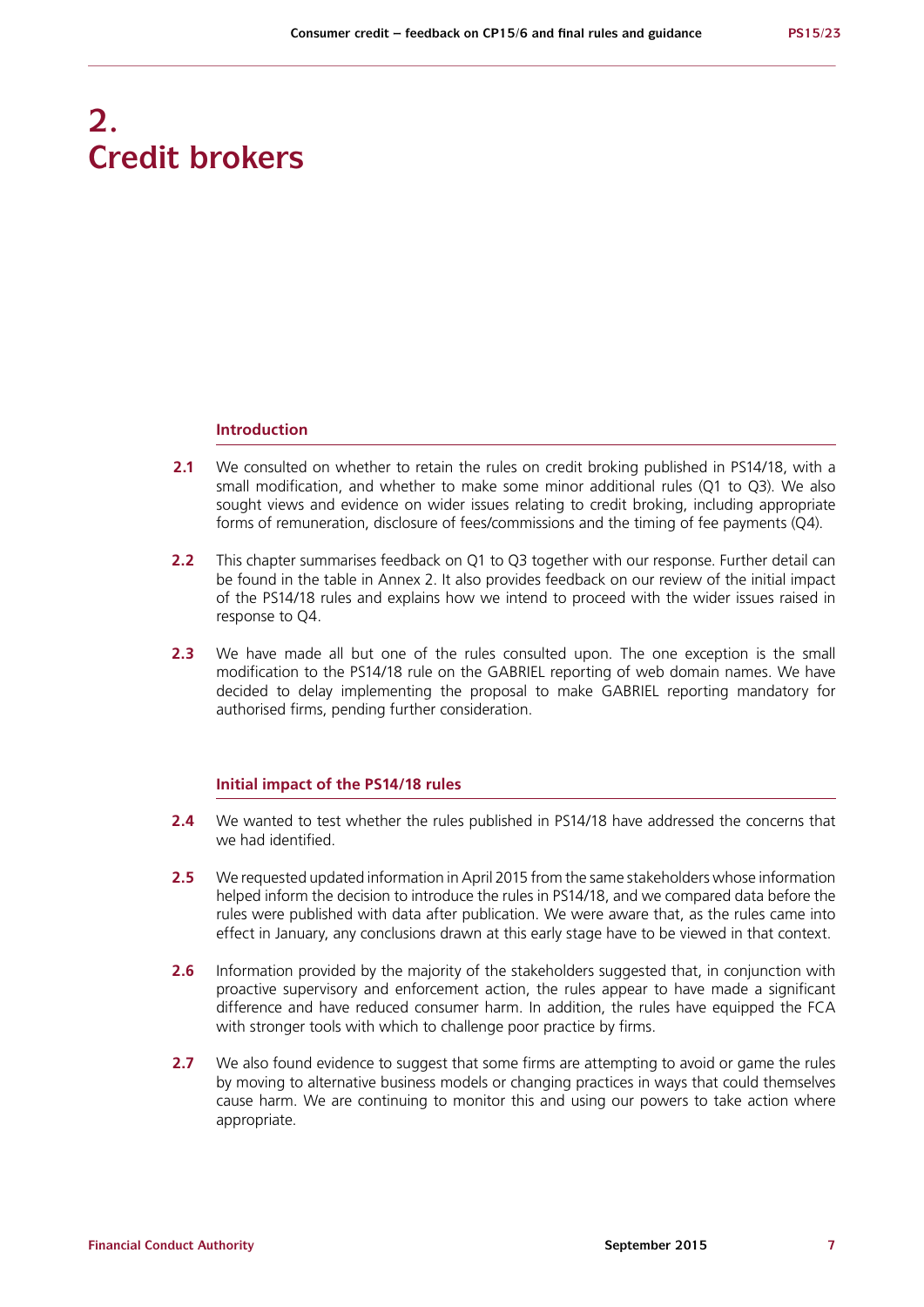# 2. Credit brokers

### Introduction

**2.1** We consulted on whether to retain the rules on credit broking published in PS14/18, with a small modification, and whether to make some minor additional rules (Q1 to Q3). We also sought views and evidence on wider issues relating to credit broking, including appropriate forms of remuneration, disclosure of fees/commissions and the timing of fee payments (Q4).

**2.2** This chapter summarises feedback on Q1 to Q3 together with our response. Further detail can be found in the table in Annex 2. It also provides feedback on our review of the initial impact of the PS14/18 rules and explains how we intend to proceed with the wider issues raised in response to Q4.

**2.3** We have made all but one of the rules consulted upon. The one exception is the small modification to the PS14/18 rule on the GABRIEL reporting of web domain names. We have decided to delay implementing the proposal to make GABRIEL reporting mandatory for authorised firms, pending further consideration.

### Initial impact of the PS14/18 rules

**2.4** We wanted to test whether the rules published in PS14/18 have addressed the concerns that we had identified.

**2.5** We requested updated information in April 2015 from the same stakeholders whose information helped inform the decision to introduce the rules in PS14/18, and we compared data before the rules were published with data after publication. We were aware that, as the rules came into effect in January, any conclusions drawn at this early stage have to be viewed in that context.

**2.6** Information provided by the majority of the stakeholders suggested that, in conjunction with proactive supervisory and enforcement action, the rules appear to have made a significant difference and have reduced consumer harm. In addition, the rules have equipped the FCA with stronger tools with which to challenge poor practice by firms.

**2.7** We also found evidence to suggest that some firms are attempting to avoid or game the rules by moving to alternative business models or changing practices in ways that could themselves cause harm. We are continuing to monitor this and using our powers to take action where appropriate.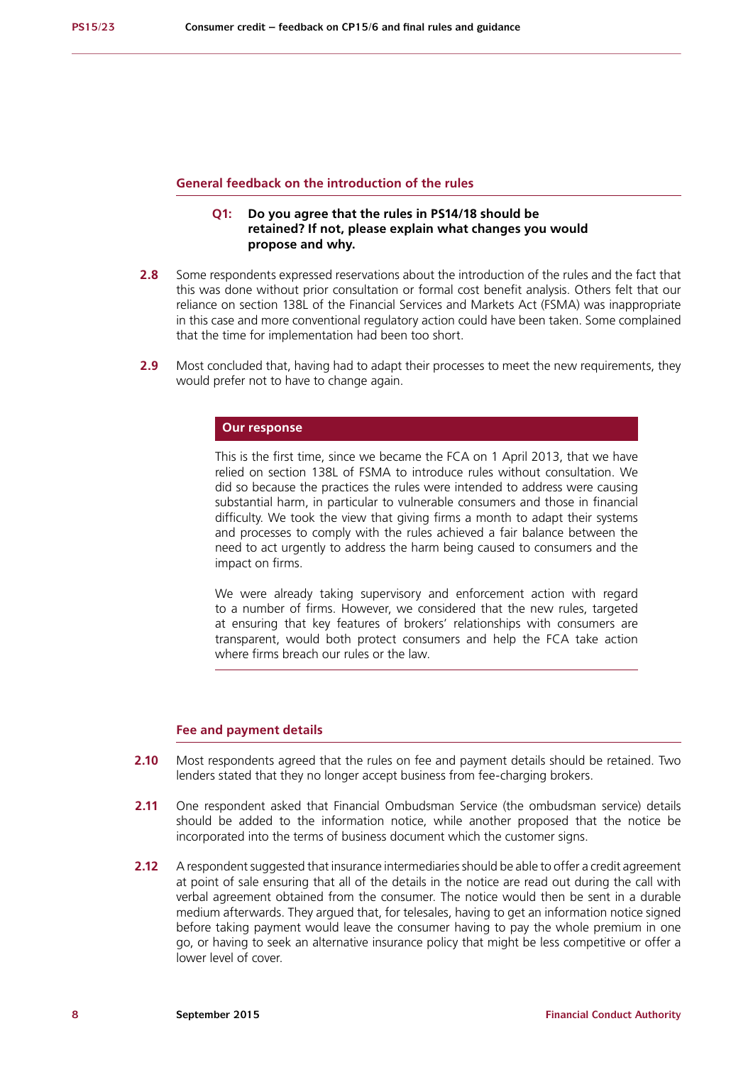### General feedback on the introduction of the rules

**Q1: Do you agree that the rules in PS14/18 should be retained? If not, please explain what changes you would propose and why.**

**2.8** Some respondents expressed reservations about the introduction of the rules and the fact that this was done without prior consultation or formal cost benefit analysis. Others felt that our reliance on section 138L of the Financial Services and Markets Act (FSMA) was inappropriate in this case and more conventional regulatory action could have been taken. Some complained that the time for implementation had been too short.

**2.9** Most concluded that, having had to adapt their processes to meet the new requirements, they would prefer not to have to change again.

**Our response**

This is the first time, since we became the FCA on 1 April 2013, that we have relied on section 138L of FSMA to introduce rules without consultation. We did so because the practices the rules were intended to address were causing substantial harm, in particular to vulnerable consumers and those in financial difficulty. We took the view that giving firms a month to adapt their systems and processes to comply with the rules achieved a fair balance between the need to act urgently to address the harm being caused to consumers and the impact on firms.

We were already taking supervisory and enforcement action with regard to a number of firms. However, we considered that the new rules, targeted at ensuring that key features of brokers' relationships with consumers are transparent, would both protect consumers and help the FCA take action where firms breach our rules or the law.

### Fee and payment details

**2.10** Most respondents agreed that the rules on fee and payment details should be retained. Two lenders stated that they no longer accept business from fee-charging brokers.

**2.11** One respondent asked that Financial Ombudsman Service (the ombudsman service) details should be added to the information notice, while another proposed that the notice be incorporated into the terms of business document which the customer signs.

**2.12** A respondent suggested that insurance intermediaries should be able to offer a credit agreement at point of sale ensuring that all of the details in the notice are read out during the call with verbal agreement obtained from the consumer. The notice would then be sent in a durable medium afterwards. They argued that, for telesales, having to get an information notice signed before taking payment would leave the consumer having to pay the whole premium in one go, or having to seek an alternative insurance policy that might be less competitive or offer a lower level of cover.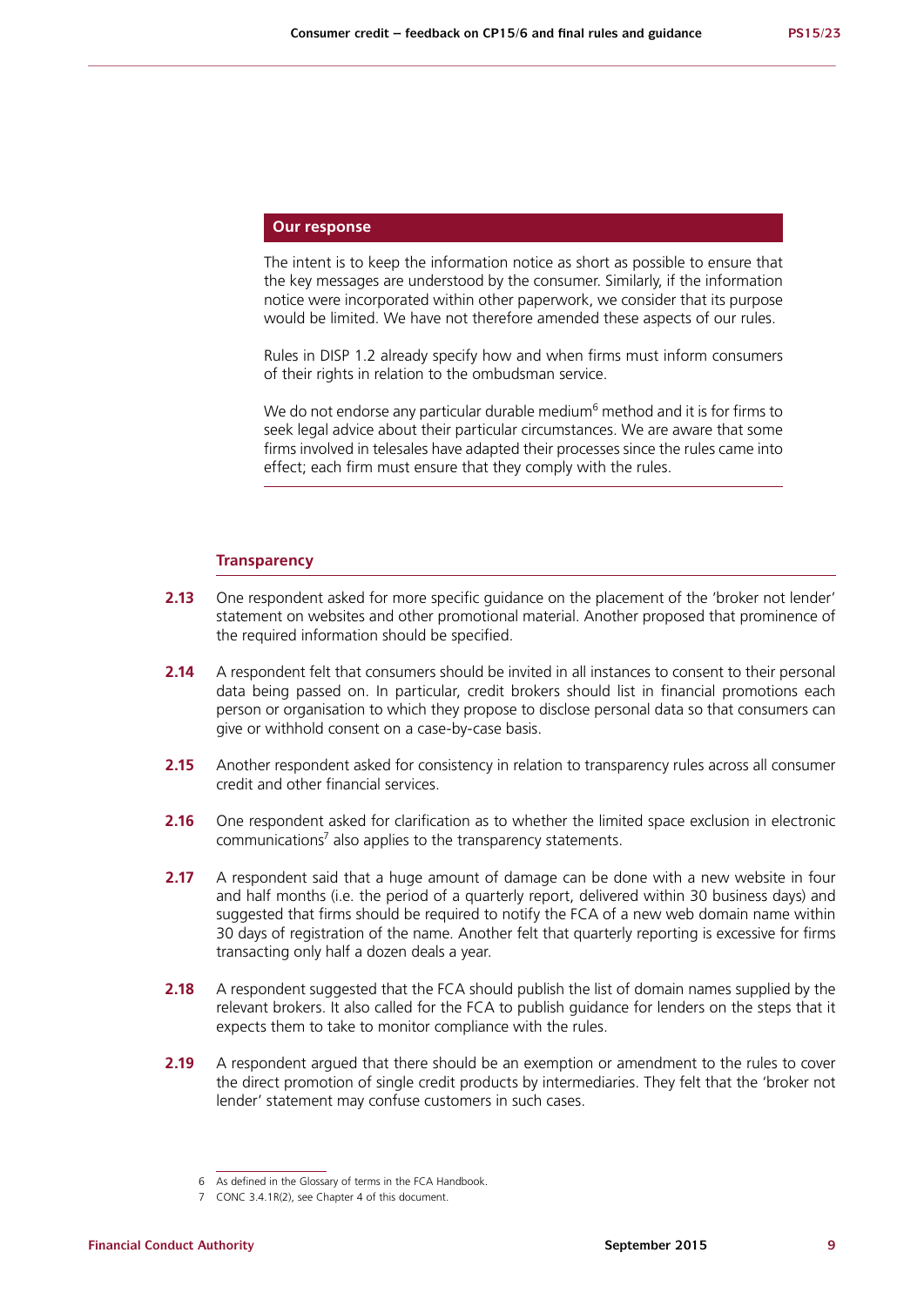**Our response**

The intent is to keep the information notice as short as possible to ensure that the key messages are understood by the consumer. Similarly, if the information notice were incorporated within other paperwork, we consider that its purpose would be limited. We have not therefore amended these aspects of our rules.

Rules in DISP 1.2 already specify how and when firms must inform consumers of their rights in relation to the ombudsman service.

We do not endorse any particular durable medium[6] method and it is for firms to seek legal advice about their particular circumstances. We are aware that some firms involved in telesales have adapted their processes since the rules came into effect; each firm must ensure that they comply with the rules.

### Transparency

**2.13** One respondent asked for more specific guidance on the placement of the 'broker not lender' statement on websites and other promotional material. Another proposed that prominence of the required information should be specified.

**2.14** A respondent felt that consumers should be invited in all instances to consent to their personal data being passed on. In particular, credit brokers should list in financial promotions each person or organisation to which they propose to disclose personal data so that consumers can give or withhold consent on a case-by-case basis.

**2.15** Another respondent asked for consistency in relation to transparency rules across all consumer credit and other financial services.

**2.16** One respondent asked for clarification as to whether the limited space exclusion in electronic communications[7] also applies to the transparency statements.

**2.17** A respondent said that a huge amount of damage can be done with a new website in four and half months (i.e. the period of a quarterly report, delivered within 30 business days) and suggested that firms should be required to notify the FCA of a new web domain name within 30 days of registration of the name. Another felt that quarterly reporting is excessive for firms transacting only half a dozen deals a year.

**2.18** A respondent suggested that the FCA should publish the list of domain names supplied by the relevant brokers. It also called for the FCA to publish guidance for lenders on the steps that it expects them to take to monitor compliance with the rules.

**2.19** A respondent argued that there should be an exemption or amendment to the rules to cover the direct promotion of single credit products by intermediaries. They felt that the 'broker not lender' statement may confuse customers in such cases.

---

6 As defined in the Glossary of terms in the FCA Handbook.

7 CONC 3.4.1R(2), see Chapter 4 of this document.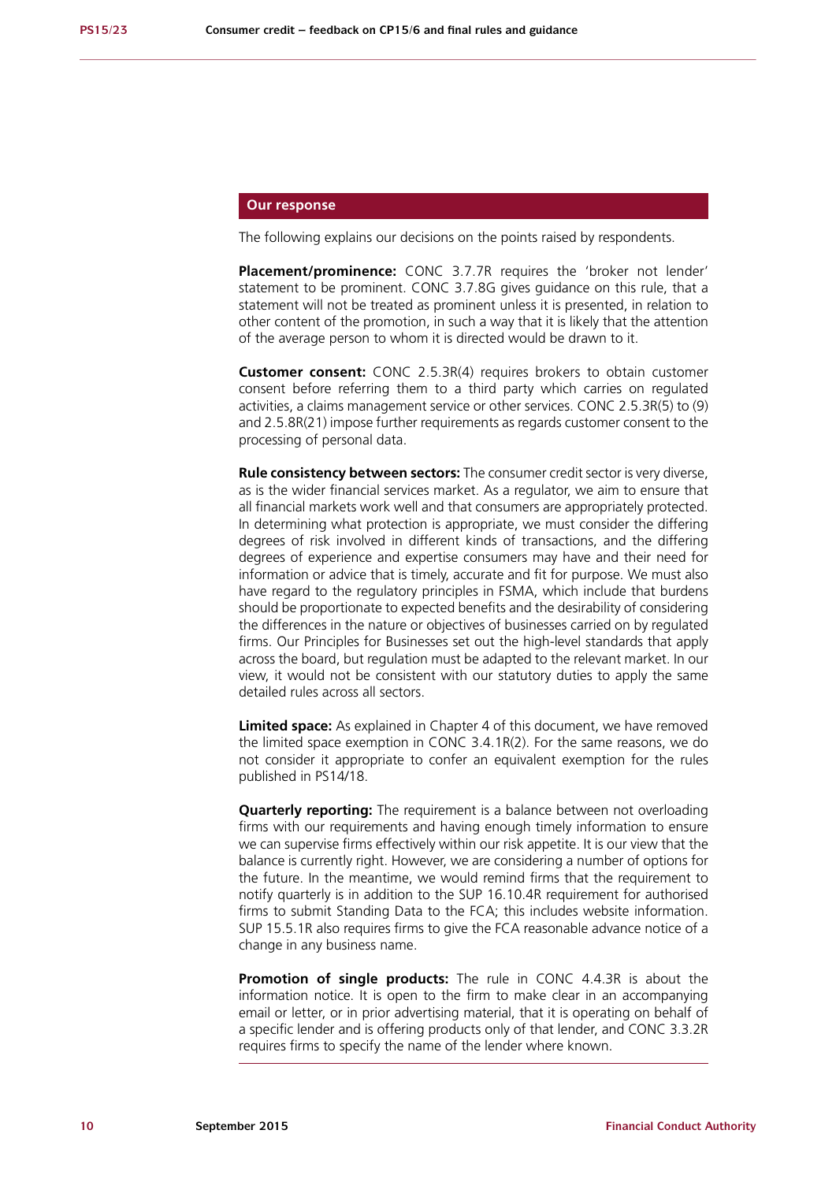## Our response

The following explains our decisions on the points raised by respondents.

**Placement/prominence:** CONC 3.7.7R requires the 'broker not lender' statement to be prominent. CONC 3.7.8G gives guidance on this rule, that a statement will not be treated as prominent unless it is presented, in relation to other content of the promotion, in such a way that it is likely that the attention of the average person to whom it is directed would be drawn to it.

**Customer consent:** CONC 2.5.3R(4) requires brokers to obtain customer consent before referring them to a third party which carries on regulated activities, a claims management service or other services. CONC 2.5.3R(5) to (9) and 2.5.8R(21) impose further requirements as regards customer consent to the processing of personal data.

**Rule consistency between sectors:** The consumer credit sector is very diverse, as is the wider financial services market. As a regulator, we aim to ensure that all financial markets work well and that consumers are appropriately protected. In determining what protection is appropriate, we must consider the differing degrees of risk involved in different kinds of transactions, and the differing degrees of experience and expertise consumers may have and their need for information or advice that is timely, accurate and fit for purpose. We must also have regard to the regulatory principles in FSMA, which include that burdens should be proportionate to expected benefits and the desirability of considering the differences in the nature or objectives of businesses carried on by regulated firms. Our Principles for Businesses set out the high-level standards that apply across the board, but regulation must be adapted to the relevant market. In our view, it would not be consistent with our statutory duties to apply the same detailed rules across all sectors.

**Limited space:** As explained in Chapter 4 of this document, we have removed the limited space exemption in CONC 3.4.1R(2). For the same reasons, we do not consider it appropriate to confer an equivalent exemption for the rules published in PS14/18.

**Quarterly reporting:** The requirement is a balance between not overloading firms with our requirements and having enough timely information to ensure we can supervise firms effectively within our risk appetite. It is our view that the balance is currently right. However, we are considering a number of options for the future. In the meantime, we would remind firms that the requirement to notify quarterly is in addition to the SUP 16.10.4R requirement for authorised firms to submit Standing Data to the FCA; this includes website information. SUP 15.5.1R also requires firms to give the FCA reasonable advance notice of a change in any business name.

**Promotion of single products:** The rule in CONC 4.4.3R is about the information notice. It is open to the firm to make clear in an accompanying email or letter, or in prior advertising material, that it is operating on behalf of a specific lender and is offering products only of that lender, and CONC 3.3.2R requires firms to specify the name of the lender where known.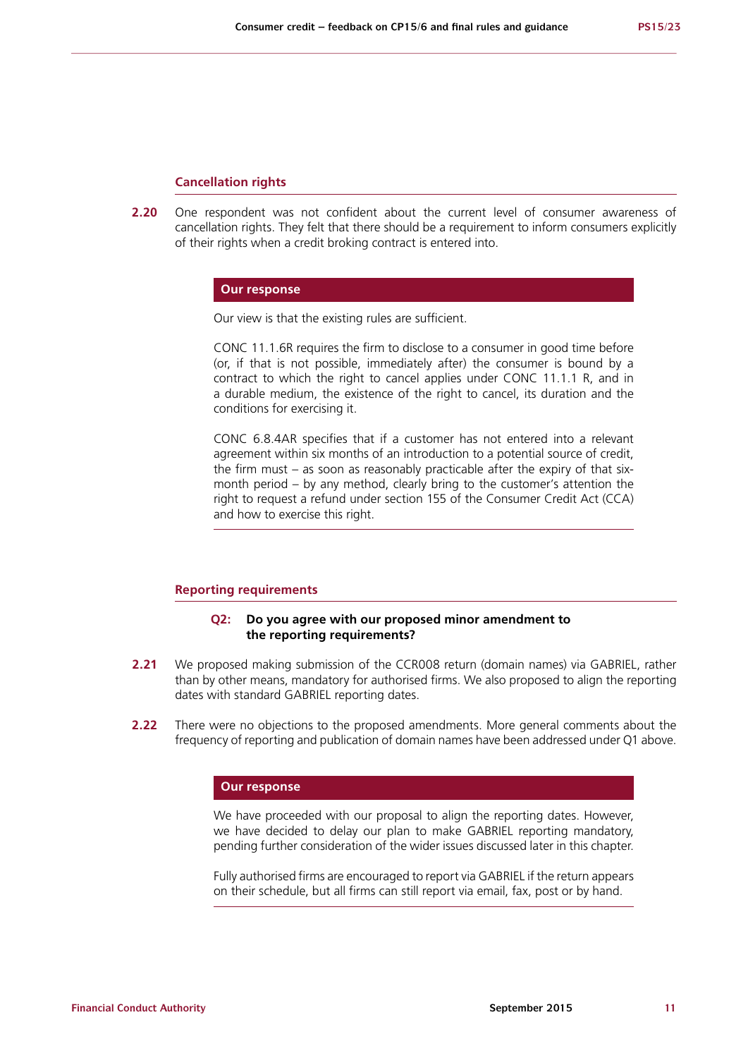### Cancellation rights

**2.20** One respondent was not confident about the current level of consumer awareness of cancellation rights. They felt that there should be a requirement to inform consumers explicitly of their rights when a credit broking contract is entered into.

> **Our response**
>
> Our view is that the existing rules are sufficient.
>
> CONC 11.1.6R requires the firm to disclose to a consumer in good time before (or, if that is not possible, immediately after) the consumer is bound by a contract to which the right to cancel applies under CONC 11.1.1 R, and in a durable medium, the existence of the right to cancel, its duration and the conditions for exercising it.
>
> CONC 6.8.4AR specifies that if a customer has not entered into a relevant agreement within six months of an introduction to a potential source of credit, the firm must – as soon as reasonably practicable after the expiry of that six-month period – by any method, clearly bring to the customer's attention the right to request a refund under section 155 of the Consumer Credit Act (CCA) and how to exercise this right.

### Reporting requirements

**Q2: Do you agree with our proposed minor amendment to the reporting requirements?**

**2.21** We proposed making submission of the CCR008 return (domain names) via GABRIEL, rather than by other means, mandatory for authorised firms. We also proposed to align the reporting dates with standard GABRIEL reporting dates.

**2.22** There were no objections to the proposed amendments. More general comments about the frequency of reporting and publication of domain names have been addressed under Q1 above.

> **Our response**
>
> We have proceeded with our proposal to align the reporting dates. However, we have decided to delay our plan to make GABRIEL reporting mandatory, pending further consideration of the wider issues discussed later in this chapter.
>
> Fully authorised firms are encouraged to report via GABRIEL if the return appears on their schedule, but all firms can still report via email, fax, post or by hand.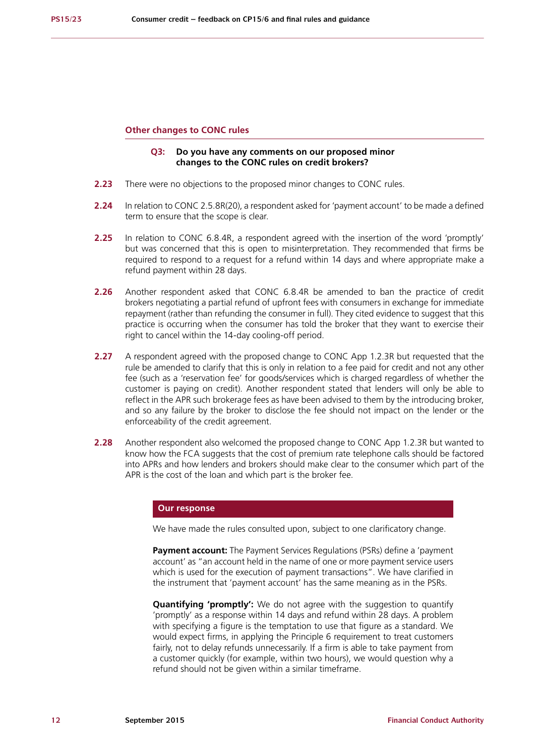### Other changes to CONC rules

**Q3: Do you have any comments on our proposed minor changes to the CONC rules on credit brokers?**

**2.23** There were no objections to the proposed minor changes to CONC rules.

**2.24** In relation to CONC 2.5.8R(20), a respondent asked for 'payment account' to be made a defined term to ensure that the scope is clear.

**2.25** In relation to CONC 6.8.4R, a respondent agreed with the insertion of the word 'promptly' but was concerned that this is open to misinterpretation. They recommended that firms be required to respond to a request for a refund within 14 days and where appropriate make a refund payment within 28 days.

**2.26** Another respondent asked that CONC 6.8.4R be amended to ban the practice of credit brokers negotiating a partial refund of upfront fees with consumers in exchange for immediate repayment (rather than refunding the consumer in full). They cited evidence to suggest that this practice is occurring when the consumer has told the broker that they want to exercise their right to cancel within the 14-day cooling-off period.

**2.27** A respondent agreed with the proposed change to CONC App 1.2.3R but requested that the rule be amended to clarify that this is only in relation to a fee paid for credit and not any other fee (such as a 'reservation fee' for goods/services which is charged regardless of whether the customer is paying on credit). Another respondent stated that lenders will only be able to reflect in the APR such brokerage fees as have been advised to them by the introducing broker, and so any failure by the broker to disclose the fee should not impact on the lender or the enforceability of the credit agreement.

**2.28** Another respondent also welcomed the proposed change to CONC App 1.2.3R but wanted to know how the FCA suggests that the cost of premium rate telephone calls should be factored into APRs and how lenders and brokers should make clear to the consumer which part of the APR is the cost of the loan and which part is the broker fee.

#### Our response

We have made the rules consulted upon, subject to one clarificatory change.

**Payment account:** The Payment Services Regulations (PSRs) define a 'payment account' as "an account held in the name of one or more payment service users which is used for the execution of payment transactions". We have clarified in the instrument that 'payment account' has the same meaning as in the PSRs.

**Quantifying 'promptly':** We do not agree with the suggestion to quantify 'promptly' as a response within 14 days and refund within 28 days. A problem with specifying a figure is the temptation to use that figure as a standard. We would expect firms, in applying the Principle 6 requirement to treat customers fairly, not to delay refunds unnecessarily. If a firm is able to take payment from a customer quickly (for example, within two hours), we would question why a refund should not be given within a similar timeframe.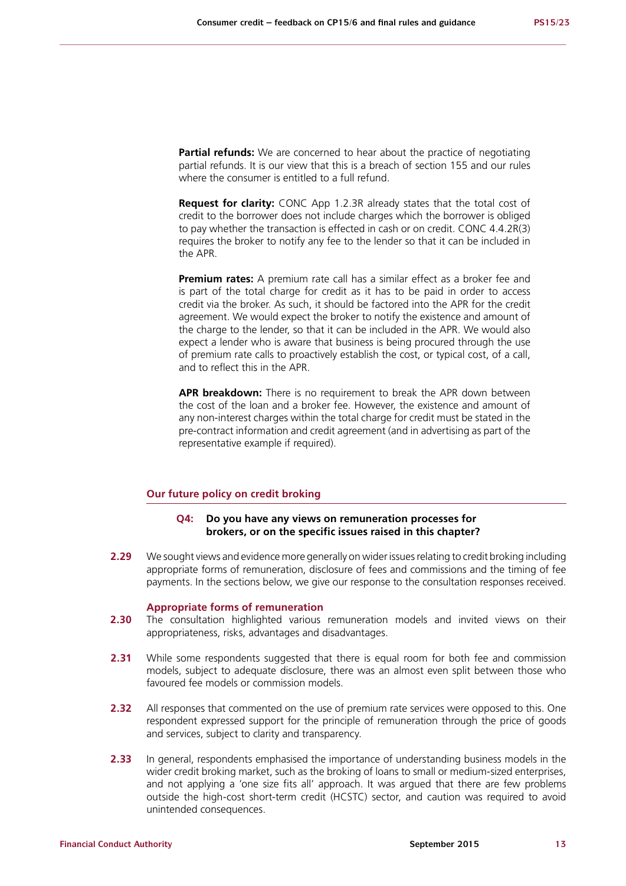**Partial refunds:** We are concerned to hear about the practice of negotiating partial refunds. It is our view that this is a breach of section 155 and our rules where the consumer is entitled to a full refund.

**Request for clarity:** CONC App 1.2.3R already states that the total cost of credit to the borrower does not include charges which the borrower is obliged to pay whether the transaction is effected in cash or on credit. CONC 4.4.2R(3) requires the broker to notify any fee to the lender so that it can be included in the APR.

**Premium rates:** A premium rate call has a similar effect as a broker fee and is part of the total charge for credit as it has to be paid in order to access credit via the broker. As such, it should be factored into the APR for the credit agreement. We would expect the broker to notify the existence and amount of the charge to the lender, so that it can be included in the APR. We would also expect a lender who is aware that business is being procured through the use of premium rate calls to proactively establish the cost, or typical cost, of a call, and to reflect this in the APR.

**APR breakdown:** There is no requirement to break the APR down between the cost of the loan and a broker fee. However, the existence and amount of any non-interest charges within the total charge for credit must be stated in the pre-contract information and credit agreement (and in advertising as part of the representative example if required).

## Our future policy on credit broking

**Q4: Do you have any views on remuneration processes for brokers, or on the specific issues raised in this chapter?**

**2.29** We sought views and evidence more generally on wider issues relating to credit broking including appropriate forms of remuneration, disclosure of fees and commissions and the timing of fee payments. In the sections below, we give our response to the consultation responses received.

### Appropriate forms of remuneration

**2.30** The consultation highlighted various remuneration models and invited views on their appropriateness, risks, advantages and disadvantages.

**2.31** While some respondents suggested that there is equal room for both fee and commission models, subject to adequate disclosure, there was an almost even split between those who favoured fee models or commission models.

**2.32** All responses that commented on the use of premium rate services were opposed to this. One respondent expressed support for the principle of remuneration through the price of goods and services, subject to clarity and transparency.

**2.33** In general, respondents emphasised the importance of understanding business models in the wider credit broking market, such as the broking of loans to small or medium-sized enterprises, and not applying a 'one size fits all' approach. It was argued that there are few problems outside the high-cost short-term credit (HCSTC) sector, and caution was required to avoid unintended consequences.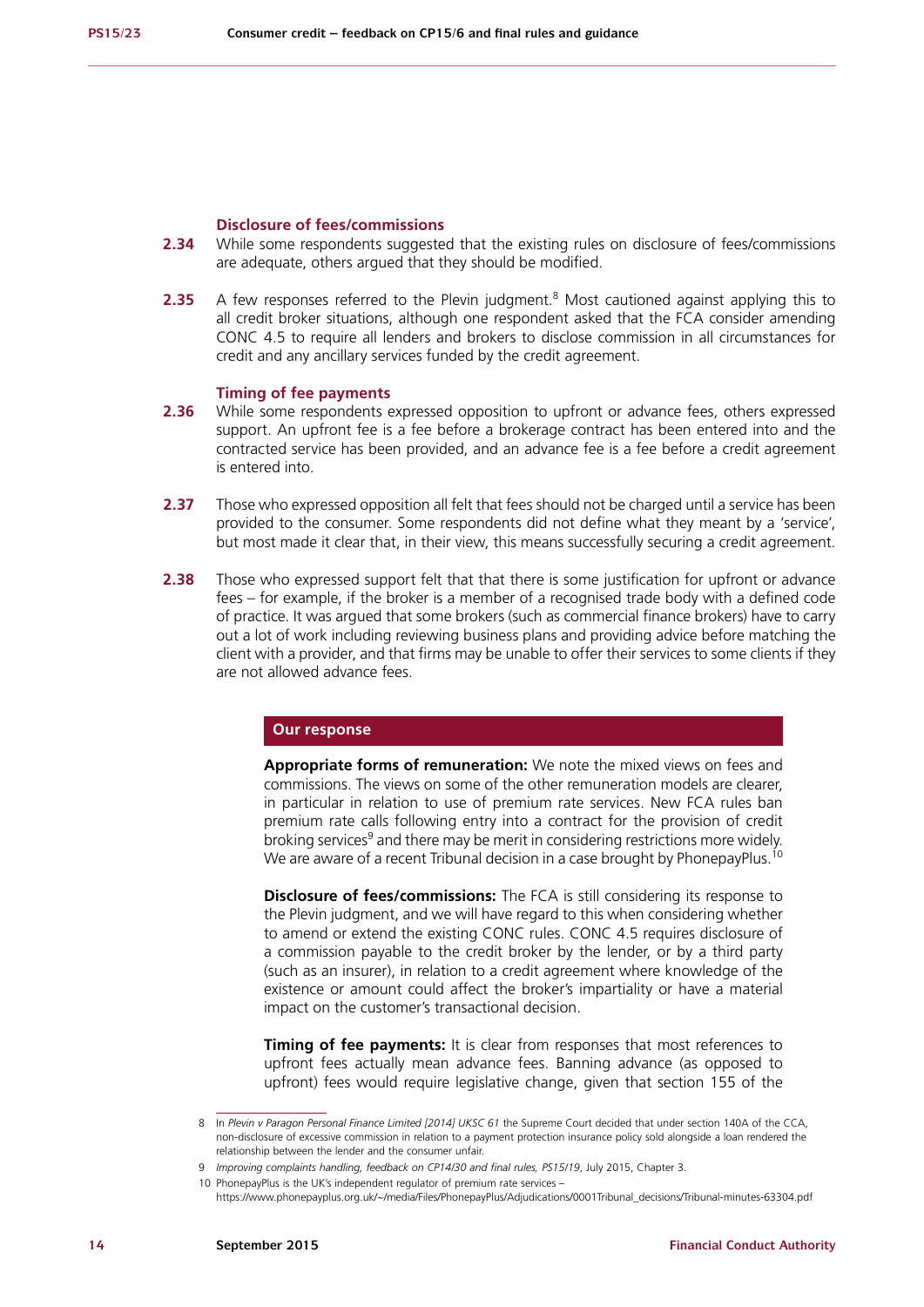### Disclosure of fees/commissions

**2.34** While some respondents suggested that the existing rules on disclosure of fees/commissions are adequate, others argued that they should be modified.

**2.35** A few responses referred to the Plevin judgment.[8] Most cautioned against applying this to all credit broker situations, although one respondent asked that the FCA consider amending CONC 4.5 to require all lenders and brokers to disclose commission in all circumstances for credit and any ancillary services funded by the credit agreement.

### Timing of fee payments

**2.36** While some respondents expressed opposition to upfront or advance fees, others expressed support. An upfront fee is a fee before a brokerage contract has been entered into and the contracted service has been provided, and an advance fee is a fee before a credit agreement is entered into.

**2.37** Those who expressed opposition all felt that fees should not be charged until a service has been provided to the consumer. Some respondents did not define what they meant by a 'service', but most made it clear that, in their view, this means successfully securing a credit agreement.

**2.38** Those who expressed support felt that that there is some justification for upfront or advance fees – for example, if the broker is a member of a recognised trade body with a defined code of practice. It was argued that some brokers (such as commercial finance brokers) have to carry out a lot of work including reviewing business plans and providing advice before matching the client with a provider, and that firms may be unable to offer their services to some clients if they are not allowed advance fees.

#### Our response

**Appropriate forms of remuneration:** We note the mixed views on fees and commissions. The views on some of the other remuneration models are clearer, in particular in relation to use of premium rate services. New FCA rules ban premium rate calls following entry into a contract for the provision of credit broking services[9] and there may be merit in considering restrictions more widely. We are aware of a recent Tribunal decision in a case brought by PhonepayPlus.[10]

**Disclosure of fees/commissions:** The FCA is still considering its response to the Plevin judgment, and we will have regard to this when considering whether to amend or extend the existing CONC rules. CONC 4.5 requires disclosure of a commission payable to the credit broker by the lender, or by a third party (such as an insurer), in relation to a credit agreement where knowledge of the existence or amount could affect the broker's impartiality or have a material impact on the customer's transactional decision.

**Timing of fee payments:** It is clear from responses that most references to upfront fees actually mean advance fees. Banning advance (as opposed to upfront) fees would require legislative change, given that section 155 of the

---

8 In *Plevin v Paragon Personal Finance Limited [2014] UKSC 61* the Supreme Court decided that under section 140A of the CCA, non-disclosure of excessive commission in relation to a payment protection insurance policy sold alongside a loan rendered the relationship between the lender and the consumer unfair.

9 *Improving complaints handling, feedback on CP14/30 and final rules, PS15/19*, July 2015, Chapter 3.

10 PhonepayPlus is the UK's independent regulator of premium rate services – https://www.phonepayplus.org.uk/~/media/Files/PhonepayPlus/Adjudications/0001Tribunal_decisions/Tribunal-minutes-63304.pdf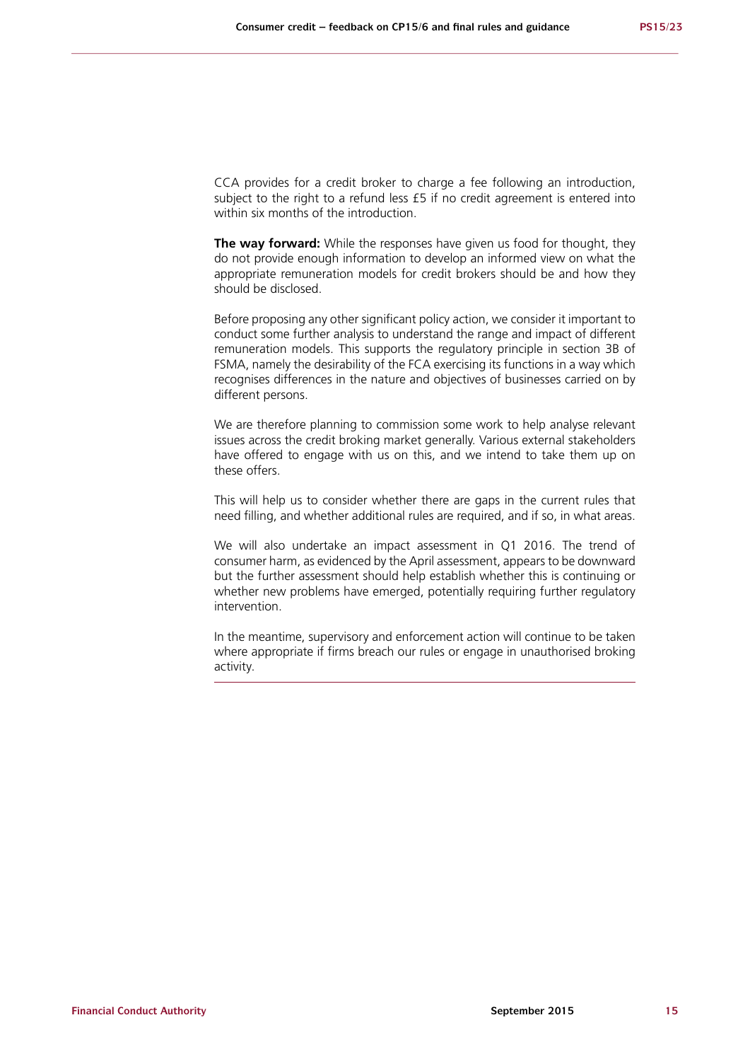CCA provides for a credit broker to charge a fee following an introduction, subject to the right to a refund less £5 if no credit agreement is entered into within six months of the introduction.

**The way forward:** While the responses have given us food for thought, they do not provide enough information to develop an informed view on what the appropriate remuneration models for credit brokers should be and how they should be disclosed.

Before proposing any other significant policy action, we consider it important to conduct some further analysis to understand the range and impact of different remuneration models. This supports the regulatory principle in section 3B of FSMA, namely the desirability of the FCA exercising its functions in a way which recognises differences in the nature and objectives of businesses carried on by different persons.

We are therefore planning to commission some work to help analyse relevant issues across the credit broking market generally. Various external stakeholders have offered to engage with us on this, and we intend to take them up on these offers.

This will help us to consider whether there are gaps in the current rules that need filling, and whether additional rules are required, and if so, in what areas.

We will also undertake an impact assessment in Q1 2016. The trend of consumer harm, as evidenced by the April assessment, appears to be downward but the further assessment should help establish whether this is continuing or whether new problems have emerged, potentially requiring further regulatory intervention.

In the meantime, supervisory and enforcement action will continue to be taken where appropriate if firms breach our rules or engage in unauthorised broking activity.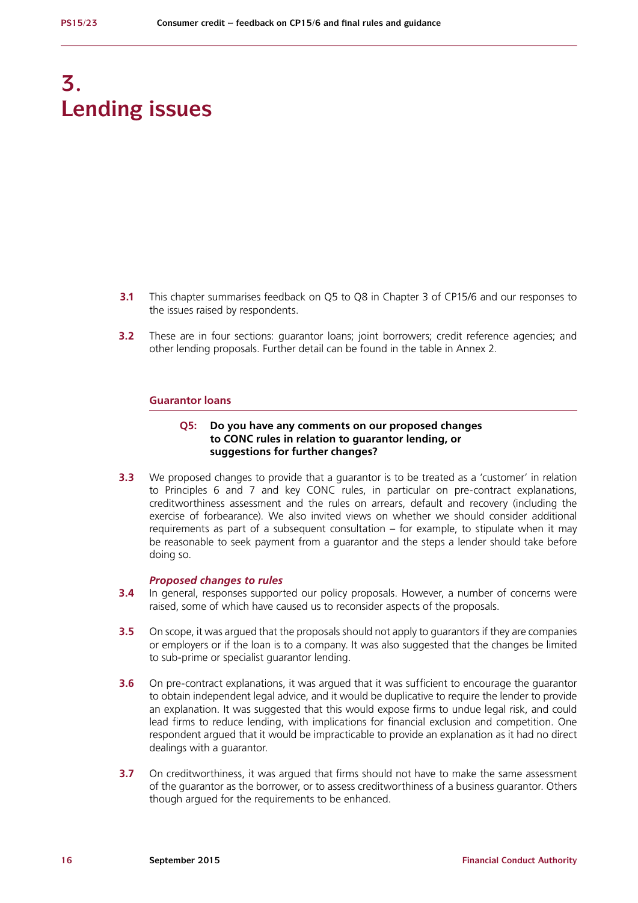# 3. Lending issues

**3.1** This chapter summarises feedback on Q5 to Q8 in Chapter 3 of CP15/6 and our responses to the issues raised by respondents.

**3.2** These are in four sections: guarantor loans; joint borrowers; credit reference agencies; and other lending proposals. Further detail can be found in the table in Annex 2.

## Guarantor loans

**Q5: Do you have any comments on our proposed changes to CONC rules in relation to guarantor lending, or suggestions for further changes?**

**3.3** We proposed changes to provide that a guarantor is to be treated as a 'customer' in relation to Principles 6 and 7 and key CONC rules, in particular on pre-contract explanations, creditworthiness assessment and the rules on arrears, default and recovery (including the exercise of forbearance). We also invited views on whether we should consider additional requirements as part of a subsequent consultation – for example, to stipulate when it may be reasonable to seek payment from a guarantor and the steps a lender should take before doing so.

### *Proposed changes to rules*

**3.4** In general, responses supported our policy proposals. However, a number of concerns were raised, some of which have caused us to reconsider aspects of the proposals.

**3.5** On scope, it was argued that the proposals should not apply to guarantors if they are companies or employers or if the loan is to a company. It was also suggested that the changes be limited to sub-prime or specialist guarantor lending.

**3.6** On pre-contract explanations, it was argued that it was sufficient to encourage the guarantor to obtain independent legal advice, and it would be duplicative to require the lender to provide an explanation. It was suggested that this would expose firms to undue legal risk, and could lead firms to reduce lending, with implications for financial exclusion and competition. One respondent argued that it would be impracticable to provide an explanation as it had no direct dealings with a guarantor.

**3.7** On creditworthiness, it was argued that firms should not have to make the same assessment of the guarantor as the borrower, or to assess creditworthiness of a business guarantor. Others though argued for the requirements to be enhanced.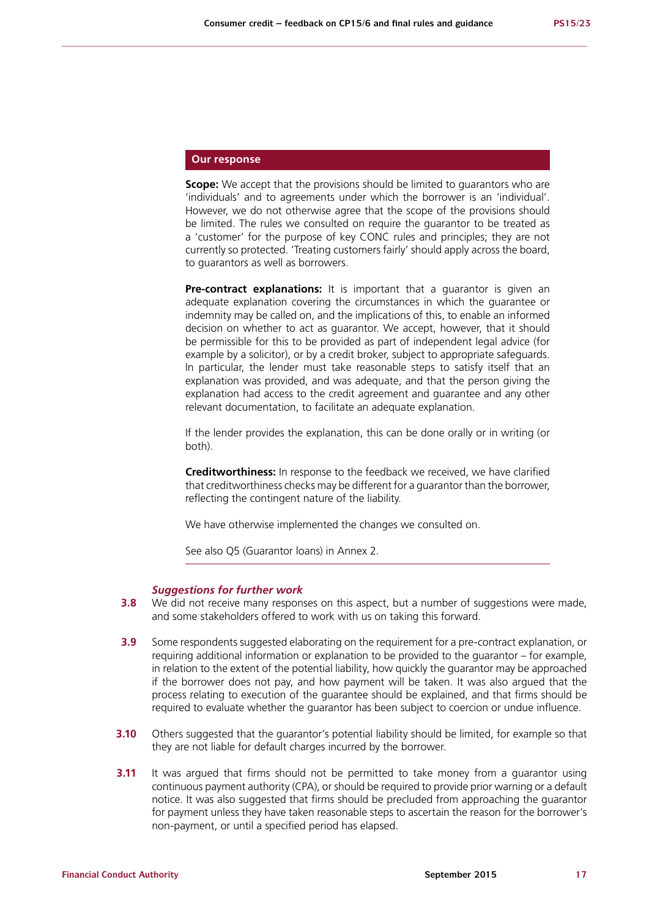### Our response

**Scope:** We accept that the provisions should be limited to guarantors who are 'individuals' and to agreements under which the borrower is an 'individual'. However, we do not otherwise agree that the scope of the provisions should be limited. The rules we consulted on require the guarantor to be treated as a 'customer' for the purpose of key CONC rules and principles; they are not currently so protected. 'Treating customers fairly' should apply across the board, to guarantors as well as borrowers.

**Pre-contract explanations:** It is important that a guarantor is given an adequate explanation covering the circumstances in which the guarantee or indemnity may be called on, and the implications of this, to enable an informed decision on whether to act as guarantor. We accept, however, that it should be permissible for this to be provided as part of independent legal advice (for example by a solicitor), or by a credit broker, subject to appropriate safeguards. In particular, the lender must take reasonable steps to satisfy itself that an explanation was provided, and was adequate, and that the person giving the explanation had access to the credit agreement and guarantee and any other relevant documentation, to facilitate an adequate explanation.

If the lender provides the explanation, this can be done orally or in writing (or both).

**Creditworthiness:** In response to the feedback we received, we have clarified that creditworthiness checks may be different for a guarantor than the borrower, reflecting the contingent nature of the liability.

We have otherwise implemented the changes we consulted on.

See also Q5 (Guarantor loans) in Annex 2.

#### *Suggestions for further work*

**3.8** We did not receive many responses on this aspect, but a number of suggestions were made, and some stakeholders offered to work with us on taking this forward.

**3.9** Some respondents suggested elaborating on the requirement for a pre-contract explanation, or requiring additional information or explanation to be provided to the guarantor – for example, in relation to the extent of the potential liability, how quickly the guarantor may be approached if the borrower does not pay, and how payment will be taken. It was also argued that the process relating to execution of the guarantee should be explained, and that firms should be required to evaluate whether the guarantor has been subject to coercion or undue influence.

**3.10** Others suggested that the guarantor's potential liability should be limited, for example so that they are not liable for default charges incurred by the borrower.

**3.11** It was argued that firms should not be permitted to take money from a guarantor using continuous payment authority (CPA), or should be required to provide prior warning or a default notice. It was also suggested that firms should be precluded from approaching the guarantor for payment unless they have taken reasonable steps to ascertain the reason for the borrower's non-payment, or until a specified period has elapsed.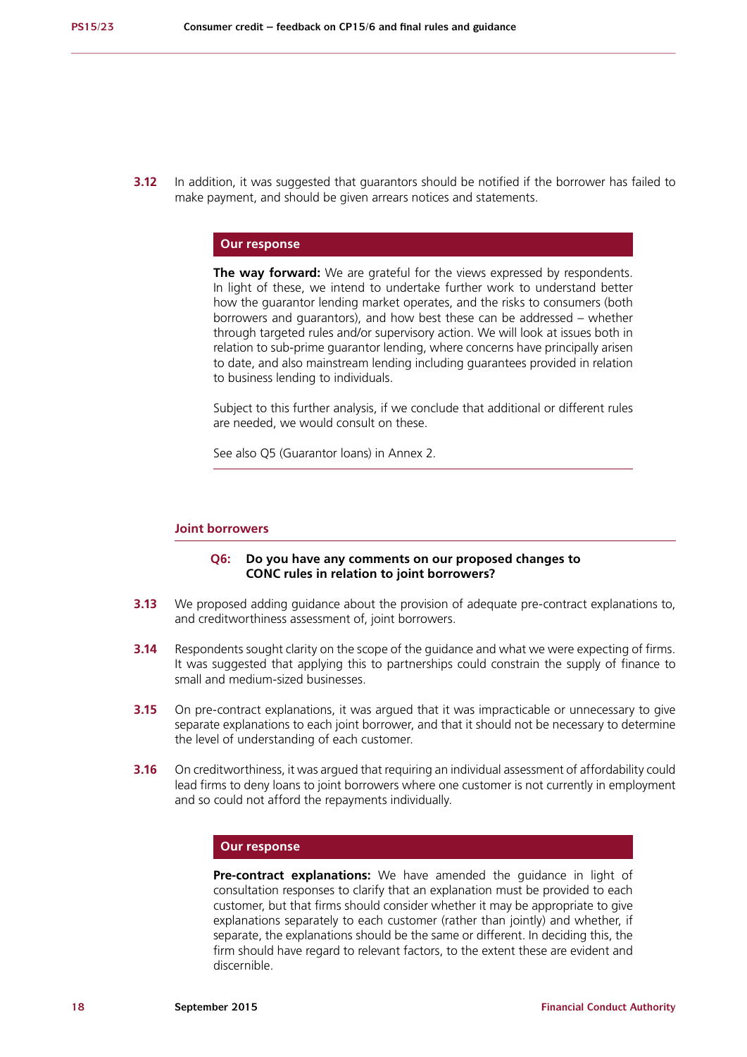**3.12** In addition, it was suggested that guarantors should be notified if the borrower has failed to make payment, and should be given arrears notices and statements.

**Our response**

**The way forward:** We are grateful for the views expressed by respondents. In light of these, we intend to undertake further work to understand better how the guarantor lending market operates, and the risks to consumers (both borrowers and guarantors), and how best these can be addressed – whether through targeted rules and/or supervisory action. We will look at issues both in relation to sub-prime guarantor lending, where concerns have principally arisen to date, and also mainstream lending including guarantees provided in relation to business lending to individuals.

Subject to this further analysis, if we conclude that additional or different rules are needed, we would consult on these.

See also Q5 (Guarantor loans) in Annex 2.

## Joint borrowers

**Q6: Do you have any comments on our proposed changes to CONC rules in relation to joint borrowers?**

**3.13** We proposed adding guidance about the provision of adequate pre-contract explanations to, and creditworthiness assessment of, joint borrowers.

**3.14** Respondents sought clarity on the scope of the guidance and what we were expecting of firms. It was suggested that applying this to partnerships could constrain the supply of finance to small and medium-sized businesses.

**3.15** On pre-contract explanations, it was argued that it was impracticable or unnecessary to give separate explanations to each joint borrower, and that it should not be necessary to determine the level of understanding of each customer.

**3.16** On creditworthiness, it was argued that requiring an individual assessment of affordability could lead firms to deny loans to joint borrowers where one customer is not currently in employment and so could not afford the repayments individually.

**Our response**

**Pre-contract explanations:** We have amended the guidance in light of consultation responses to clarify that an explanation must be provided to each customer, but that firms should consider whether it may be appropriate to give explanations separately to each customer (rather than jointly) and whether, if separate, the explanations should be the same or different. In deciding this, the firm should have regard to relevant factors, to the extent these are evident and discernible.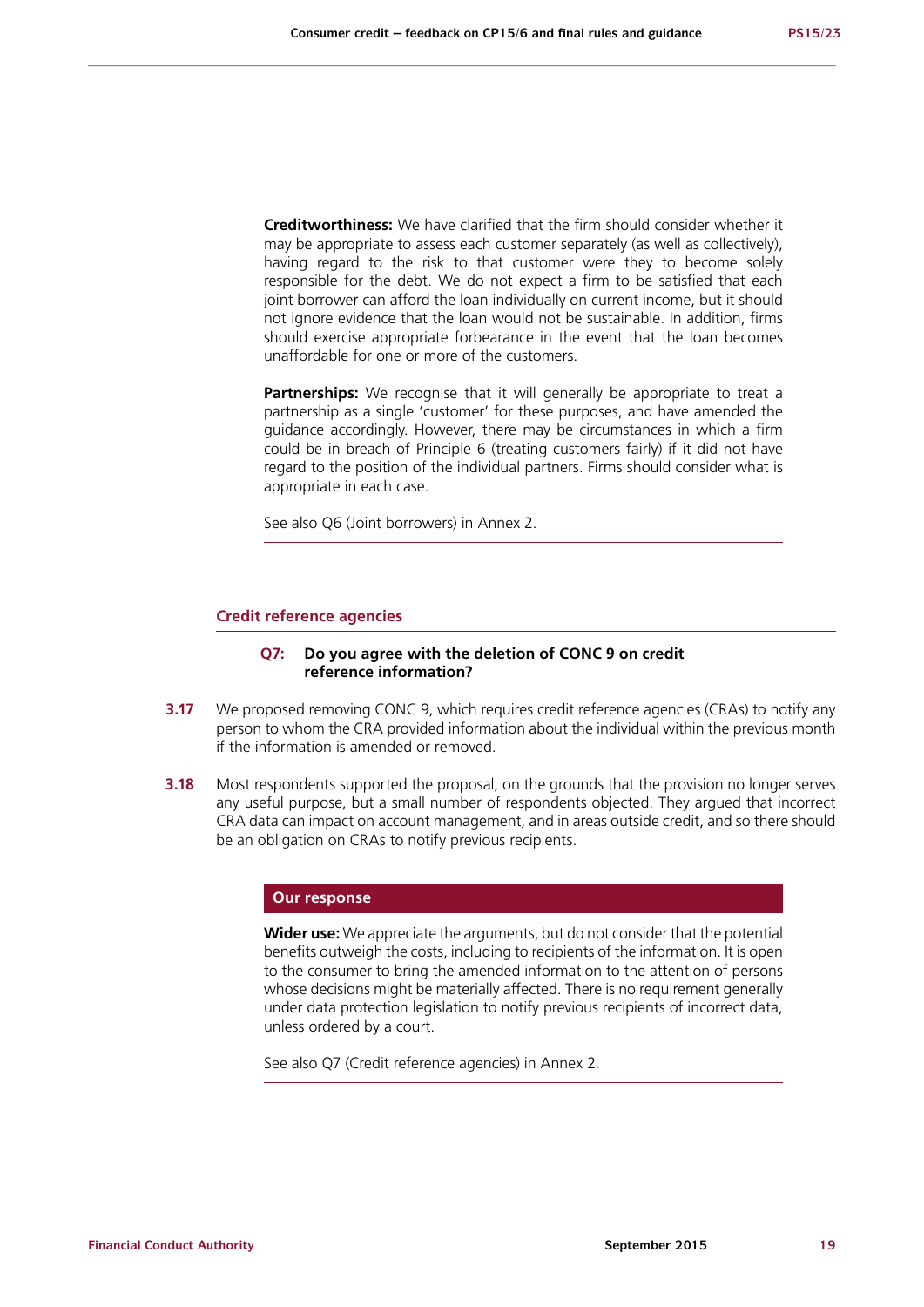**Creditworthiness:** We have clarified that the firm should consider whether it may be appropriate to assess each customer separately (as well as collectively), having regard to the risk to that customer were they to become solely responsible for the debt. We do not expect a firm to be satisfied that each joint borrower can afford the loan individually on current income, but it should not ignore evidence that the loan would not be sustainable. In addition, firms should exercise appropriate forbearance in the event that the loan becomes unaffordable for one or more of the customers.

**Partnerships:** We recognise that it will generally be appropriate to treat a partnership as a single 'customer' for these purposes, and have amended the guidance accordingly. However, there may be circumstances in which a firm could be in breach of Principle 6 (treating customers fairly) if it did not have regard to the position of the individual partners. Firms should consider what is appropriate in each case.

See also Q6 (Joint borrowers) in Annex 2.

### Credit reference agencies

**Q7: Do you agree with the deletion of CONC 9 on credit reference information?**

**3.17** We proposed removing CONC 9, which requires credit reference agencies (CRAs) to notify any person to whom the CRA provided information about the individual within the previous month if the information is amended or removed.

**3.18** Most respondents supported the proposal, on the grounds that the provision no longer serves any useful purpose, but a small number of respondents objected. They argued that incorrect CRA data can impact on account management, and in areas outside credit, and so there should be an obligation on CRAs to notify previous recipients.

#### Our response

**Wider use:** We appreciate the arguments, but do not consider that the potential benefits outweigh the costs, including to recipients of the information. It is open to the consumer to bring the amended information to the attention of persons whose decisions might be materially affected. There is no requirement generally under data protection legislation to notify previous recipients of incorrect data, unless ordered by a court.

See also Q7 (Credit reference agencies) in Annex 2.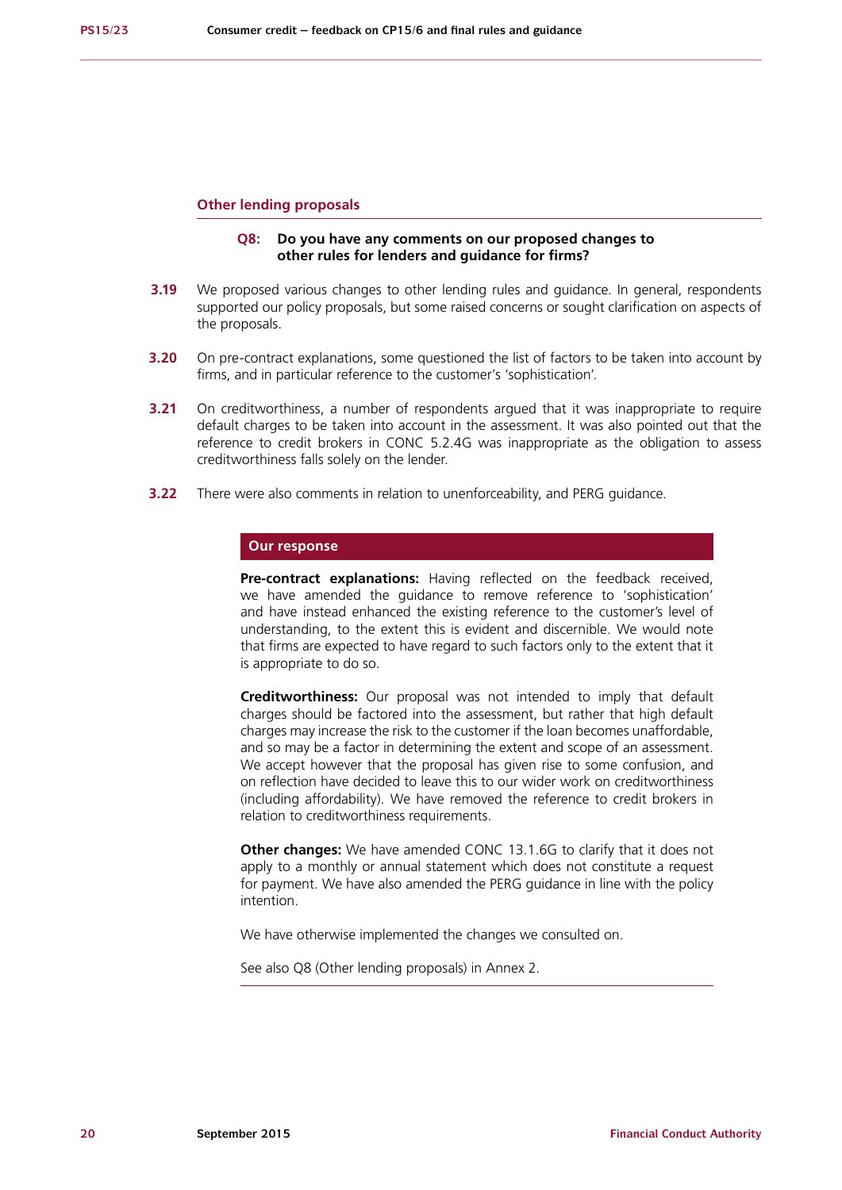## Other lending proposals

**Q8: Do you have any comments on our proposed changes to other rules for lenders and guidance for firms?**

**3.19** We proposed various changes to other lending rules and guidance. In general, respondents supported our policy proposals, but some raised concerns or sought clarification on aspects of the proposals.

**3.20** On pre-contract explanations, some questioned the list of factors to be taken into account by firms, and in particular reference to the customer's 'sophistication'.

**3.21** On creditworthiness, a number of respondents argued that it was inappropriate to require default charges to be taken into account in the assessment. It was also pointed out that the reference to credit brokers in CONC 5.2.4G was inappropriate as the obligation to assess creditworthiness falls solely on the lender.

**3.22** There were also comments in relation to unenforceability, and PERG guidance.

### Our response

**Pre-contract explanations:** Having reflected on the feedback received, we have amended the guidance to remove reference to 'sophistication' and have instead enhanced the existing reference to the customer's level of understanding, to the extent this is evident and discernible. We would note that firms are expected to have regard to such factors only to the extent that it is appropriate to do so.

**Creditworthiness:** Our proposal was not intended to imply that default charges should be factored into the assessment, but rather that high default charges may increase the risk to the customer if the loan becomes unaffordable, and so may be a factor in determining the extent and scope of an assessment. We accept however that the proposal has given rise to some confusion, and on reflection have decided to leave this to our wider work on creditworthiness (including affordability). We have removed the reference to credit brokers in relation to creditworthiness requirements.

**Other changes:** We have amended CONC 13.1.6G to clarify that it does not apply to a monthly or annual statement which does not constitute a request for payment. We have also amended the PERG guidance in line with the policy intention.

We have otherwise implemented the changes we consulted on.

See also Q8 (Other lending proposals) in Annex 2.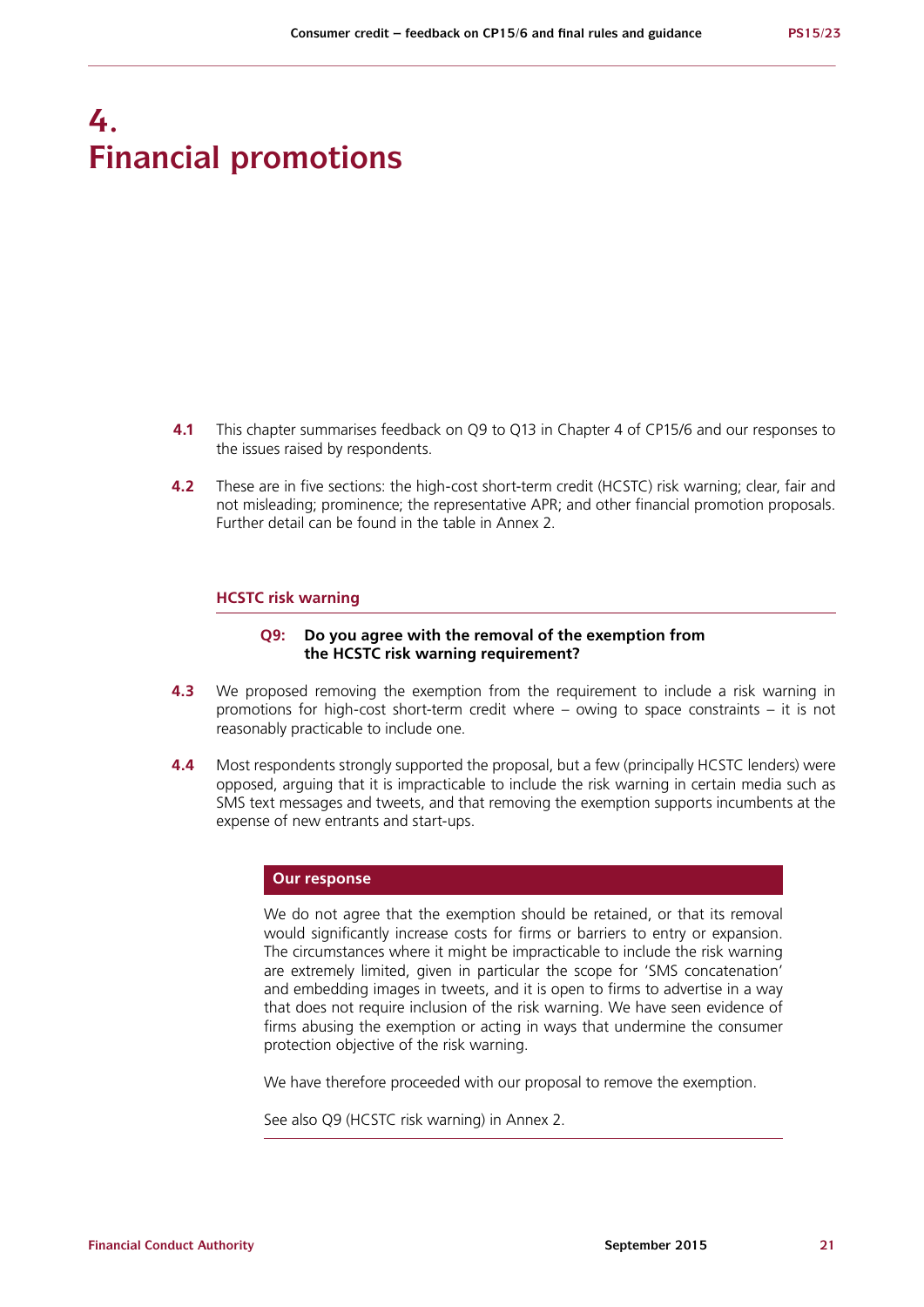# 4. Financial promotions

**4.1** This chapter summarises feedback on Q9 to Q13 in Chapter 4 of CP15/6 and our responses to the issues raised by respondents.

**4.2** These are in five sections: the high-cost short-term credit (HCSTC) risk warning; clear, fair and not misleading; prominence; the representative APR; and other financial promotion proposals. Further detail can be found in the table in Annex 2.

## HCSTC risk warning

**Q9: Do you agree with the removal of the exemption from the HCSTC risk warning requirement?**

**4.3** We proposed removing the exemption from the requirement to include a risk warning in promotions for high-cost short-term credit where – owing to space constraints – it is not reasonably practicable to include one.

**4.4** Most respondents strongly supported the proposal, but a few (principally HCSTC lenders) were opposed, arguing that it is impracticable to include the risk warning in certain media such as SMS text messages and tweets, and that removing the exemption supports incumbents at the expense of new entrants and start-ups.

**Our response**

We do not agree that the exemption should be retained, or that its removal would significantly increase costs for firms or barriers to entry or expansion. The circumstances where it might be impracticable to include the risk warning are extremely limited, given in particular the scope for 'SMS concatenation' and embedding images in tweets, and it is open to firms to advertise in a way that does not require inclusion of the risk warning. We have seen evidence of firms abusing the exemption or acting in ways that undermine the consumer protection objective of the risk warning.

We have therefore proceeded with our proposal to remove the exemption.

See also Q9 (HCSTC risk warning) in Annex 2.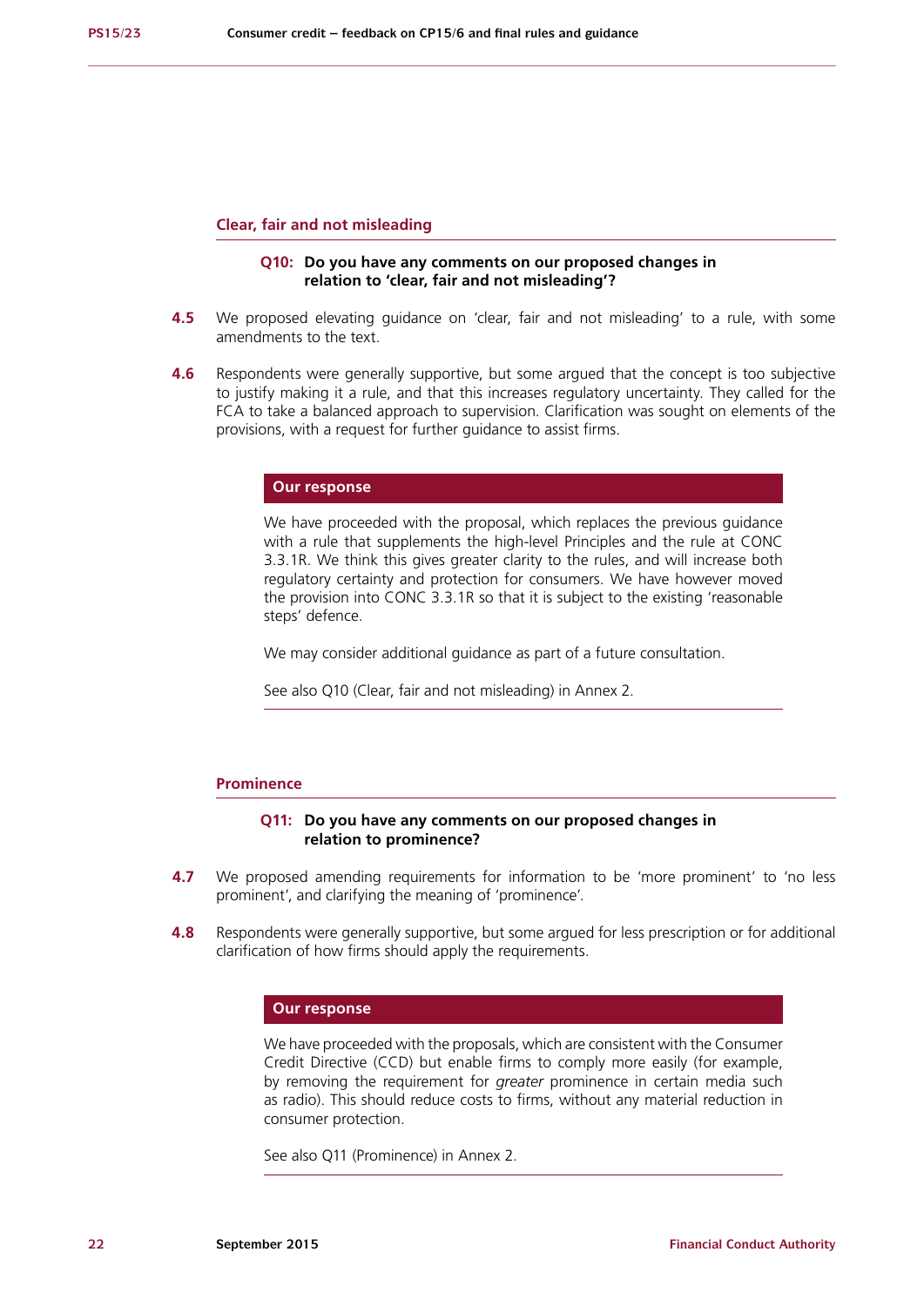### Clear, fair and not misleading

**Q10: Do you have any comments on our proposed changes in relation to 'clear, fair and not misleading'?**

**4.5** We proposed elevating guidance on 'clear, fair and not misleading' to a rule, with some amendments to the text.

**4.6** Respondents were generally supportive, but some argued that the concept is too subjective to justify making it a rule, and that this increases regulatory uncertainty. They called for the FCA to take a balanced approach to supervision. Clarification was sought on elements of the provisions, with a request for further guidance to assist firms.

**Our response**

We have proceeded with the proposal, which replaces the previous guidance with a rule that supplements the high-level Principles and the rule at CONC 3.3.1R. We think this gives greater clarity to the rules, and will increase both regulatory certainty and protection for consumers. We have however moved the provision into CONC 3.3.1R so that it is subject to the existing 'reasonable steps' defence.

We may consider additional guidance as part of a future consultation.

See also Q10 (Clear, fair and not misleading) in Annex 2.

### Prominence

**Q11: Do you have any comments on our proposed changes in relation to prominence?**

**4.7** We proposed amending requirements for information to be 'more prominent' to 'no less prominent', and clarifying the meaning of 'prominence'.

**4.8** Respondents were generally supportive, but some argued for less prescription or for additional clarification of how firms should apply the requirements.

**Our response**

We have proceeded with the proposals, which are consistent with the Consumer Credit Directive (CCD) but enable firms to comply more easily (for example, by removing the requirement for *greater* prominence in certain media such as radio). This should reduce costs to firms, without any material reduction in consumer protection.

See also Q11 (Prominence) in Annex 2.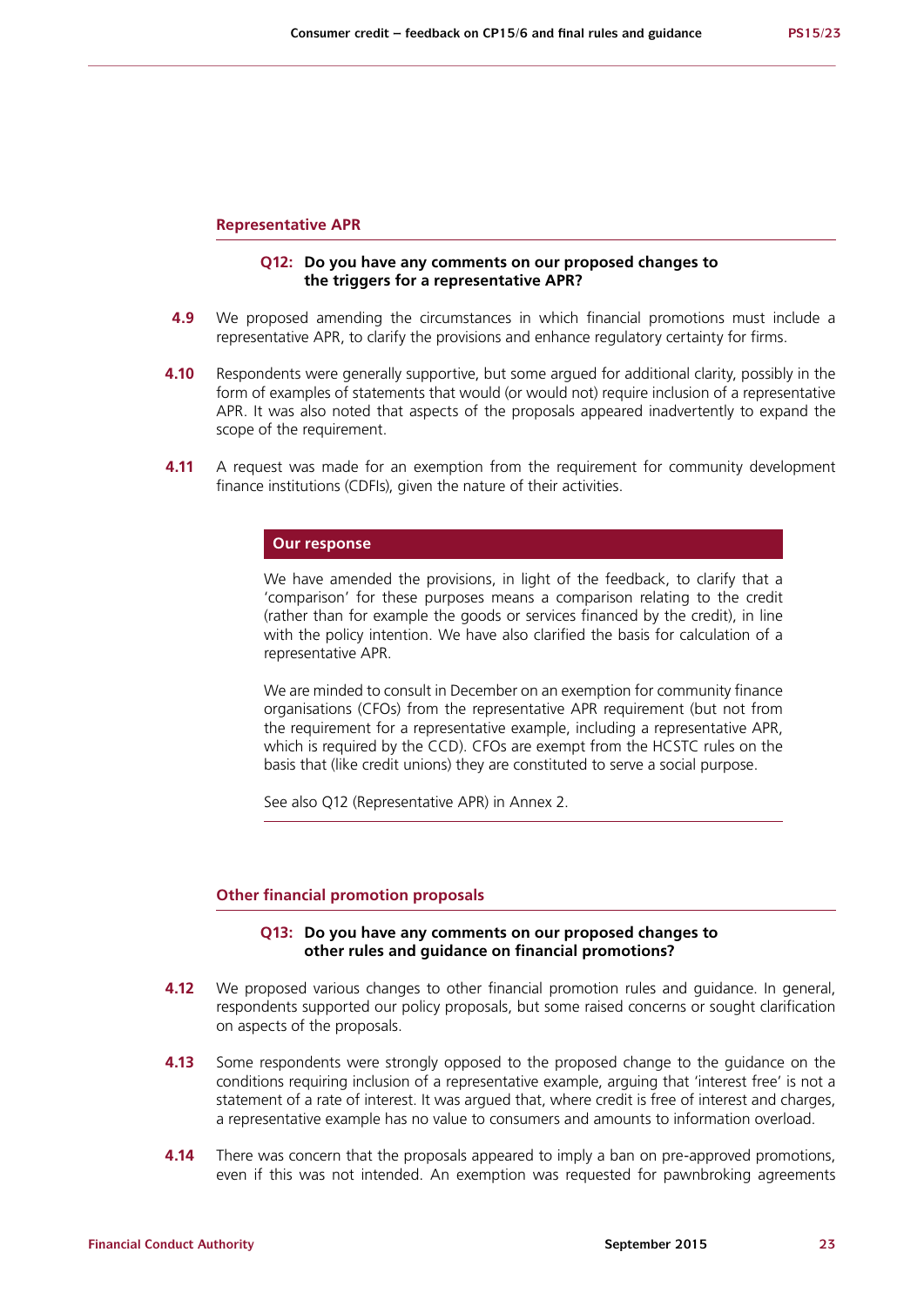## Representative APR

**Q12: Do you have any comments on our proposed changes to the triggers for a representative APR?**

**4.9** We proposed amending the circumstances in which financial promotions must include a representative APR, to clarify the provisions and enhance regulatory certainty for firms.

**4.10** Respondents were generally supportive, but some argued for additional clarity, possibly in the form of examples of statements that would (or would not) require inclusion of a representative APR. It was also noted that aspects of the proposals appeared inadvertently to expand the scope of the requirement.

**4.11** A request was made for an exemption from the requirement for community development finance institutions (CDFIs), given the nature of their activities.

> **Our response**
>
> We have amended the provisions, in light of the feedback, to clarify that a 'comparison' for these purposes means a comparison relating to the credit (rather than for example the goods or services financed by the credit), in line with the policy intention. We have also clarified the basis for calculation of a representative APR.
>
> We are minded to consult in December on an exemption for community finance organisations (CFOs) from the representative APR requirement (but not from the requirement for a representative example, including a representative APR, which is required by the CCD). CFOs are exempt from the HCSTC rules on the basis that (like credit unions) they are constituted to serve a social purpose.
>
> See also Q12 (Representative APR) in Annex 2.

## Other financial promotion proposals

**Q13: Do you have any comments on our proposed changes to other rules and guidance on financial promotions?**

**4.12** We proposed various changes to other financial promotion rules and guidance. In general, respondents supported our policy proposals, but some raised concerns or sought clarification on aspects of the proposals.

**4.13** Some respondents were strongly opposed to the proposed change to the guidance on the conditions requiring inclusion of a representative example, arguing that 'interest free' is not a statement of a rate of interest. It was argued that, where credit is free of interest and charges, a representative example has no value to consumers and amounts to information overload.

**4.14** There was concern that the proposals appeared to imply a ban on pre-approved promotions, even if this was not intended. An exemption was requested for pawnbroking agreements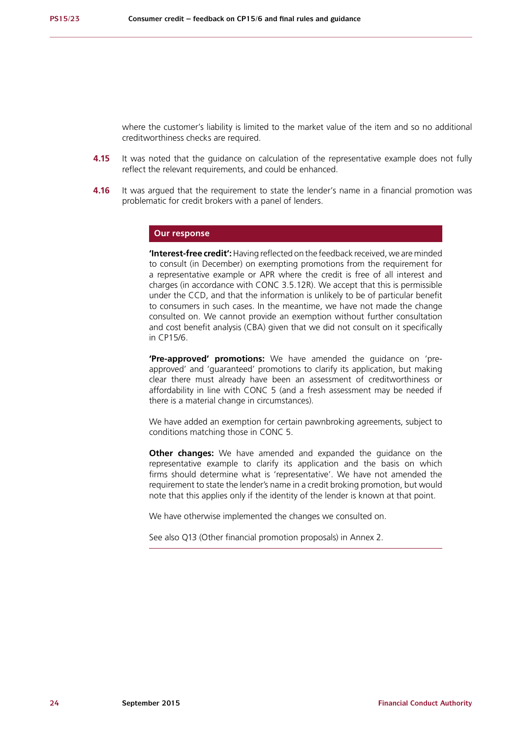where the customer's liability is limited to the market value of the item and so no additional creditworthiness checks are required.

**4.15** It was noted that the guidance on calculation of the representative example does not fully reflect the relevant requirements, and could be enhanced.

**4.16** It was argued that the requirement to state the lender's name in a financial promotion was problematic for credit brokers with a panel of lenders.

**Our response**

**'Interest-free credit':** Having reflected on the feedback received, we are minded to consult (in December) on exempting promotions from the requirement for a representative example or APR where the credit is free of all interest and charges (in accordance with CONC 3.5.12R). We accept that this is permissible under the CCD, and that the information is unlikely to be of particular benefit to consumers in such cases. In the meantime, we have not made the change consulted on. We cannot provide an exemption without further consultation and cost benefit analysis (CBA) given that we did not consult on it specifically in CP15/6.

**'Pre-approved' promotions:** We have amended the guidance on 'pre-approved' and 'guaranteed' promotions to clarify its application, but making clear there must already have been an assessment of creditworthiness or affordability in line with CONC 5 (and a fresh assessment may be needed if there is a material change in circumstances).

We have added an exemption for certain pawnbroking agreements, subject to conditions matching those in CONC 5.

**Other changes:** We have amended and expanded the guidance on the representative example to clarify its application and the basis on which firms should determine what is 'representative'. We have not amended the requirement to state the lender's name in a credit broking promotion, but would note that this applies only if the identity of the lender is known at that point.

We have otherwise implemented the changes we consulted on.

See also Q13 (Other financial promotion proposals) in Annex 2.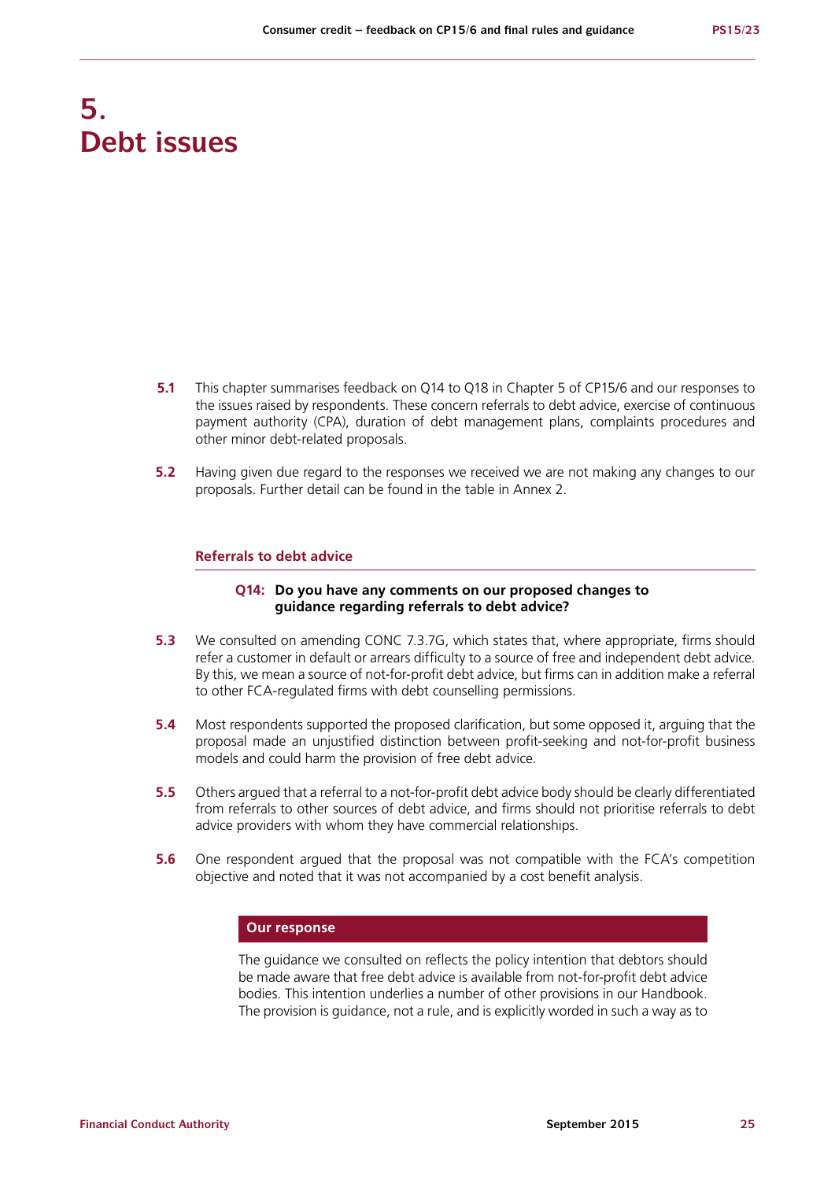# 5. Debt issues

**5.1** This chapter summarises feedback on Q14 to Q18 in Chapter 5 of CP15/6 and our responses to the issues raised by respondents. These concern referrals to debt advice, exercise of continuous payment authority (CPA), duration of debt management plans, complaints procedures and other minor debt-related proposals.

**5.2** Having given due regard to the responses we received we are not making any changes to our proposals. Further detail can be found in the table in Annex 2.

## Referrals to debt advice

**Q14: Do you have any comments on our proposed changes to guidance regarding referrals to debt advice?**

**5.3** We consulted on amending CONC 7.3.7G, which states that, where appropriate, firms should refer a customer in default or arrears difficulty to a source of free and independent debt advice. By this, we mean a source of not-for-profit debt advice, but firms can in addition make a referral to other FCA-regulated firms with debt counselling permissions.

**5.4** Most respondents supported the proposed clarification, but some opposed it, arguing that the proposal made an unjustified distinction between profit-seeking and not-for-profit business models and could harm the provision of free debt advice.

**5.5** Others argued that a referral to a not-for-profit debt advice body should be clearly differentiated from referrals to other sources of debt advice, and firms should not prioritise referrals to debt advice providers with whom they have commercial relationships.

**5.6** One respondent argued that the proposal was not compatible with the FCA's competition objective and noted that it was not accompanied by a cost benefit analysis.

**Our response**

The guidance we consulted on reflects the policy intention that debtors should be made aware that free debt advice is available from not-for-profit debt advice bodies. This intention underlies a number of other provisions in our Handbook. The provision is guidance, not a rule, and is explicitly worded in such a way as to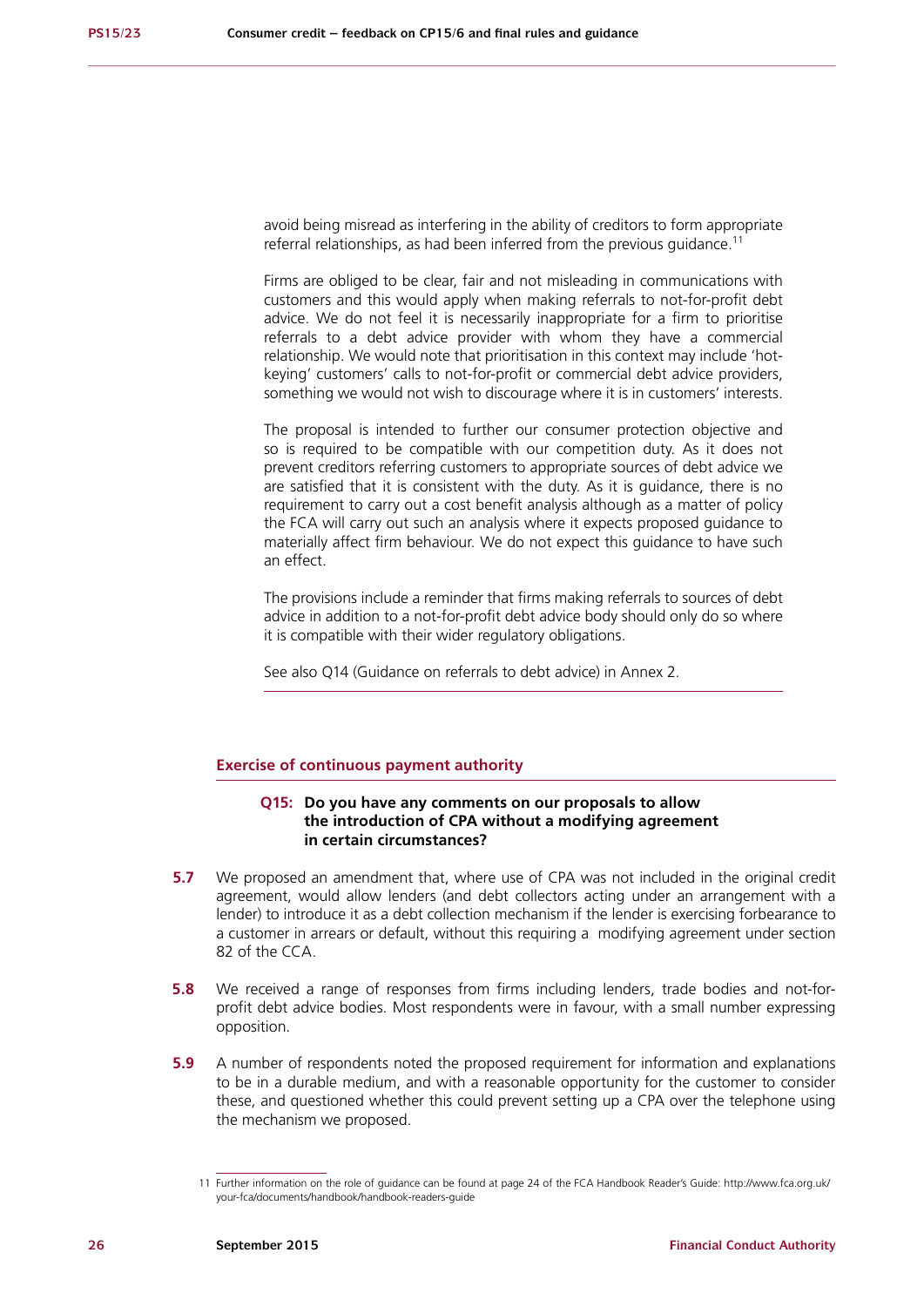avoid being misread as interfering in the ability of creditors to form appropriate referral relationships, as had been inferred from the previous guidance.[11]

Firms are obliged to be clear, fair and not misleading in communications with customers and this would apply when making referrals to not-for-profit debt advice. We do not feel it is necessarily inappropriate for a firm to prioritise referrals to a debt advice provider with whom they have a commercial relationship. We would note that prioritisation in this context may include 'hot-keying' customers' calls to not-for-profit or commercial debt advice providers, something we would not wish to discourage where it is in customers' interests.

The proposal is intended to further our consumer protection objective and so is required to be compatible with our competition duty. As it does not prevent creditors referring customers to appropriate sources of debt advice we are satisfied that it is consistent with the duty. As it is guidance, there is no requirement to carry out a cost benefit analysis although as a matter of policy the FCA will carry out such an analysis where it expects proposed guidance to materially affect firm behaviour. We do not expect this guidance to have such an effect.

The provisions include a reminder that firms making referrals to sources of debt advice in addition to a not-for-profit debt advice body should only do so where it is compatible with their wider regulatory obligations.

See also Q14 (Guidance on referrals to debt advice) in Annex 2.

### Exercise of continuous payment authority

**Q15: Do you have any comments on our proposals to allow the introduction of CPA without a modifying agreement in certain circumstances?**

**5.7** We proposed an amendment that, where use of CPA was not included in the original credit agreement, would allow lenders (and debt collectors acting under an arrangement with a lender) to introduce it as a debt collection mechanism if the lender is exercising forbearance to a customer in arrears or default, without this requiring a modifying agreement under section 82 of the CCA.

**5.8** We received a range of responses from firms including lenders, trade bodies and not-for-profit debt advice bodies. Most respondents were in favour, with a small number expressing opposition.

**5.9** A number of respondents noted the proposed requirement for information and explanations to be in a durable medium, and with a reasonable opportunity for the customer to consider these, and questioned whether this could prevent setting up a CPA over the telephone using the mechanism we proposed.

[11] Further information on the role of guidance can be found at page 24 of the FCA Handbook Reader's Guide: http://www.fca.org.uk/your-fca/documents/handbook/handbook-readers-guide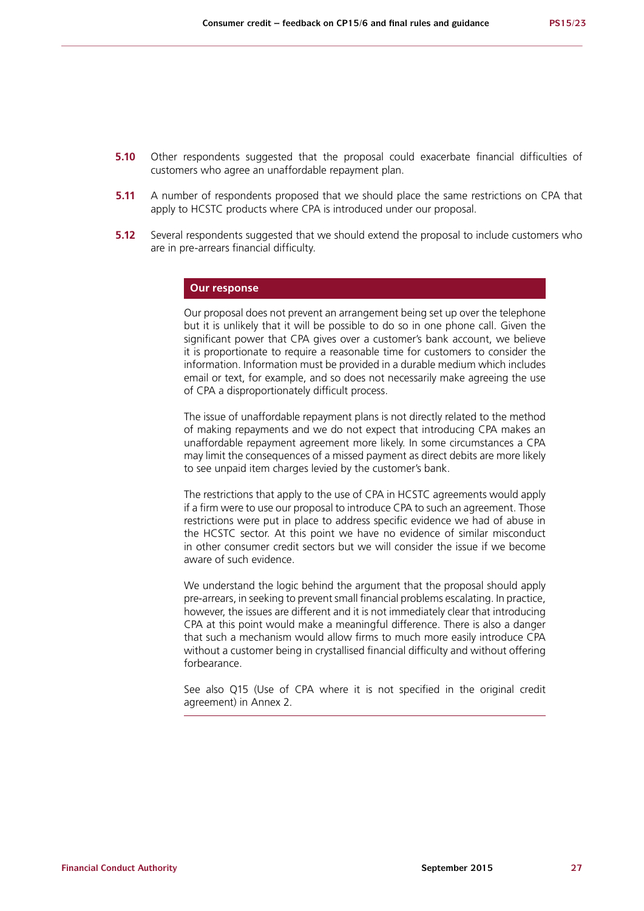**5.10** Other respondents suggested that the proposal could exacerbate financial difficulties of customers who agree an unaffordable repayment plan.

**5.11** A number of respondents proposed that we should place the same restrictions on CPA that apply to HCSTC products where CPA is introduced under our proposal.

**5.12** Several respondents suggested that we should extend the proposal to include customers who are in pre-arrears financial difficulty.

**Our response**

Our proposal does not prevent an arrangement being set up over the telephone but it is unlikely that it will be possible to do so in one phone call. Given the significant power that CPA gives over a customer's bank account, we believe it is proportionate to require a reasonable time for customers to consider the information. Information must be provided in a durable medium which includes email or text, for example, and so does not necessarily make agreeing the use of CPA a disproportionately difficult process.

The issue of unaffordable repayment plans is not directly related to the method of making repayments and we do not expect that introducing CPA makes an unaffordable repayment agreement more likely. In some circumstances a CPA may limit the consequences of a missed payment as direct debits are more likely to see unpaid item charges levied by the customer's bank.

The restrictions that apply to the use of CPA in HCSTC agreements would apply if a firm were to use our proposal to introduce CPA to such an agreement. Those restrictions were put in place to address specific evidence we had of abuse in the HCSTC sector. At this point we have no evidence of similar misconduct in other consumer credit sectors but we will consider the issue if we become aware of such evidence.

We understand the logic behind the argument that the proposal should apply pre-arrears, in seeking to prevent small financial problems escalating. In practice, however, the issues are different and it is not immediately clear that introducing CPA at this point would make a meaningful difference. There is also a danger that such a mechanism would allow firms to much more easily introduce CPA without a customer being in crystallised financial difficulty and without offering forbearance.

See also Q15 (Use of CPA where it is not specified in the original credit agreement) in Annex 2.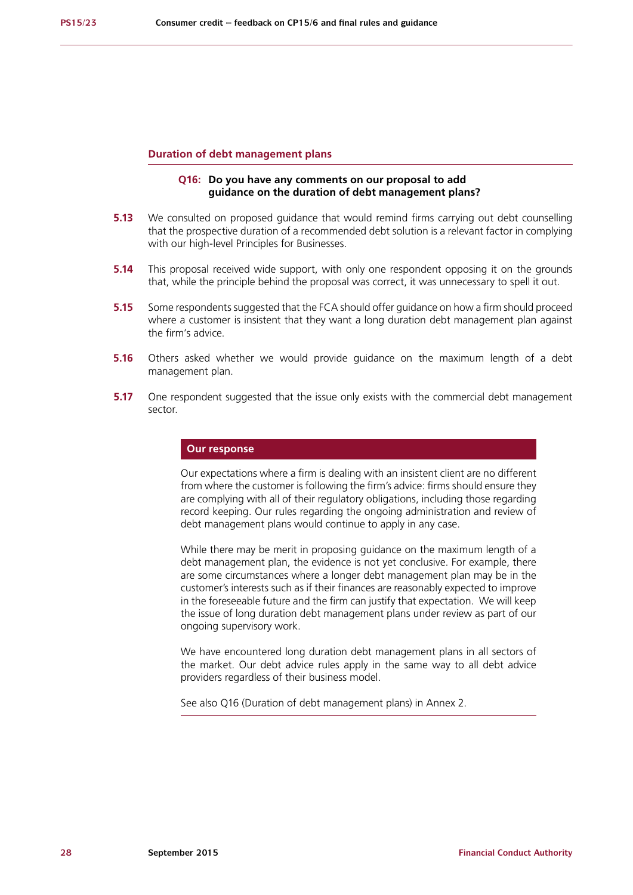### Duration of debt management plans

> **Q16: Do you have any comments on our proposal to add guidance on the duration of debt management plans?**

**5.13** We consulted on proposed guidance that would remind firms carrying out debt counselling that the prospective duration of a recommended debt solution is a relevant factor in complying with our high-level Principles for Businesses.

**5.14** This proposal received wide support, with only one respondent opposing it on the grounds that, while the principle behind the proposal was correct, it was unnecessary to spell it out.

**5.15** Some respondents suggested that the FCA should offer guidance on how a firm should proceed where a customer is insistent that they want a long duration debt management plan against the firm's advice.

**5.16** Others asked whether we would provide guidance on the maximum length of a debt management plan.

**5.17** One respondent suggested that the issue only exists with the commercial debt management sector.

**Our response**

Our expectations where a firm is dealing with an insistent client are no different from where the customer is following the firm's advice: firms should ensure they are complying with all of their regulatory obligations, including those regarding record keeping. Our rules regarding the ongoing administration and review of debt management plans would continue to apply in any case.

While there may be merit in proposing guidance on the maximum length of a debt management plan, the evidence is not yet conclusive. For example, there are some circumstances where a longer debt management plan may be in the customer's interests such as if their finances are reasonably expected to improve in the foreseeable future and the firm can justify that expectation. We will keep the issue of long duration debt management plans under review as part of our ongoing supervisory work.

We have encountered long duration debt management plans in all sectors of the market. Our debt advice rules apply in the same way to all debt advice providers regardless of their business model.

See also Q16 (Duration of debt management plans) in Annex 2.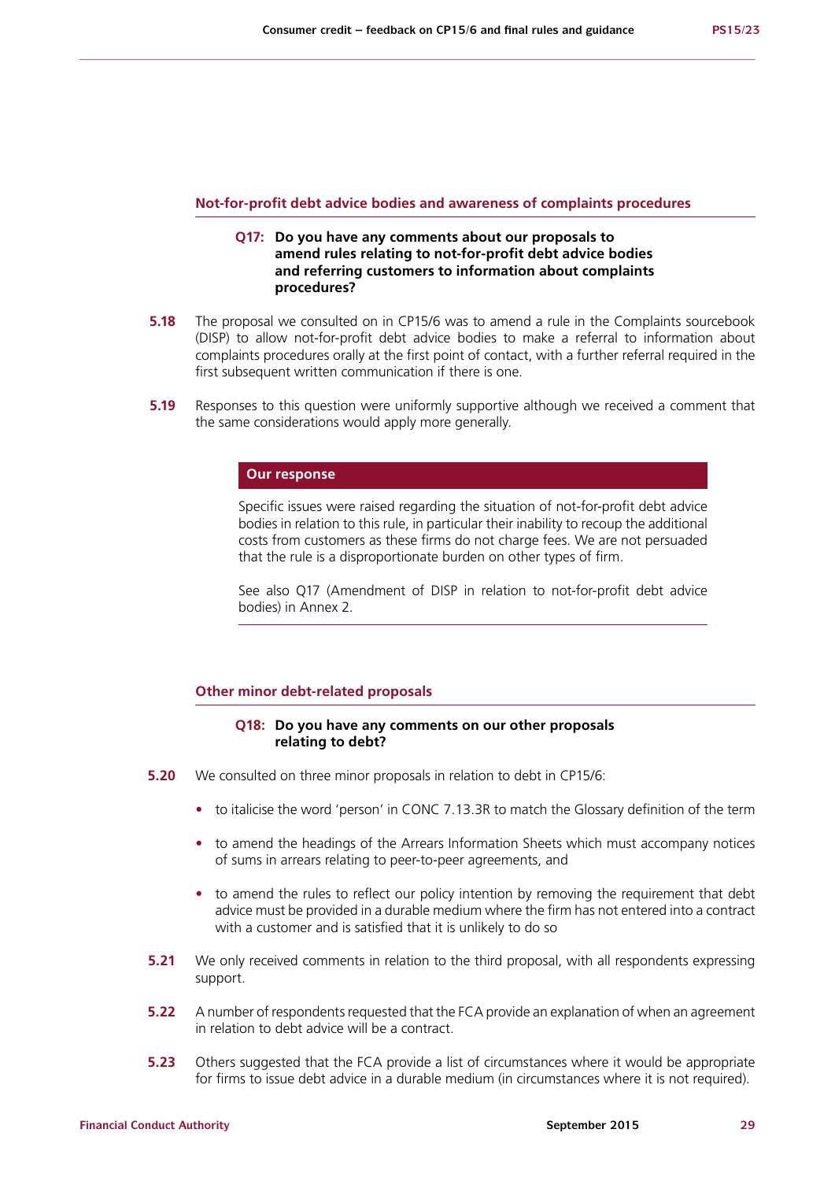### Not-for-profit debt advice bodies and awareness of complaints procedures

> **Q17: Do you have any comments about our proposals to amend rules relating to not-for-profit debt advice bodies and referring customers to information about complaints procedures?**

**5.18** The proposal we consulted on in CP15/6 was to amend a rule in the Complaints sourcebook (DISP) to allow not-for-profit debt advice bodies to make a referral to information about complaints procedures orally at the first point of contact, with a further referral required in the first subsequent written communication if there is one.

**5.19** Responses to this question were uniformly supportive although we received a comment that the same considerations would apply more generally.

**Our response**

Specific issues were raised regarding the situation of not-for-profit debt advice bodies in relation to this rule, in particular their inability to recoup the additional costs from customers as these firms do not charge fees. We are not persuaded that the rule is a disproportionate burden on other types of firm.

See also Q17 (Amendment of DISP in relation to not-for-profit debt advice bodies) in Annex 2.

### Other minor debt-related proposals

> **Q18: Do you have any comments on our other proposals relating to debt?**

**5.20** We consulted on three minor proposals in relation to debt in CP15/6:

- to italicise the word 'person' in CONC 7.13.3R to match the Glossary definition of the term
- to amend the headings of the Arrears Information Sheets which must accompany notices of sums in arrears relating to peer-to-peer agreements, and
- to amend the rules to reflect our policy intention by removing the requirement that debt advice must be provided in a durable medium where the firm has not entered into a contract with a customer and is satisfied that it is unlikely to do so

**5.21** We only received comments in relation to the third proposal, with all respondents expressing support.

**5.22** A number of respondents requested that the FCA provide an explanation of when an agreement in relation to debt advice will be a contract.

**5.23** Others suggested that the FCA provide a list of circumstances where it would be appropriate for firms to issue debt advice in a durable medium (in circumstances where it is not required).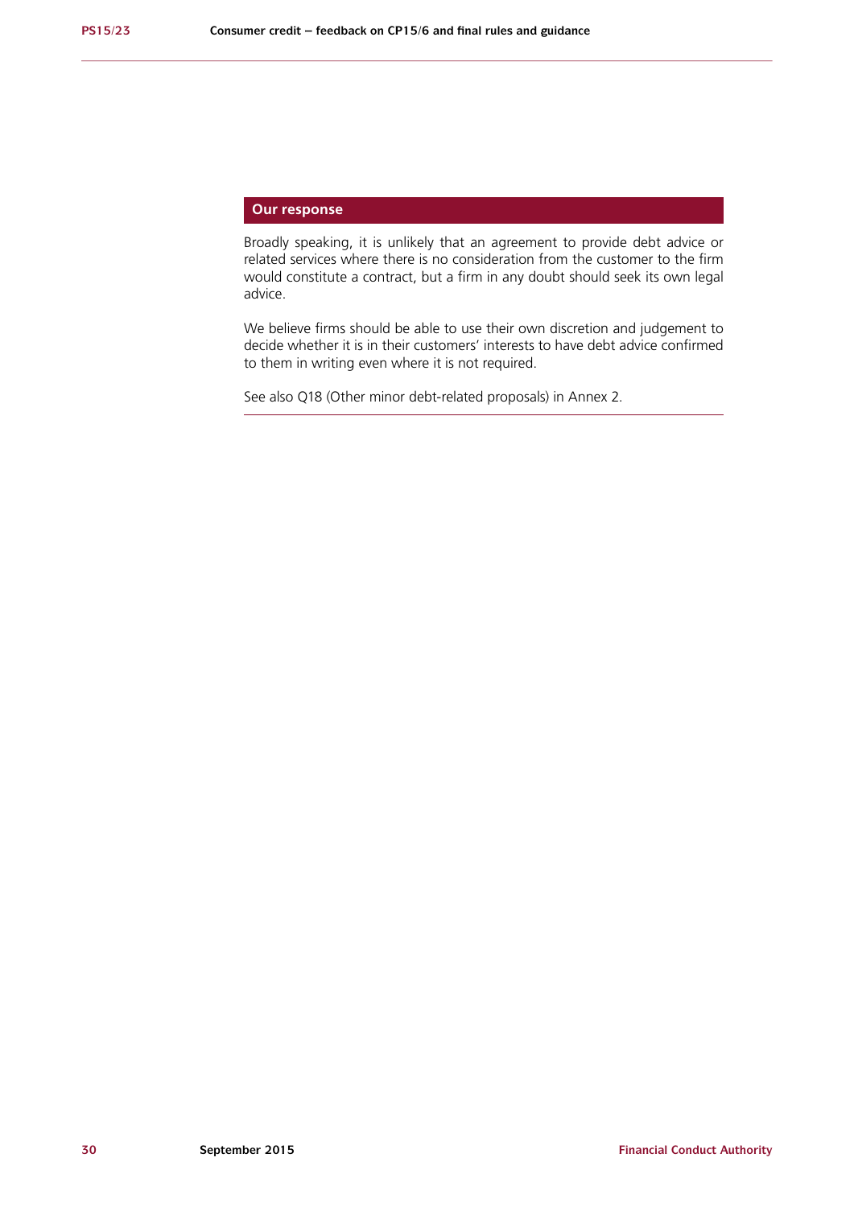## Our response

Broadly speaking, it is unlikely that an agreement to provide debt advice or related services where there is no consideration from the customer to the firm would constitute a contract, but a firm in any doubt should seek its own legal advice.

We believe firms should be able to use their own discretion and judgement to decide whether it is in their customers' interests to have debt advice confirmed to them in writing even where it is not required.

See also Q18 (Other minor debt-related proposals) in Annex 2.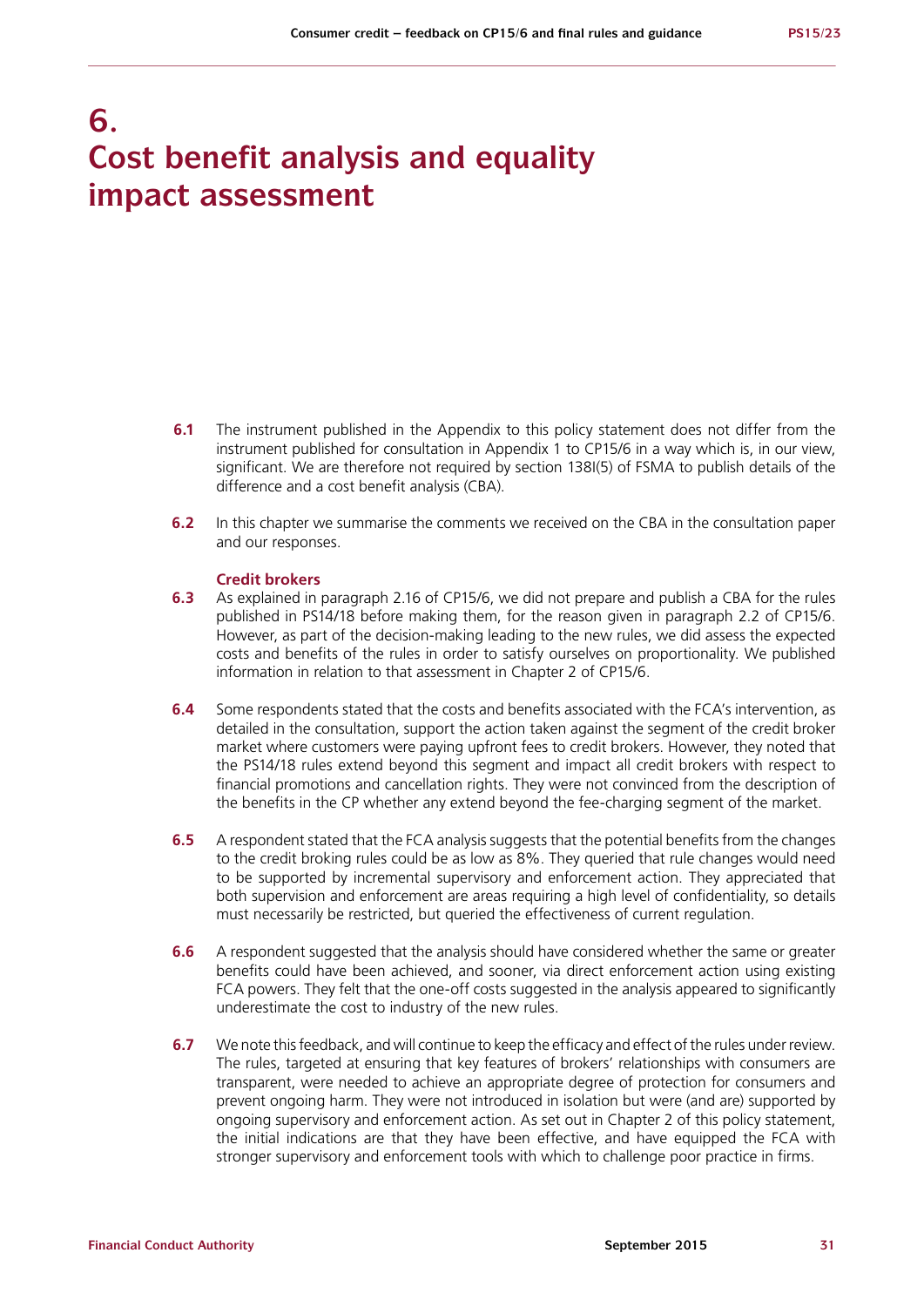# 6. Cost benefit analysis and equality impact assessment

**6.1** The instrument published in the Appendix to this policy statement does not differ from the instrument published for consultation in Appendix 1 to CP15/6 in a way which is, in our view, significant. We are therefore not required by section 138I(5) of FSMA to publish details of the difference and a cost benefit analysis (CBA).

**6.2** In this chapter we summarise the comments we received on the CBA in the consultation paper and our responses.

### Credit brokers

**6.3** As explained in paragraph 2.16 of CP15/6, we did not prepare and publish a CBA for the rules published in PS14/18 before making them, for the reason given in paragraph 2.2 of CP15/6. However, as part of the decision-making leading to the new rules, we did assess the expected costs and benefits of the rules in order to satisfy ourselves on proportionality. We published information in relation to that assessment in Chapter 2 of CP15/6.

**6.4** Some respondents stated that the costs and benefits associated with the FCA's intervention, as detailed in the consultation, support the action taken against the segment of the credit broker market where customers were paying upfront fees to credit brokers. However, they noted that the PS14/18 rules extend beyond this segment and impact all credit brokers with respect to financial promotions and cancellation rights. They were not convinced from the description of the benefits in the CP whether any extend beyond the fee-charging segment of the market.

**6.5** A respondent stated that the FCA analysis suggests that the potential benefits from the changes to the credit broking rules could be as low as 8%. They queried that rule changes would need to be supported by incremental supervisory and enforcement action. They appreciated that both supervision and enforcement are areas requiring a high level of confidentiality, so details must necessarily be restricted, but queried the effectiveness of current regulation.

**6.6** A respondent suggested that the analysis should have considered whether the same or greater benefits could have been achieved, and sooner, via direct enforcement action using existing FCA powers. They felt that the one-off costs suggested in the analysis appeared to significantly underestimate the cost to industry of the new rules.

**6.7** We note this feedback, and will continue to keep the efficacy and effect of the rules under review. The rules, targeted at ensuring that key features of brokers' relationships with consumers are transparent, were needed to achieve an appropriate degree of protection for consumers and prevent ongoing harm. They were not introduced in isolation but were (and are) supported by ongoing supervisory and enforcement action. As set out in Chapter 2 of this policy statement, the initial indications are that they have been effective, and have equipped the FCA with stronger supervisory and enforcement tools with which to challenge poor practice in firms.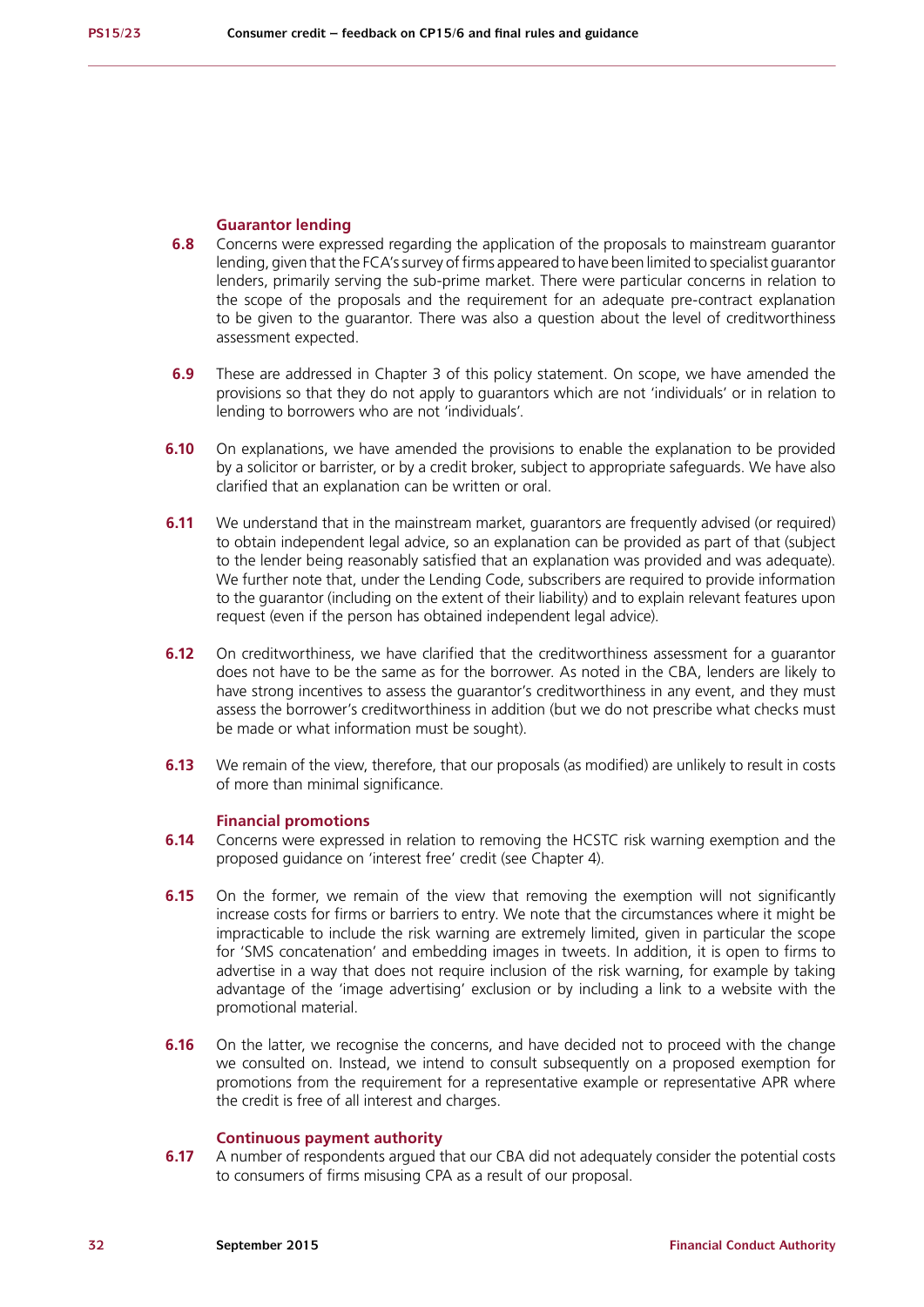### Guarantor lending

**6.8** Concerns were expressed regarding the application of the proposals to mainstream guarantor lending, given that the FCA's survey of firms appeared to have been limited to specialist guarantor lenders, primarily serving the sub-prime market. There were particular concerns in relation to the scope of the proposals and the requirement for an adequate pre-contract explanation to be given to the guarantor. There was also a question about the level of creditworthiness assessment expected.

**6.9** These are addressed in Chapter 3 of this policy statement. On scope, we have amended the provisions so that they do not apply to guarantors which are not 'individuals' or in relation to lending to borrowers who are not 'individuals'.

**6.10** On explanations, we have amended the provisions to enable the explanation to be provided by a solicitor or barrister, or by a credit broker, subject to appropriate safeguards. We have also clarified that an explanation can be written or oral.

**6.11** We understand that in the mainstream market, guarantors are frequently advised (or required) to obtain independent legal advice, so an explanation can be provided as part of that (subject to the lender being reasonably satisfied that an explanation was provided and was adequate). We further note that, under the Lending Code, subscribers are required to provide information to the guarantor (including on the extent of their liability) and to explain relevant features upon request (even if the person has obtained independent legal advice).

**6.12** On creditworthiness, we have clarified that the creditworthiness assessment for a guarantor does not have to be the same as for the borrower. As noted in the CBA, lenders are likely to have strong incentives to assess the guarantor's creditworthiness in any event, and they must assess the borrower's creditworthiness in addition (but we do not prescribe what checks must be made or what information must be sought).

**6.13** We remain of the view, therefore, that our proposals (as modified) are unlikely to result in costs of more than minimal significance.

### Financial promotions

**6.14** Concerns were expressed in relation to removing the HCSTC risk warning exemption and the proposed guidance on 'interest free' credit (see Chapter 4).

**6.15** On the former, we remain of the view that removing the exemption will not significantly increase costs for firms or barriers to entry. We note that the circumstances where it might be impracticable to include the risk warning are extremely limited, given in particular the scope for 'SMS concatenation' and embedding images in tweets. In addition, it is open to firms to advertise in a way that does not require inclusion of the risk warning, for example by taking advantage of the 'image advertising' exclusion or by including a link to a website with the promotional material.

**6.16** On the latter, we recognise the concerns, and have decided not to proceed with the change we consulted on. Instead, we intend to consult subsequently on a proposed exemption for promotions from the requirement for a representative example or representative APR where the credit is free of all interest and charges.

### Continuous payment authority

**6.17** A number of respondents argued that our CBA did not adequately consider the potential costs to consumers of firms misusing CPA as a result of our proposal.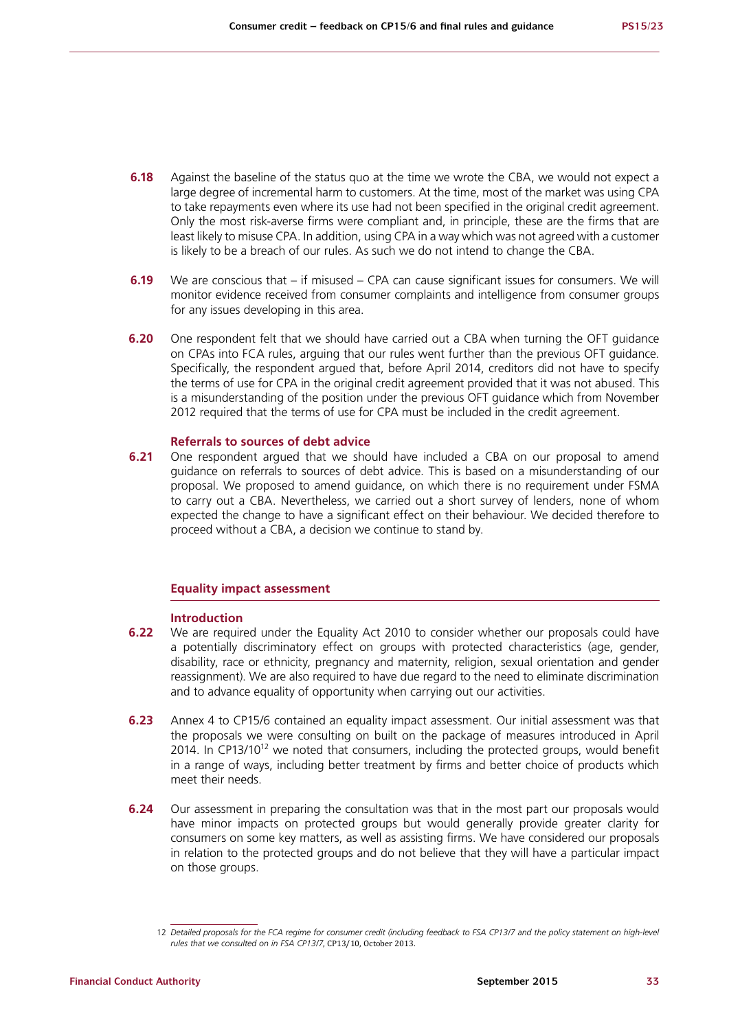**6.18** Against the baseline of the status quo at the time we wrote the CBA, we would not expect a large degree of incremental harm to customers. At the time, most of the market was using CPA to take repayments even where its use had not been specified in the original credit agreement. Only the most risk-averse firms were compliant and, in principle, these are the firms that are least likely to misuse CPA. In addition, using CPA in a way which was not agreed with a customer is likely to be a breach of our rules. As such we do not intend to change the CBA.

**6.19** We are conscious that – if misused – CPA can cause significant issues for consumers. We will monitor evidence received from consumer complaints and intelligence from consumer groups for any issues developing in this area.

**6.20** One respondent felt that we should have carried out a CBA when turning the OFT guidance on CPAs into FCA rules, arguing that our rules went further than the previous OFT guidance. Specifically, the respondent argued that, before April 2014, creditors did not have to specify the terms of use for CPA in the original credit agreement provided that it was not abused. This is a misunderstanding of the position under the previous OFT guidance which from November 2012 required that the terms of use for CPA must be included in the credit agreement.

### Referrals to sources of debt advice

**6.21** One respondent argued that we should have included a CBA on our proposal to amend guidance on referrals to sources of debt advice. This is based on a misunderstanding of our proposal. We proposed to amend guidance, on which there is no requirement under FSMA to carry out a CBA. Nevertheless, we carried out a short survey of lenders, none of whom expected the change to have a significant effect on their behaviour. We decided therefore to proceed without a CBA, a decision we continue to stand by.

## Equality impact assessment

### Introduction

**6.22** We are required under the Equality Act 2010 to consider whether our proposals could have a potentially discriminatory effect on groups with protected characteristics (age, gender, disability, race or ethnicity, pregnancy and maternity, religion, sexual orientation and gender reassignment). We are also required to have due regard to the need to eliminate discrimination and to advance equality of opportunity when carrying out our activities.

**6.23** Annex 4 to CP15/6 contained an equality impact assessment. Our initial assessment was that the proposals we were consulting on built on the package of measures introduced in April 2014. In CP13/10[12] we noted that consumers, including the protected groups, would benefit in a range of ways, including better treatment by firms and better choice of products which meet their needs.

**6.24** Our assessment in preparing the consultation was that in the most part our proposals would have minor impacts on protected groups but would generally provide greater clarity for consumers on some key matters, as well as assisting firms. We have considered our proposals in relation to the protected groups and do not believe that they will have a particular impact on those groups.

---

12 *Detailed proposals for the FCA regime for consumer credit (including feedback to FSA CP13/7 and the policy statement on high-level rules that we consulted on in FSA CP13/7*, CP13/10, October 2013.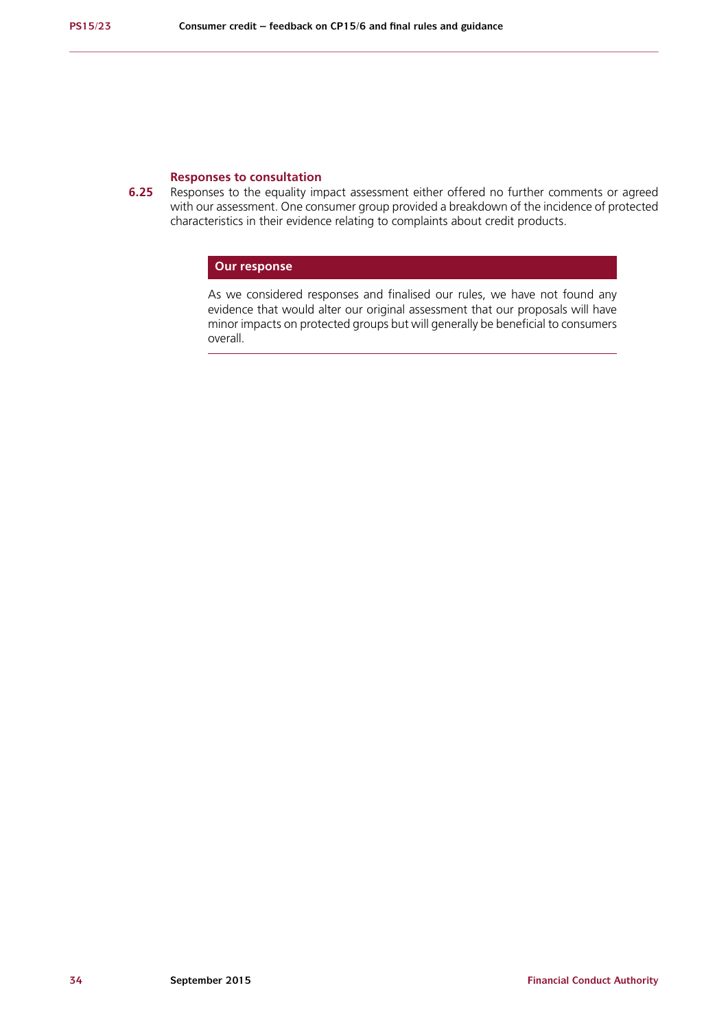### Responses to consultation

**6.25** Responses to the equality impact assessment either offered no further comments or agreed with our assessment. One consumer group provided a breakdown of the incidence of protected characteristics in their evidence relating to complaints about credit products.

**Our response**

As we considered responses and finalised our rules, we have not found any evidence that would alter our original assessment that our proposals will have minor impacts on protected groups but will generally be beneficial to consumers overall.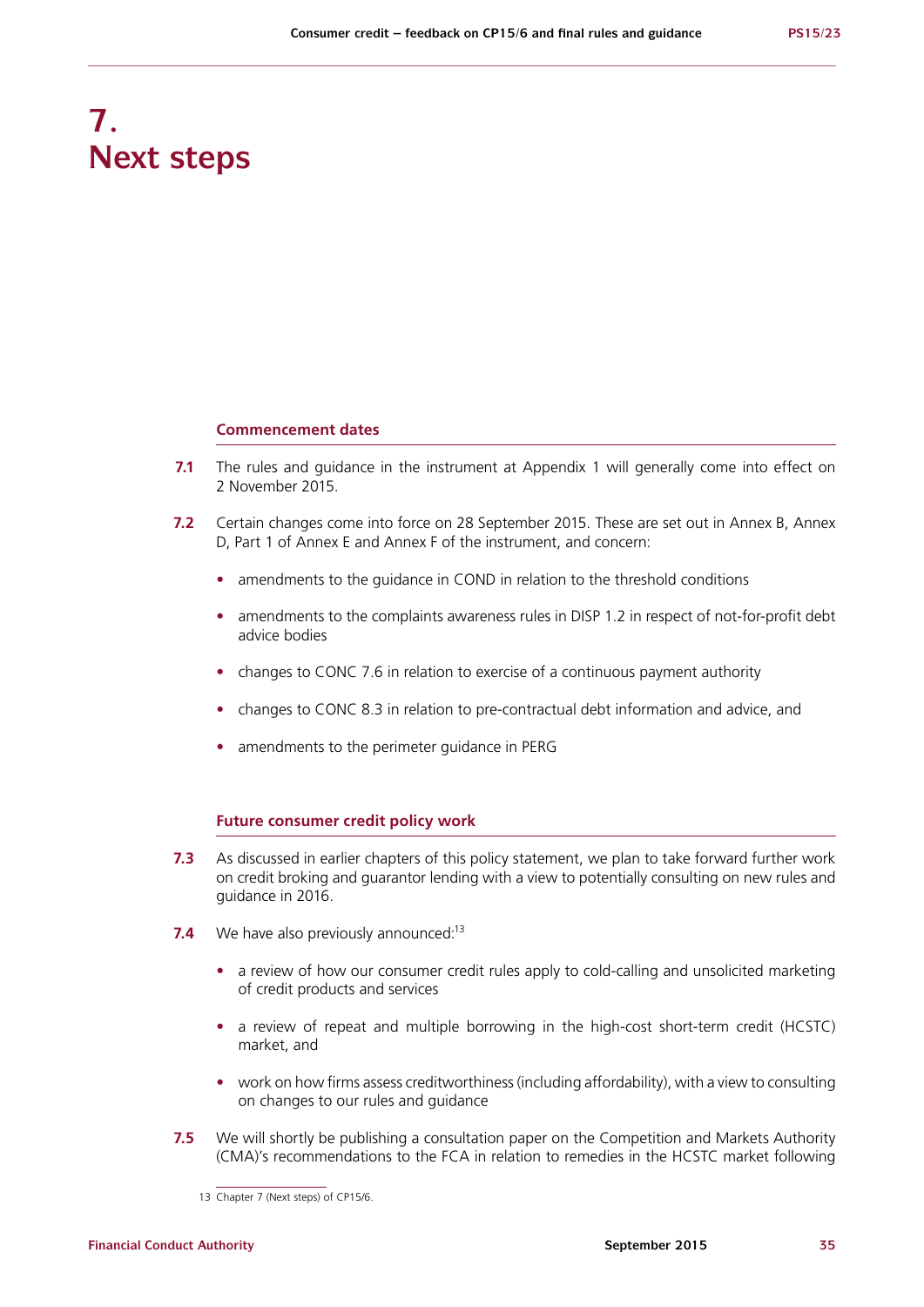# 7. Next steps

### Commencement dates

**7.1** The rules and guidance in the instrument at Appendix 1 will generally come into effect on 2 November 2015.

**7.2** Certain changes come into force on 28 September 2015. These are set out in Annex B, Annex D, Part 1 of Annex E and Annex F of the instrument, and concern:

- amendments to the guidance in COND in relation to the threshold conditions
- amendments to the complaints awareness rules in DISP 1.2 in respect of not-for-profit debt advice bodies
- changes to CONC 7.6 in relation to exercise of a continuous payment authority
- changes to CONC 8.3 in relation to pre-contractual debt information and advice, and
- amendments to the perimeter guidance in PERG

### Future consumer credit policy work

**7.3** As discussed in earlier chapters of this policy statement, we plan to take forward further work on credit broking and guarantor lending with a view to potentially consulting on new rules and guidance in 2016.

**7.4** We have also previously announced:[13]

- a review of how our consumer credit rules apply to cold-calling and unsolicited marketing of credit products and services
- a review of repeat and multiple borrowing in the high-cost short-term credit (HCSTC) market, and
- work on how firms assess creditworthiness (including affordability), with a view to consulting on changes to our rules and guidance

**7.5** We will shortly be publishing a consultation paper on the Competition and Markets Authority (CMA)'s recommendations to the FCA in relation to remedies in the HCSTC market following

13 Chapter 7 (Next steps) of CP15/6.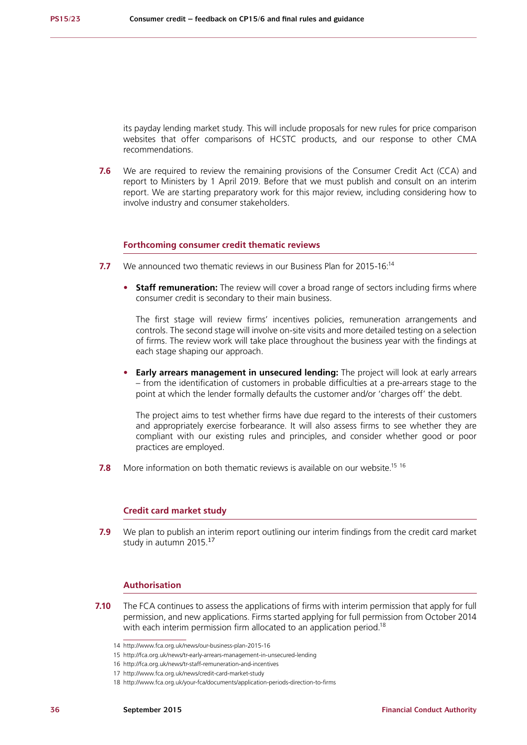its payday lending market study. This will include proposals for new rules for price comparison websites that offer comparisons of HCSTC products, and our response to other CMA recommendations.

**7.6** We are required to review the remaining provisions of the Consumer Credit Act (CCA) and report to Ministers by 1 April 2019. Before that we must publish and consult on an interim report. We are starting preparatory work for this major review, including considering how to involve industry and consumer stakeholders.

### Forthcoming consumer credit thematic reviews

**7.7** We announced two thematic reviews in our Business Plan for 2015-16:[14]

- **Staff remuneration:** The review will cover a broad range of sectors including firms where consumer credit is secondary to their main business.

  The first stage will review firms' incentives policies, remuneration arrangements and controls. The second stage will involve on-site visits and more detailed testing on a selection of firms. The review work will take place throughout the business year with the findings at each stage shaping our approach.

- **Early arrears management in unsecured lending:** The project will look at early arrears – from the identification of customers in probable difficulties at a pre-arrears stage to the point at which the lender formally defaults the customer and/or 'charges off' the debt.

  The project aims to test whether firms have due regard to the interests of their customers and appropriately exercise forbearance. It will also assess firms to see whether they are compliant with our existing rules and principles, and consider whether good or poor practices are employed.

**7.8** More information on both thematic reviews is available on our website.[15] [16]

### Credit card market study

**7.9** We plan to publish an interim report outlining our interim findings from the credit card market study in autumn 2015.[17]

### Authorisation

**7.10** The FCA continues to assess the applications of firms with interim permission that apply for full permission, and new applications. Firms started applying for full permission from October 2014 with each interim permission firm allocated to an application period.[18]

---

14 http://www.fca.org.uk/news/our-business-plan-2015-16

15 http://fca.org.uk/news/tr-early-arrears-management-in-unsecured-lending

16 http://fca.org.uk/news/tr-staff-remuneration-and-incentives

17 http://www.fca.org.uk/news/credit-card-market-study

18 http://www.fca.org.uk/your-fca/documents/application-periods-direction-to-firms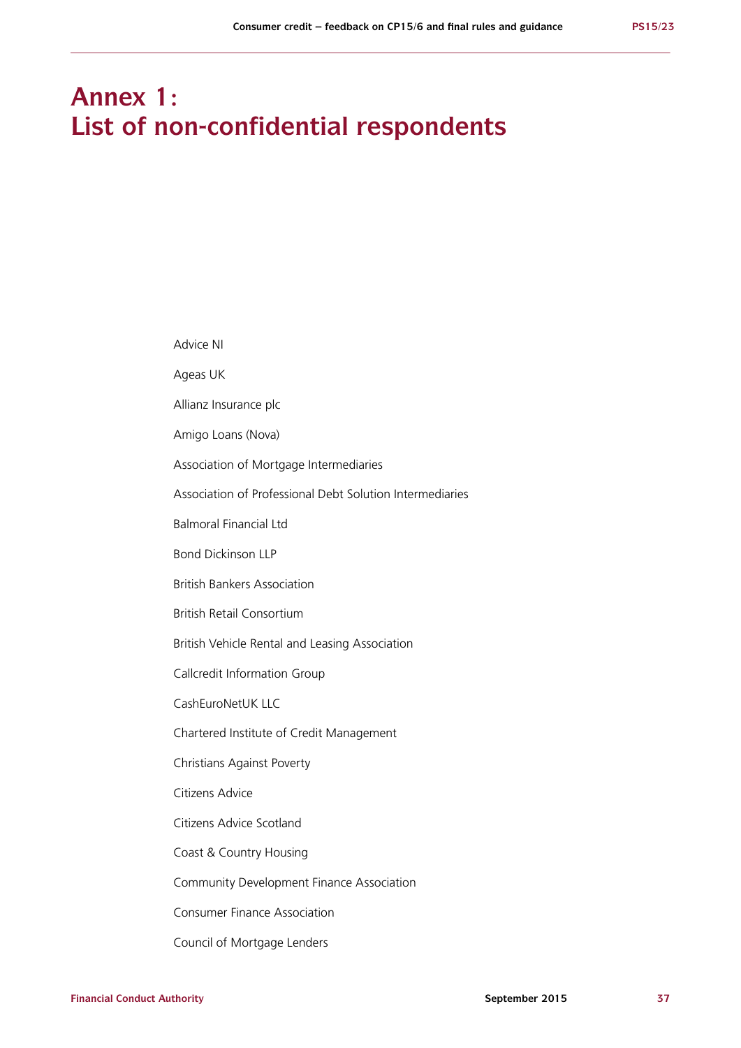# Annex 1: List of non-confidential respondents

Advice NI

Ageas UK

Allianz Insurance plc

Amigo Loans (Nova)

Association of Mortgage Intermediaries

Association of Professional Debt Solution Intermediaries

Balmoral Financial Ltd

Bond Dickinson LLP

British Bankers Association

British Retail Consortium

British Vehicle Rental and Leasing Association

Callcredit Information Group

CashEuroNetUK LLC

Chartered Institute of Credit Management

Christians Against Poverty

Citizens Advice

Citizens Advice Scotland

Coast & Country Housing

Community Development Finance Association

Consumer Finance Association

Council of Mortgage Lenders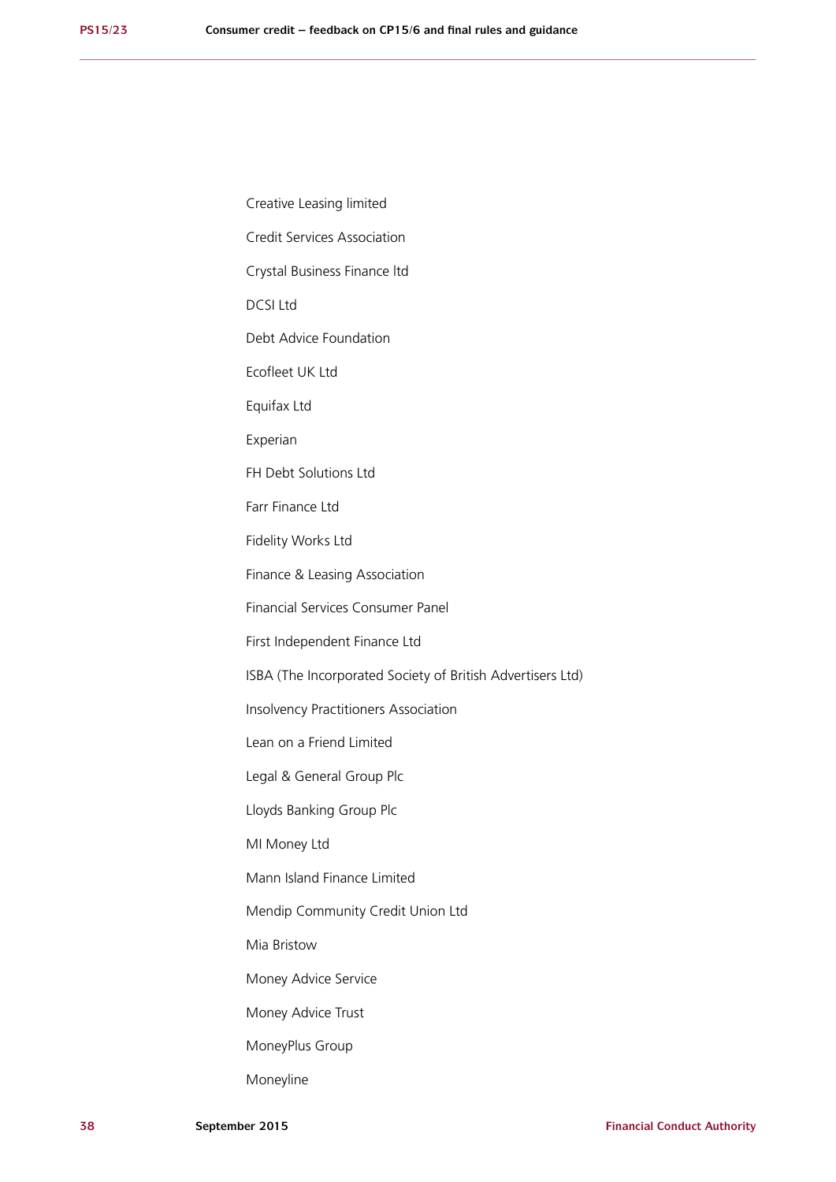Creative Leasing limited

Credit Services Association

Crystal Business Finance ltd

DCSI Ltd

Debt Advice Foundation

Ecofleet UK Ltd

Equifax Ltd

Experian

FH Debt Solutions Ltd

Farr Finance Ltd

Fidelity Works Ltd

Finance & Leasing Association

Financial Services Consumer Panel

First Independent Finance Ltd

ISBA (The Incorporated Society of British Advertisers Ltd)

Insolvency Practitioners Association

Lean on a Friend Limited

Legal & General Group Plc

Lloyds Banking Group Plc

MI Money Ltd

Mann Island Finance Limited

Mendip Community Credit Union Ltd

Mia Bristow

Money Advice Service

Money Advice Trust

MoneyPlus Group

Moneyline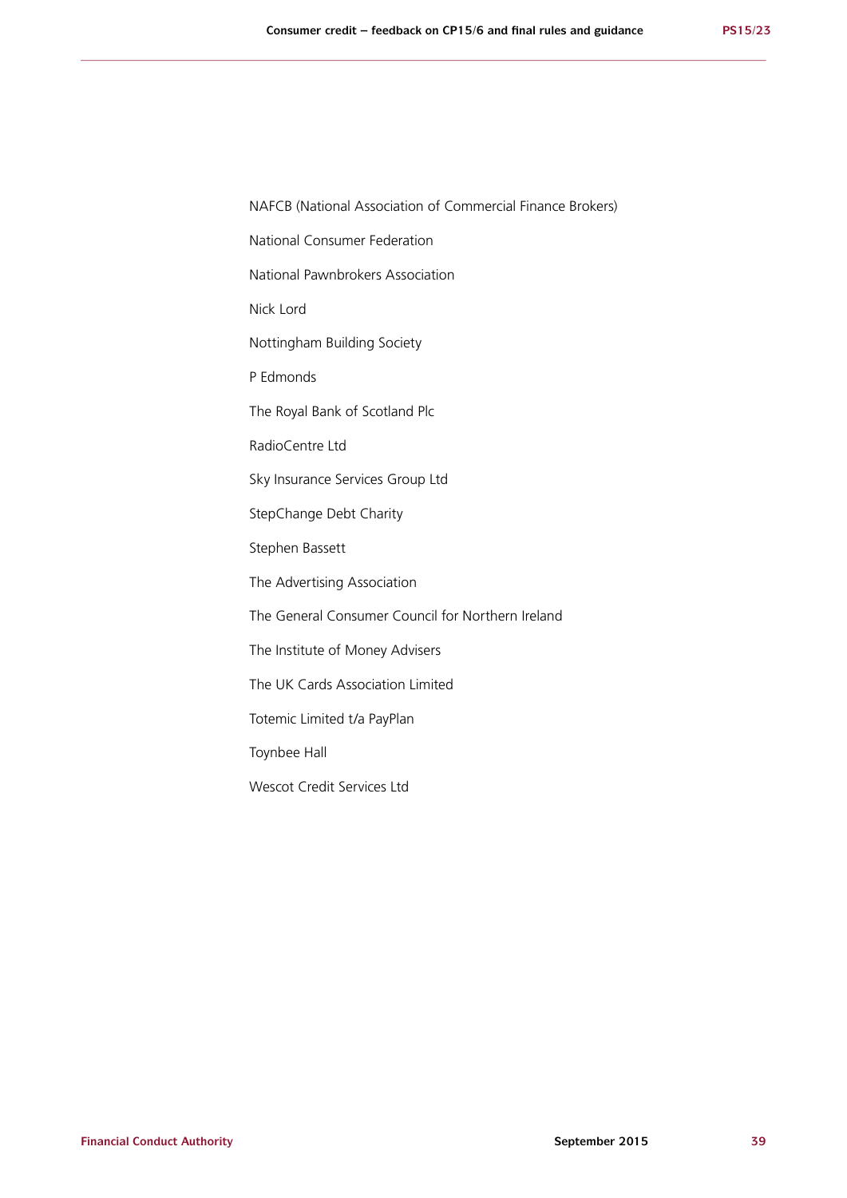NAFCB (National Association of Commercial Finance Brokers)

National Consumer Federation

National Pawnbrokers Association

Nick Lord

Nottingham Building Society

P Edmonds

The Royal Bank of Scotland Plc

RadioCentre Ltd

Sky Insurance Services Group Ltd

StepChange Debt Charity

Stephen Bassett

The Advertising Association

The General Consumer Council for Northern Ireland

The Institute of Money Advisers

The UK Cards Association Limited

Totemic Limited t/a PayPlan

Toynbee Hall

Wescot Credit Services Ltd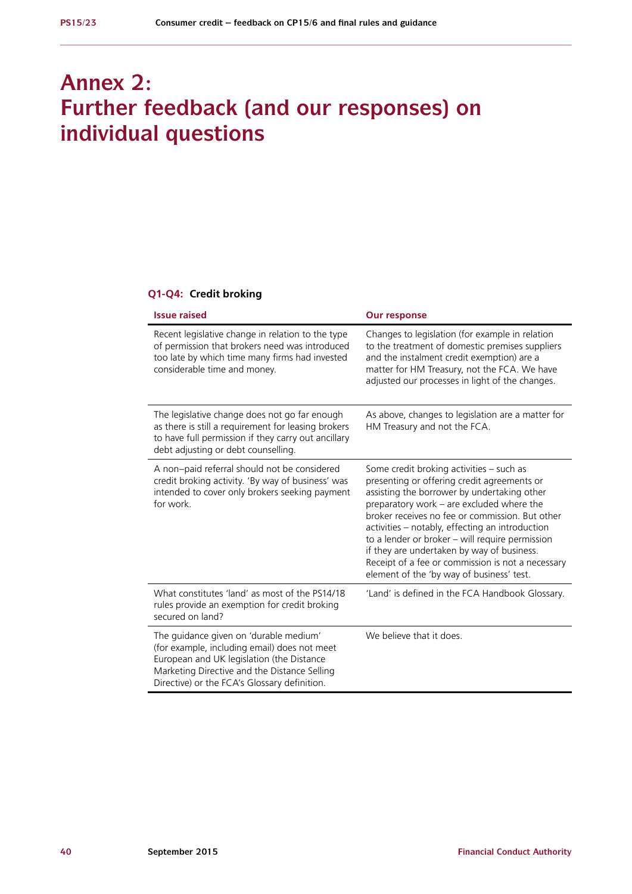# Annex 2: Further feedback (and our responses) on individual questions

### Q1-Q4: Credit broking

| Issue raised | Our response |
| --- | --- |
| Recent legislative change in relation to the type of permission that brokers need was introduced too late by which time many firms had invested considerable time and money. | Changes to legislation (for example in relation to the treatment of domestic premises suppliers and the instalment credit exemption) are a matter for HM Treasury, not the FCA. We have adjusted our processes in light of the changes. |
| The legislative change does not go far enough as there is still a requirement for leasing brokers to have full permission if they carry out ancillary debt adjusting or debt counselling. | As above, changes to legislation are a matter for HM Treasury and not the FCA. |
| A non–paid referral should not be considered credit broking activity. 'By way of business' was intended to cover only brokers seeking payment for work. | Some credit broking activities – such as presenting or offering credit agreements or assisting the borrower by undertaking other preparatory work – are excluded where the broker receives no fee or commission. But other activities – notably, effecting an introduction to a lender or broker – will require permission if they are undertaken by way of business. Receipt of a fee or commission is not a necessary element of the 'by way of business' test. |
| What constitutes 'land' as most of the PS14/18 rules provide an exemption for credit broking secured on land? | 'Land' is defined in the FCA Handbook Glossary. |
| The guidance given on 'durable medium' (for example, including email) does not meet European and UK legislation (the Distance Marketing Directive and the Distance Selling Directive) or the FCA's Glossary definition. | We believe that it does. |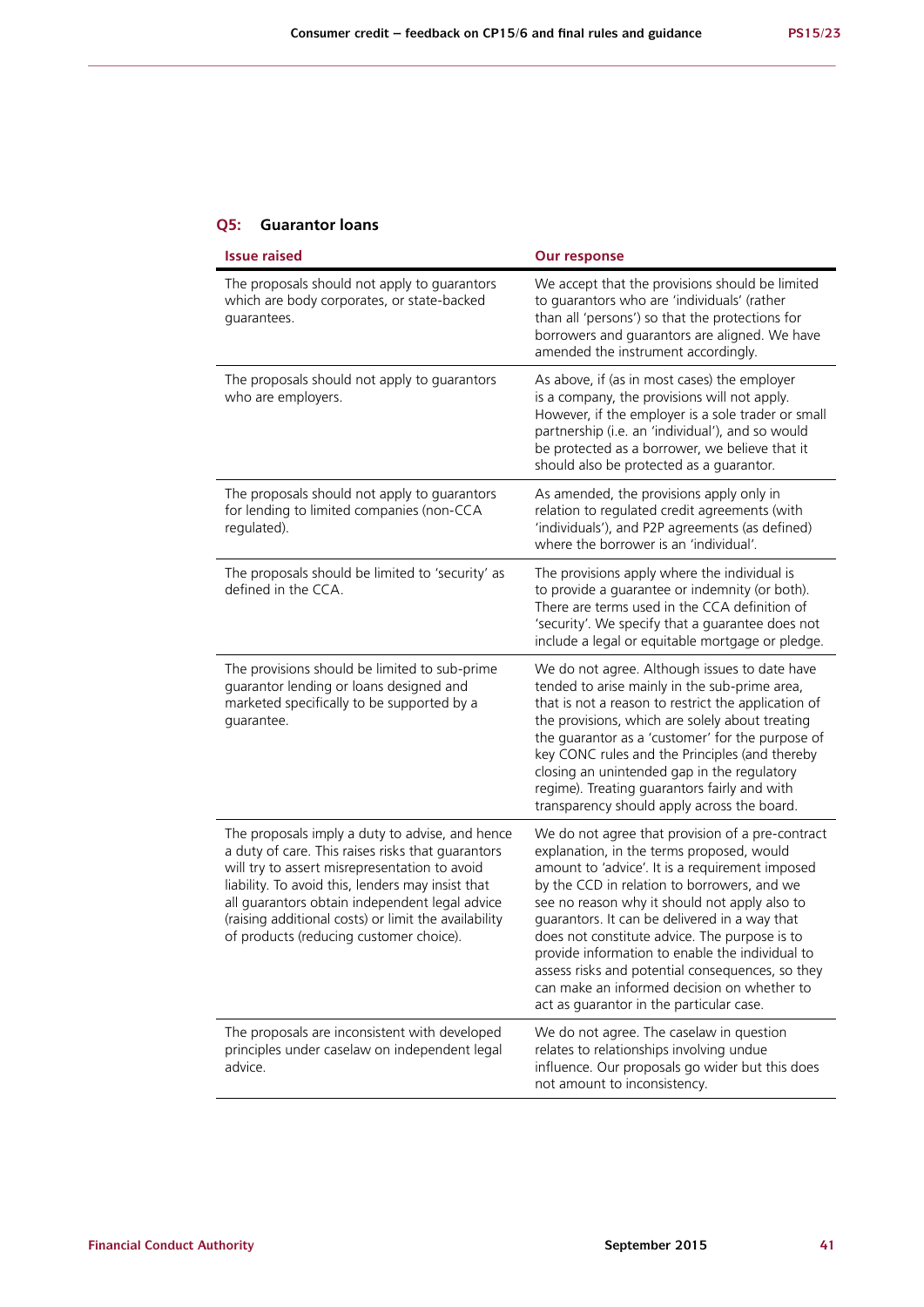### Q5: Guarantor loans

| Issue raised | Our response |
| --- | --- |
| The proposals should not apply to guarantors which are body corporates, or state-backed guarantees. | We accept that the provisions should be limited to guarantors who are 'individuals' (rather than all 'persons') so that the protections for borrowers and guarantors are aligned. We have amended the instrument accordingly. |
| The proposals should not apply to guarantors who are employers. | As above, if (as in most cases) the employer is a company, the provisions will not apply. However, if the employer is a sole trader or small partnership (i.e. an 'individual'), and so would be protected as a borrower, we believe that it should also be protected as a guarantor. |
| The proposals should not apply to guarantors for lending to limited companies (non-CCA regulated). | As amended, the provisions apply only in relation to regulated credit agreements (with 'individuals'), and P2P agreements (as defined) where the borrower is an 'individual'. |
| The proposals should be limited to 'security' as defined in the CCA. | The provisions apply where the individual is to provide a guarantee or indemnity (or both). There are terms used in the CCA definition of 'security'. We specify that a guarantee does not include a legal or equitable mortgage or pledge. |
| The provisions should be limited to sub-prime guarantor lending or loans designed and marketed specifically to be supported by a guarantee. | We do not agree. Although issues to date have tended to arise mainly in the sub-prime area, that is not a reason to restrict the application of the provisions, which are solely about treating the guarantor as a 'customer' for the purpose of key CONC rules and the Principles (and thereby closing an unintended gap in the regulatory regime). Treating guarantors fairly and with transparency should apply across the board. |
| The proposals imply a duty to advise, and hence a duty of care. This raises risks that guarantors will try to assert misrepresentation to avoid liability. To avoid this, lenders may insist that all guarantors obtain independent legal advice (raising additional costs) or limit the availability of products (reducing customer choice). | We do not agree that provision of a pre-contract explanation, in the terms proposed, would amount to 'advice'. It is a requirement imposed by the CCD in relation to borrowers, and we see no reason why it should not apply also to guarantors. It can be delivered in a way that does not constitute advice. The purpose is to provide information to enable the individual to assess risks and potential consequences, so they can make an informed decision on whether to act as guarantor in the particular case. |
| The proposals are inconsistent with developed principles under caselaw on independent legal advice. | We do not agree. The caselaw in question relates to relationships involving undue influence. Our proposals go wider but this does not amount to inconsistency. |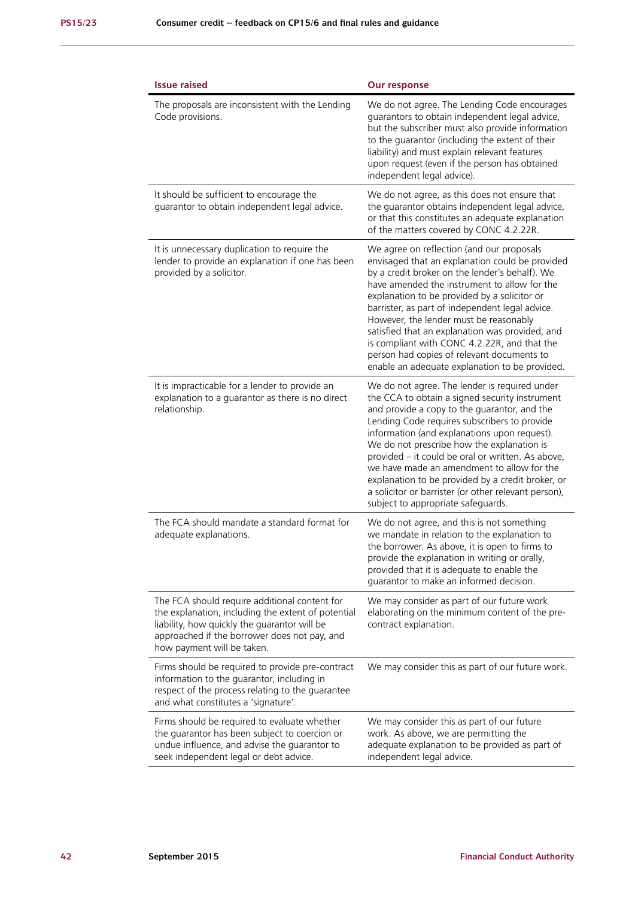| Issue raised | Our response |
| --- | --- |
| The proposals are inconsistent with the Lending Code provisions. | We do not agree. The Lending Code encourages guarantors to obtain independent legal advice, but the subscriber must also provide information to the guarantor (including the extent of their liability) and must explain relevant features upon request (even if the person has obtained independent legal advice). |
| It should be sufficient to encourage the guarantor to obtain independent legal advice. | We do not agree, as this does not ensure that the guarantor obtains independent legal advice, or that this constitutes an adequate explanation of the matters covered by CONC 4.2.22R. |
| It is unnecessary duplication to require the lender to provide an explanation if one has been provided by a solicitor. | We agree on reflection (and our proposals envisaged that an explanation could be provided by a credit broker on the lender's behalf). We have amended the instrument to allow for the explanation to be provided by a solicitor or barrister, as part of independent legal advice. However, the lender must be reasonably satisfied that an explanation was provided, and is compliant with CONC 4.2.22R, and that the person had copies of relevant documents to enable an adequate explanation to be provided. |
| It is impracticable for a lender to provide an explanation to a guarantor as there is no direct relationship. | We do not agree. The lender is required under the CCA to obtain a signed security instrument and provide a copy to the guarantor, and the Lending Code requires subscribers to provide information (and explanations upon request). We do not prescribe how the explanation is provided – it could be oral or written. As above, we have made an amendment to allow for the explanation to be provided by a credit broker, or a solicitor or barrister (or other relevant person), subject to appropriate safeguards. |
| The FCA should mandate a standard format for adequate explanations. | We do not agree, and this is not something we mandate in relation to the explanation to the borrower. As above, it is open to firms to provide the explanation in writing or orally, provided that it is adequate to enable the guarantor to make an informed decision. |
| The FCA should require additional content for the explanation, including the extent of potential liability, how quickly the guarantor will be approached if the borrower does not pay, and how payment will be taken. | We may consider as part of our future work elaborating on the minimum content of the pre-contract explanation. |
| Firms should be required to provide pre-contract information to the guarantor, including in respect of the process relating to the guarantee and what constitutes a 'signature'. | We may consider this as part of our future work. |
| Firms should be required to evaluate whether the guarantor has been subject to coercion or undue influence, and advise the guarantor to seek independent legal or debt advice. | We may consider this as part of our future work. As above, we are permitting the adequate explanation to be provided as part of independent legal advice. |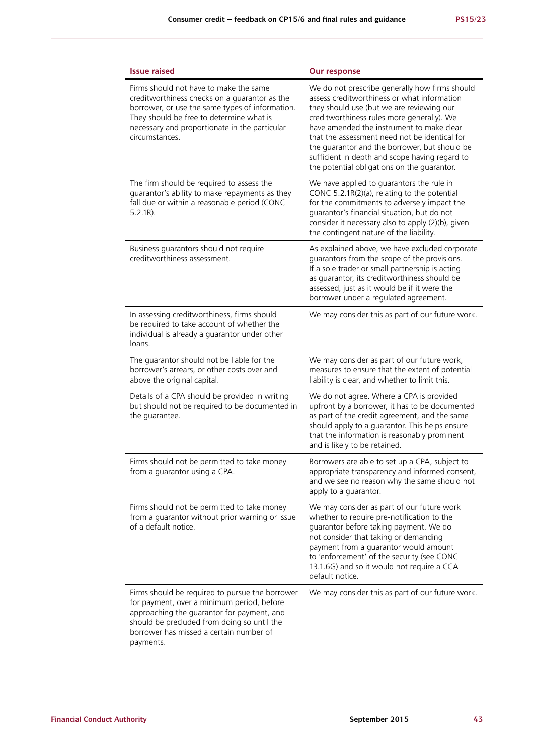| Issue raised | Our response |
| --- | --- |
| Firms should not have to make the same creditworthiness checks on a guarantor as the borrower, or use the same types of information. They should be free to determine what is necessary and proportionate in the particular circumstances. | We do not prescribe generally how firms should assess creditworthiness or what information they should use (but we are reviewing our creditworthiness rules more generally). We have amended the instrument to make clear that the assessment need not be identical for the guarantor and the borrower, but should be sufficient in depth and scope having regard to the potential obligations on the guarantor. |
| The firm should be required to assess the guarantor's ability to make repayments as they fall due or within a reasonable period (CONC 5.2.1R). | We have applied to guarantors the rule in CONC 5.2.1R(2)(a), relating to the potential for the commitments to adversely impact the guarantor's financial situation, but do not consider it necessary also to apply (2)(b), given the contingent nature of the liability. |
| Business guarantors should not require creditworthiness assessment. | As explained above, we have excluded corporate guarantors from the scope of the provisions. If a sole trader or small partnership is acting as guarantor, its creditworthiness should be assessed, just as it would be if it were the borrower under a regulated agreement. |
| In assessing creditworthiness, firms should be required to take account of whether the individual is already a guarantor under other loans. | We may consider this as part of our future work. |
| The guarantor should not be liable for the borrower's arrears, or other costs over and above the original capital. | We may consider as part of our future work, measures to ensure that the extent of potential liability is clear, and whether to limit this. |
| Details of a CPA should be provided in writing but should not be required to be documented in the guarantee. | We do not agree. Where a CPA is provided upfront by a borrower, it has to be documented as part of the credit agreement, and the same should apply to a guarantor. This helps ensure that the information is reasonably prominent and is likely to be retained. |
| Firms should not be permitted to take money from a guarantor using a CPA. | Borrowers are able to set up a CPA, subject to appropriate transparency and informed consent, and we see no reason why the same should not apply to a guarantor. |
| Firms should not be permitted to take money from a guarantor without prior warning or issue of a default notice. | We may consider as part of our future work whether to require pre-notification to the guarantor before taking payment. We do not consider that taking or demanding payment from a guarantor would amount to 'enforcement' of the security (see CONC 13.1.6G) and so it would not require a CCA default notice. |
| Firms should be required to pursue the borrower for payment, over a minimum period, before approaching the guarantor for payment, and should be precluded from doing so until the borrower has missed a certain number of payments. | We may consider this as part of our future work. |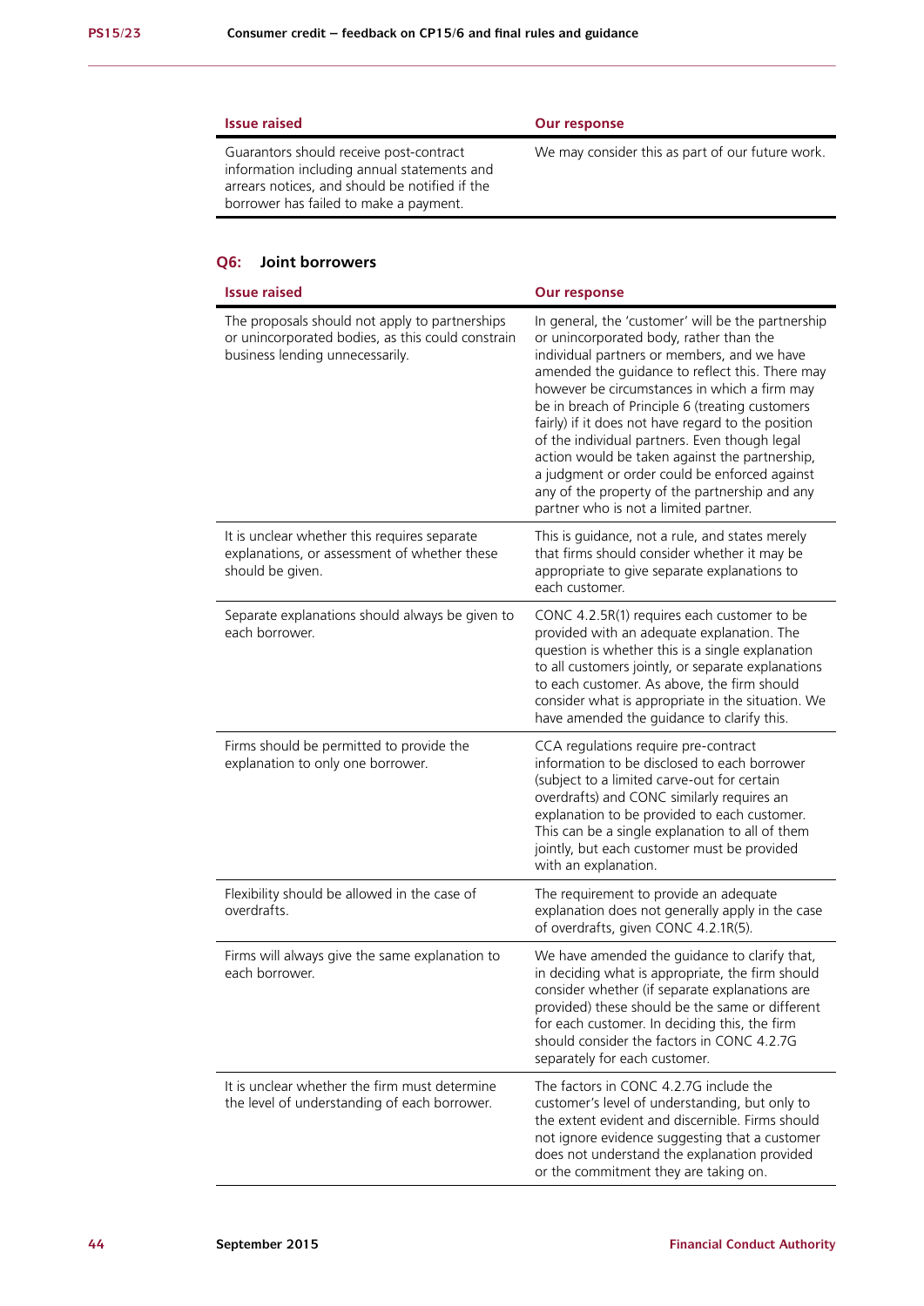| Issue raised | Our response |
| --- | --- |
| Guarantors should receive post-contract information including annual statements and arrears notices, and should be notified if the borrower has failed to make a payment. | We may consider this as part of our future work. |

## Q6: Joint borrowers

| Issue raised | Our response |
| --- | --- |
| The proposals should not apply to partnerships or unincorporated bodies, as this could constrain business lending unnecessarily. | In general, the 'customer' will be the partnership or unincorporated body, rather than the individual partners or members, and we have amended the guidance to reflect this. There may however be circumstances in which a firm may be in breach of Principle 6 (treating customers fairly) if it does not have regard to the position of the individual partners. Even though legal action would be taken against the partnership, a judgment or order could be enforced against any of the property of the partnership and any partner who is not a limited partner. |
| It is unclear whether this requires separate explanations, or assessment of whether these should be given. | This is guidance, not a rule, and states merely that firms should consider whether it may be appropriate to give separate explanations to each customer. |
| Separate explanations should always be given to each borrower. | CONC 4.2.5R(1) requires each customer to be provided with an adequate explanation. The question is whether this is a single explanation to all customers jointly, or separate explanations to each customer. As above, the firm should consider what is appropriate in the situation. We have amended the guidance to clarify this. |
| Firms should be permitted to provide the explanation to only one borrower. | CCA regulations require pre-contract information to be disclosed to each borrower (subject to a limited carve-out for certain overdrafts) and CONC similarly requires an explanation to be provided to each customer. This can be a single explanation to all of them jointly, but each customer must be provided with an explanation. |
| Flexibility should be allowed in the case of overdrafts. | The requirement to provide an adequate explanation does not generally apply in the case of overdrafts, given CONC 4.2.1R(5). |
| Firms will always give the same explanation to each borrower. | We have amended the guidance to clarify that, in deciding what is appropriate, the firm should consider whether (if separate explanations are provided) these should be the same or different for each customer. In deciding this, the firm should consider the factors in CONC 4.2.7G separately for each customer. |
| It is unclear whether the firm must determine the level of understanding of each borrower. | The factors in CONC 4.2.7G include the customer's level of understanding, but only to the extent evident and discernible. Firms should not ignore evidence suggesting that a customer does not understand the explanation provided or the commitment they are taking on. |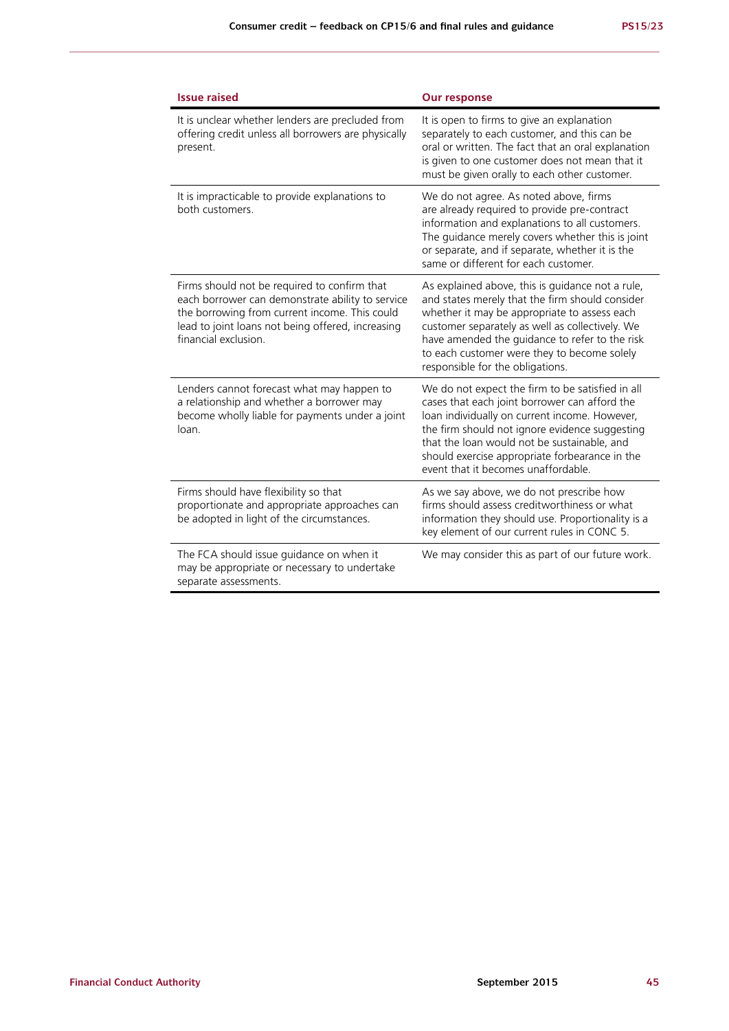| Issue raised | Our response |
|---|---|
| It is unclear whether lenders are precluded from offering credit unless all borrowers are physically present. | It is open to firms to give an explanation separately to each customer, and this can be oral or written. The fact that an oral explanation is given to one customer does not mean that it must be given orally to each other customer. |
| It is impracticable to provide explanations to both customers. | We do not agree. As noted above, firms are already required to provide pre-contract information and explanations to all customers. The guidance merely covers whether this is joint or separate, and if separate, whether it is the same or different for each customer. |
| Firms should not be required to confirm that each borrower can demonstrate ability to service the borrowing from current income. This could lead to joint loans not being offered, increasing financial exclusion. | As explained above, this is guidance not a rule, and states merely that the firm should consider whether it may be appropriate to assess each customer separately as well as collectively. We have amended the guidance to refer to the risk to each customer were they to become solely responsible for the obligations. |
| Lenders cannot forecast what may happen to a relationship and whether a borrower may become wholly liable for payments under a joint loan. | We do not expect the firm to be satisfied in all cases that each joint borrower can afford the loan individually on current income. However, the firm should not ignore evidence suggesting that the loan would not be sustainable, and should exercise appropriate forbearance in the event that it becomes unaffordable. |
| Firms should have flexibility so that proportionate and appropriate approaches can be adopted in light of the circumstances. | As we say above, we do not prescribe how firms should assess creditworthiness or what information they should use. Proportionality is a key element of our current rules in CONC 5. |
| The FCA should issue guidance on when it may be appropriate or necessary to undertake separate assessments. | We may consider this as part of our future work. |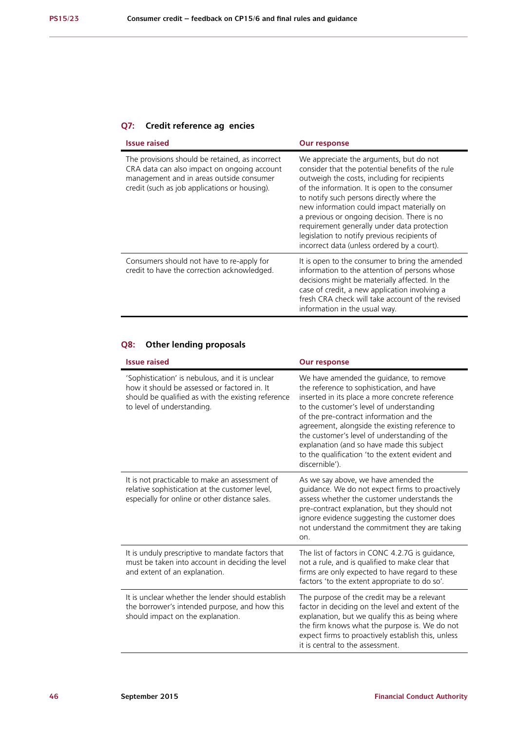## Q7: Credit reference ag encies

| Issue raised | Our response |
| --- | --- |
| The provisions should be retained, as incorrect CRA data can also impact on ongoing account management and in areas outside consumer credit (such as job applications or housing). | We appreciate the arguments, but do not consider that the potential benefits of the rule outweigh the costs, including for recipients of the information. It is open to the consumer to notify such persons directly where the new information could impact materially on a previous or ongoing decision. There is no requirement generally under data protection legislation to notify previous recipients of incorrect data (unless ordered by a court). |
| Consumers should not have to re-apply for credit to have the correction acknowledged. | It is open to the consumer to bring the amended information to the attention of persons whose decisions might be materially affected. In the case of credit, a new application involving a fresh CRA check will take account of the revised information in the usual way. |

## Q8: Other lending proposals

| Issue raised | Our response |
| --- | --- |
| 'Sophistication' is nebulous, and it is unclear how it should be assessed or factored in. It should be qualified as with the existing reference to level of understanding. | We have amended the guidance, to remove the reference to sophistication, and have inserted in its place a more concrete reference to the customer's level of understanding of the pre-contract information and the agreement, alongside the existing reference to the customer's level of understanding of the explanation (and so have made this subject to the qualification 'to the extent evident and discernible'). |
| It is not practicable to make an assessment of relative sophistication at the customer level, especially for online or other distance sales. | As we say above, we have amended the guidance. We do not expect firms to proactively assess whether the customer understands the pre-contract explanation, but they should not ignore evidence suggesting the customer does not understand the commitment they are taking on. |
| It is unduly prescriptive to mandate factors that must be taken into account in deciding the level and extent of an explanation. | The list of factors in CONC 4.2.7G is guidance, not a rule, and is qualified to make clear that firms are only expected to have regard to these factors 'to the extent appropriate to do so'. |
| It is unclear whether the lender should establish the borrower's intended purpose, and how this should impact on the explanation. | The purpose of the credit may be a relevant factor in deciding on the level and extent of the explanation, but we qualify this as being where the firm knows what the purpose is. We do not expect firms to proactively establish this, unless it is central to the assessment. |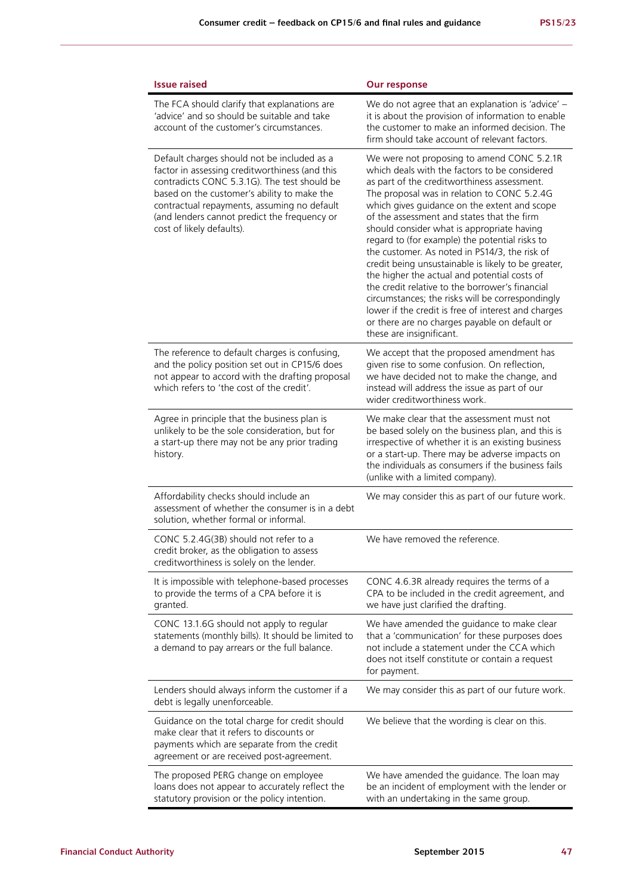| Issue raised | Our response |
| --- | --- |
| The FCA should clarify that explanations are 'advice' and so should be suitable and take account of the customer's circumstances. | We do not agree that an explanation is 'advice' – it is about the provision of information to enable the customer to make an informed decision. The firm should take account of relevant factors. |
| Default charges should not be included as a factor in assessing creditworthiness (and this contradicts CONC 5.3.1G). The test should be based on the customer's ability to make the contractual repayments, assuming no default (and lenders cannot predict the frequency or cost of likely defaults). | We were not proposing to amend CONC 5.2.1R which deals with the factors to be considered as part of the creditworthiness assessment. The proposal was in relation to CONC 5.2.4G which gives guidance on the extent and scope of the assessment and states that the firm should consider what is appropriate having regard to (for example) the potential risks to the customer. As noted in PS14/3, the risk of credit being unsustainable is likely to be greater, the higher the actual and potential costs of the credit relative to the borrower's financial circumstances; the risks will be correspondingly lower if the credit is free of interest and charges or there are no charges payable on default or these are insignificant. |
| The reference to default charges is confusing, and the policy position set out in CP15/6 does not appear to accord with the drafting proposal which refers to 'the cost of the credit'. | We accept that the proposed amendment has given rise to some confusion. On reflection, we have decided not to make the change, and instead will address the issue as part of our wider creditworthiness work. |
| Agree in principle that the business plan is unlikely to be the sole consideration, but for a start-up there may not be any prior trading history. | We make clear that the assessment must not be based solely on the business plan, and this is irrespective of whether it is an existing business or a start-up. There may be adverse impacts on the individuals as consumers if the business fails (unlike with a limited company). |
| Affordability checks should include an assessment of whether the consumer is in a debt solution, whether formal or informal. | We may consider this as part of our future work. |
| CONC 5.2.4G(3B) should not refer to a credit broker, as the obligation to assess creditworthiness is solely on the lender. | We have removed the reference. |
| It is impossible with telephone-based processes to provide the terms of a CPA before it is granted. | CONC 4.6.3R already requires the terms of a CPA to be included in the credit agreement, and we have just clarified the drafting. |
| CONC 13.1.6G should not apply to regular statements (monthly bills). It should be limited to a demand to pay arrears or the full balance. | We have amended the guidance to make clear that a 'communication' for these purposes does not include a statement under the CCA which does not itself constitute or contain a request for payment. |
| Lenders should always inform the customer if a debt is legally unenforceable. | We may consider this as part of our future work. |
| Guidance on the total charge for credit should make clear that it refers to discounts or payments which are separate from the credit agreement or are received post-agreement. | We believe that the wording is clear on this. |
| The proposed PERG change on employee loans does not appear to accurately reflect the statutory provision or the policy intention. | We have amended the guidance. The loan may be an incident of employment with the lender or with an undertaking in the same group. |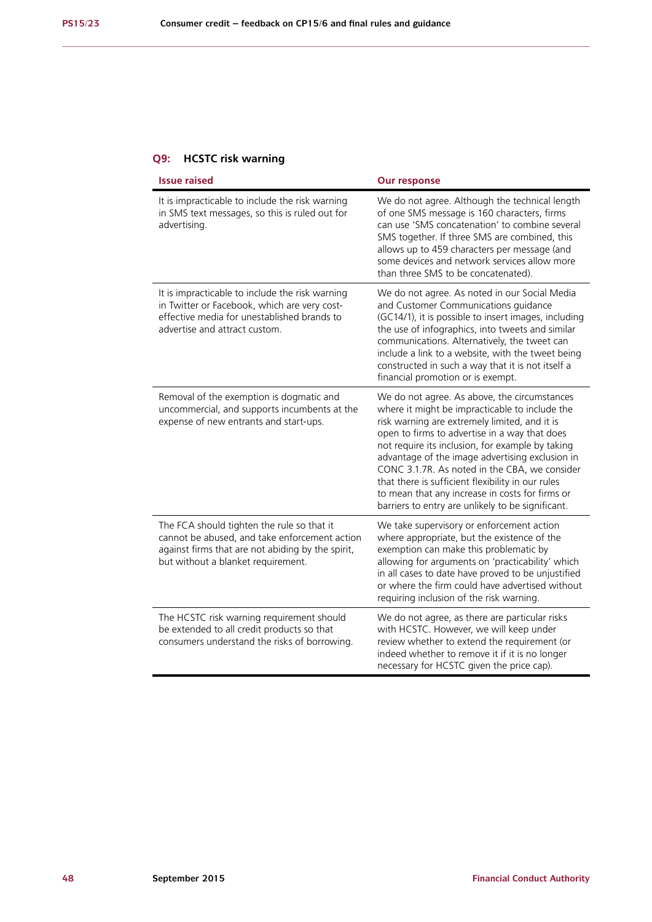### Q9: HCSTC risk warning

| Issue raised | Our response |
|---|---|
| It is impracticable to include the risk warning in SMS text messages, so this is ruled out for advertising. | We do not agree. Although the technical length of one SMS message is 160 characters, firms can use 'SMS concatenation' to combine several SMS together. If three SMS are combined, this allows up to 459 characters per message (and some devices and network services allow more than three SMS to be concatenated). |
| It is impracticable to include the risk warning in Twitter or Facebook, which are very cost-effective media for unestablished brands to advertise and attract custom. | We do not agree. As noted in our Social Media and Customer Communications guidance (GC14/1), it is possible to insert images, including the use of infographics, into tweets and similar communications. Alternatively, the tweet can include a link to a website, with the tweet being constructed in such a way that it is not itself a financial promotion or is exempt. |
| Removal of the exemption is dogmatic and uncommercial, and supports incumbents at the expense of new entrants and start-ups. | We do not agree. As above, the circumstances where it might be impracticable to include the risk warning are extremely limited, and it is open to firms to advertise in a way that does not require its inclusion, for example by taking advantage of the image advertising exclusion in CONC 3.1.7R. As noted in the CBA, we consider that there is sufficient flexibility in our rules to mean that any increase in costs for firms or barriers to entry are unlikely to be significant. |
| The FCA should tighten the rule so that it cannot be abused, and take enforcement action against firms that are not abiding by the spirit, but without a blanket requirement. | We take supervisory or enforcement action where appropriate, but the existence of the exemption can make this problematic by allowing for arguments on 'practicability' which in all cases to date have proved to be unjustified or where the firm could have advertised without requiring inclusion of the risk warning. |
| The HCSTC risk warning requirement should be extended to all credit products so that consumers understand the risks of borrowing. | We do not agree, as there are particular risks with HCSTC. However, we will keep under review whether to extend the requirement (or indeed whether to remove it if it is no longer necessary for HCSTC given the price cap). |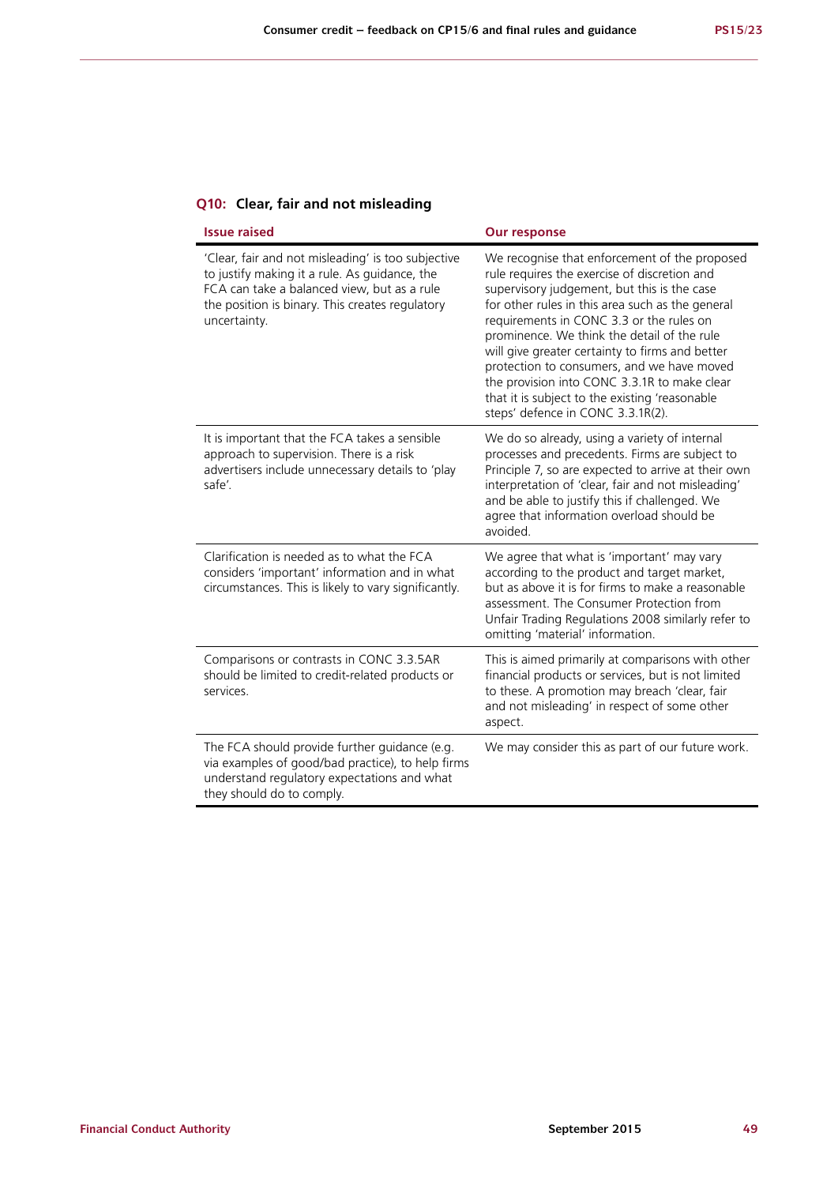### Q10: Clear, fair and not misleading

| Issue raised | Our response |
|---|---|
| 'Clear, fair and not misleading' is too subjective to justify making it a rule. As guidance, the FCA can take a balanced view, but as a rule the position is binary. This creates regulatory uncertainty. | We recognise that enforcement of the proposed rule requires the exercise of discretion and supervisory judgement, but this is the case for other rules in this area such as the general requirements in CONC 3.3 or the rules on prominence. We think the detail of the rule will give greater certainty to firms and better protection to consumers, and we have moved the provision into CONC 3.3.1R to make clear that it is subject to the existing 'reasonable steps' defence in CONC 3.3.1R(2). |
| It is important that the FCA takes a sensible approach to supervision. There is a risk advertisers include unnecessary details to 'play safe'. | We do so already, using a variety of internal processes and precedents. Firms are subject to Principle 7, so are expected to arrive at their own interpretation of 'clear, fair and not misleading' and be able to justify this if challenged. We agree that information overload should be avoided. |
| Clarification is needed as to what the FCA considers 'important' information and in what circumstances. This is likely to vary significantly. | We agree that what is 'important' may vary according to the product and target market, but as above it is for firms to make a reasonable assessment. The Consumer Protection from Unfair Trading Regulations 2008 similarly refer to omitting 'material' information. |
| Comparisons or contrasts in CONC 3.3.5AR should be limited to credit-related products or services. | This is aimed primarily at comparisons with other financial products or services, but is not limited to these. A promotion may breach 'clear, fair and not misleading' in respect of some other aspect. |
| The FCA should provide further guidance (e.g. via examples of good/bad practice), to help firms understand regulatory expectations and what they should do to comply. | We may consider this as part of our future work. |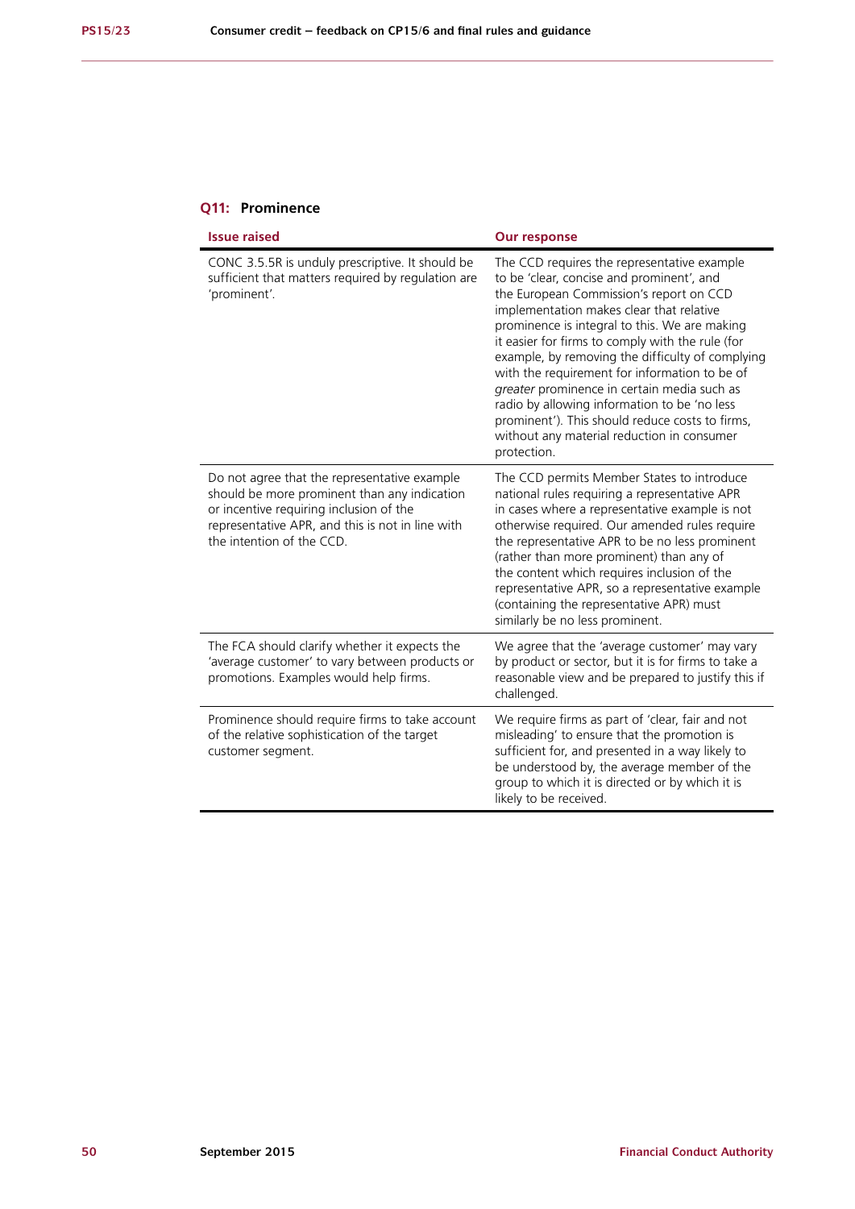### Q11: Prominence

| Issue raised | Our response |
|---|---|
| CONC 3.5.5R is unduly prescriptive. It should be sufficient that matters required by regulation are 'prominent'. | The CCD requires the representative example to be 'clear, concise and prominent', and the European Commission's report on CCD implementation makes clear that relative prominence is integral to this. We are making it easier for firms to comply with the rule (for example, by removing the difficulty of complying with the requirement for information to be of *greater* prominence in certain media such as radio by allowing information to be 'no less prominent'). This should reduce costs to firms, without any material reduction in consumer protection. |
| Do not agree that the representative example should be more prominent than any indication or incentive requiring inclusion of the representative APR, and this is not in line with the intention of the CCD. | The CCD permits Member States to introduce national rules requiring a representative APR in cases where a representative example is not otherwise required. Our amended rules require the representative APR to be no less prominent (rather than more prominent) than any of the content which requires inclusion of the representative APR, so a representative example (containing the representative APR) must similarly be no less prominent. |
| The FCA should clarify whether it expects the 'average customer' to vary between products or promotions. Examples would help firms. | We agree that the 'average customer' may vary by product or sector, but it is for firms to take a reasonable view and be prepared to justify this if challenged. |
| Prominence should require firms to take account of the relative sophistication of the target customer segment. | We require firms as part of 'clear, fair and not misleading' to ensure that the promotion is sufficient for, and presented in a way likely to be understood by, the average member of the group to which it is directed or by which it is likely to be received. |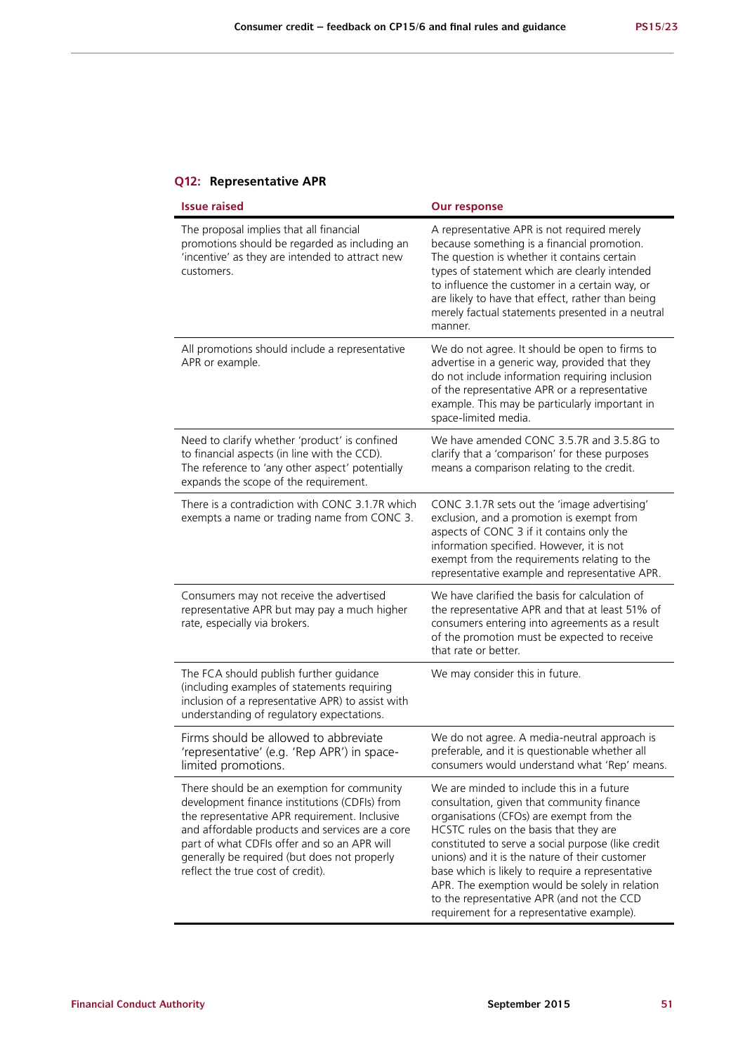## Q12: Representative APR

| Issue raised | Our response |
| --- | --- |
| The proposal implies that all financial promotions should be regarded as including an 'incentive' as they are intended to attract new customers. | A representative APR is not required merely because something is a financial promotion. The question is whether it contains certain types of statement which are clearly intended to influence the customer in a certain way, or are likely to have that effect, rather than being merely factual statements presented in a neutral manner. |
| All promotions should include a representative APR or example. | We do not agree. It should be open to firms to advertise in a generic way, provided that they do not include information requiring inclusion of the representative APR or a representative example. This may be particularly important in space-limited media. |
| Need to clarify whether 'product' is confined to financial aspects (in line with the CCD). The reference to 'any other aspect' potentially expands the scope of the requirement. | We have amended CONC 3.5.7R and 3.5.8G to clarify that a 'comparison' for these purposes means a comparison relating to the credit. |
| There is a contradiction with CONC 3.1.7R which exempts a name or trading name from CONC 3. | CONC 3.1.7R sets out the 'image advertising' exclusion, and a promotion is exempt from aspects of CONC 3 if it contains only the information specified. However, it is not exempt from the requirements relating to the representative example and representative APR. |
| Consumers may not receive the advertised representative APR but may pay a much higher rate, especially via brokers. | We have clarified the basis for calculation of the representative APR and that at least 51% of consumers entering into agreements as a result of the promotion must be expected to receive that rate or better. |
| The FCA should publish further guidance (including examples of statements requiring inclusion of a representative APR) to assist with understanding of regulatory expectations. | We may consider this in future. |
| Firms should be allowed to abbreviate 'representative' (e.g. 'Rep APR') in space-limited promotions. | We do not agree. A media-neutral approach is preferable, and it is questionable whether all consumers would understand what 'Rep' means. |
| There should be an exemption for community development finance institutions (CDFIs) from the representative APR requirement. Inclusive and affordable products and services are a core part of what CDFIs offer and so an APR will generally be required (but does not properly reflect the true cost of credit). | We are minded to include this in a future consultation, given that community finance organisations (CFOs) are exempt from the HCSTC rules on the basis that they are constituted to serve a social purpose (like credit unions) and it is the nature of their customer base which is likely to require a representative APR. The exemption would be solely in relation to the representative APR (and not the CCD requirement for a representative example). |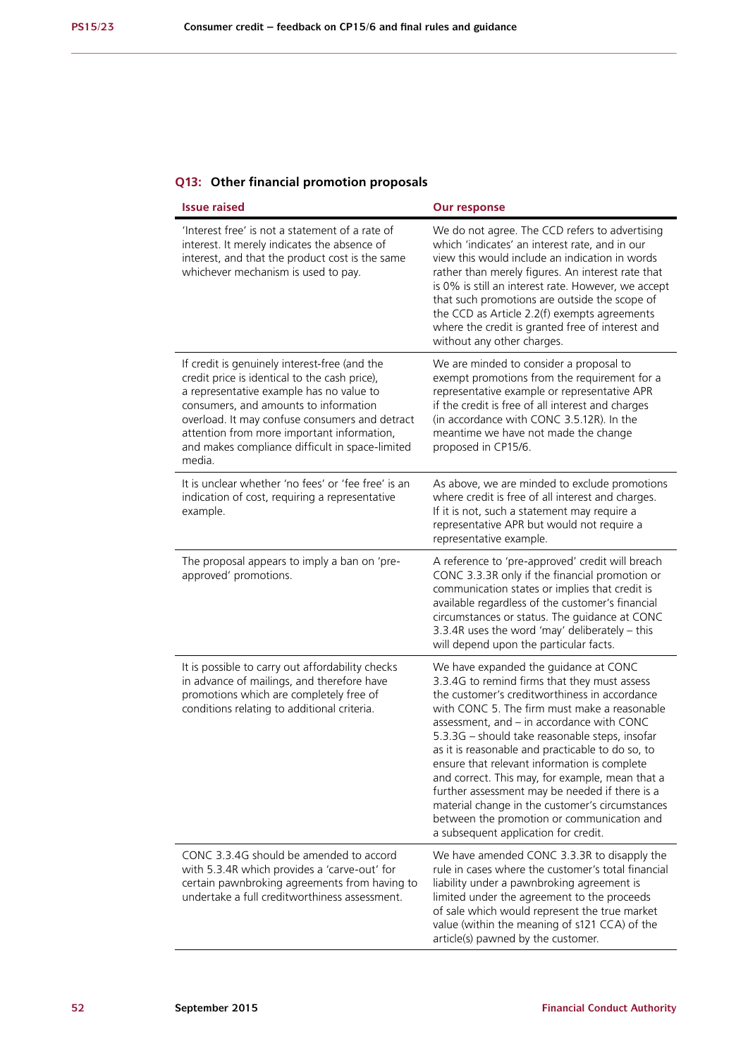### Q13: Other financial promotion proposals

| Issue raised | Our response |
|---|---|
| 'Interest free' is not a statement of a rate of interest. It merely indicates the absence of interest, and that the product cost is the same whichever mechanism is used to pay. | We do not agree. The CCD refers to advertising which 'indicates' an interest rate, and in our view this would include an indication in words rather than merely figures. An interest rate that is 0% is still an interest rate. However, we accept that such promotions are outside the scope of the CCD as Article 2.2(f) exempts agreements where the credit is granted free of interest and without any other charges. |
| If credit is genuinely interest-free (and the credit price is identical to the cash price), a representative example has no value to consumers, and amounts to information overload. It may confuse consumers and detract attention from more important information, and makes compliance difficult in space-limited media. | We are minded to consider a proposal to exempt promotions from the requirement for a representative example or representative APR if the credit is free of all interest and charges (in accordance with CONC 3.5.12R). In the meantime we have not made the change proposed in CP15/6. |
| It is unclear whether 'no fees' or 'fee free' is an indication of cost, requiring a representative example. | As above, we are minded to exclude promotions where credit is free of all interest and charges. If it is not, such a statement may require a representative APR but would not require a representative example. |
| The proposal appears to imply a ban on 'pre-approved' promotions. | A reference to 'pre-approved' credit will breach CONC 3.3.3R only if the financial promotion or communication states or implies that credit is available regardless of the customer's financial circumstances or status. The guidance at CONC 3.3.4R uses the word 'may' deliberately – this will depend upon the particular facts. |
| It is possible to carry out affordability checks in advance of mailings, and therefore have promotions which are completely free of conditions relating to additional criteria. | We have expanded the guidance at CONC 3.3.4G to remind firms that they must assess the customer's creditworthiness in accordance with CONC 5. The firm must make a reasonable assessment, and – in accordance with CONC 5.3.3G – should take reasonable steps, insofar as it is reasonable and practicable to do so, to ensure that relevant information is complete and correct. This may, for example, mean that a further assessment may be needed if there is a material change in the customer's circumstances between the promotion or communication and a subsequent application for credit. |
| CONC 3.3.4G should be amended to accord with 5.3.4R which provides a 'carve-out' for certain pawnbroking agreements from having to undertake a full creditworthiness assessment. | We have amended CONC 3.3.3R to disapply the rule in cases where the customer's total financial liability under a pawnbroking agreement is limited under the agreement to the proceeds of sale which would represent the true market value (within the meaning of s121 CCA) of the article(s) pawned by the customer. |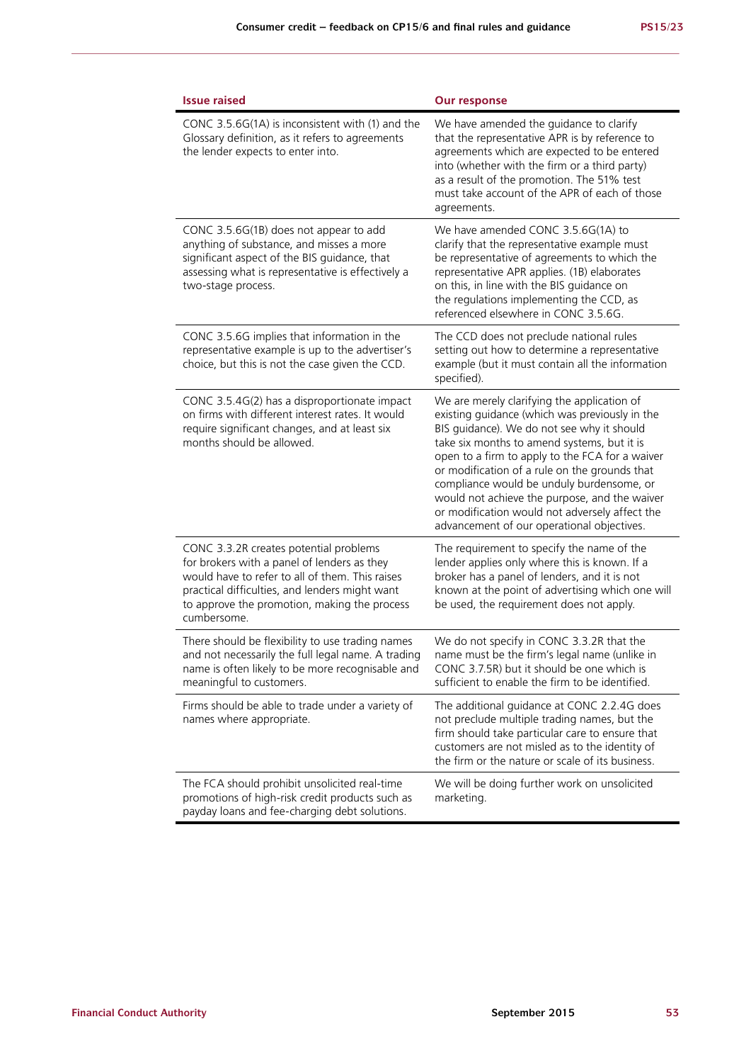| Issue raised | Our response |
|---|---|
| CONC 3.5.6G(1A) is inconsistent with (1) and the Glossary definition, as it refers to agreements the lender expects to enter into. | We have amended the guidance to clarify that the representative APR is by reference to agreements which are expected to be entered into (whether with the firm or a third party) as a result of the promotion. The 51% test must take account of the APR of each of those agreements. |
| CONC 3.5.6G(1B) does not appear to add anything of substance, and misses a more significant aspect of the BIS guidance, that assessing what is representative is effectively a two-stage process. | We have amended CONC 3.5.6G(1A) to clarify that the representative example must be representative of agreements to which the representative APR applies. (1B) elaborates on this, in line with the BIS guidance on the regulations implementing the CCD, as referenced elsewhere in CONC 3.5.6G. |
| CONC 3.5.6G implies that information in the representative example is up to the advertiser's choice, but this is not the case given the CCD. | The CCD does not preclude national rules setting out how to determine a representative example (but it must contain all the information specified). |
| CONC 3.5.4G(2) has a disproportionate impact on firms with different interest rates. It would require significant changes, and at least six months should be allowed. | We are merely clarifying the application of existing guidance (which was previously in the BIS guidance). We do not see why it should take six months to amend systems, but it is open to a firm to apply to the FCA for a waiver or modification of a rule on the grounds that compliance would be unduly burdensome, or would not achieve the purpose, and the waiver or modification would not adversely affect the advancement of our operational objectives. |
| CONC 3.3.2R creates potential problems for brokers with a panel of lenders as they would have to refer to all of them. This raises practical difficulties, and lenders might want to approve the promotion, making the process cumbersome. | The requirement to specify the name of the lender applies only where this is known. If a broker has a panel of lenders, and it is not known at the point of advertising which one will be used, the requirement does not apply. |
| There should be flexibility to use trading names and not necessarily the full legal name. A trading name is often likely to be more recognisable and meaningful to customers. | We do not specify in CONC 3.3.2R that the name must be the firm's legal name (unlike in CONC 3.7.5R) but it should be one which is sufficient to enable the firm to be identified. |
| Firms should be able to trade under a variety of names where appropriate. | The additional guidance at CONC 2.2.4G does not preclude multiple trading names, but the firm should take particular care to ensure that customers are not misled as to the identity of the firm or the nature or scale of its business. |
| The FCA should prohibit unsolicited real-time promotions of high-risk credit products such as payday loans and fee-charging debt solutions. | We will be doing further work on unsolicited marketing. |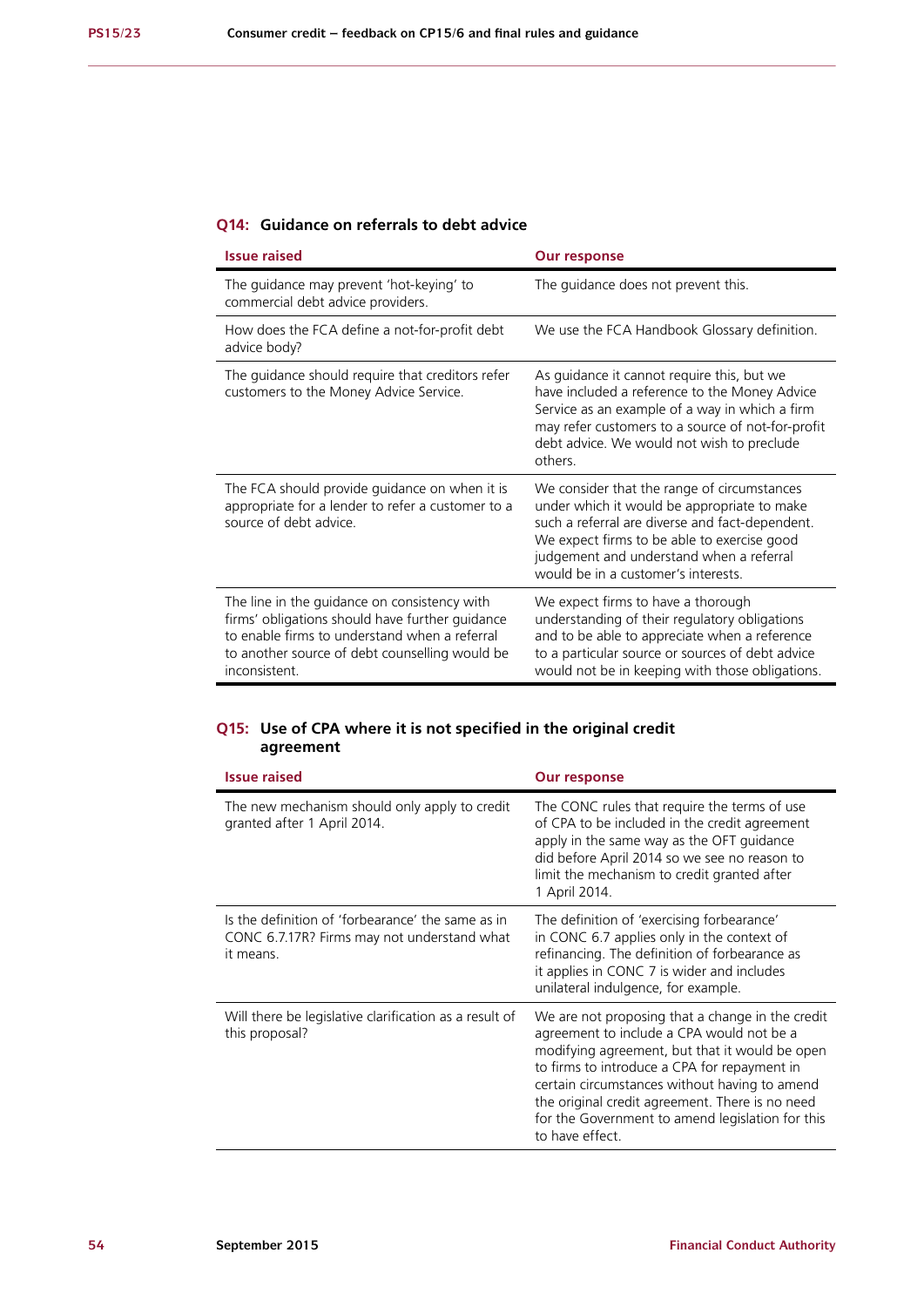### Q14: Guidance on referrals to debt advice

| Issue raised | Our response |
|---|---|
| The guidance may prevent 'hot-keying' to commercial debt advice providers. | The guidance does not prevent this. |
| How does the FCA define a not-for-profit debt advice body? | We use the FCA Handbook Glossary definition. |
| The guidance should require that creditors refer customers to the Money Advice Service. | As guidance it cannot require this, but we have included a reference to the Money Advice Service as an example of a way in which a firm may refer customers to a source of not-for-profit debt advice. We would not wish to preclude others. |
| The FCA should provide guidance on when it is appropriate for a lender to refer a customer to a source of debt advice. | We consider that the range of circumstances under which it would be appropriate to make such a referral are diverse and fact-dependent. We expect firms to be able to exercise good judgement and understand when a referral would be in a customer's interests. |
| The line in the guidance on consistency with firms' obligations should have further guidance to enable firms to understand when a referral to another source of debt counselling would be inconsistent. | We expect firms to have a thorough understanding of their regulatory obligations and to be able to appreciate when a reference to a particular source or sources of debt advice would not be in keeping with those obligations. |

### Q15: Use of CPA where it is not specified in the original credit agreement

| Issue raised | Our response |
|---|---|
| The new mechanism should only apply to credit granted after 1 April 2014. | The CONC rules that require the terms of use of CPA to be included in the credit agreement apply in the same way as the OFT guidance did before April 2014 so we see no reason to limit the mechanism to credit granted after 1 April 2014. |
| Is the definition of 'forbearance' the same as in CONC 6.7.17R? Firms may not understand what it means. | The definition of 'exercising forbearance' in CONC 6.7 applies only in the context of refinancing. The definition of forbearance as it applies in CONC 7 is wider and includes unilateral indulgence, for example. |
| Will there be legislative clarification as a result of this proposal? | We are not proposing that a change in the credit agreement to include a CPA would not be a modifying agreement, but that it would be open to firms to introduce a CPA for repayment in certain circumstances without having to amend the original credit agreement. There is no need for the Government to amend legislation for this to have effect. |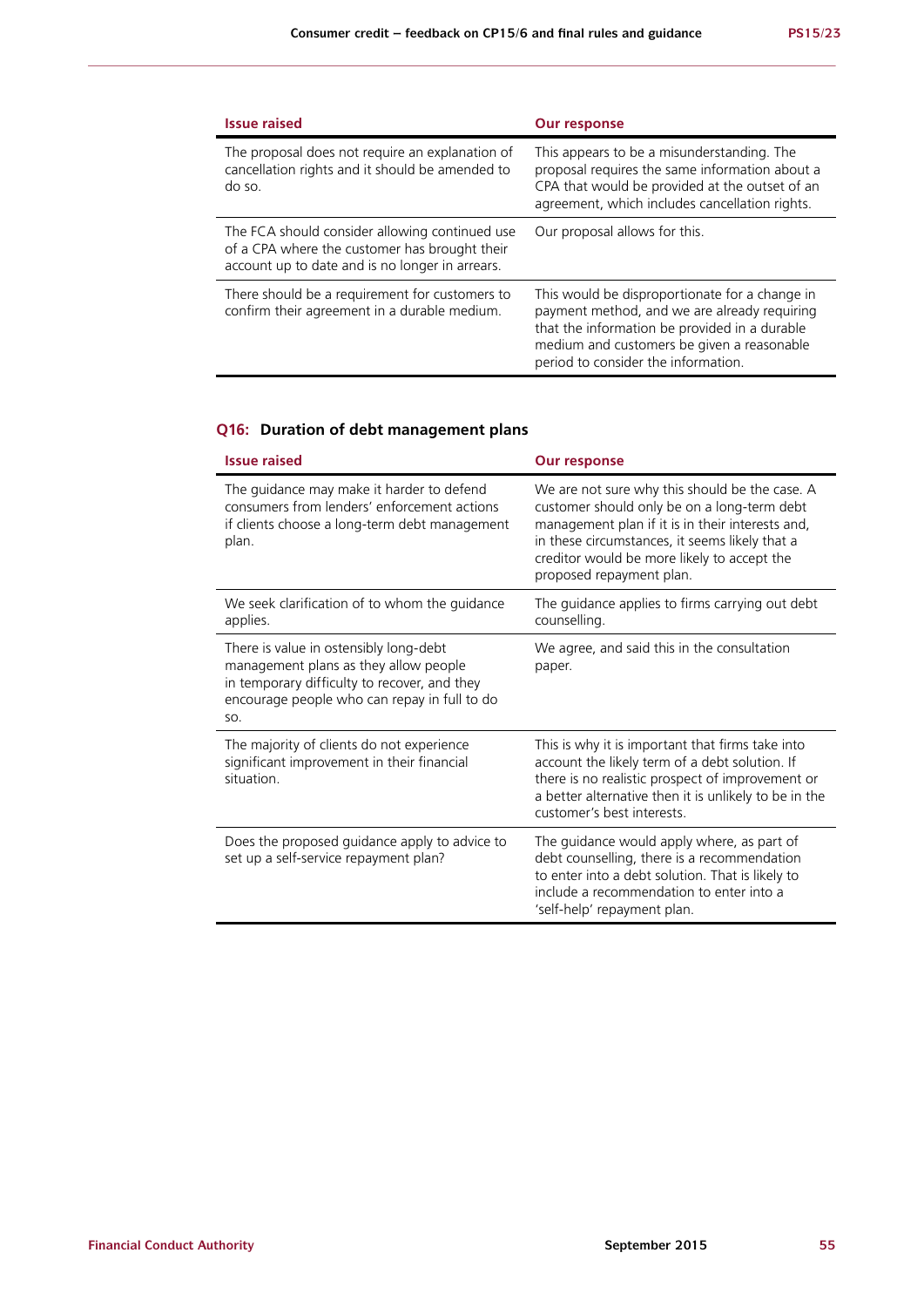| Issue raised | Our response |
|---|---|
| The proposal does not require an explanation of cancellation rights and it should be amended to do so. | This appears to be a misunderstanding. The proposal requires the same information about a CPA that would be provided at the outset of an agreement, which includes cancellation rights. |
| The FCA should consider allowing continued use of a CPA where the customer has brought their account up to date and is no longer in arrears. | Our proposal allows for this. |
| There should be a requirement for customers to confirm their agreement in a durable medium. | This would be disproportionate for a change in payment method, and we are already requiring that the information be provided in a durable medium and customers be given a reasonable period to consider the information. |

## Q16: Duration of debt management plans

| Issue raised | Our response |
|---|---|
| The guidance may make it harder to defend consumers from lenders' enforcement actions if clients choose a long-term debt management plan. | We are not sure why this should be the case. A customer should only be on a long-term debt management plan if it is in their interests and, in these circumstances, it seems likely that a creditor would be more likely to accept the proposed repayment plan. |
| We seek clarification of to whom the guidance applies. | The guidance applies to firms carrying out debt counselling. |
| There is value in ostensibly long-debt management plans as they allow people in temporary difficulty to recover, and they encourage people who can repay in full to do so. | We agree, and said this in the consultation paper. |
| The majority of clients do not experience significant improvement in their financial situation. | This is why it is important that firms take into account the likely term of a debt solution. If there is no realistic prospect of improvement or a better alternative then it is unlikely to be in the customer's best interests. |
| Does the proposed guidance apply to advice to set up a self-service repayment plan? | The guidance would apply where, as part of debt counselling, there is a recommendation to enter into a debt solution. That is likely to include a recommendation to enter into a 'self-help' repayment plan. |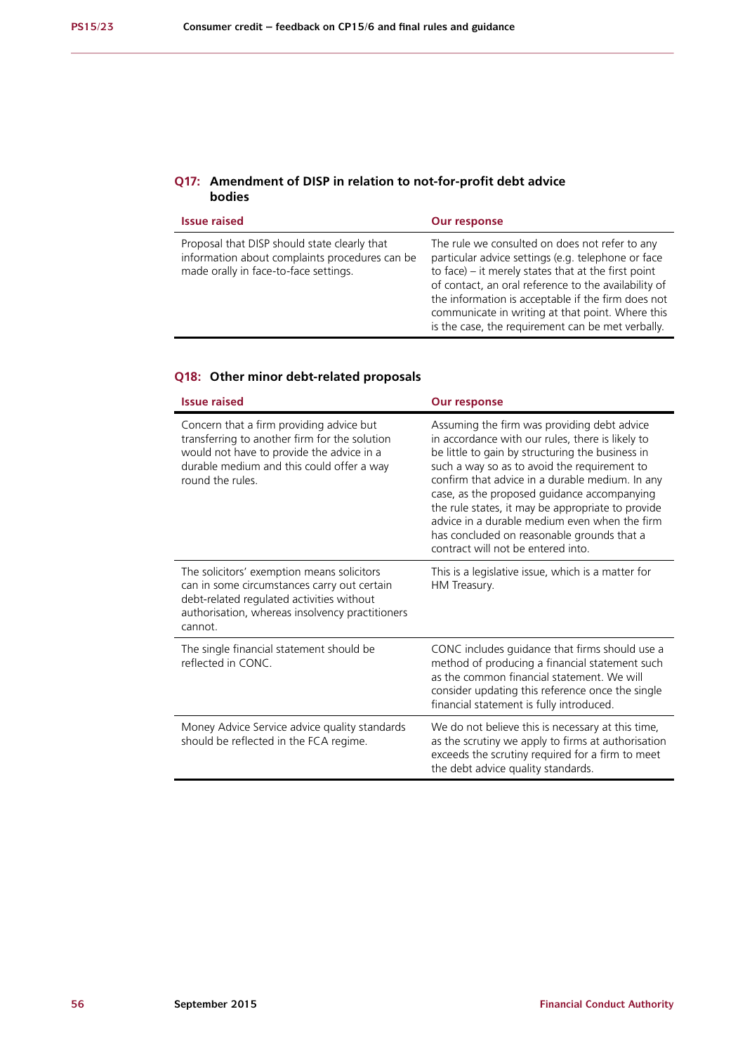### Q17: Amendment of DISP in relation to not-for-profit debt advice bodies

| Issue raised | Our response |
|---|---|
| Proposal that DISP should state clearly that information about complaints procedures can be made orally in face-to-face settings. | The rule we consulted on does not refer to any particular advice settings (e.g. telephone or face to face) – it merely states that at the first point of contact, an oral reference to the availability of the information is acceptable if the firm does not communicate in writing at that point. Where this is the case, the requirement can be met verbally. |

### Q18: Other minor debt-related proposals

| Issue raised | Our response |
|---|---|
| Concern that a firm providing advice but transferring to another firm for the solution would not have to provide the advice in a durable medium and this could offer a way round the rules. | Assuming the firm was providing debt advice in accordance with our rules, there is likely to be little to gain by structuring the business in such a way so as to avoid the requirement to confirm that advice in a durable medium. In any case, as the proposed guidance accompanying the rule states, it may be appropriate to provide advice in a durable medium even when the firm has concluded on reasonable grounds that a contract will not be entered into. |
| The solicitors' exemption means solicitors can in some circumstances carry out certain debt-related regulated activities without authorisation, whereas insolvency practitioners cannot. | This is a legislative issue, which is a matter for HM Treasury. |
| The single financial statement should be reflected in CONC. | CONC includes guidance that firms should use a method of producing a financial statement such as the common financial statement. We will consider updating this reference once the single financial statement is fully introduced. |
| Money Advice Service advice quality standards should be reflected in the FCA regime. | We do not believe this is necessary at this time, as the scrutiny we apply to firms at authorisation exceeds the scrutiny required for a firm to meet the debt advice quality standards. |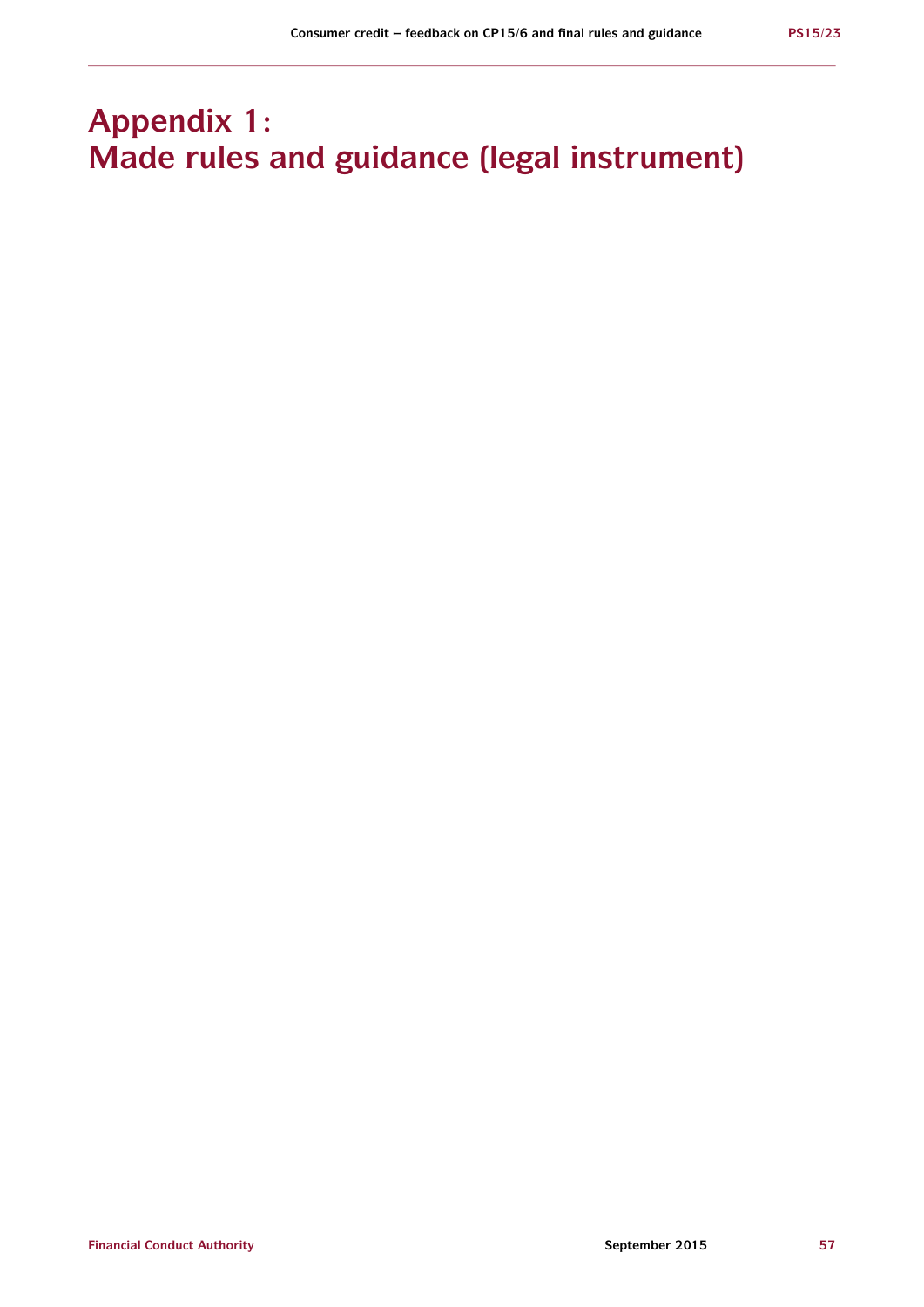# Appendix 1: Made rules and guidance (legal instrument)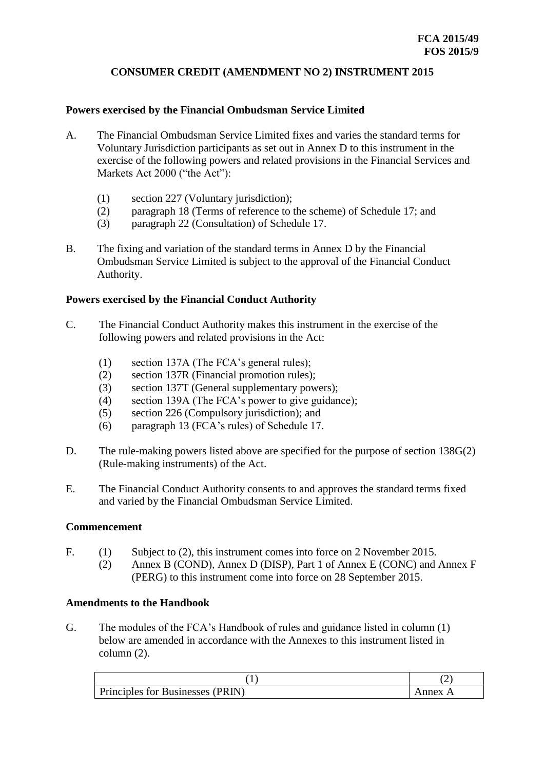**FCA 2015/49**
**FOS 2015/9**

# CONSUMER CREDIT (AMENDMENT NO 2) INSTRUMENT 2015

## Powers exercised by the Financial Ombudsman Service Limited

A. The Financial Ombudsman Service Limited fixes and varies the standard terms for Voluntary Jurisdiction participants as set out in Annex D to this instrument in the exercise of the following powers and related provisions in the Financial Services and Markets Act 2000 ("the Act"):

   (1) section 227 (Voluntary jurisdiction);
   (2) paragraph 18 (Terms of reference to the scheme) of Schedule 17; and
   (3) paragraph 22 (Consultation) of Schedule 17.

B. The fixing and variation of the standard terms in Annex D by the Financial Ombudsman Service Limited is subject to the approval of the Financial Conduct Authority.

## Powers exercised by the Financial Conduct Authority

C. The Financial Conduct Authority makes this instrument in the exercise of the following powers and related provisions in the Act:

   (1) section 137A (The FCA's general rules);
   (2) section 137R (Financial promotion rules);
   (3) section 137T (General supplementary powers);
   (4) section 139A (The FCA's power to give guidance);
   (5) section 226 (Compulsory jurisdiction); and
   (6) paragraph 13 (FCA's rules) of Schedule 17.

D. The rule-making powers listed above are specified for the purpose of section 138G(2) (Rule-making instruments) of the Act.

E. The Financial Conduct Authority consents to and approves the standard terms fixed and varied by the Financial Ombudsman Service Limited.

## Commencement

F. (1) Subject to (2), this instrument comes into force on 2 November 2015.
   (2) Annex B (COND), Annex D (DISP), Part 1 of Annex E (CONC) and Annex F (PERG) to this instrument come into force on 28 September 2015.

## Amendments to the Handbook

G. The modules of the FCA's Handbook of rules and guidance listed in column (1) below are amended in accordance with the Annexes to this instrument listed in column (2).

| (1) | (2) |
|---|---|
| Principles for Businesses (PRIN) | Annex A |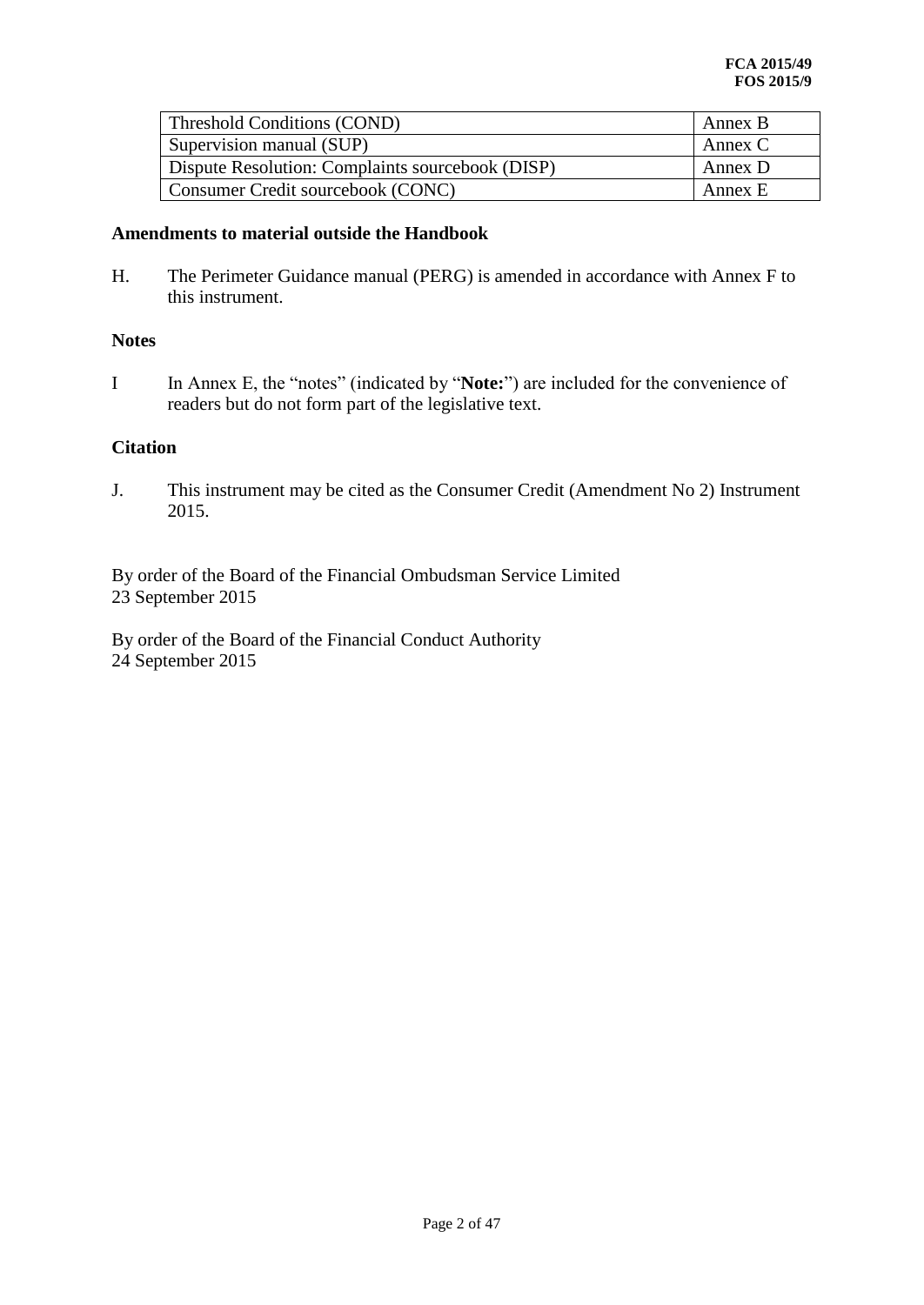| | |
|---|---|
| Threshold Conditions (COND) | Annex B |
| Supervision manual (SUP) | Annex C |
| Dispute Resolution: Complaints sourcebook (DISP) | Annex D |
| Consumer Credit sourcebook (CONC) | Annex E |

**Amendments to material outside the Handbook**

H. The Perimeter Guidance manual (PERG) is amended in accordance with Annex F to this instrument.

**Notes**

I In Annex E, the "notes" (indicated by "**Note:**") are included for the convenience of readers but do not form part of the legislative text.

**Citation**

J. This instrument may be cited as the Consumer Credit (Amendment No 2) Instrument 2015.

By order of the Board of the Financial Ombudsman Service Limited
23 September 2015

By order of the Board of the Financial Conduct Authority
24 September 2015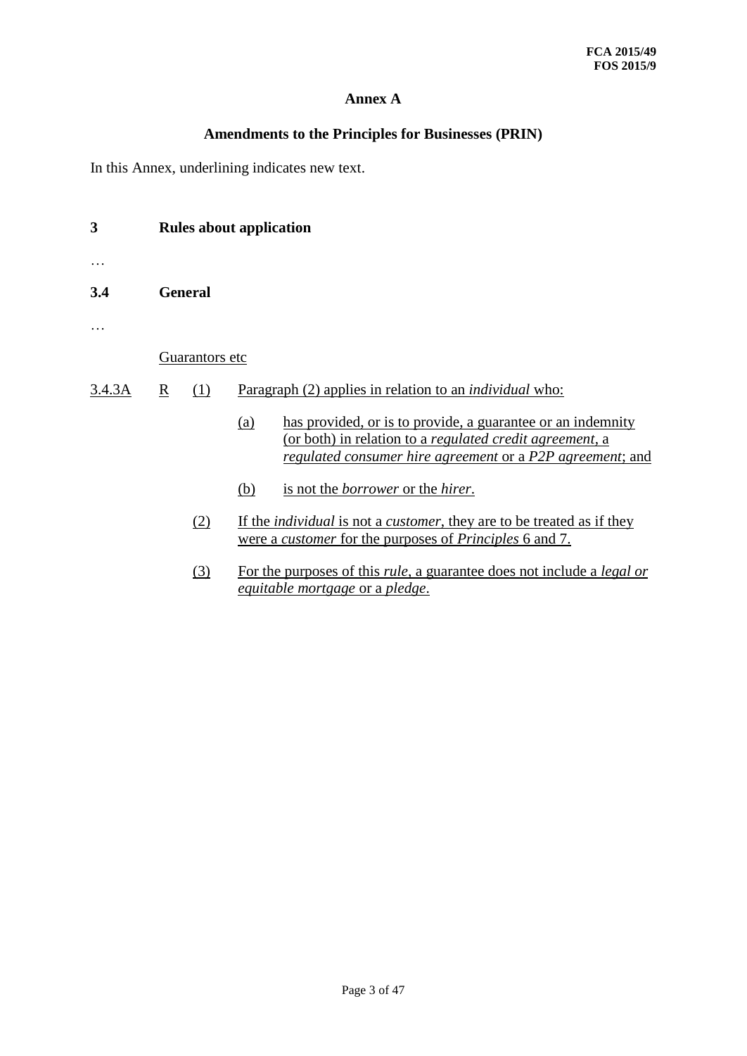# Annex A

## Amendments to the Principles for Businesses (PRIN)

In this Annex, underlining indicates new text.

**3 Rules about application**

…

**3.4 General**

…

Guarantors etc

3.4.3A R (1) Paragraph (2) applies in relation to an *individual* who:

(a) has provided, or is to provide, a guarantee or an indemnity (or both) in relation to a *regulated credit agreement*, a *regulated consumer hire agreement* or a *P2P agreement*; and

(b) is not the *borrower* or the *hirer*.

(2) If the *individual* is not a *customer*, they are to be treated as if they were a *customer* for the purposes of *Principles* 6 and 7.

(3) For the purposes of this *rule*, a guarantee does not include a *legal or equitable mortgage* or a *pledge*.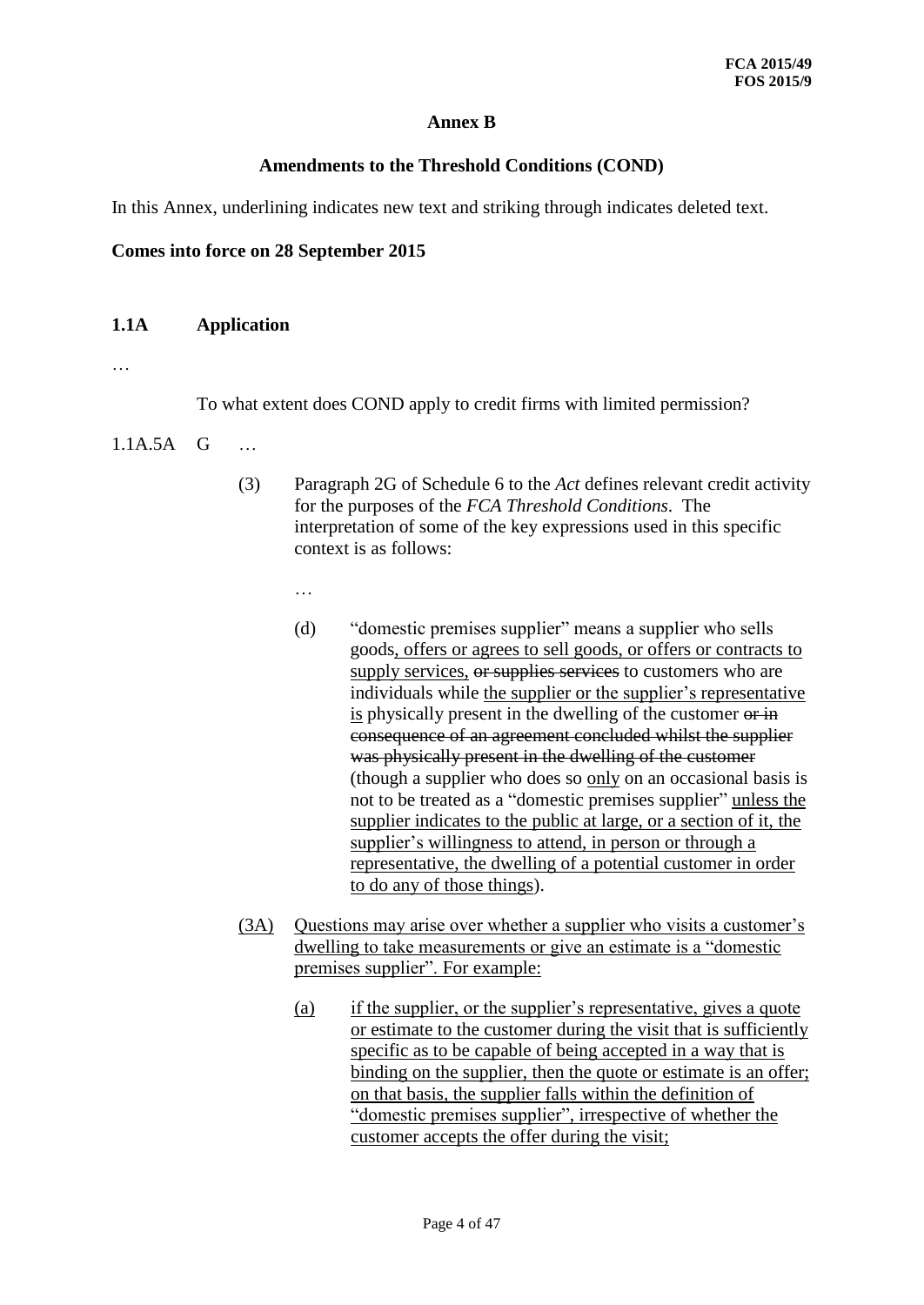**Annex B**

**Amendments to the Threshold Conditions (COND)**

In this Annex, underlining indicates new text and striking through indicates deleted text.

**Comes into force on 28 September 2015**

## 1.1A Application

…

To what extent does COND apply to credit firms with limited permission?

1.1A.5A G …

(3) Paragraph 2G of Schedule 6 to the *Act* defines relevant credit activity for the purposes of the *FCA Threshold Conditions*. The interpretation of some of the key expressions used in this specific context is as follows:

…

(d) "domestic premises supplier" means a supplier who sells goods<u>, offers or agrees to sell goods, or offers or contracts to supply services,</u> ~~or supplies services~~ to customers who are individuals while <u>the supplier or the supplier's representative is</u> physically present in the dwelling of the customer ~~or in consequence of an agreement concluded whilst the supplier was physically present in the dwelling of the customer~~ (though a supplier who does so <u>only</u> on an occasional basis is not to be treated as a "domestic premises supplier" <u>unless the supplier indicates to the public at large, or a section of it, the supplier's willingness to attend, in person or through a representative, the dwelling of a potential customer in order to do any of those things</u>).

<u>(3A) Questions may arise over whether a supplier who visits a customer's dwelling to take measurements or give an estimate is a "domestic premises supplier". For example:</u>

<u>(a) if the supplier, or the supplier's representative, gives a quote or estimate to the customer during the visit that is sufficiently specific as to be capable of being accepted in a way that is binding on the supplier, then the quote or estimate is an offer; on that basis, the supplier falls within the definition of "domestic premises supplier", irrespective of whether the customer accepts the offer during the visit;</u>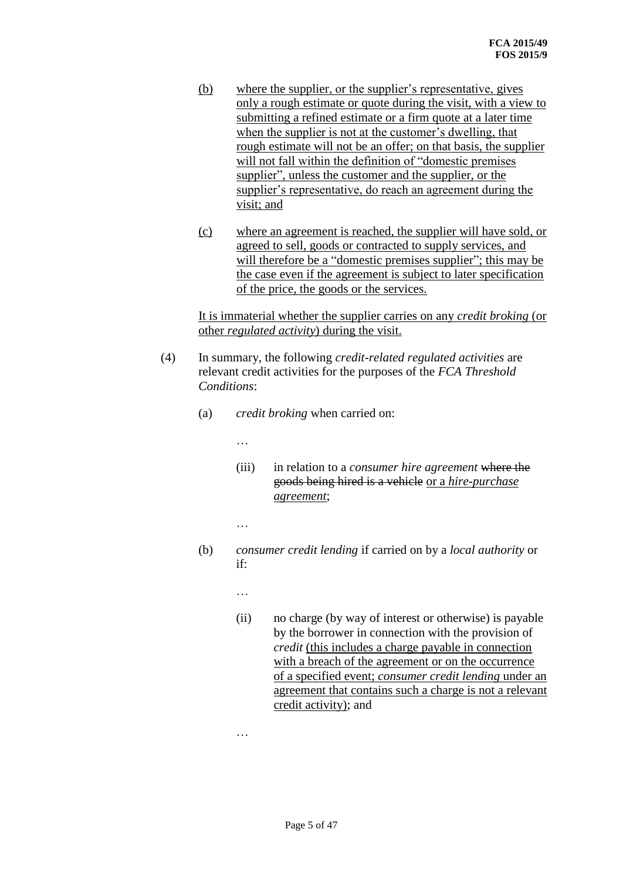(b) where the supplier, or the supplier's representative, gives only a rough estimate or quote during the visit, with a view to submitting a refined estimate or a firm quote at a later time when the supplier is not at the customer's dwelling, that rough estimate will not be an offer; on that basis, the supplier will not fall within the definition of "domestic premises supplier", unless the customer and the supplier, or the supplier's representative, do reach an agreement during the visit; and

(c) where an agreement is reached, the supplier will have sold, or agreed to sell, goods or contracted to supply services, and will therefore be a "domestic premises supplier"; this may be the case even if the agreement is subject to later specification of the price, the goods or the services.

It is immaterial whether the supplier carries on any *credit broking* (or other *regulated activity*) during the visit.

(4) In summary, the following *credit-related regulated activities* are relevant credit activities for the purposes of the *FCA Threshold Conditions*:

(a) *credit broking* when carried on:

…

(iii) in relation to a *consumer hire agreement* ~~where the goods being hired is a vehicle~~ or a *hire-purchase agreement*;

…

(b) *consumer credit lending* if carried on by a *local authority* or if:

…

(ii) no charge (by way of interest or otherwise) is payable by the borrower in connection with the provision of *credit* (this includes a charge payable in connection with a breach of the agreement or on the occurrence of a specified event; *consumer credit lending* under an agreement that contains such a charge is not a relevant credit activity); and

…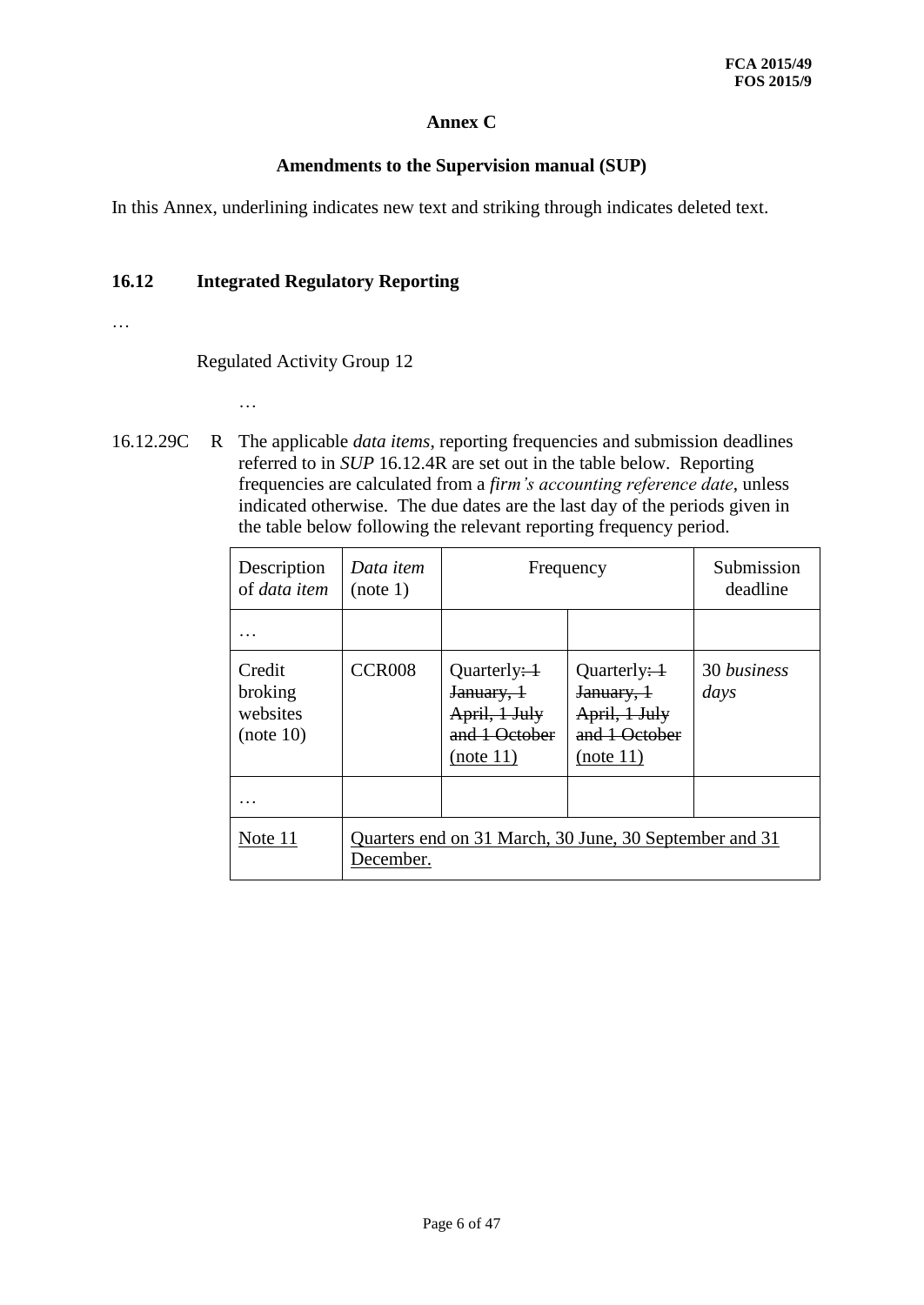**FCA 2015/49**
**FOS 2015/9**

# Annex C

## Amendments to the Supervision manual (SUP)

In this Annex, underlining indicates new text and striking through indicates deleted text.

### 16.12 Integrated Regulatory Reporting

…

Regulated Activity Group 12

…

16.12.29C R The applicable *data items*, reporting frequencies and submission deadlines referred to in *SUP* 16.12.4R are set out in the table below. Reporting frequencies are calculated from a *firm's accounting reference date*, unless indicated otherwise. The due dates are the last day of the periods given in the table below following the relevant reporting frequency period.

| Description of *data item* | *Data item* (note 1) | Frequency | | Submission deadline |
|---|---|---|---|---|
| … | | | | |
| Credit broking websites (note 10) | CCR008 | Quarterly~~: 1 January, 1 April, 1 July and 1 October~~ <ins>(note 11)</ins> | Quarterly~~: 1 January, 1 April, 1 July and 1 October~~ <ins>(note 11)</ins> | 30 *business days* |
| … | | | | |
| <ins>Note 11</ins> | <ins>Quarters end on 31 March, 30 June, 30 September and 31 December.</ins> | | | |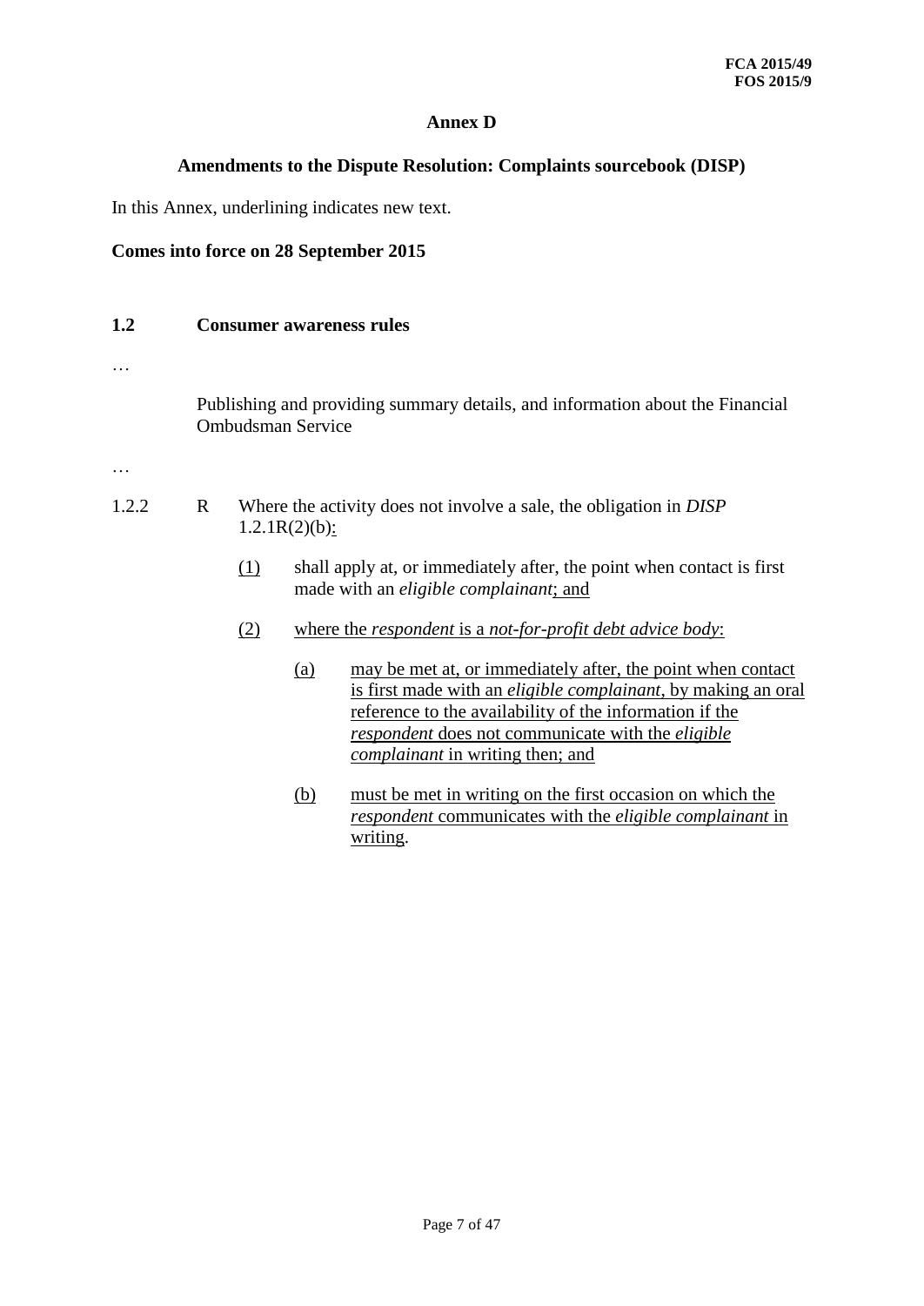# Annex D

## Amendments to the Dispute Resolution: Complaints sourcebook (DISP)

In this Annex, underlining indicates new text.

**Comes into force on 28 September 2015**

**1.2 Consumer awareness rules**

…

Publishing and providing summary details, and information about the Financial Ombudsman Service

…

1.2.2 R Where the activity does not involve a sale, the obligation in *DISP* 1.2.1R(2)(b):

(1) shall apply at, or immediately after, the point when contact is first made with an *eligible complainant*; and

(2) where the *respondent* is a *not-for-profit debt advice body*:

(a) may be met at, or immediately after, the point when contact is first made with an *eligible complainant*, by making an oral reference to the availability of the information if the *respondent* does not communicate with the *eligible complainant* in writing then; and

(b) must be met in writing on the first occasion on which the *respondent* communicates with the *eligible complainant* in writing.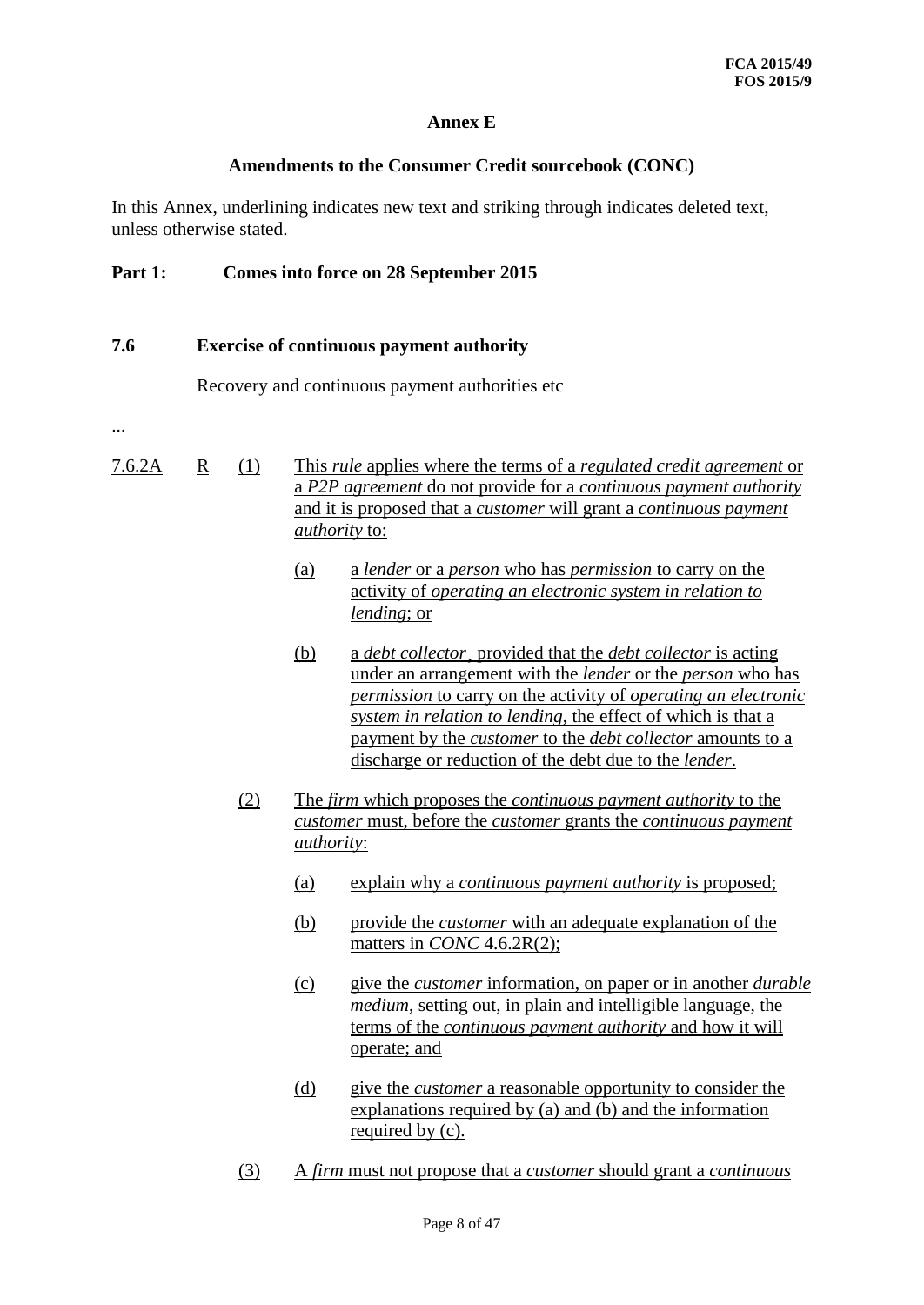**FCA 2015/49**
**FOS 2015/9**

## Annex E

### Amendments to the Consumer Credit sourcebook (CONC)

In this Annex, underlining indicates new text and striking through indicates deleted text, unless otherwise stated.

**Part 1: Comes into force on 28 September 2015**

**7.6 Exercise of continuous payment authority**

Recovery and continuous payment authorities etc

...

7.6.2A R (1) This *rule* applies where the terms of a *regulated credit agreement* or a *P2P agreement* do not provide for a *continuous payment authority* and it is proposed that a *customer* will grant a *continuous payment authority* to:

(a) a *lender* or a *person* who has *permission* to carry on the activity of *operating an electronic system in relation to lending*; or

(b) a *debt collector*, provided that the *debt collector* is acting under an arrangement with the *lender* or the *person* who has *permission* to carry on the activity of *operating an electronic system in relation to lending*, the effect of which is that a payment by the *customer* to the *debt collector* amounts to a discharge or reduction of the debt due to the *lender*.

(2) The *firm* which proposes the *continuous payment authority* to the *customer* must, before the *customer* grants the *continuous payment authority*:

(a) explain why a *continuous payment authority* is proposed;

(b) provide the *customer* with an adequate explanation of the matters in *CONC* 4.6.2R(2);

(c) give the *customer* information, on paper or in another *durable medium*, setting out, in plain and intelligible language, the terms of the *continuous payment authority* and how it will operate; and

(d) give the *customer* a reasonable opportunity to consider the explanations required by (a) and (b) and the information required by (c).

(3) A *firm* must not propose that a *customer* should grant a *continuous*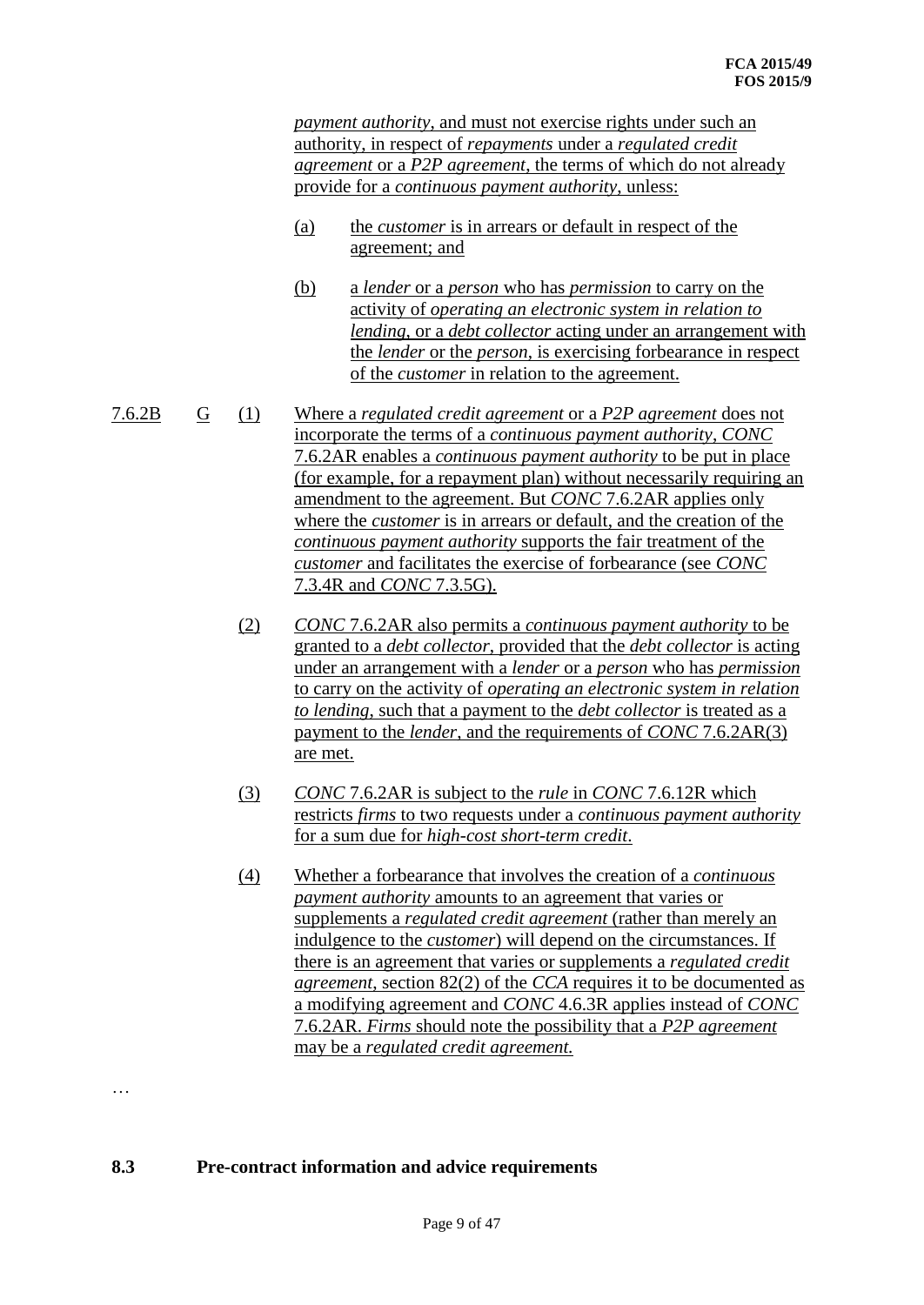*payment authority*, and must not exercise rights under such an authority, in respect of *repayments* under a *regulated credit agreement* or a *P2P agreement*, the terms of which do not already provide for a *continuous payment authority*, unless:

(a) the *customer* is in arrears or default in respect of the agreement; and

(b) a *lender* or a *person* who has *permission* to carry on the activity of *operating an electronic system in relation to lending*, or a *debt collector* acting under an arrangement with the *lender* or the *person*, is exercising forbearance in respect of the *customer* in relation to the agreement.

7.6.2B G (1) Where a *regulated credit agreement* or a *P2P agreement* does not incorporate the terms of a *continuous payment authority*, *CONC* 7.6.2AR enables a *continuous payment authority* to be put in place (for example, for a repayment plan) without necessarily requiring an amendment to the agreement. But *CONC* 7.6.2AR applies only where the *customer* is in arrears or default, and the creation of the *continuous payment authority* supports the fair treatment of the *customer* and facilitates the exercise of forbearance (see *CONC* 7.3.4R and *CONC* 7.3.5G).

(2) *CONC* 7.6.2AR also permits a *continuous payment authority* to be granted to a *debt collector*, provided that the *debt collector* is acting under an arrangement with a *lender* or a *person* who has *permission* to carry on the activity of *operating an electronic system in relation to lending*, such that a payment to the *debt collector* is treated as a payment to the *lender*, and the requirements of *CONC* 7.6.2AR(3) are met.

(3) *CONC* 7.6.2AR is subject to the *rule* in *CONC* 7.6.12R which restricts *firms* to two requests under a *continuous payment authority* for a sum due for *high-cost short-term credit*.

(4) Whether a forbearance that involves the creation of a *continuous payment authority* amounts to an agreement that varies or supplements a *regulated credit agreement* (rather than merely an indulgence to the *customer*) will depend on the circumstances. If there is an agreement that varies or supplements a *regulated credit agreement*, section 82(2) of the *CCA* requires it to be documented as a modifying agreement and *CONC* 4.6.3R applies instead of *CONC* 7.6.2AR. *Firms* should note the possibility that a *P2P agreement* may be a *regulated credit agreement.*

…

**8.3 Pre-contract information and advice requirements**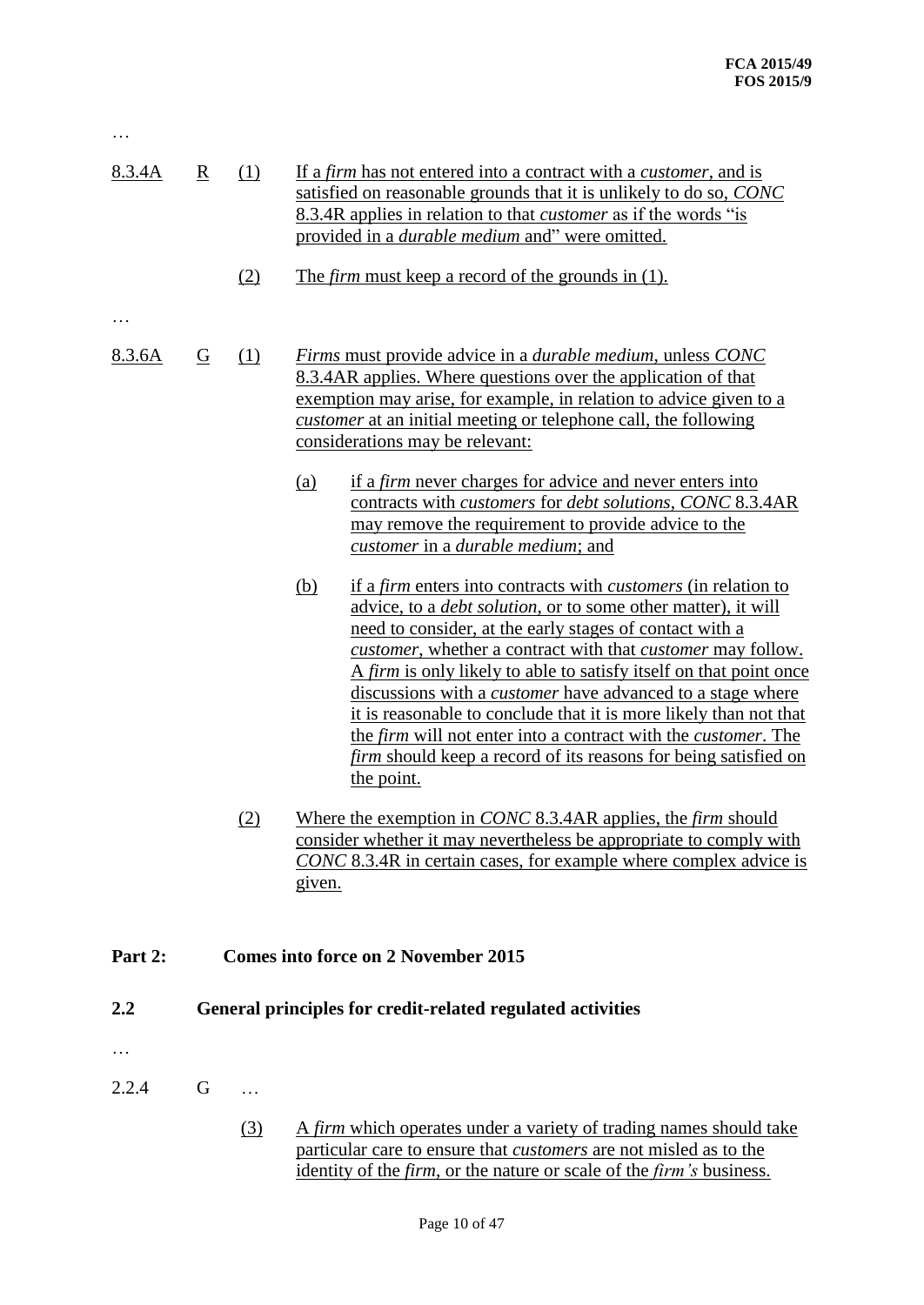…

8.3.4A R (1) If a *firm* has not entered into a contract with a *customer*, and is satisfied on reasonable grounds that it is unlikely to do so, *CONC* 8.3.4R applies in relation to that *customer* as if the words "is provided in a *durable medium* and" were omitted.

(2) The *firm* must keep a record of the grounds in (1).

…

8.3.6A G (1) *Firms* must provide advice in a *durable medium*, unless *CONC* 8.3.4AR applies. Where questions over the application of that exemption may arise, for example, in relation to advice given to a *customer* at an initial meeting or telephone call, the following considerations may be relevant:

(a) if a *firm* never charges for advice and never enters into contracts with *customers* for *debt solutions*, *CONC* 8.3.4AR may remove the requirement to provide advice to the *customer* in a *durable medium*; and

(b) if a *firm* enters into contracts with *customers* (in relation to advice, to a *debt solution*, or to some other matter), it will need to consider, at the early stages of contact with a *customer*, whether a contract with that *customer* may follow. A *firm* is only likely to able to satisfy itself on that point once discussions with a *customer* have advanced to a stage where it is reasonable to conclude that it is more likely than not that the *firm* will not enter into a contract with the *customer*. The *firm* should keep a record of its reasons for being satisfied on the point.

(2) Where the exemption in *CONC* 8.3.4AR applies, the *firm* should consider whether it may nevertheless be appropriate to comply with *CONC* 8.3.4R in certain cases, for example where complex advice is given.

**Part 2: Comes into force on 2 November 2015**

**2.2 General principles for credit-related regulated activities**

…

2.2.4 G …

(3) A *firm* which operates under a variety of trading names should take particular care to ensure that *customers* are not misled as to the identity of the *firm*, or the nature or scale of the *firm's* business.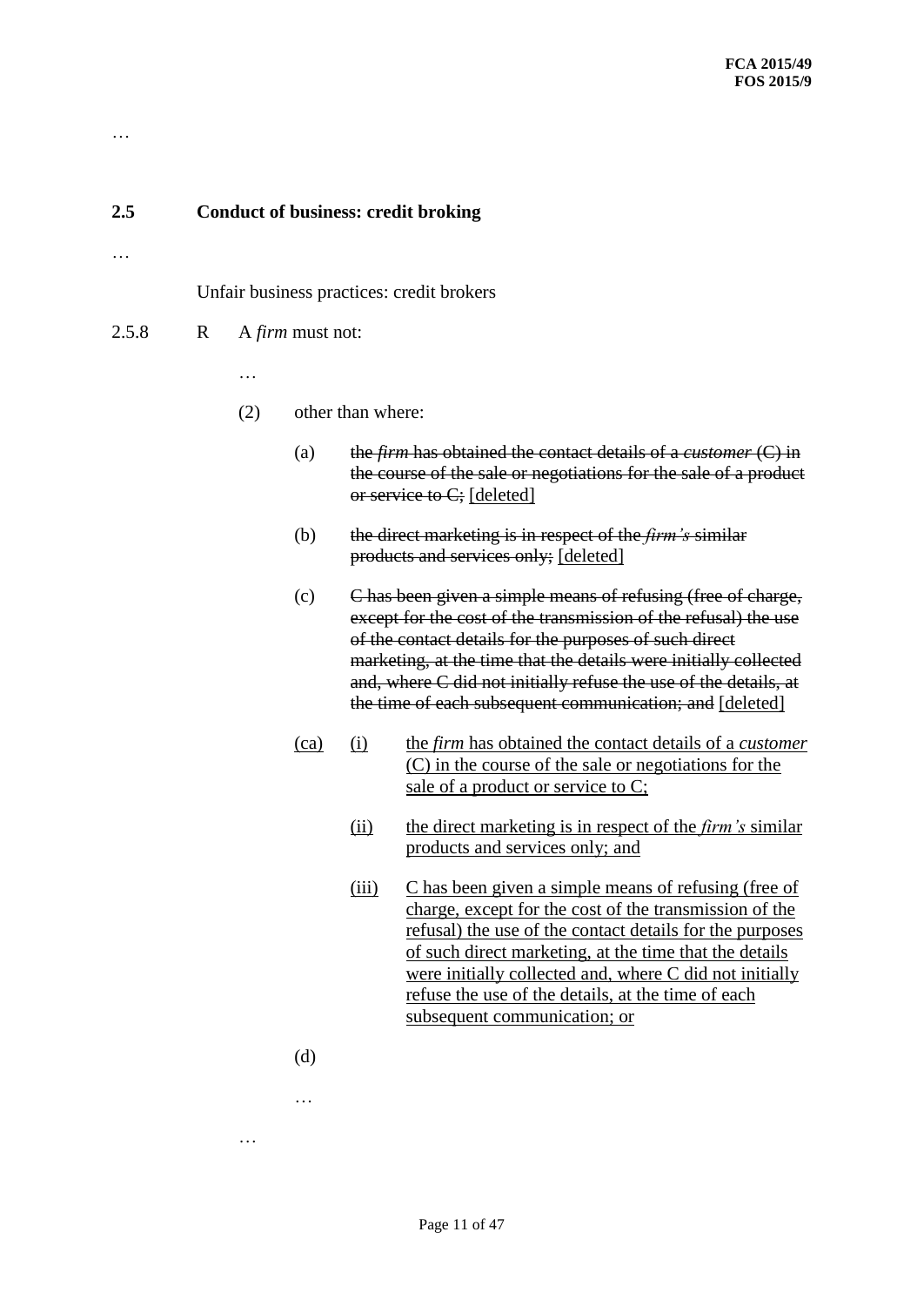…

**2.5 Conduct of business: credit broking**

…

Unfair business practices: credit brokers

2.5.8 R A *firm* must not:

…

(2) other than where:

(a) ~~the *firm* has obtained the contact details of a *customer* (C) in the course of the sale or negotiations for the sale of a product or service to C;~~ [deleted]

(b) ~~the direct marketing is in respect of the *firm's* similar products and services only;~~ [deleted]

(c) ~~C has been given a simple means of refusing (free of charge, except for the cost of the transmission of the refusal) the use of the contact details for the purposes of such direct marketing, at the time that the details were initially collected and, where C did not initially refuse the use of the details, at the time of each subsequent communication; and~~ [deleted]

(ca) (i) the *firm* has obtained the contact details of a *customer* (C) in the course of the sale or negotiations for the sale of a product or service to C;

(ii) the direct marketing is in respect of the *firm's* similar products and services only; and

(iii) C has been given a simple means of refusing (free of charge, except for the cost of the transmission of the refusal) the use of the contact details for the purposes of such direct marketing, at the time that the details were initially collected and, where C did not initially refuse the use of the details, at the time of each subsequent communication; or

(d)

…

…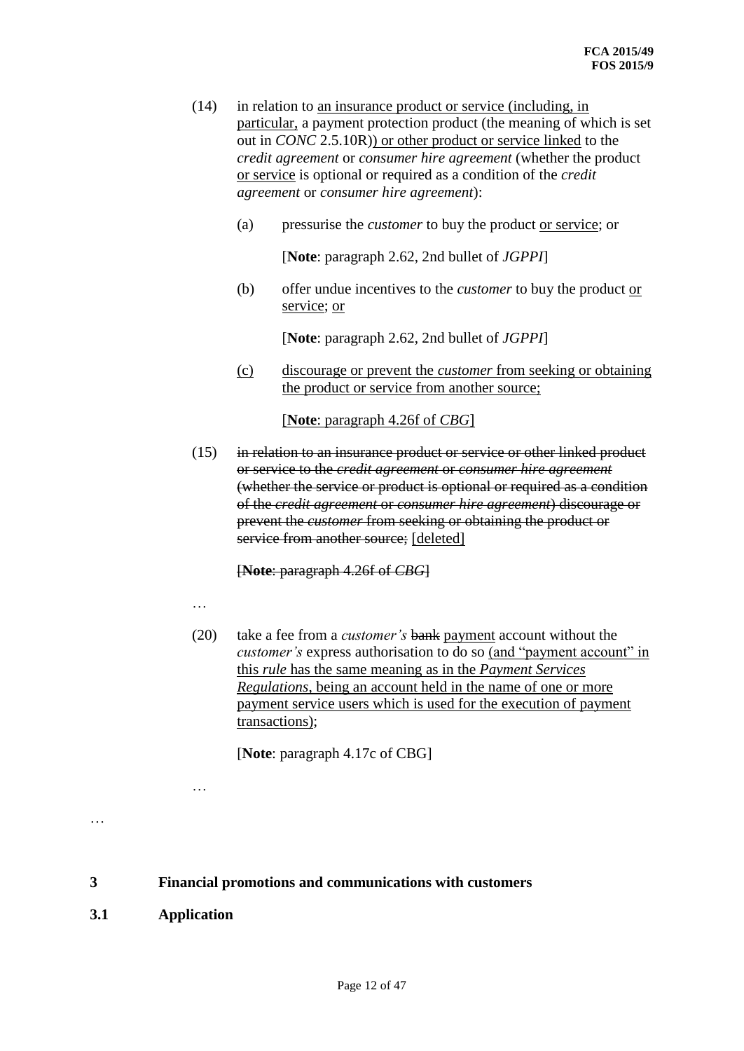(14) in relation to an insurance product or service (including, in particular, a payment protection product (the meaning of which is set out in *CONC* 2.5.10R)) or other product or service linked to the *credit agreement* or *consumer hire agreement* (whether the product or service is optional or required as a condition of the *credit agreement* or *consumer hire agreement*):

(a) pressurise the *customer* to buy the product or service; or

[**Note**: paragraph 2.62, 2nd bullet of *JGPPI*]

(b) offer undue incentives to the *customer* to buy the product or service; or

[**Note**: paragraph 2.62, 2nd bullet of *JGPPI*]

(c) discourage or prevent the *customer* from seeking or obtaining the product or service from another source;

[**Note**: paragraph 4.26f of *CBG*]

(15) ~~in relation to an insurance product or service or other linked product or service to the *credit agreement* or *consumer hire agreement* (whether the service or product is optional or required as a condition of the *credit agreement* or *consumer hire agreement*) discourage or prevent the *customer* from seeking or obtaining the product or service from another source;~~ [deleted]

~~[**Note**: paragraph 4.26f of *CBG*]~~

…

(20) take a fee from a *customer's* ~~bank~~ payment account without the *customer's* express authorisation to do so (and "payment account" in this *rule* has the same meaning as in the *Payment Services Regulations*, being an account held in the name of one or more payment service users which is used for the execution of payment transactions);

[**Note**: paragraph 4.17c of CBG]

…

…

## 3 Financial promotions and communications with customers

### 3.1 Application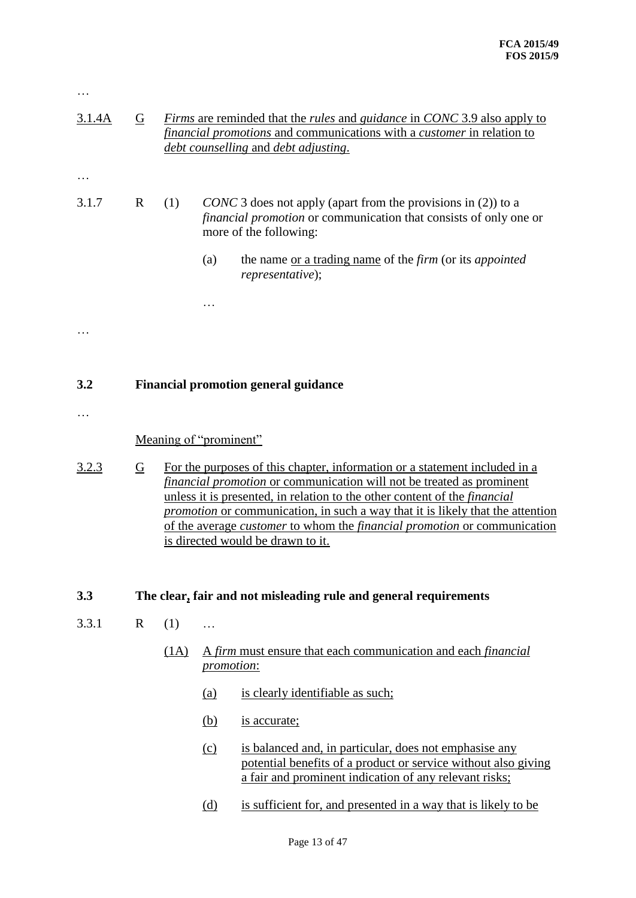…

3.1.4A G *Firms* are reminded that the *rules* and *guidance* in *CONC* 3.9 also apply to *financial promotions* and communications with a *customer* in relation to *debt counselling* and *debt adjusting*.

…

3.1.7 R (1) *CONC* 3 does not apply (apart from the provisions in (2)) to a *financial promotion* or communication that consists of only one or more of the following:

(a) the name or a trading name of the *firm* (or its *appointed representative*);

…

…

## 3.2 Financial promotion general guidance

…

Meaning of "prominent"

3.2.3 G For the purposes of this chapter, information or a statement included in a *financial promotion* or communication will not be treated as prominent unless it is presented, in relation to the other content of the *financial promotion* or communication, in such a way that it is likely that the attention of the average *customer* to whom the *financial promotion* or communication is directed would be drawn to it.

## 3.3 The clear, fair and not misleading rule and general requirements

3.3.1 R (1) …

(1A) A *firm* must ensure that each communication and each *financial promotion*:

(a) is clearly identifiable as such;

(b) is accurate;

(c) is balanced and, in particular, does not emphasise any potential benefits of a product or service without also giving a fair and prominent indication of any relevant risks;

(d) is sufficient for, and presented in a way that is likely to be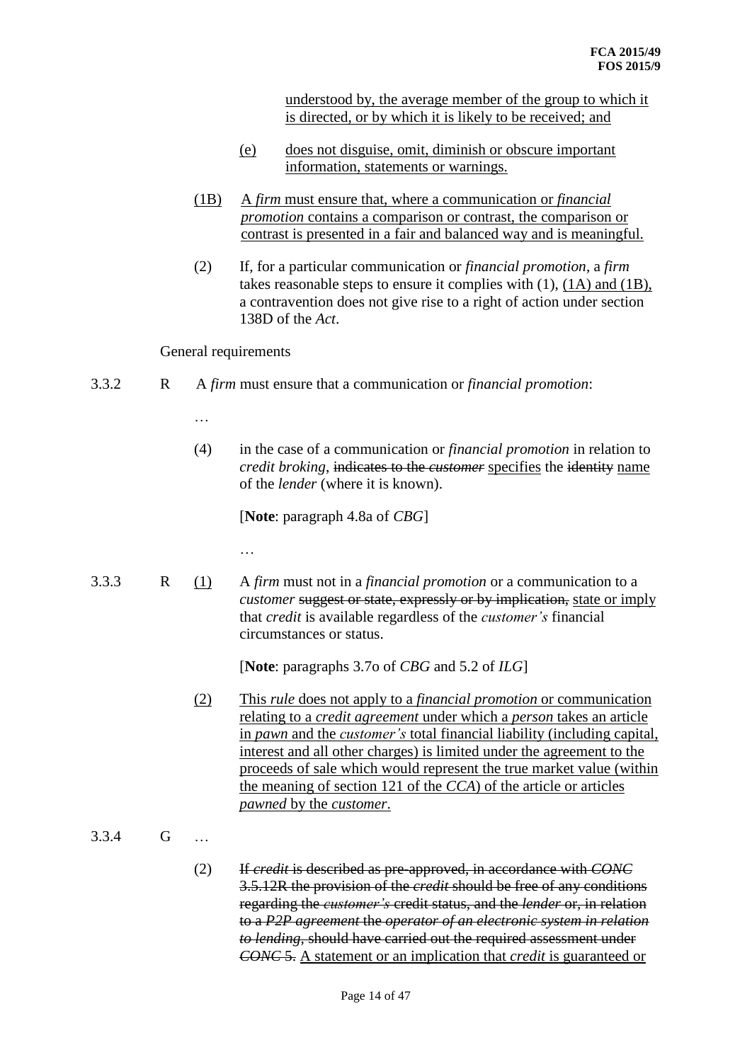understood by, the average member of the group to which it is directed, or by which it is likely to be received; and

(e) does not disguise, omit, diminish or obscure important information, statements or warnings.

(1B) A *firm* must ensure that, where a communication or *financial promotion* contains a comparison or contrast, the comparison or contrast is presented in a fair and balanced way and is meaningful.

(2) If, for a particular communication or *financial promotion*, a *firm* takes reasonable steps to ensure it complies with (1), (1A) and (1B), a contravention does not give rise to a right of action under section 138D of the *Act*.

General requirements

3.3.2 R A *firm* must ensure that a communication or *financial promotion*:

…

(4) in the case of a communication or *financial promotion* in relation to *credit broking*, ~~indicates to the *customer*~~ specifies the ~~identity~~ name of the *lender* (where it is known).

[**Note**: paragraph 4.8a of *CBG*]

…

3.3.3 R (1) A *firm* must not in a *financial promotion* or a communication to a *customer* ~~suggest or state, expressly or by implication,~~ state or imply that *credit* is available regardless of the *customer's* financial circumstances or status.

[**Note**: paragraphs 3.7o of *CBG* and 5.2 of *ILG*]

(2) This *rule* does not apply to a *financial promotion* or communication relating to a *credit agreement* under which a *person* takes an article in *pawn* and the *customer's* total financial liability (including capital, interest and all other charges) is limited under the agreement to the proceeds of sale which would represent the true market value (within the meaning of section 121 of the *CCA*) of the article or articles *pawned* by the *customer*.

3.3.4 G …

(2) ~~If *credit* is described as pre-approved, in accordance with *CONC* 3.5.12R the provision of the *credit* should be free of any conditions regarding the *customer's* credit status, and the *lender* or, in relation to a *P2P agreement* the *operator of an electronic system in relation to lending*, should have carried out the required assessment under *CONC* 5.~~ A statement or an implication that *credit* is guaranteed or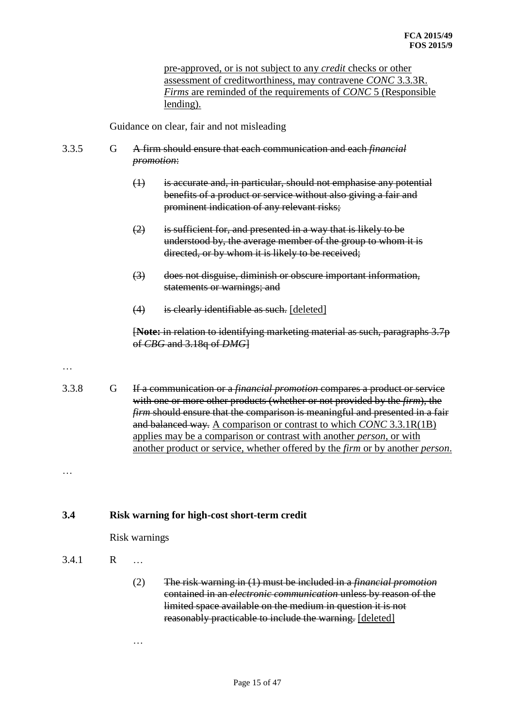pre-approved, or is not subject to any *credit* checks or other assessment of creditworthiness, may contravene *CONC* 3.3.3R. *Firms* are reminded of the requirements of *CONC* 5 (Responsible lending).

Guidance on clear, fair and not misleading

3.3.5 G ~~A firm should ensure that each communication and each *financial promotion*:~~

(1) ~~is accurate and, in particular, should not emphasise any potential benefits of a product or service without also giving a fair and prominent indication of any relevant risks;~~

(2) ~~is sufficient for, and presented in a way that is likely to be understood by, the average member of the group to whom it is directed, or by whom it is likely to be received;~~

(3) ~~does not disguise, diminish or obscure important information, statements or warnings; and~~

(4) ~~is clearly identifiable as such.~~ [deleted]

~~[**Note:** in relation to identifying marketing material as such, paragraphs 3.7p of *CBG* and 3.18q of *DMG*]~~

…

3.3.8 G ~~If a communication or a *financial promotion* compares a product or service with one or more other products (whether or not provided by the *firm*), the *firm* should ensure that the comparison is meaningful and presented in a fair and balanced way.~~ A comparison or contrast to which *CONC* 3.3.1R(1B) applies may be a comparison or contrast with another *person*, or with another product or service, whether offered by the *firm* or by another *person*.

…

**3.4 Risk warning for high-cost short-term credit**

Risk warnings

3.4.1 R …

(2) ~~The risk warning in (1) must be included in a *financial promotion* contained in an *electronic communication* unless by reason of the limited space available on the medium in question it is not reasonably practicable to include the warning.~~ [deleted]

…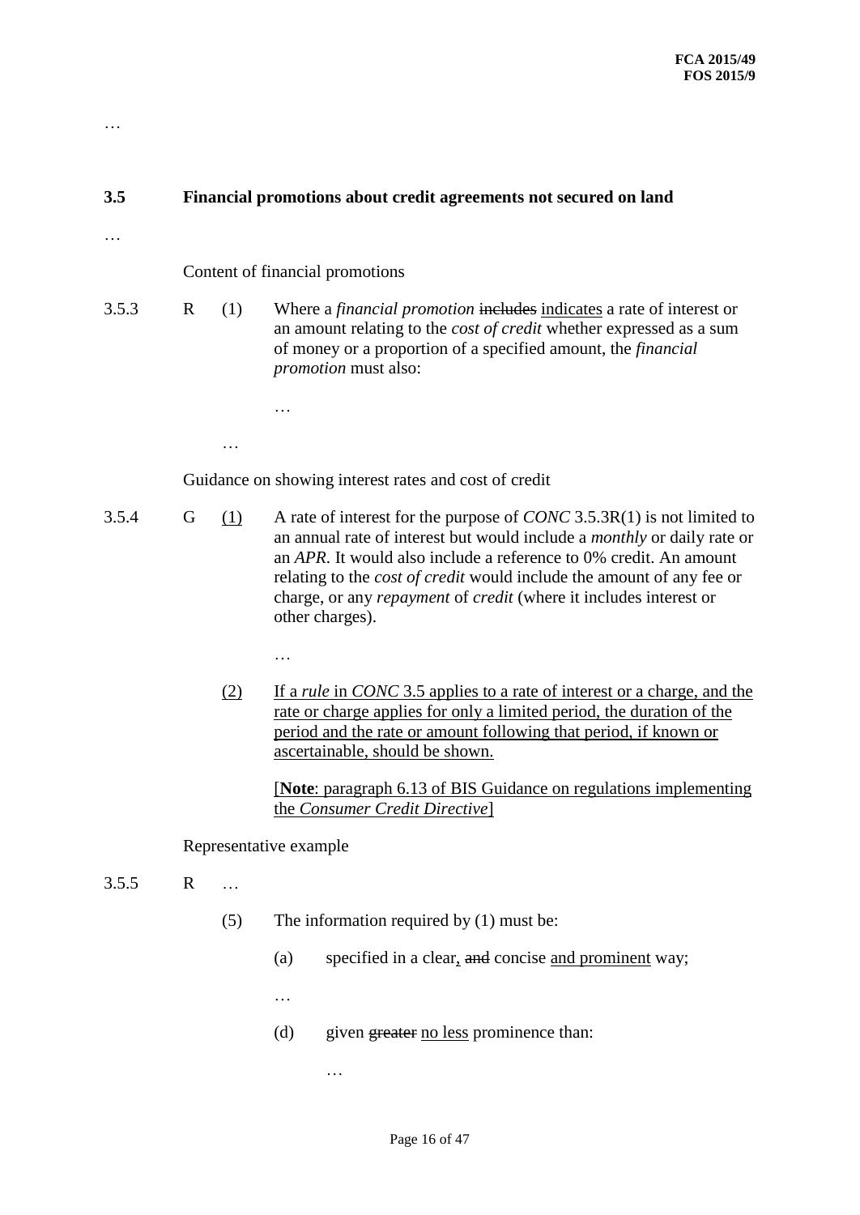…

### 3.5 Financial promotions about credit agreements not secured on land

…

Content of financial promotions

3.5.3 R (1) Where a *financial promotion* ~~includes~~ <u>indicates</u> a rate of interest or an amount relating to the *cost of credit* whether expressed as a sum of money or a proportion of a specified amount, the *financial promotion* must also:

…

…

Guidance on showing interest rates and cost of credit

3.5.4 G <u>(1)</u> A rate of interest for the purpose of *CONC* 3.5.3R(1) is not limited to an annual rate of interest but would include a *monthly* or daily rate or an *APR*. It would also include a reference to 0% credit. An amount relating to the *cost of credit* would include the amount of any fee or charge, or any *repayment* of *credit* (where it includes interest or other charges).

…

<u>(2)</u> <u>If a *rule* in *CONC* 3.5 applies to a rate of interest or a charge, and the rate or charge applies for only a limited period, the duration of the period and the rate or amount following that period, if known or ascertainable, should be shown.</u>

<u>[**Note**: paragraph 6.13 of BIS Guidance on regulations implementing the *Consumer Credit Directive*]</u>

Representative example

3.5.5 R …

(5) The information required by (1) must be:

(a) specified in a clear<u>,</u> ~~and~~ concise <u>and prominent</u> way;

…

(d) given ~~greater~~ <u>no less</u> prominence than:

…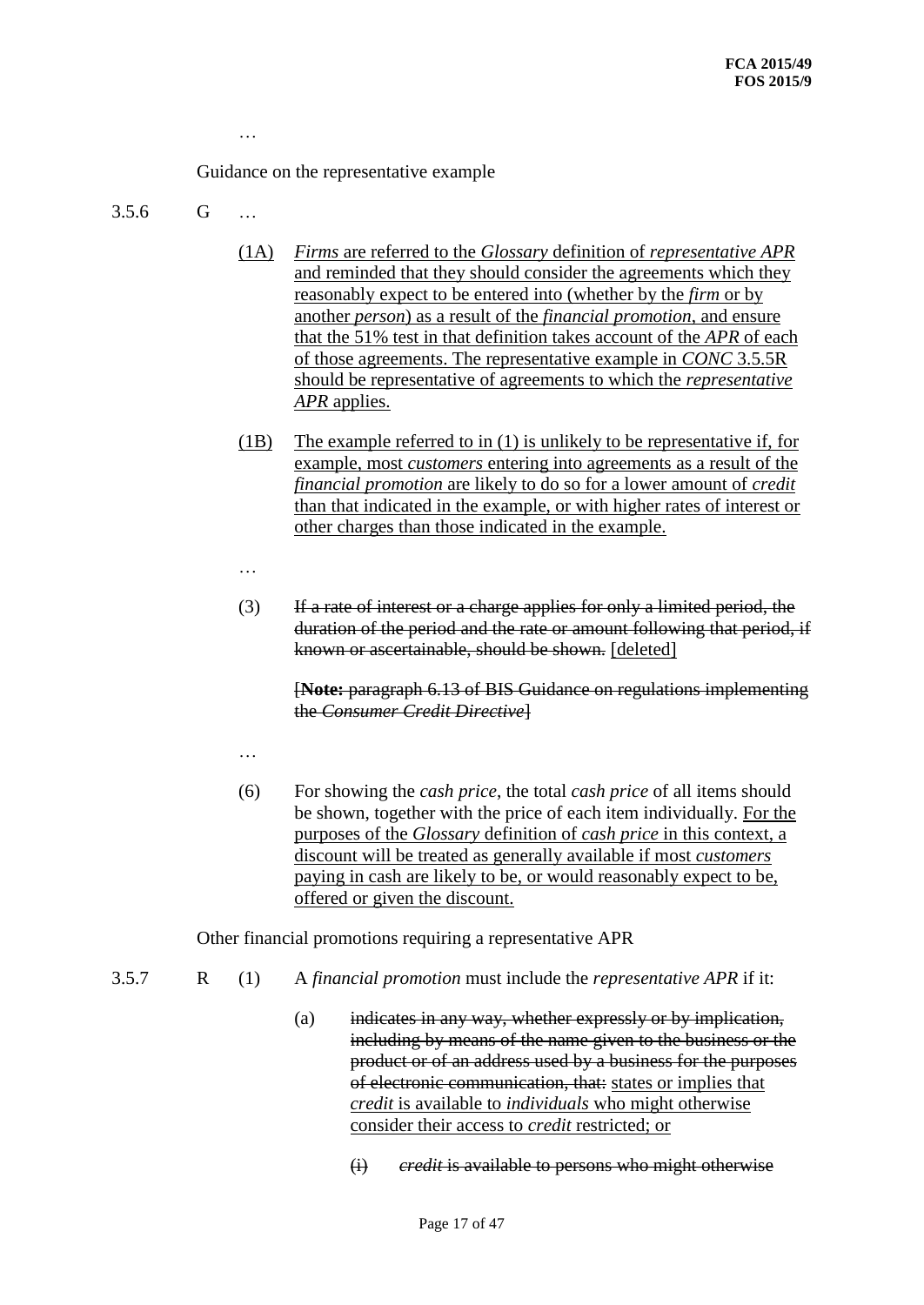…

Guidance on the representative example

3.5.6 G …

(1A) *Firms* are referred to the *Glossary* definition of *representative APR* and reminded that they should consider the agreements which they reasonably expect to be entered into (whether by the *firm* or by another *person*) as a result of the *financial promotion*, and ensure that the 51% test in that definition takes account of the *APR* of each of those agreements. The representative example in *CONC* 3.5.5R should be representative of agreements to which the *representative APR* applies.

(1B) The example referred to in (1) is unlikely to be representative if, for example, most *customers* entering into agreements as a result of the *financial promotion* are likely to do so for a lower amount of *credit* than that indicated in the example, or with higher rates of interest or other charges than those indicated in the example.

…

(3) ~~If a rate of interest or a charge applies for only a limited period, the duration of the period and the rate or amount following that period, if known or ascertainable, should be shown.~~ [deleted]

~~[**Note:** paragraph 6.13 of BIS Guidance on regulations implementing the *Consumer Credit Directive*]~~

…

(6) For showing the *cash price*, the total *cash price* of all items should be shown, together with the price of each item individually. For the purposes of the *Glossary* definition of *cash price* in this context, a discount will be treated as generally available if most *customers* paying in cash are likely to be, or would reasonably expect to be, offered or given the discount.

Other financial promotions requiring a representative APR

3.5.7 R (1) A *financial promotion* must include the *representative APR* if it:

(a) ~~indicates in any way, whether expressly or by implication, including by means of the name given to the business or the product or of an address used by a business for the purposes of electronic communication, that:~~ states or implies that *credit* is available to *individuals* who might otherwise consider their access to *credit* restricted; or

~~(i) *credit* is available to persons who might otherwise~~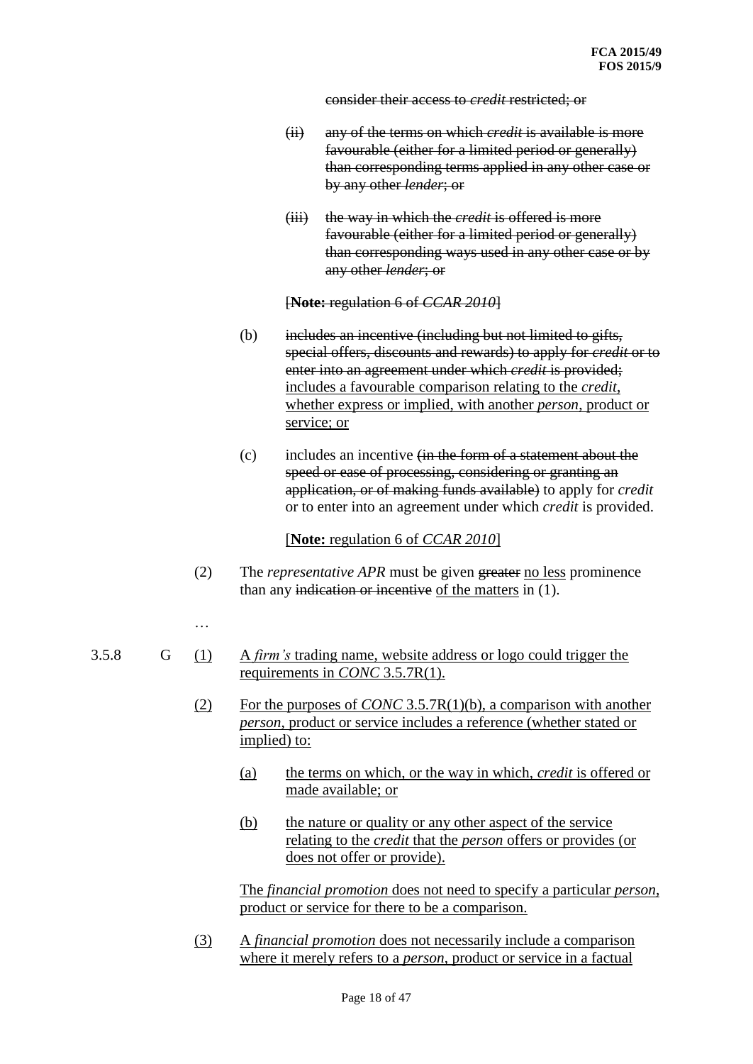~~consider their access to *credit* restricted; or~~

~~(ii) any of the terms on which *credit* is available is more favourable (either for a limited period or generally) than corresponding terms applied in any other case or by any other *lender*; or~~

~~(iii) the way in which the *credit* is offered is more favourable (either for a limited period or generally) than corresponding ways used in any other case or by any other *lender*; or~~

~~[**Note:** regulation 6 of *CCAR 2010*]~~

(b) ~~includes an incentive (including but not limited to gifts, special offers, discounts and rewards) to apply for *credit* or to enter into an agreement under which *credit* is provided;~~ <u>includes a favourable comparison relating to the *credit*, whether express or implied, with another *person*, product or service; or</u>

(c) includes an incentive ~~(in the form of a statement about the speed or ease of processing, considering or granting an application, or of making funds available)~~ to apply for *credit* or to enter into an agreement under which *credit* is provided.

[**Note:** regulation 6 of *CCAR 2010*]

(2) The *representative APR* must be given ~~greater~~ <u>no less</u> prominence than any ~~indication or incentive~~ <u>of the matters</u> in (1).

…

3.5.8 G <u>(1)</u> <u>A *firm's* trading name, website address or logo could trigger the requirements in *CONC* 3.5.7R(1).</u>

<u>(2)</u> <u>For the purposes of *CONC* 3.5.7R(1)(b), a comparison with another *person*, product or service includes a reference (whether stated or implied) to:</u>

<u>(a)</u> <u>the terms on which, or the way in which, *credit* is offered or made available; or</u>

<u>(b)</u> <u>the nature or quality or any other aspect of the service relating to the *credit* that the *person* offers or provides (or does not offer or provide).</u>

<u>The *financial promotion* does not need to specify a particular *person*, product or service for there to be a comparison.</u>

<u>(3)</u> <u>A *financial promotion* does not necessarily include a comparison where it merely refers to a *person*, product or service in a factual</u>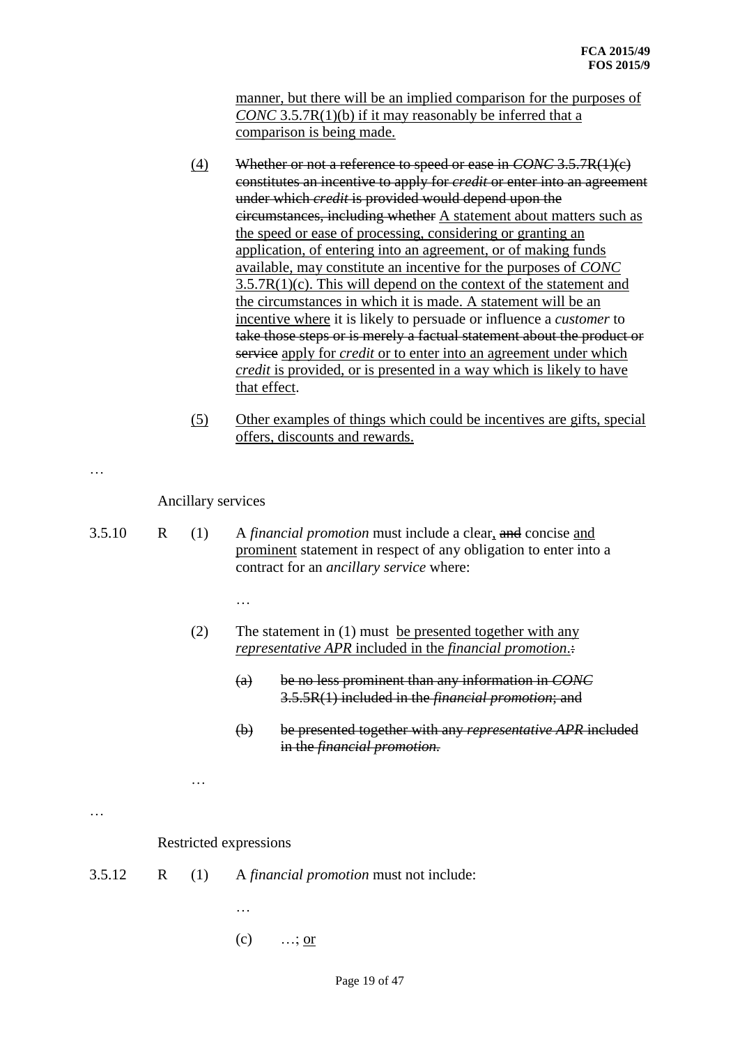manner, but there will be an implied comparison for the purposes of *CONC* 3.5.7R(1)(b) if it may reasonably be inferred that a comparison is being made.

(4) ~~Whether or not a reference to speed or ease in *CONC* 3.5.7R(1)(c) constitutes an incentive to apply for *credit* or enter into an agreement under which *credit* is provided would depend upon the circumstances, including whether~~ A statement about matters such as the speed or ease of processing, considering or granting an application, of entering into an agreement, or of making funds available, may constitute an incentive for the purposes of *CONC* 3.5.7R(1)(c). This will depend on the context of the statement and the circumstances in which it is made. A statement will be an incentive where it is likely to persuade or influence a *customer* to ~~take those steps or is merely a factual statement about the product or service~~ apply for *credit* or to enter into an agreement under which *credit* is provided, or is presented in a way which is likely to have that effect.

(5) Other examples of things which could be incentives are gifts, special offers, discounts and rewards.

…

Ancillary services

3.5.10 R (1) A *financial promotion* must include a clear, ~~and~~ concise and prominent statement in respect of any obligation to enter into a contract for an *ancillary service* where:

…

(2) The statement in (1) must be presented together with any *representative APR* included in the *financial promotion*.~~:~~

~~(a) be no less prominent than any information in *CONC* 3.5.5R(1) included in the *financial promotion*; and~~

~~(b) be presented together with any *representative APR* included in the *financial promotion*.~~

…

…

Restricted expressions

3.5.12 R (1) A *financial promotion* must not include:

…

(c) …; or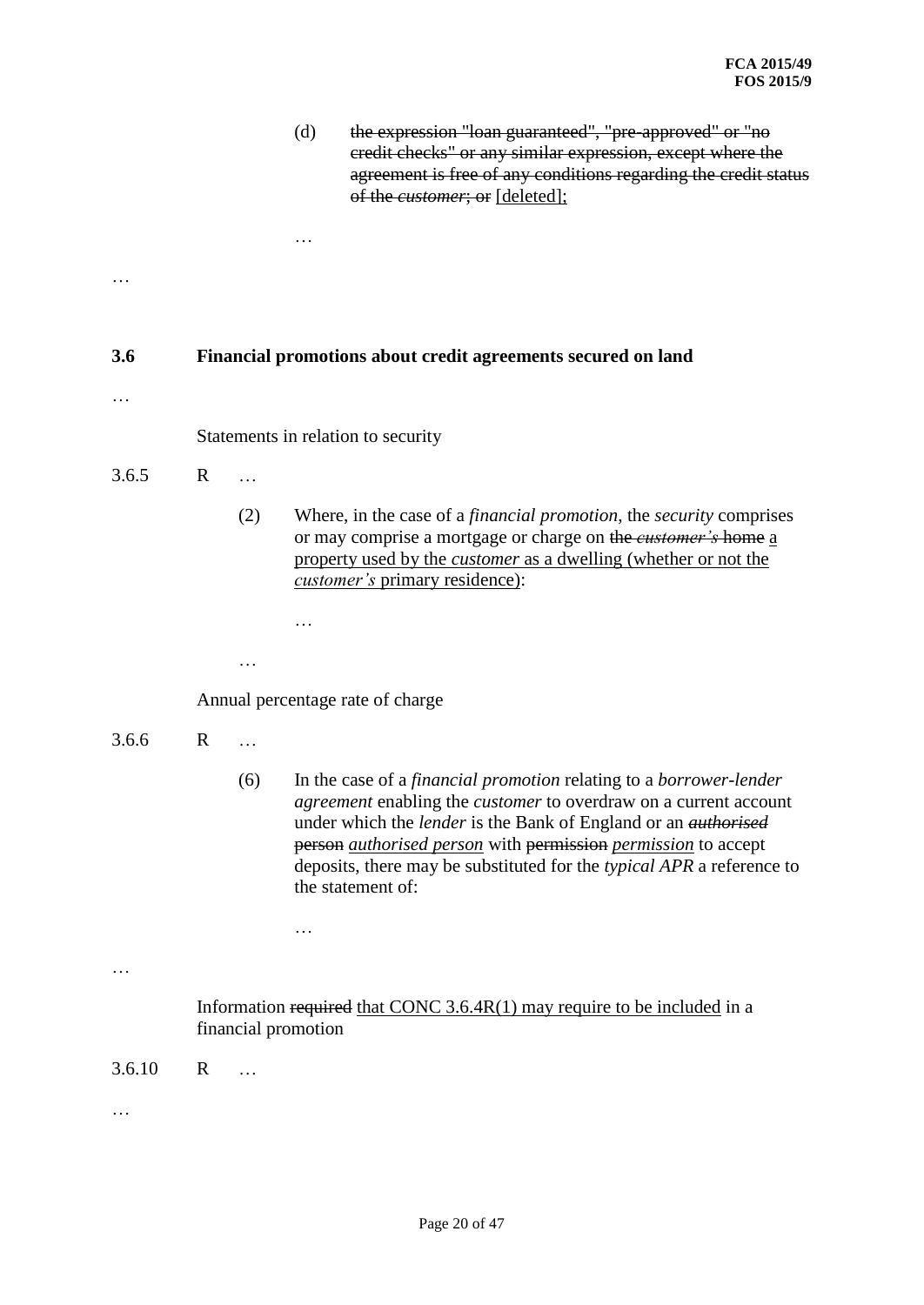(d) ~~the expression "loan guaranteed", "pre-approved" or "no credit checks" or any similar expression, except where the agreement is free of any conditions regarding the credit status of the *customer*; or~~ <u>[deleted];</u>

…

…

**3.6 Financial promotions about credit agreements secured on land**

…

Statements in relation to security

3.6.5 R …

(2) Where, in the case of a *financial promotion*, the *security* comprises or may comprise a mortgage or charge on ~~the *customer's* home~~ <u>a property used by the *customer* as a dwelling (whether or not the *customer's* primary residence)</u>:

…

…

Annual percentage rate of charge

3.6.6 R …

(6) In the case of a *financial promotion* relating to a *borrower-lender agreement* enabling the *customer* to overdraw on a current account under which the *lender* is the Bank of England or an ~~*authorised* person~~ *<u>authorised person</u>* with ~~permission~~ *<u>permission</u>* to accept deposits, there may be substituted for the *typical APR* a reference to the statement of:

…

…

Information ~~required~~ <u>that CONC 3.6.4R(1) may require to be included</u> in a financial promotion

3.6.10 R …

…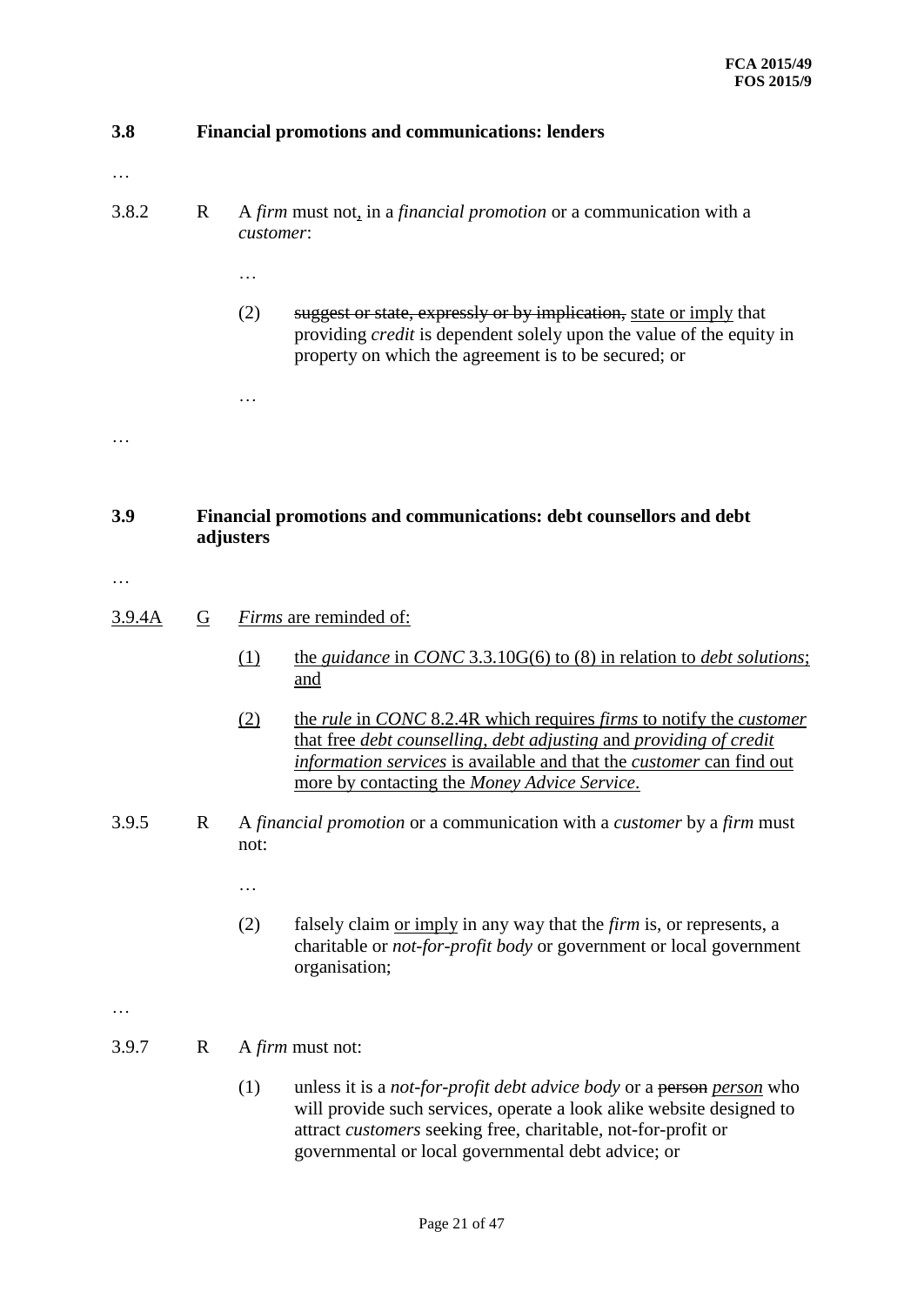**3.8 Financial promotions and communications: lenders**

…

3.8.2 R A *firm* must not, in a *financial promotion* or a communication with a *customer*:

…

(2) ~~suggest or state, expressly or by implication,~~ state or imply that providing *credit* is dependent solely upon the value of the equity in property on which the agreement is to be secured; or

…

…

**3.9 Financial promotions and communications: debt counsellors and debt adjusters**

…

3.9.4A G *Firms* are reminded of:

(1) the *guidance* in *CONC* 3.3.10G(6) to (8) in relation to *debt solutions*; and

(2) the *rule* in *CONC* 8.2.4R which requires *firms* to notify the *customer* that free *debt counselling*, *debt adjusting* and *providing of credit information services* is available and that the *customer* can find out more by contacting the *Money Advice Service*.

3.9.5 R A *financial promotion* or a communication with a *customer* by a *firm* must not:

…

(2) falsely claim or imply in any way that the *firm* is, or represents, a charitable or *not-for-profit body* or government or local government organisation;

…

3.9.7 R A *firm* must not:

(1) unless it is a *not-for-profit debt advice body* or a ~~person~~ *person* who will provide such services, operate a look alike website designed to attract *customers* seeking free, charitable, not-for-profit or governmental or local governmental debt advice; or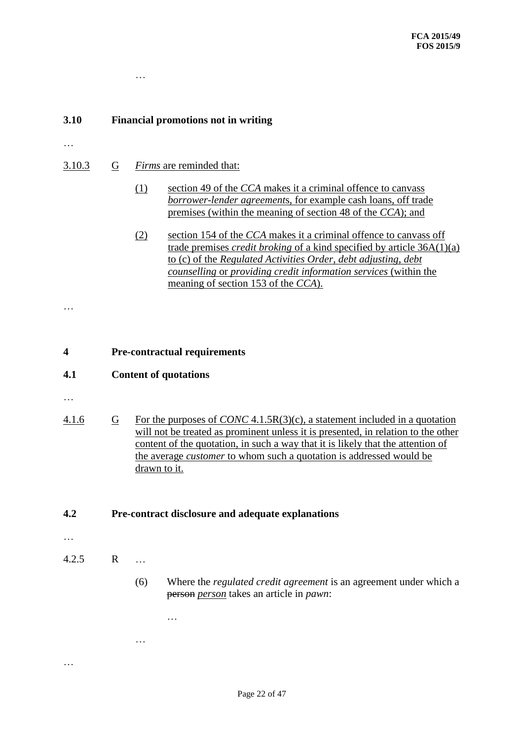…

**3.10 Financial promotions not in writing**

…

3.10.3 G *Firms* are reminded that:

(1) section 49 of the *CCA* makes it a criminal offence to canvass *borrower-lender agreements*, for example cash loans, off trade premises (within the meaning of section 48 of the *CCA*); and

(2) section 154 of the *CCA* makes it a criminal offence to canvass off trade premises *credit broking* of a kind specified by article 36A(1)(a) to (c) of the *Regulated Activities Order*, *debt adjusting*, *debt counselling* or *providing credit information services* (within the meaning of section 153 of the *CCA*).

…

# 4 Pre-contractual requirements

## 4.1 Content of quotations

…

4.1.6 G For the purposes of *CONC* 4.1.5R(3)(c), a statement included in a quotation will not be treated as prominent unless it is presented, in relation to the other content of the quotation, in such a way that it is likely that the attention of the average *customer* to whom such a quotation is addressed would be drawn to it.

## 4.2 Pre-contract disclosure and adequate explanations

…

4.2.5 R …

(6) Where the *regulated credit agreement* is an agreement under which a ~~person~~ *person* takes an article in *pawn*:

…

…

…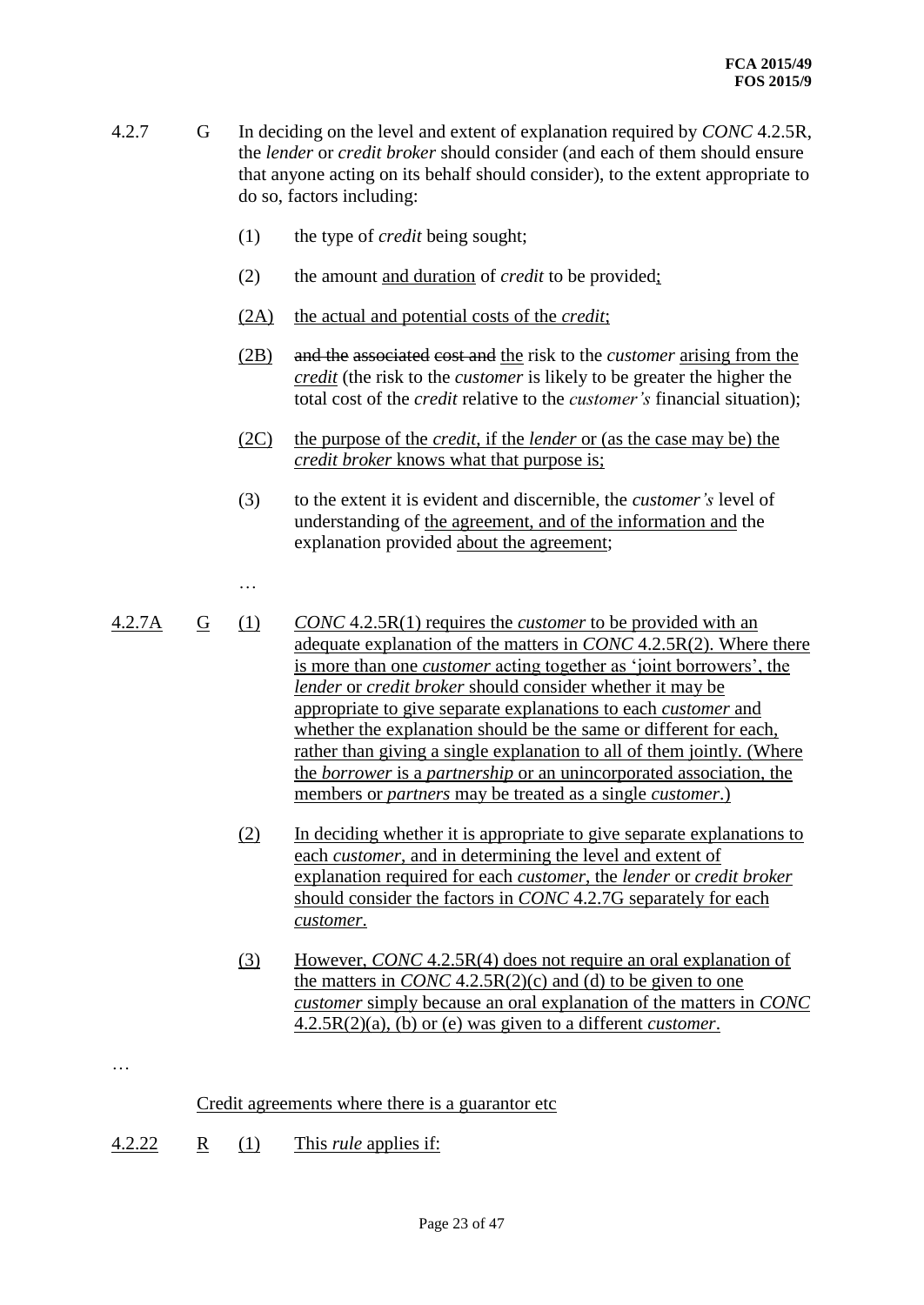4.2.7 G In deciding on the level and extent of explanation required by *CONC* 4.2.5R, the *lender* or *credit broker* should consider (and each of them should ensure that anyone acting on its behalf should consider), to the extent appropriate to do so, factors including:

(1) the type of *credit* being sought;

(2) the amount and duration of *credit* to be provided;

(2A) the actual and potential costs of the *credit*;

(2B) ~~and the associated cost and~~ the risk to the *customer* arising from the *credit* (the risk to the *customer* is likely to be greater the higher the total cost of the *credit* relative to the *customer's* financial situation);

(2C) the purpose of the *credit*, if the *lender* or (as the case may be) the *credit broker* knows what that purpose is;

(3) to the extent it is evident and discernible, the *customer's* level of understanding of the agreement, and of the information and the explanation provided about the agreement;

…

4.2.7A G (1) *CONC* 4.2.5R(1) requires the *customer* to be provided with an adequate explanation of the matters in *CONC* 4.2.5R(2). Where there is more than one *customer* acting together as 'joint borrowers', the *lender* or *credit broker* should consider whether it may be appropriate to give separate explanations to each *customer* and whether the explanation should be the same or different for each, rather than giving a single explanation to all of them jointly. (Where the *borrower* is a *partnership* or an unincorporated association, the members or *partners* may be treated as a single *customer*.)

(2) In deciding whether it is appropriate to give separate explanations to each *customer*, and in determining the level and extent of explanation required for each *customer*, the *lender* or *credit broker* should consider the factors in *CONC* 4.2.7G separately for each *customer*.

(3) However, *CONC* 4.2.5R(4) does not require an oral explanation of the matters in *CONC* 4.2.5R(2)(c) and (d) to be given to one *customer* simply because an oral explanation of the matters in *CONC* 4.2.5R(2)(a), (b) or (e) was given to a different *customer*.

…

Credit agreements where there is a guarantor etc

4.2.22 R (1) This *rule* applies if: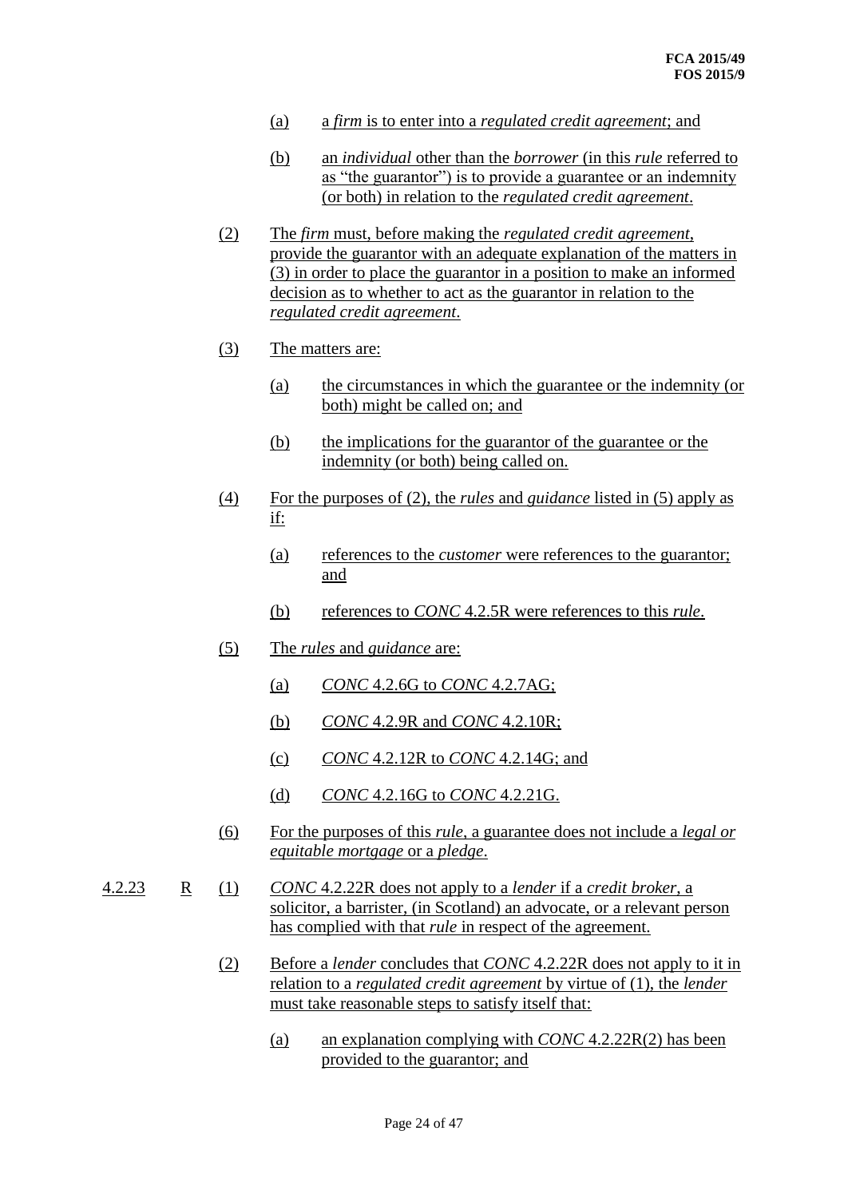(a) a *firm* is to enter into a *regulated credit agreement*; and

(b) an *individual* other than the *borrower* (in this *rule* referred to as "the guarantor") is to provide a guarantee or an indemnity (or both) in relation to the *regulated credit agreement*.

(2) The *firm* must, before making the *regulated credit agreement*, provide the guarantor with an adequate explanation of the matters in (3) in order to place the guarantor in a position to make an informed decision as to whether to act as the guarantor in relation to the *regulated credit agreement*.

(3) The matters are:

(a) the circumstances in which the guarantee or the indemnity (or both) might be called on; and

(b) the implications for the guarantor of the guarantee or the indemnity (or both) being called on.

(4) For the purposes of (2), the *rules* and *guidance* listed in (5) apply as if:

(a) references to the *customer* were references to the guarantor; and

(b) references to *CONC* 4.2.5R were references to this *rule*.

(5) The *rules* and *guidance* are:

(a) *CONC* 4.2.6G to *CONC* 4.2.7AG;

(b) *CONC* 4.2.9R and *CONC* 4.2.10R;

(c) *CONC* 4.2.12R to *CONC* 4.2.14G; and

(d) *CONC* 4.2.16G to *CONC* 4.2.21G.

(6) For the purposes of this *rule*, a guarantee does not include a *legal or equitable mortgage* or a *pledge*.

4.2.23 R (1) *CONC* 4.2.22R does not apply to a *lender* if a *credit broker*, a solicitor, a barrister, (in Scotland) an advocate, or a relevant person has complied with that *rule* in respect of the agreement.

(2) Before a *lender* concludes that *CONC* 4.2.22R does not apply to it in relation to a *regulated credit agreement* by virtue of (1), the *lender* must take reasonable steps to satisfy itself that:

(a) an explanation complying with *CONC* 4.2.22R(2) has been provided to the guarantor; and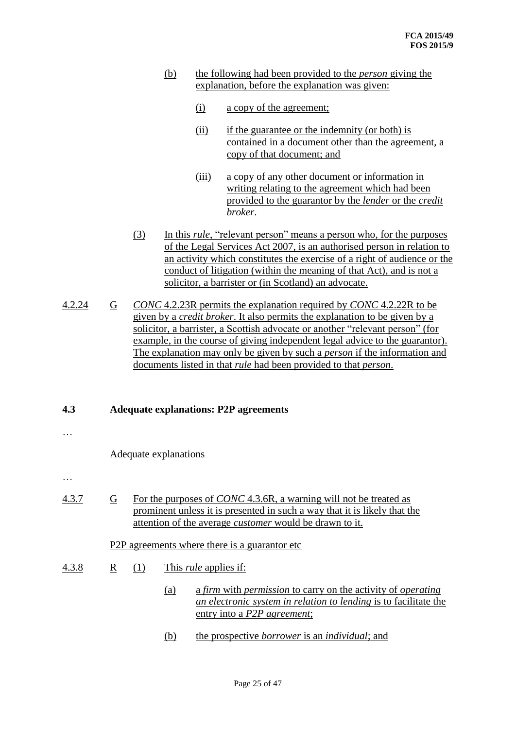(b) the following had been provided to the *person* giving the explanation, before the explanation was given:

(i) a copy of the agreement;

(ii) if the guarantee or the indemnity (or both) is contained in a document other than the agreement, a copy of that document; and

(iii) a copy of any other document or information in writing relating to the agreement which had been provided to the guarantor by the *lender* or the *credit broker*.

(3) In this *rule*, "relevant person" means a person who, for the purposes of the Legal Services Act 2007, is an authorised person in relation to an activity which constitutes the exercise of a right of audience or the conduct of litigation (within the meaning of that Act), and is not a solicitor, a barrister or (in Scotland) an advocate.

4.2.24 G *CONC* 4.2.23R permits the explanation required by *CONC* 4.2.22R to be given by a *credit broker*. It also permits the explanation to be given by a solicitor, a barrister, a Scottish advocate or another "relevant person" (for example, in the course of giving independent legal advice to the guarantor). The explanation may only be given by such a *person* if the information and documents listed in that *rule* had been provided to that *person*.

## 4.3 Adequate explanations: P2P agreements

…

Adequate explanations

…

4.3.7 G For the purposes of *CONC* 4.3.6R, a warning will not be treated as prominent unless it is presented in such a way that it is likely that the attention of the average *customer* would be drawn to it.

P2P agreements where there is a guarantor etc

4.3.8 R (1) This *rule* applies if:

(a) a *firm* with *permission* to carry on the activity of *operating an electronic system in relation to lending* is to facilitate the entry into a *P2P agreement*;

(b) the prospective *borrower* is an *individual*; and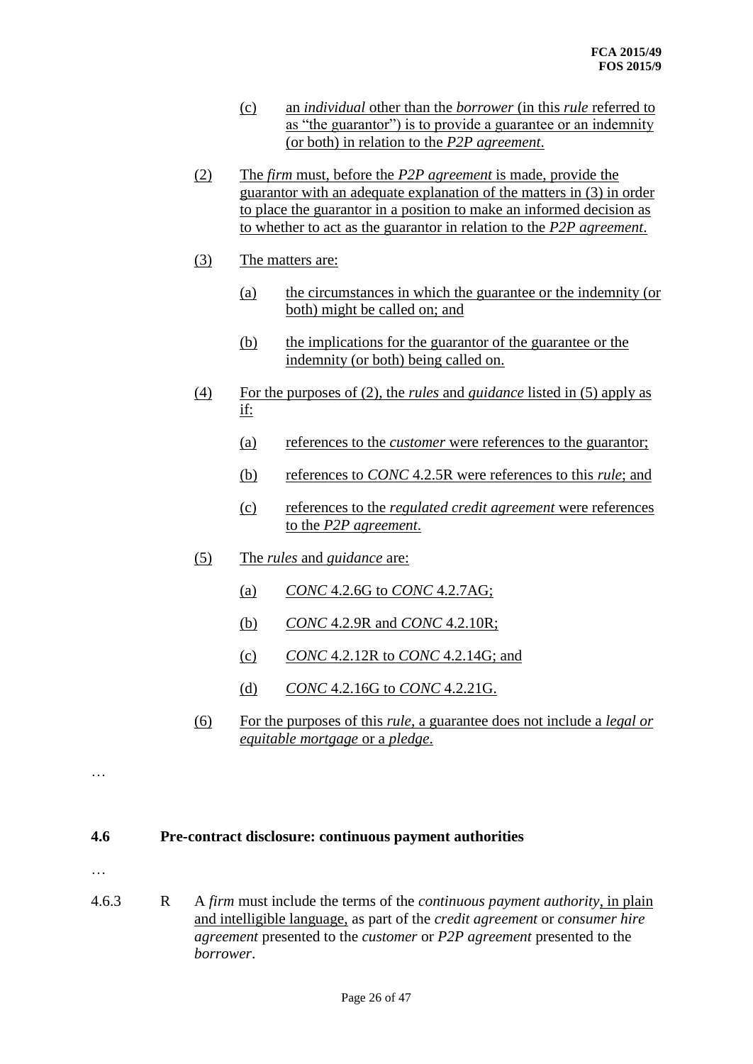(c) an *individual* other than the *borrower* (in this *rule* referred to as "the guarantor") is to provide a guarantee or an indemnity (or both) in relation to the *P2P agreement*.

(2) The *firm* must, before the *P2P agreement* is made, provide the guarantor with an adequate explanation of the matters in (3) in order to place the guarantor in a position to make an informed decision as to whether to act as the guarantor in relation to the *P2P agreement*.

(3) The matters are:

(a) the circumstances in which the guarantee or the indemnity (or both) might be called on; and

(b) the implications for the guarantor of the guarantee or the indemnity (or both) being called on.

(4) For the purposes of (2), the *rules* and *guidance* listed in (5) apply as if:

(a) references to the *customer* were references to the guarantor;

(b) references to *CONC* 4.2.5R were references to this *rule*; and

(c) references to the *regulated credit agreement* were references to the *P2P agreement*.

(5) The *rules* and *guidance* are:

(a) *CONC* 4.2.6G to *CONC* 4.2.7AG;

(b) *CONC* 4.2.9R and *CONC* 4.2.10R;

(c) *CONC* 4.2.12R to *CONC* 4.2.14G; and

(d) *CONC* 4.2.16G to *CONC* 4.2.21G.

(6) For the purposes of this *rule*, a guarantee does not include a *legal or equitable mortgage* or a *pledge*.

…

## 4.6 Pre-contract disclosure: continuous payment authorities

…

4.6.3 R A *firm* must include the terms of the *continuous payment authority*, in plain and intelligible language, as part of the *credit agreement* or *consumer hire agreement* presented to the *customer* or *P2P agreement* presented to the *borrower*.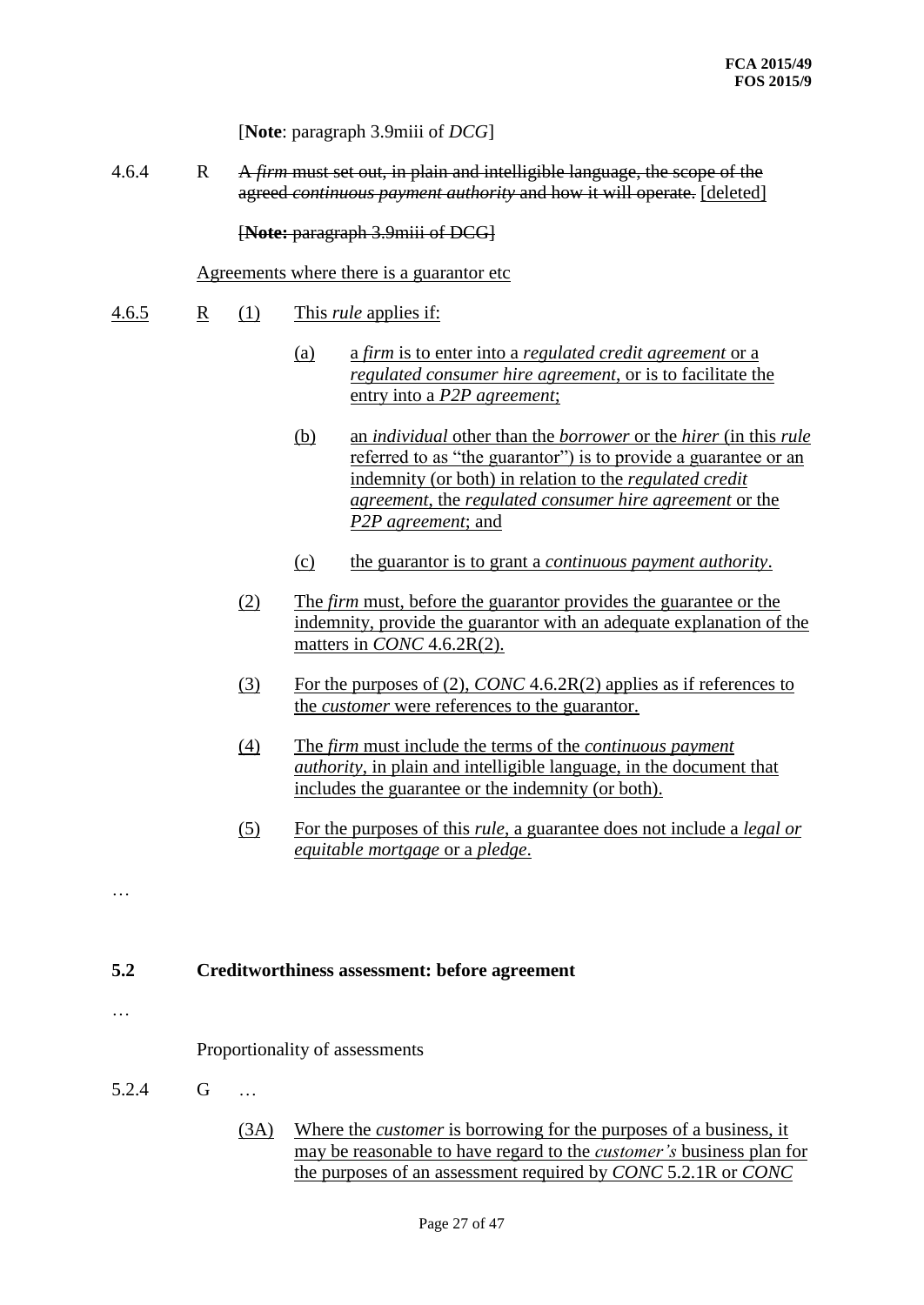[**Note**: paragraph 3.9miii of *DCG*]

4.6.4 R ~~A *firm* must set out, in plain and intelligible language, the scope of the agreed *continuous payment authority* and how it will operate.~~ <u>[deleted]</u>

~~[**Note:** paragraph 3.9miii of DCG]~~

<u>Agreements where there is a guarantor etc</u>

<u>4.6.5</u> <u>R</u> <u>(1)</u> <u>This *rule* applies if:</u>

- <u>(a)</u> <u>a *firm* is to enter into a *regulated credit agreement* or a *regulated consumer hire agreement*, or is to facilitate the entry into a *P2P agreement*;</u>
- <u>(b)</u> <u>an *individual* other than the *borrower* or the *hirer* (in this *rule* referred to as "the guarantor") is to provide a guarantee or an indemnity (or both) in relation to the *regulated credit agreement*, the *regulated consumer hire agreement* or the *P2P agreement*; and</u>
- <u>(c)</u> <u>the guarantor is to grant a *continuous payment authority*.</u>

<u>(2)</u> <u>The *firm* must, before the guarantor provides the guarantee or the indemnity, provide the guarantor with an adequate explanation of the matters in *CONC* 4.6.2R(2).</u>

<u>(3)</u> <u>For the purposes of (2), *CONC* 4.6.2R(2) applies as if references to the *customer* were references to the guarantor.</u>

<u>(4)</u> <u>The *firm* must include the terms of the *continuous payment authority*, in plain and intelligible language, in the document that includes the guarantee or the indemnity (or both).</u>

<u>(5)</u> <u>For the purposes of this *rule*, a guarantee does not include a *legal or equitable mortgage* or a *pledge*.</u>

…

## 5.2 Creditworthiness assessment: before agreement

…

Proportionality of assessments

5.2.4 G …

<u>(3A)</u> <u>Where the *customer* is borrowing for the purposes of a business, it may be reasonable to have regard to the *customer's* business plan for the purposes of an assessment required by *CONC* 5.2.1R or *CONC*</u>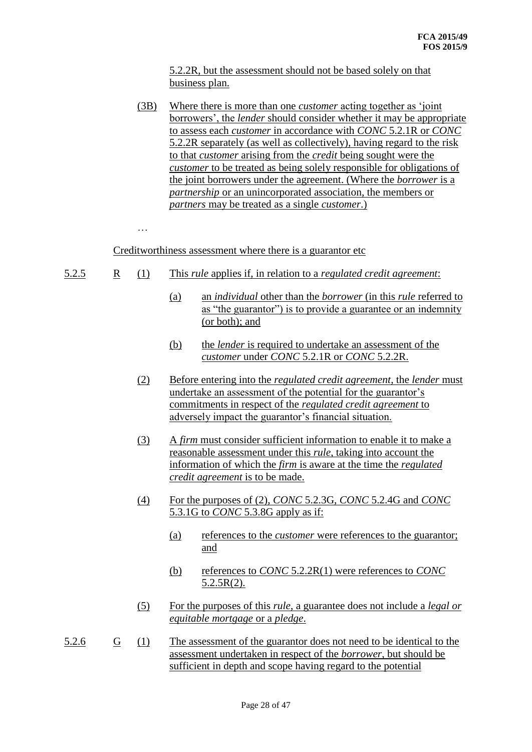5.2.2R, but the assessment should not be based solely on that business plan.

(3B) Where there is more than one *customer* acting together as 'joint borrowers', the *lender* should consider whether it may be appropriate to assess each *customer* in accordance with *CONC* 5.2.1R or *CONC* 5.2.2R separately (as well as collectively), having regard to the risk to that *customer* arising from the *credit* being sought were the *customer* to be treated as being solely responsible for obligations of the joint borrowers under the agreement. (Where the *borrower* is a *partnership* or an unincorporated association, the members or *partners* may be treated as a single *customer*.)

…

Creditworthiness assessment where there is a guarantor etc

5.2.5 R (1) This *rule* applies if, in relation to a *regulated credit agreement*:

(a) an *individual* other than the *borrower* (in this *rule* referred to as "the guarantor") is to provide a guarantee or an indemnity (or both); and

(b) the *lender* is required to undertake an assessment of the *customer* under *CONC* 5.2.1R or *CONC* 5.2.2R.

(2) Before entering into the *regulated credit agreement*, the *lender* must undertake an assessment of the potential for the guarantor's commitments in respect of the *regulated credit agreement* to adversely impact the guarantor's financial situation.

(3) A *firm* must consider sufficient information to enable it to make a reasonable assessment under this *rule*, taking into account the information of which the *firm* is aware at the time the *regulated credit agreement* is to be made.

(4) For the purposes of (2), *CONC* 5.2.3G, *CONC* 5.2.4G and *CONC* 5.3.1G to *CONC* 5.3.8G apply as if:

(a) references to the *customer* were references to the guarantor; and

(b) references to *CONC* 5.2.2R(1) were references to *CONC* 5.2.5R(2).

(5) For the purposes of this *rule*, a guarantee does not include a *legal or equitable mortgage* or a *pledge*.

5.2.6 G (1) The assessment of the guarantor does not need to be identical to the assessment undertaken in respect of the *borrower*, but should be sufficient in depth and scope having regard to the potential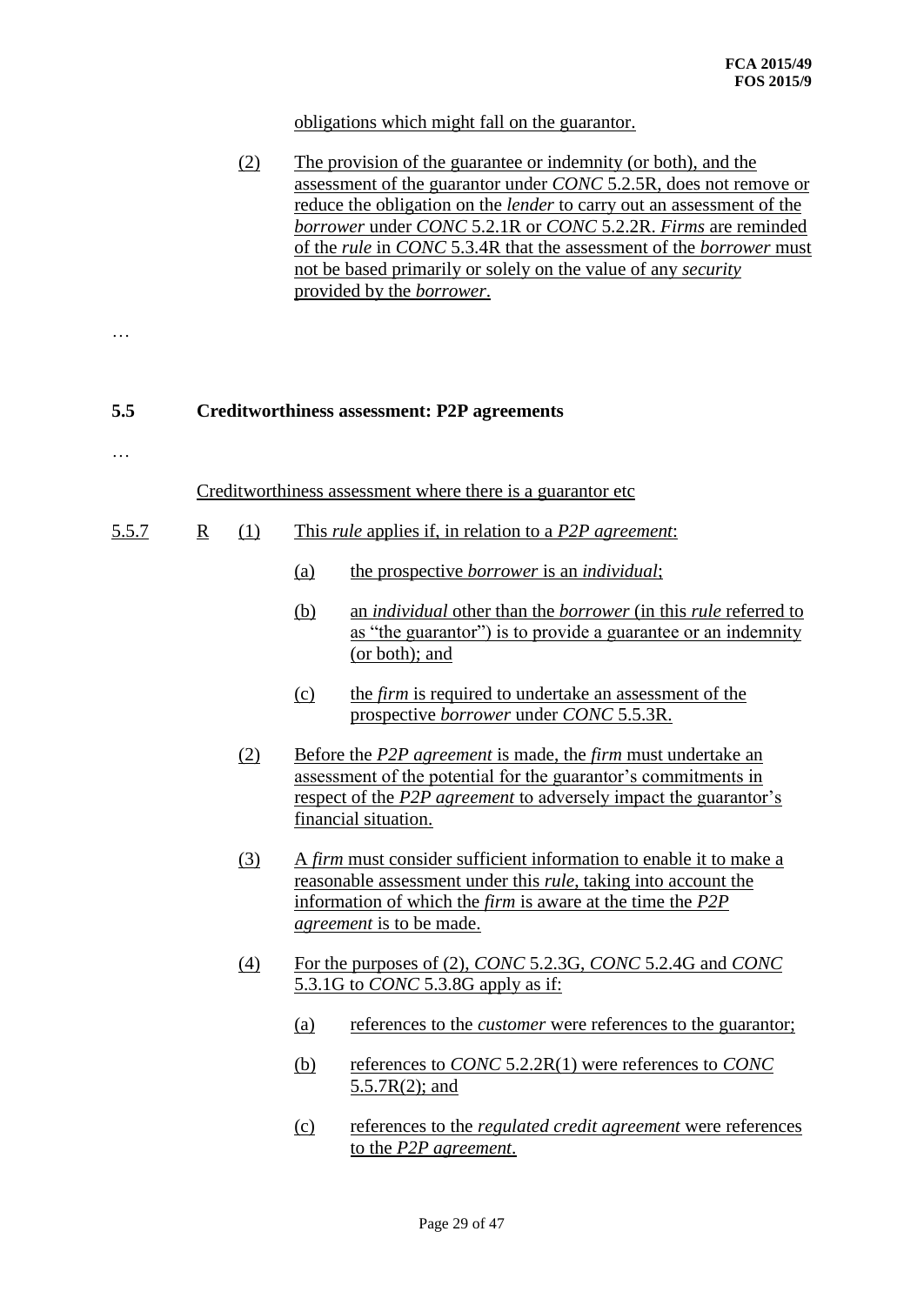obligations which might fall on the guarantor.

(2) The provision of the guarantee or indemnity (or both), and the assessment of the guarantor under *CONC* 5.2.5R, does not remove or reduce the obligation on the *lender* to carry out an assessment of the *borrower* under *CONC* 5.2.1R or *CONC* 5.2.2R. *Firms* are reminded of the *rule* in *CONC* 5.3.4R that the assessment of the *borrower* must not be based primarily or solely on the value of any *security* provided by the *borrower*.

…

**5.5 Creditworthiness assessment: P2P agreements**

…

Creditworthiness assessment where there is a guarantor etc

5.5.7 R (1) This *rule* applies if, in relation to a *P2P agreement*:

(a) the prospective *borrower* is an *individual*;

(b) an *individual* other than the *borrower* (in this *rule* referred to as "the guarantor") is to provide a guarantee or an indemnity (or both); and

(c) the *firm* is required to undertake an assessment of the prospective *borrower* under *CONC* 5.5.3R.

(2) Before the *P2P agreement* is made, the *firm* must undertake an assessment of the potential for the guarantor's commitments in respect of the *P2P agreement* to adversely impact the guarantor's financial situation.

(3) A *firm* must consider sufficient information to enable it to make a reasonable assessment under this *rule*, taking into account the information of which the *firm* is aware at the time the *P2P agreement* is to be made.

(4) For the purposes of (2), *CONC* 5.2.3G, *CONC* 5.2.4G and *CONC* 5.3.1G to *CONC* 5.3.8G apply as if:

(a) references to the *customer* were references to the guarantor;

(b) references to *CONC* 5.2.2R(1) were references to *CONC* 5.5.7R(2); and

(c) references to the *regulated credit agreement* were references to the *P2P agreement*.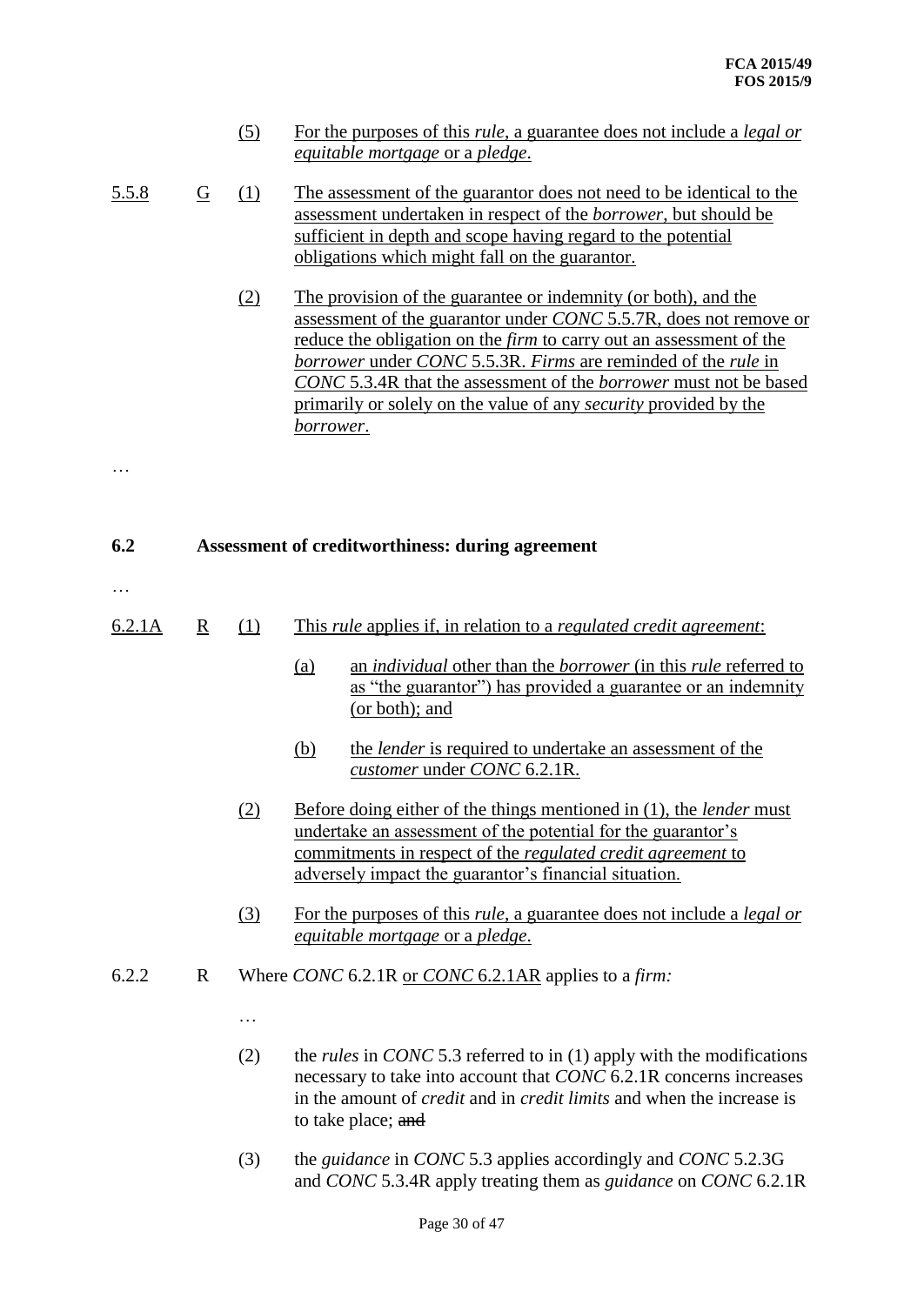(5) For the purposes of this *rule*, a guarantee does not include a *legal or equitable mortgage* or a *pledge*.

5.5.8 G (1) The assessment of the guarantor does not need to be identical to the assessment undertaken in respect of the *borrower*, but should be sufficient in depth and scope having regard to the potential obligations which might fall on the guarantor.

(2) The provision of the guarantee or indemnity (or both), and the assessment of the guarantor under *CONC* 5.5.7R, does not remove or reduce the obligation on the *firm* to carry out an assessment of the *borrower* under *CONC* 5.5.3R. *Firms* are reminded of the *rule* in *CONC* 5.3.4R that the assessment of the *borrower* must not be based primarily or solely on the value of any *security* provided by the *borrower*.

…

**6.2 Assessment of creditworthiness: during agreement**

…

6.2.1A R (1) This *rule* applies if, in relation to a *regulated credit agreement*:

(a) an *individual* other than the *borrower* (in this *rule* referred to as "the guarantor") has provided a guarantee or an indemnity (or both); and

(b) the *lender* is required to undertake an assessment of the *customer* under *CONC* 6.2.1R.

(2) Before doing either of the things mentioned in (1), the *lender* must undertake an assessment of the potential for the guarantor's commitments in respect of the *regulated credit agreement* to adversely impact the guarantor's financial situation.

(3) For the purposes of this *rule*, a guarantee does not include a *legal or equitable mortgage* or a *pledge*.

6.2.2 R Where *CONC* 6.2.1R or *CONC* 6.2.1AR applies to a *firm:*

…

(2) the *rules* in *CONC* 5.3 referred to in (1) apply with the modifications necessary to take into account that *CONC* 6.2.1R concerns increases in the amount of *credit* and in *credit limits* and when the increase is to take place; ~~and~~

(3) the *guidance* in *CONC* 5.3 applies accordingly and *CONC* 5.2.3G and *CONC* 5.3.4R apply treating them as *guidance* on *CONC* 6.2.1R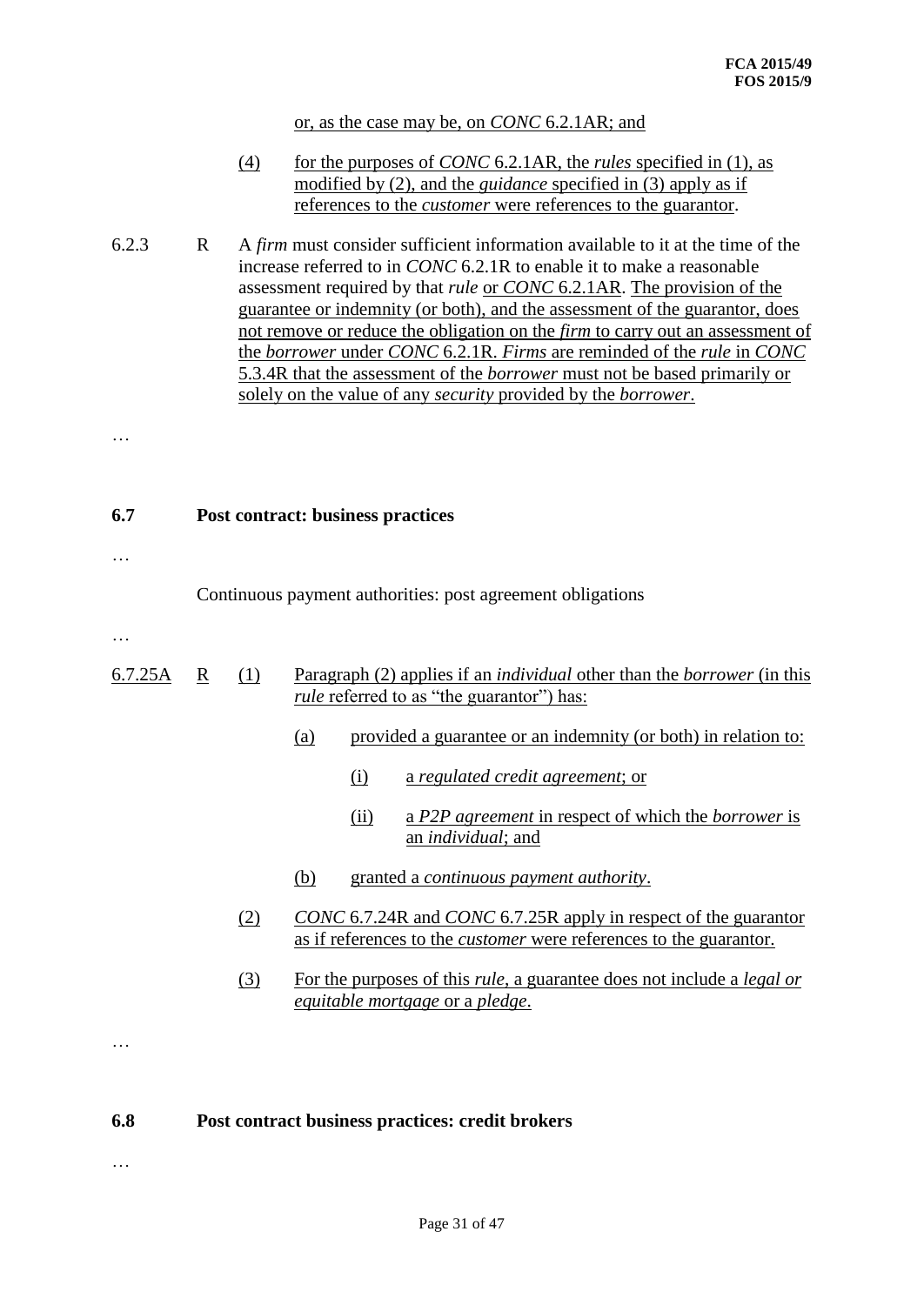or, as the case may be, on *CONC* 6.2.1AR; and

(4) for the purposes of *CONC* 6.2.1AR, the *rules* specified in (1), as modified by (2), and the *guidance* specified in (3) apply as if references to the *customer* were references to the guarantor.

6.2.3 R A *firm* must consider sufficient information available to it at the time of the increase referred to in *CONC* 6.2.1R to enable it to make a reasonable assessment required by that *rule* or *CONC* 6.2.1AR. The provision of the guarantee or indemnity (or both), and the assessment of the guarantor, does not remove or reduce the obligation on the *firm* to carry out an assessment of the *borrower* under *CONC* 6.2.1R. *Firms* are reminded of the *rule* in *CONC* 5.3.4R that the assessment of the *borrower* must not be based primarily or solely on the value of any *security* provided by the *borrower*.

…

**6.7 Post contract: business practices**

…

Continuous payment authorities: post agreement obligations

…

6.7.25A R (1) Paragraph (2) applies if an *individual* other than the *borrower* (in this *rule* referred to as "the guarantor") has:

(a) provided a guarantee or an indemnity (or both) in relation to:

(i) a *regulated credit agreement*; or

(ii) a *P2P agreement* in respect of which the *borrower* is an *individual*; and

(b) granted a *continuous payment authority*.

(2) *CONC* 6.7.24R and *CONC* 6.7.25R apply in respect of the guarantor as if references to the *customer* were references to the guarantor.

(3) For the purposes of this *rule*, a guarantee does not include a *legal or equitable mortgage* or a *pledge*.

…

**6.8 Post contract business practices: credit brokers**

…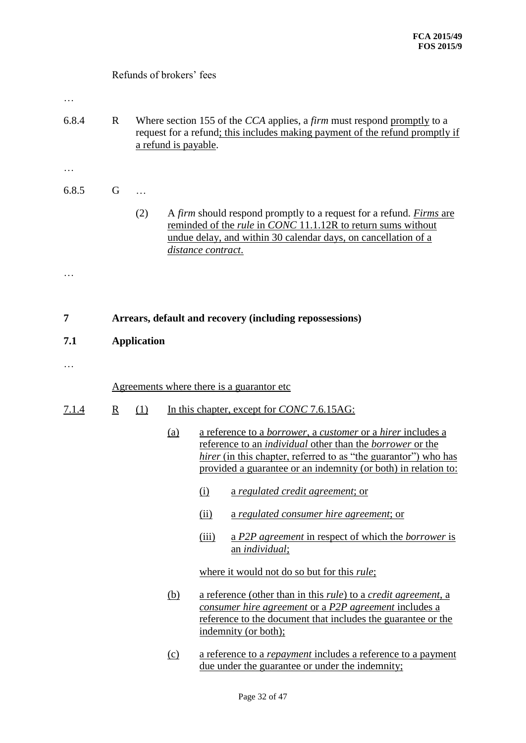Refunds of brokers' fees

…

6.8.4 R Where section 155 of the *CCA* applies, a *firm* must respond promptly to a request for a refund; this includes making payment of the refund promptly if a refund is payable.

…

6.8.5 G …

(2) A *firm* should respond promptly to a request for a refund. *Firms* are reminded of the *rule* in *CONC* 11.1.12R to return sums without undue delay, and within 30 calendar days, on cancellation of a *distance contract*.

…

## 7 Arrears, default and recovery (including repossessions)

### 7.1 Application

…

Agreements where there is a guarantor etc

7.1.4 R (1) In this chapter, except for *CONC* 7.6.15AG:

(a) a reference to a *borrower*, a *customer* or a *hirer* includes a reference to an *individual* other than the *borrower* or the *hirer* (in this chapter, referred to as "the guarantor") who has provided a guarantee or an indemnity (or both) in relation to:

(i) a *regulated credit agreement*; or

(ii) a *regulated consumer hire agreement*; or

(iii) a *P2P agreement* in respect of which the *borrower* is an *individual*;

where it would not do so but for this *rule*;

(b) a reference (other than in this *rule*) to a *credit agreement*, a *consumer hire agreement* or a *P2P agreement* includes a reference to the document that includes the guarantee or the indemnity (or both);

(c) a reference to a *repayment* includes a reference to a payment due under the guarantee or under the indemnity;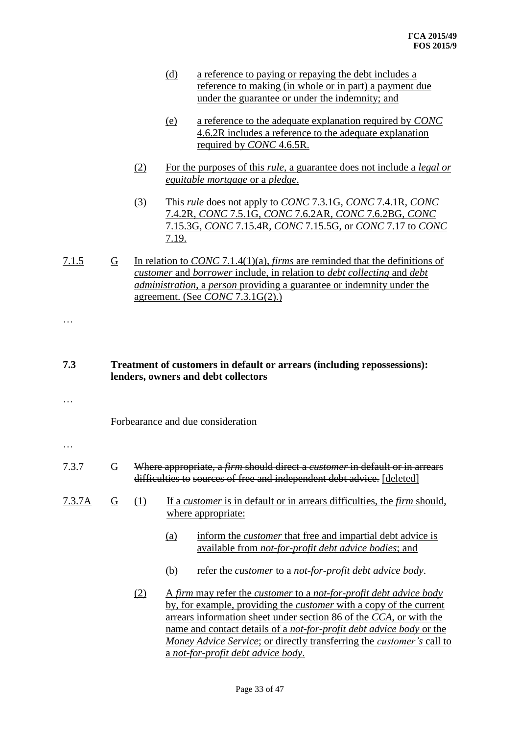(d) a reference to paying or repaying the debt includes a reference to making (in whole or in part) a payment due under the guarantee or under the indemnity; and

(e) a reference to the adequate explanation required by *CONC* 4.6.2R includes a reference to the adequate explanation required by *CONC* 4.6.5R.

(2) For the purposes of this *rule*, a guarantee does not include a *legal or equitable mortgage* or a *pledge*.

(3) This *rule* does not apply to *CONC* 7.3.1G, *CONC* 7.4.1R, *CONC* 7.4.2R, *CONC* 7.5.1G, *CONC* 7.6.2AR, *CONC* 7.6.2BG, *CONC* 7.15.3G, *CONC* 7.15.4R, *CONC* 7.15.5G, or *CONC* 7.17 to *CONC* 7.19.

7.1.5 G In relation to *CONC* 7.1.4(1)(a), *firms* are reminded that the definitions of *customer* and *borrower* include, in relation to *debt collecting* and *debt administration*, a *person* providing a guarantee or indemnity under the agreement. (See *CONC* 7.3.1G(2).)

…

**7.3 Treatment of customers in default or arrears (including repossessions): lenders, owners and debt collectors**

…

Forbearance and due consideration

…

7.3.7 G ~~Where appropriate, a *firm* should direct a *customer* in default or in arrears difficulties to sources of free and independent debt advice.~~ [deleted]

7.3.7A G (1) If a *customer* is in default or in arrears difficulties, the *firm* should, where appropriate:

(a) inform the *customer* that free and impartial debt advice is available from *not-for-profit debt advice bodies*; and

(b) refer the *customer* to a *not-for-profit debt advice body*.

(2) A *firm* may refer the *customer* to a *not-for-profit debt advice body* by, for example, providing the *customer* with a copy of the current arrears information sheet under section 86 of the *CCA*, or with the name and contact details of a *not-for-profit debt advice body* or the *Money Advice Service*; or directly transferring the *customer's* call to a *not-for-profit debt advice body*.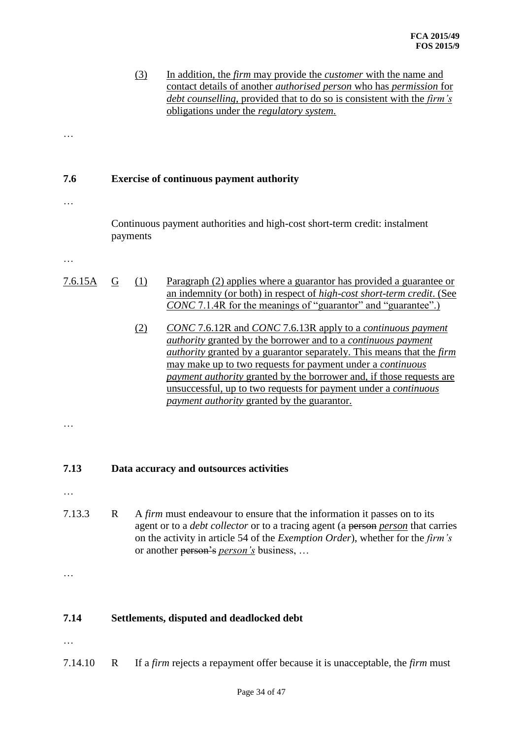(3) In addition, the *firm* may provide the *customer* with the name and contact details of another *authorised person* who has *permission* for *debt counselling*, provided that to do so is consistent with the *firm's* obligations under the *regulatory system*.

…

## 7.6 Exercise of continuous payment authority

…

Continuous payment authorities and high-cost short-term credit: instalment payments

…

7.6.15A G (1) Paragraph (2) applies where a guarantor has provided a guarantee or an indemnity (or both) in respect of *high-cost short-term credit*. (See *CONC* 7.1.4R for the meanings of "guarantor" and "guarantee".)

(2) *CONC* 7.6.12R and *CONC* 7.6.13R apply to a *continuous payment authority* granted by the borrower and to a *continuous payment authority* granted by a guarantor separately. This means that the *firm* may make up to two requests for payment under a *continuous payment authority* granted by the borrower and, if those requests are unsuccessful, up to two requests for payment under a *continuous payment authority* granted by the guarantor.

…

## 7.13 Data accuracy and outsources activities

…

7.13.3 R A *firm* must endeavour to ensure that the information it passes on to its agent or to a *debt collector* or to a tracing agent (a ~~person~~ *person* that carries on the activity in article 54 of the *Exemption Order*), whether for the *firm's* or another ~~person's~~ *person's* business, …

…

## 7.14 Settlements, disputed and deadlocked debt

…

7.14.10 R If a *firm* rejects a repayment offer because it is unacceptable, the *firm* must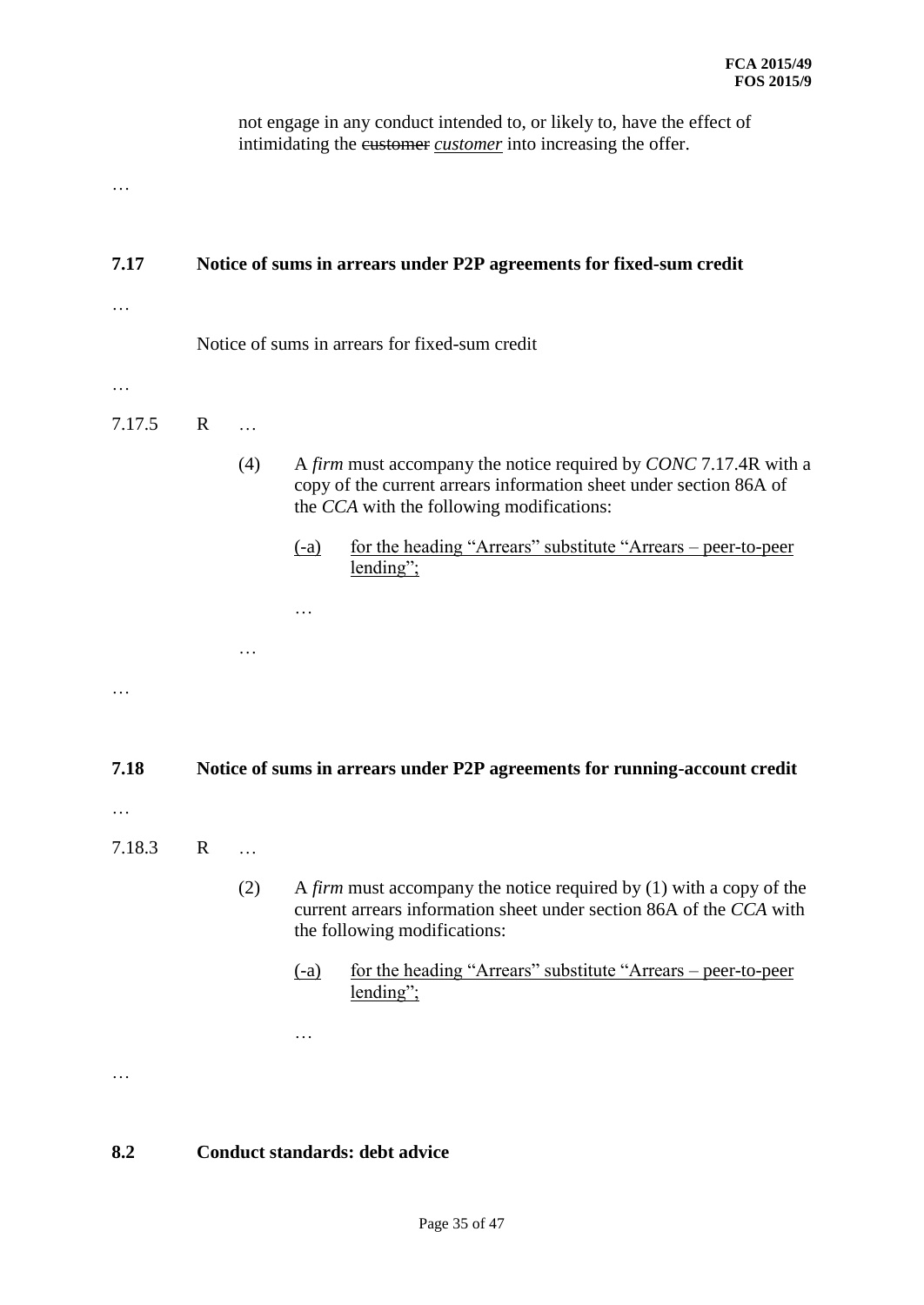not engage in any conduct intended to, or likely to, have the effect of intimidating the ~~customer~~ _customer_ into increasing the offer.

…

**7.17 Notice of sums in arrears under P2P agreements for fixed-sum credit**

…

Notice of sums in arrears for fixed-sum credit

…

7.17.5 R …

(4) A *firm* must accompany the notice required by *CONC* 7.17.4R with a copy of the current arrears information sheet under section 86A of the *CCA* with the following modifications:

(-a) for the heading "Arrears" substitute "Arrears – peer-to-peer lending";

…

…

…

**7.18 Notice of sums in arrears under P2P agreements for running-account credit**

…

7.18.3 R …

(2) A *firm* must accompany the notice required by (1) with a copy of the current arrears information sheet under section 86A of the *CCA* with the following modifications:

(-a) for the heading "Arrears" substitute "Arrears – peer-to-peer lending";

…

…

**8.2 Conduct standards: debt advice**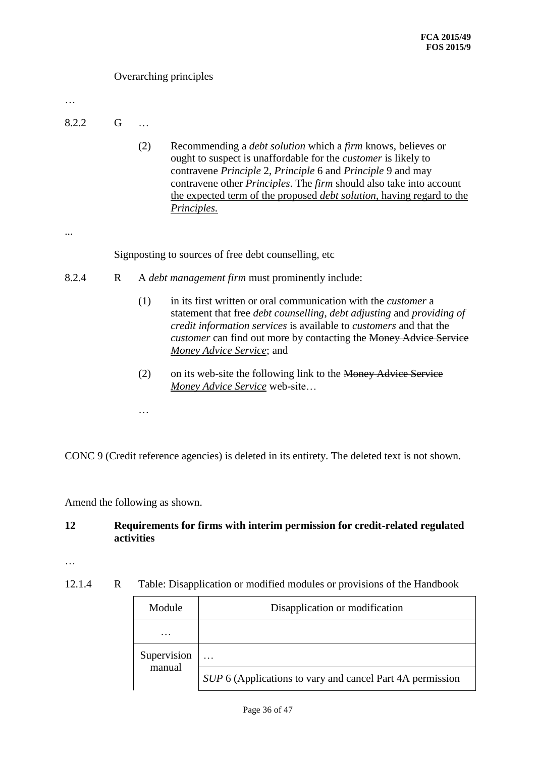Overarching principles

…

8.2.2 G …

(2) Recommending a *debt solution* which a *firm* knows, believes or ought to suspect is unaffordable for the *customer* is likely to contravene *Principle* 2, *Principle* 6 and *Principle* 9 and may contravene other *Principles*. <u>The *firm* should also take into account the expected term of the proposed *debt solution*, having regard to the *Principles*.</u>

...

Signposting to sources of free debt counselling, etc

8.2.4 R A *debt management firm* must prominently include:

(1) in its first written or oral communication with the *customer* a statement that free *debt counselling*, *debt adjusting* and *providing of credit information services* is available to *customers* and that the *customer* can find out more by contacting the ~~Money Advice Service~~ <u>*Money Advice Service*</u>; and

(2) on its web-site the following link to the ~~Money Advice Service~~ <u>*Money Advice Service*</u> web-site…

…

CONC 9 (Credit reference agencies) is deleted in its entirety. The deleted text is not shown.

Amend the following as shown.

**12 Requirements for firms with interim permission for credit-related regulated activities**

…

12.1.4 R Table: Disapplication or modified modules or provisions of the Handbook

| Module | Disapplication or modification |
|---|---|
| … | |
| Supervision manual | … |
| | *SUP* 6 (Applications to vary and cancel Part 4A permission |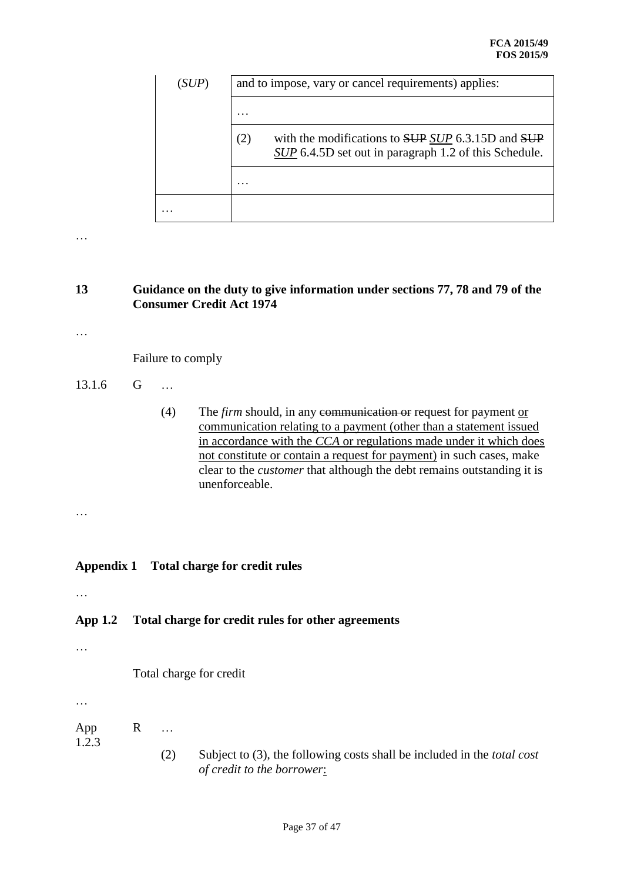| (*SUP*) | and to impose, vary or cancel requirements) applies: |
|---|---|
| | … |
| | (2) with the modifications to ~~SUP~~ *SUP* 6.3.15D and ~~SUP~~ *SUP* 6.4.5D set out in paragraph 1.2 of this Schedule. |
| | … |
| … | |

…

**13 Guidance on the duty to give information under sections 77, 78 and 79 of the Consumer Credit Act 1974**

…

Failure to comply

13.1.6 G …

(4) The *firm* should, in any ~~communication or~~ request for payment or communication relating to a payment (other than a statement issued in accordance with the *CCA* or regulations made under it which does not constitute or contain a request for payment) in such cases, make clear to the *customer* that although the debt remains outstanding it is unenforceable.

…

**Appendix 1 Total charge for credit rules**

…

**App 1.2 Total charge for credit rules for other agreements**

…

Total charge for credit

…

App 1.2.3 R …

(2) Subject to (3), the following costs shall be included in the *total cost of credit to the borrower*: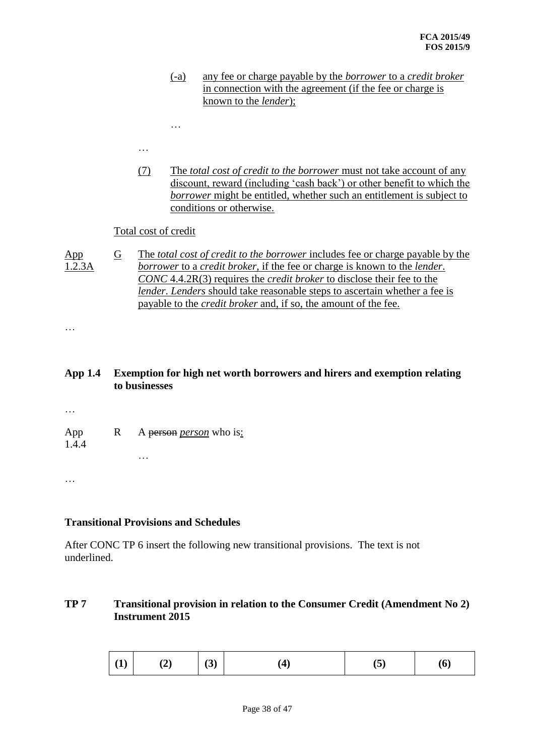(-a) any fee or charge payable by the *borrower* to a *credit broker* in connection with the agreement (if the fee or charge is known to the *lender*);

…

…

(7) The *total cost of credit to the borrower* must not take account of any discount, reward (including 'cash back') or other benefit to which the *borrower* might be entitled, whether such an entitlement is subject to conditions or otherwise.

Total cost of credit

App 1.2.3A G The *total cost of credit to the borrower* includes fee or charge payable by the *borrower* to a *credit broker*, if the fee or charge is known to the *lender*. *CONC* 4.4.2R(3) requires the *credit broker* to disclose their fee to the *lender*. *Lenders* should take reasonable steps to ascertain whether a fee is payable to the *credit broker* and, if so, the amount of the fee.

…

**App 1.4 Exemption for high net worth borrowers and hirers and exemption relating to businesses**

…

App 1.4.4 R A ~~person~~ *person* who is:

…

…

**Transitional Provisions and Schedules**

After CONC TP 6 insert the following new transitional provisions. The text is not underlined.

**TP 7 Transitional provision in relation to the Consumer Credit (Amendment No 2) Instrument 2015**

| (1) | (2) | (3) | (4) | (5) | (6) |
|---|---|---|---|---|---|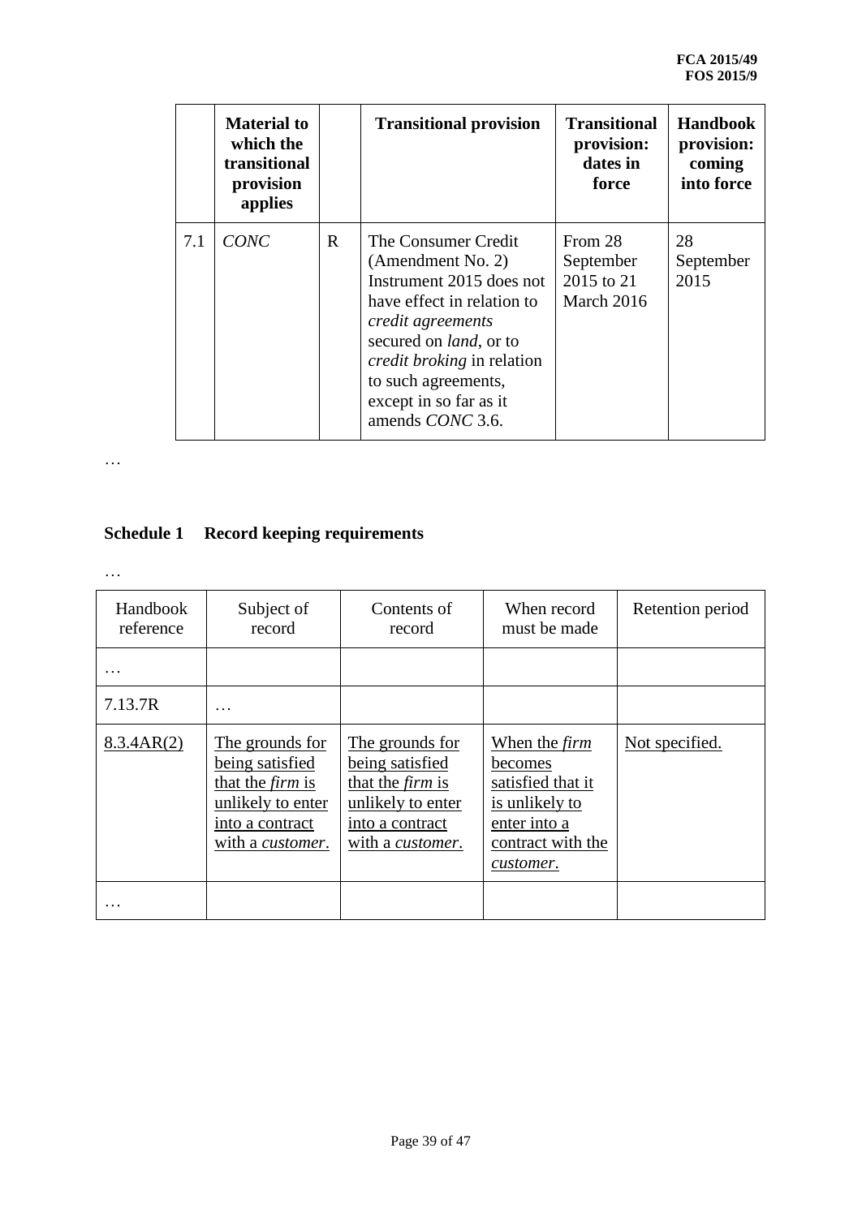| | Material to which the transitional provision applies | | Transitional provision | Transitional provision: dates in force | Handbook provision: coming into force |
|---|---|---|---|---|---|
| 7.1 | *CONC* | R | The Consumer Credit (Amendment No. 2) Instrument 2015 does not have effect in relation to *credit agreements* secured on *land*, or to *credit broking* in relation to such agreements, except in so far as it amends *CONC* 3.6. | From 28 September 2015 to 21 March 2016 | 28 September 2015 |

…

## Schedule 1 Record keeping requirements

…

| Handbook reference | Subject of record | Contents of record | When record must be made | Retention period |
|---|---|---|---|---|
| … | | | | |
| 7.13.7R | … | | | |
| <u>8.3.4AR(2)</u> | <u>The grounds for being satisfied that the *firm* is unlikely to enter into a contract with a *customer*.</u> | <u>The grounds for being satisfied that the *firm* is unlikely to enter into a contract with a *customer*.</u> | <u>When the *firm* becomes satisfied that it is unlikely to enter into a contract with the *customer*.</u> | <u>Not specified.</u> |
| … | | | | |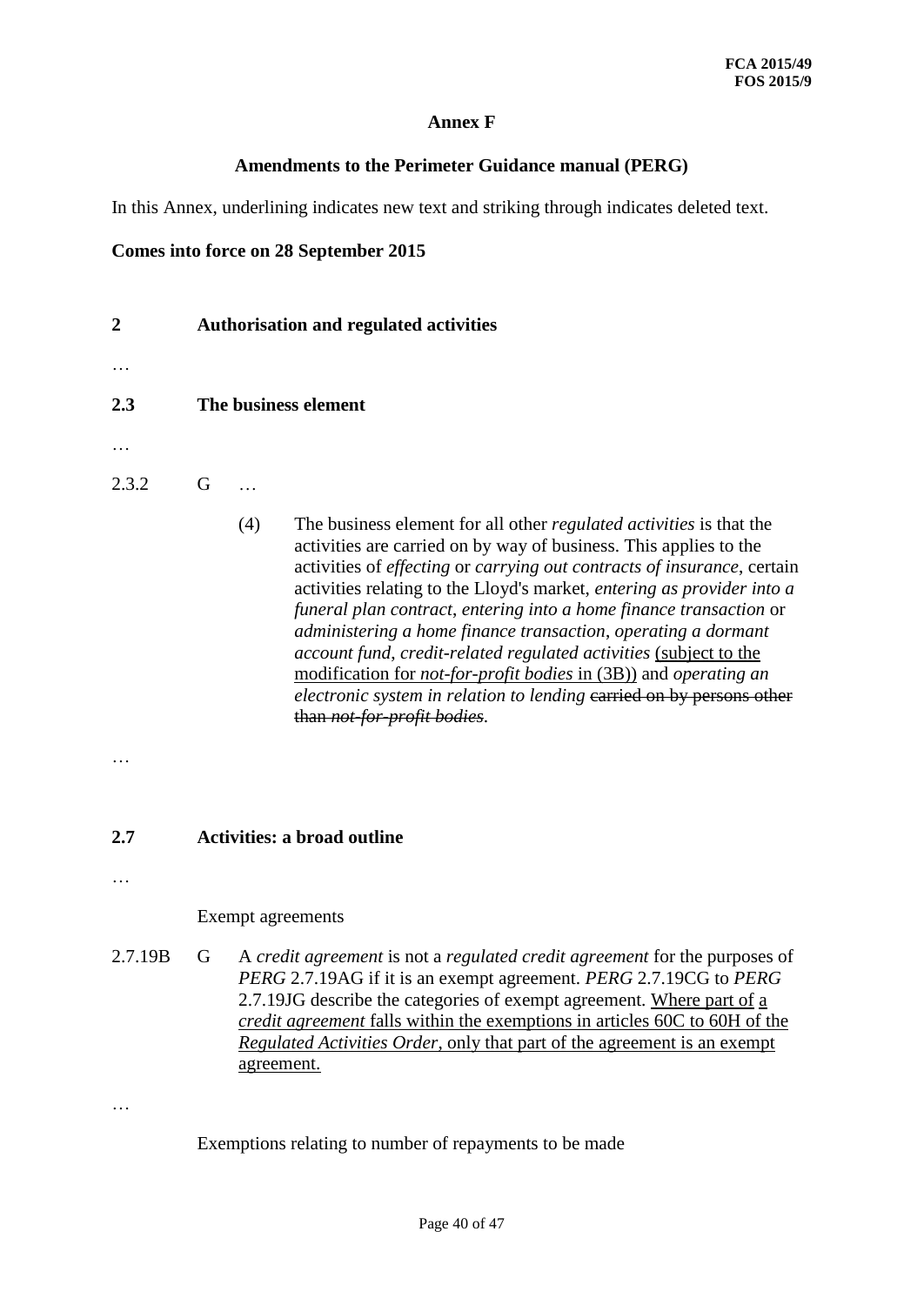**Annex F**

**Amendments to the Perimeter Guidance manual (PERG)**

In this Annex, underlining indicates new text and striking through indicates deleted text.

**Comes into force on 28 September 2015**

**2 Authorisation and regulated activities**

…

**2.3 The business element**

…

2.3.2 G …

(4) The business element for all other *regulated activities* is that the activities are carried on by way of business. This applies to the activities of *effecting* or *carrying out contracts of insurance*, certain activities relating to the Lloyd's market, *entering as provider into a funeral plan contract*, *entering into a home finance transaction* or *administering a home finance transaction*, *operating a dormant account fund*, *credit-related regulated activities* <u>(subject to the modification for *not-for-profit bodies* in (3B))</u> and *operating an electronic system in relation to lending* ~~carried on by persons other than *not-for-profit bodies*~~.

…

**2.7 Activities: a broad outline**

…

Exempt agreements

2.7.19B G A *credit agreement* is not a *regulated credit agreement* for the purposes of *PERG* 2.7.19AG if it is an exempt agreement. *PERG* 2.7.19CG to *PERG* 2.7.19JG describe the categories of exempt agreement. <u>Where part of a *credit agreement* falls within the exemptions in articles 60C to 60H of the *Regulated Activities Order*, only that part of the agreement is an exempt agreement.</u>

…

Exemptions relating to number of repayments to be made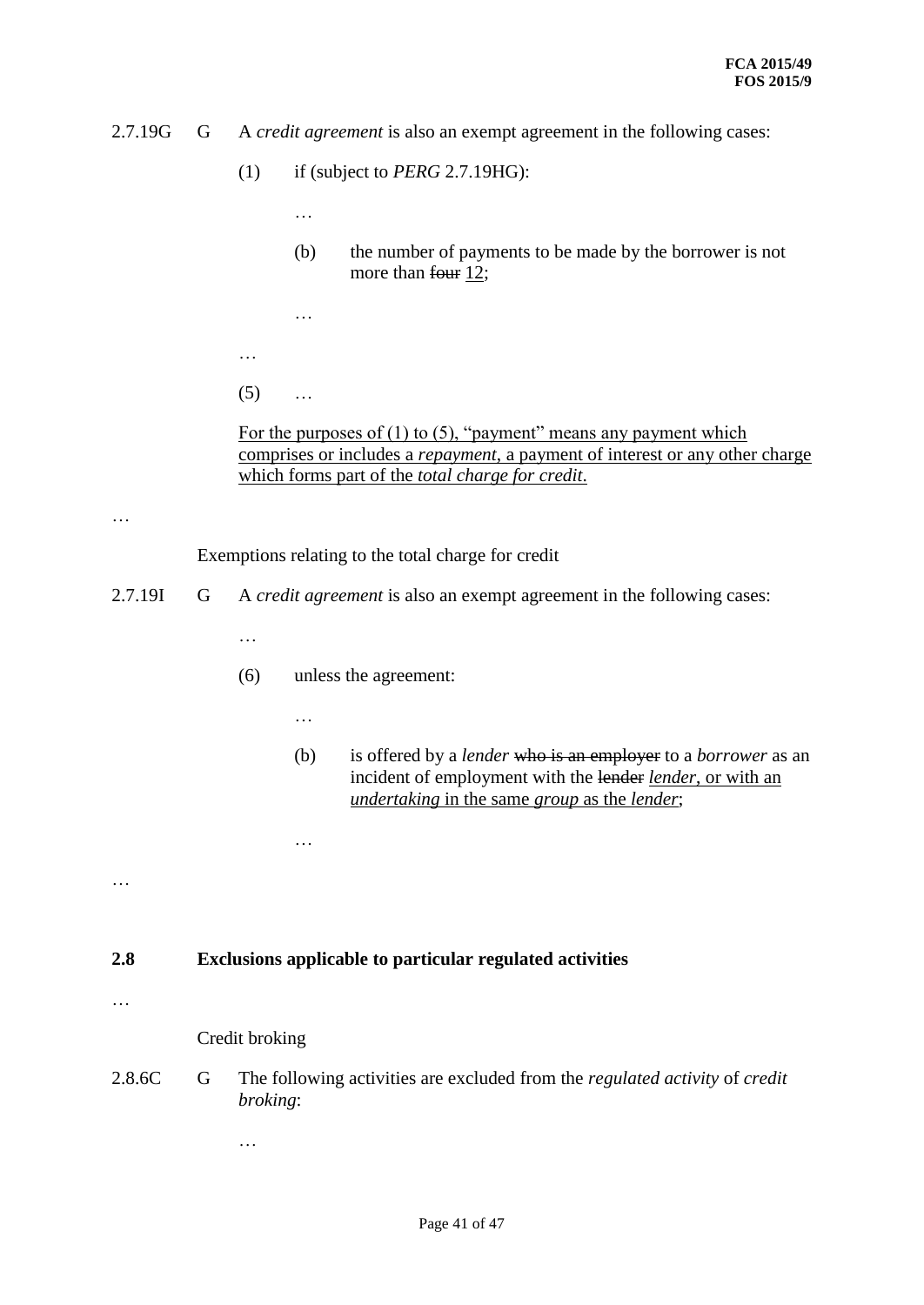2.7.19G G A *credit agreement* is also an exempt agreement in the following cases:

(1) if (subject to *PERG* 2.7.19HG):

…

(b) the number of payments to be made by the borrower is not more than ~~four~~ 12;

…

…

(5) …

For the purposes of (1) to (5), "payment" means any payment which comprises or includes a *repayment*, a payment of interest or any other charge which forms part of the *total charge for credit*.

…

Exemptions relating to the total charge for credit

2.7.19I G A *credit agreement* is also an exempt agreement in the following cases:

…

(6) unless the agreement:

…

(b) is offered by a *lender* ~~who is an employer~~ to a *borrower* as an incident of employment with the ~~lender~~ *lender*, or with an *undertaking* in the same *group* as the *lender*;

…

…

## 2.8 Exclusions applicable to particular regulated activities

…

Credit broking

2.8.6C G The following activities are excluded from the *regulated activity* of *credit broking*:

…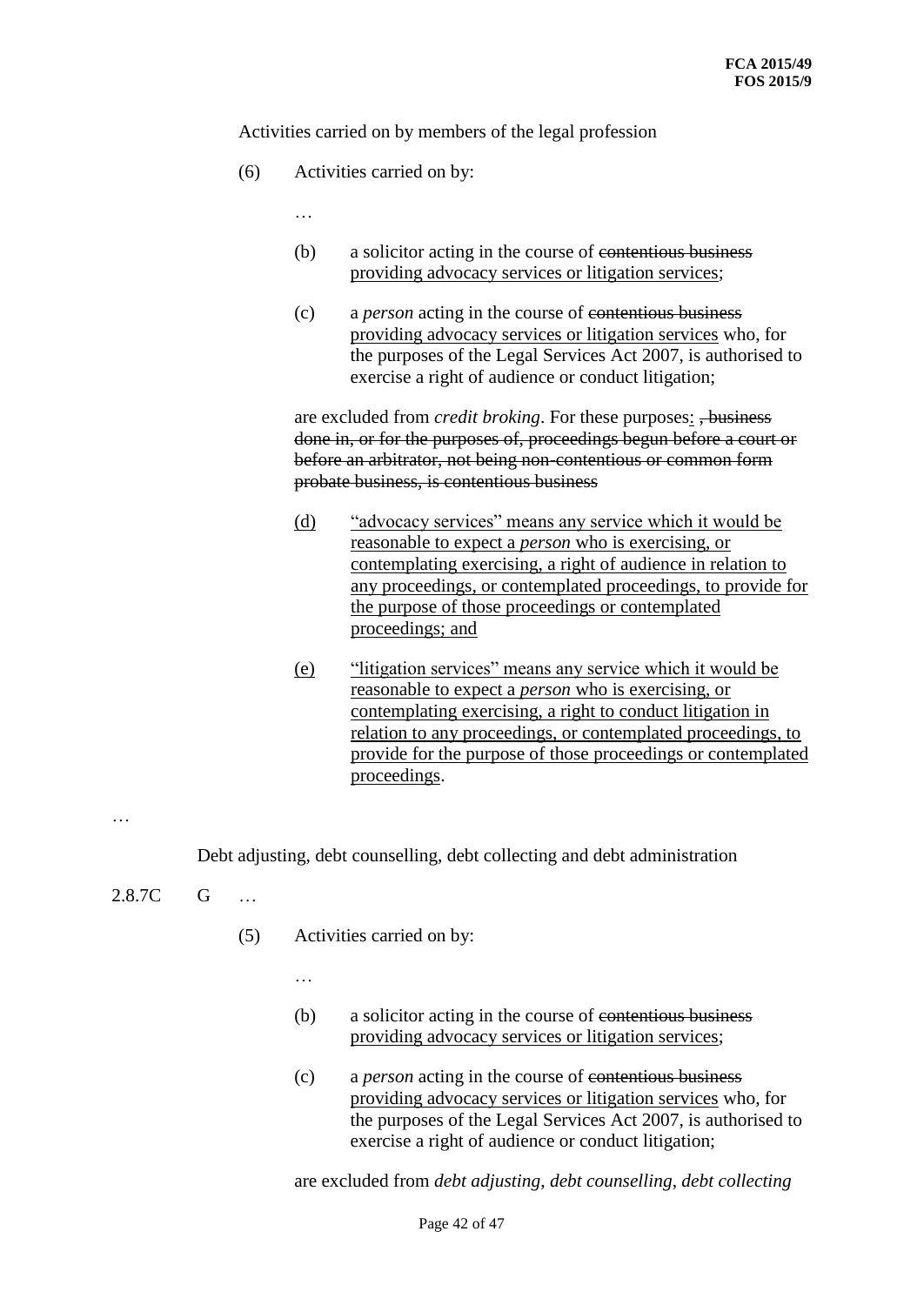Activities carried on by members of the legal profession

(6) Activities carried on by:

…

(b) a solicitor acting in the course of ~~contentious business~~ <u>providing advocacy services or litigation services</u>;

(c) a *person* acting in the course of ~~contentious business~~ <u>providing advocacy services or litigation services</u> who, for the purposes of the Legal Services Act 2007, is authorised to exercise a right of audience or conduct litigation;

are excluded from *credit broking*. For these purposes<u>:</u> ~~, business done in, or for the purposes of, proceedings begun before a court or before an arbitrator, not being non-contentious or common form probate business, is contentious business~~

<u>(d) "advocacy services" means any service which it would be reasonable to expect a *person* who is exercising, or contemplating exercising, a right of audience in relation to any proceedings, or contemplated proceedings, to provide for the purpose of those proceedings or contemplated proceedings; and</u>

<u>(e) "litigation services" means any service which it would be reasonable to expect a *person* who is exercising, or contemplating exercising, a right to conduct litigation in relation to any proceedings, or contemplated proceedings, to provide for the purpose of those proceedings or contemplated proceedings</u>.

…

Debt adjusting, debt counselling, debt collecting and debt administration

2.8.7C G …

(5) Activities carried on by:

…

(b) a solicitor acting in the course of ~~contentious business~~ <u>providing advocacy services or litigation services</u>;

(c) a *person* acting in the course of ~~contentious business~~ <u>providing advocacy services or litigation services</u> who, for the purposes of the Legal Services Act 2007, is authorised to exercise a right of audience or conduct litigation;

are excluded from *debt adjusting, debt counselling*, *debt collecting*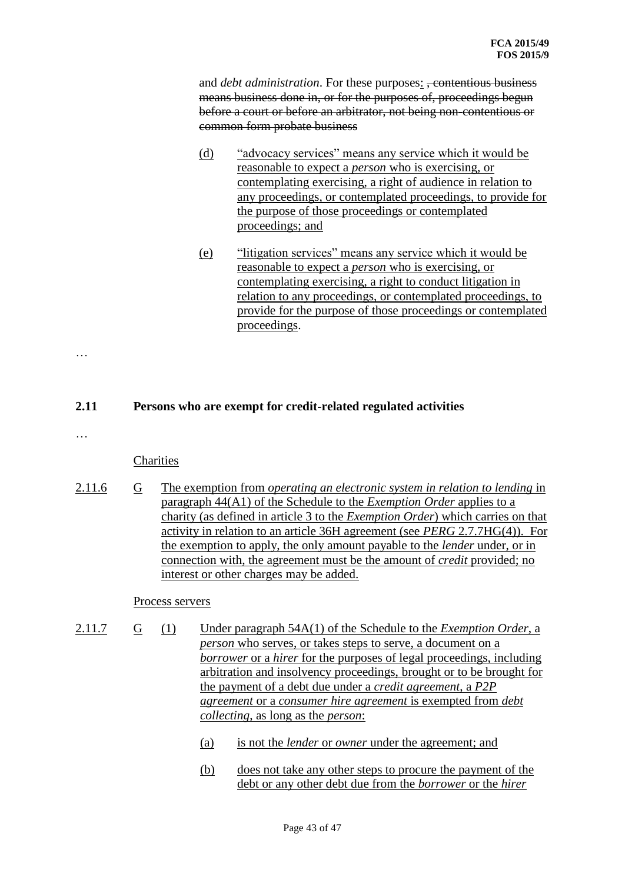and *debt administration*. For these purposes: ~~, contentious business means business done in, or for the purposes of, proceedings begun before a court or before an arbitrator, not being non-contentious or common form probate business~~

(d) "advocacy services" means any service which it would be reasonable to expect a *person* who is exercising, or contemplating exercising, a right of audience in relation to any proceedings, or contemplated proceedings, to provide for the purpose of those proceedings or contemplated proceedings; and

(e) "litigation services" means any service which it would be reasonable to expect a *person* who is exercising, or contemplating exercising, a right to conduct litigation in relation to any proceedings, or contemplated proceedings, to provide for the purpose of those proceedings or contemplated proceedings.

…

## 2.11 Persons who are exempt for credit-related regulated activities

…

Charities

2.11.6 G The exemption from *operating an electronic system in relation to lending* in paragraph 44(A1) of the Schedule to the *Exemption Order* applies to a charity (as defined in article 3 to the *Exemption Order*) which carries on that activity in relation to an article 36H agreement (see *PERG* 2.7.7HG(4)). For the exemption to apply, the only amount payable to the *lender* under, or in connection with, the agreement must be the amount of *credit* provided; no interest or other charges may be added.

Process servers

2.11.7 G (1) Under paragraph 54A(1) of the Schedule to the *Exemption Order*, a *person* who serves, or takes steps to serve, a document on a *borrower* or a *hirer* for the purposes of legal proceedings, including arbitration and insolvency proceedings, brought or to be brought for the payment of a debt due under a *credit agreement*, a *P2P agreement* or a *consumer hire agreement* is exempted from *debt collecting*, as long as the *person*:

(a) is not the *lender* or *owner* under the agreement; and

(b) does not take any other steps to procure the payment of the debt or any other debt due from the *borrower* or the *hirer*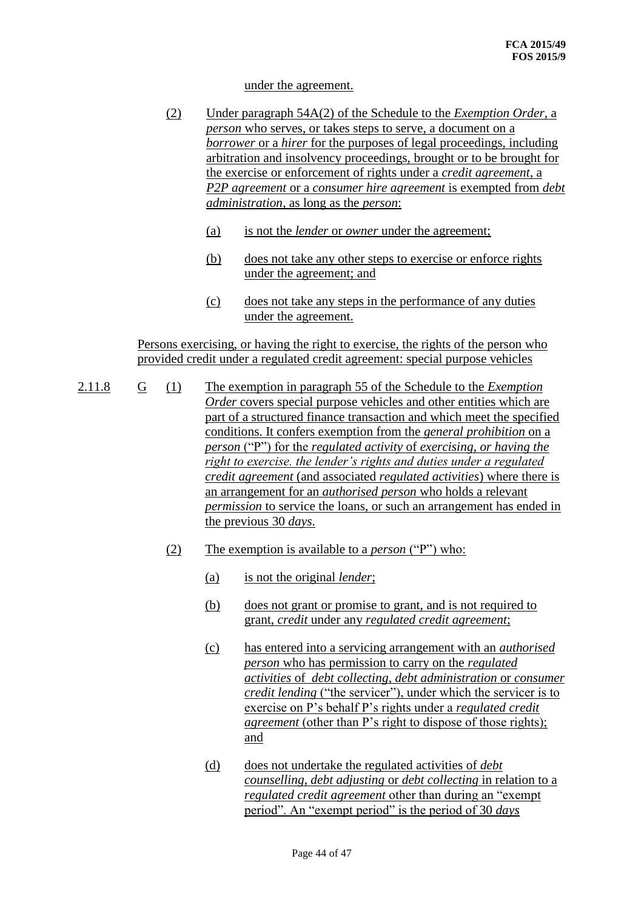under the agreement.

(2) Under paragraph 54A(2) of the Schedule to the *Exemption Order*, a *person* who serves, or takes steps to serve, a document on a *borrower* or a *hirer* for the purposes of legal proceedings, including arbitration and insolvency proceedings, brought or to be brought for the exercise or enforcement of rights under a *credit agreement*, a *P2P agreement* or a *consumer hire agreement* is exempted from *debt administration*, as long as the *person*:

(a) is not the *lender* or *owner* under the agreement;

(b) does not take any other steps to exercise or enforce rights under the agreement; and

(c) does not take any steps in the performance of any duties under the agreement.

Persons exercising, or having the right to exercise, the rights of the person who provided credit under a regulated credit agreement: special purpose vehicles

2.11.8 G (1) The exemption in paragraph 55 of the Schedule to the *Exemption Order* covers special purpose vehicles and other entities which are part of a structured finance transaction and which meet the specified conditions. It confers exemption from the *general prohibition* on a *person* ("P") for the *regulated activity* of *exercising, or having the right to exercise. the lender's rights and duties under a regulated credit agreement* (and associated *regulated activities*) where there is an arrangement for an *authorised person* who holds a relevant *permission* to service the loans, or such an arrangement has ended in the previous 30 *days*.

(2) The exemption is available to a *person* ("P") who:

(a) is not the original *lender*;

(b) does not grant or promise to grant, and is not required to grant, *credit* under any *regulated credit agreement*;

(c) has entered into a servicing arrangement with an *authorised person* who has permission to carry on the *regulated activities* of *debt collecting*, *debt administration* or *consumer credit lending* ("the servicer"), under which the servicer is to exercise on P's behalf P's rights under a *regulated credit agreement* (other than P's right to dispose of those rights); and

(d) does not undertake the regulated activities of *debt counselling*, *debt adjusting* or *debt collecting* in relation to a *regulated credit agreement* other than during an "exempt period". An "exempt period" is the period of 30 *days*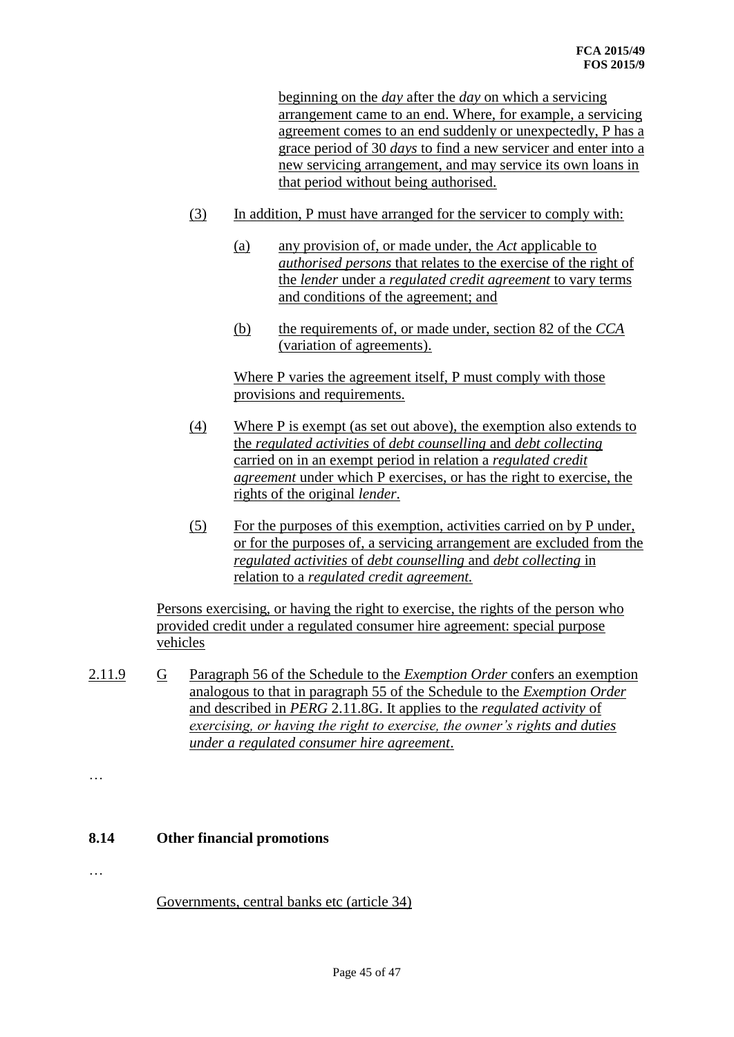beginning on the *day* after the *day* on which a servicing arrangement came to an end. Where, for example, a servicing agreement comes to an end suddenly or unexpectedly, P has a grace period of 30 *days* to find a new servicer and enter into a new servicing arrangement, and may service its own loans in that period without being authorised.

(3) In addition, P must have arranged for the servicer to comply with:

(a) any provision of, or made under, the *Act* applicable to *authorised persons* that relates to the exercise of the right of the *lender* under a *regulated credit agreement* to vary terms and conditions of the agreement; and

(b) the requirements of, or made under, section 82 of the *CCA* (variation of agreements).

Where P varies the agreement itself, P must comply with those provisions and requirements.

(4) Where P is exempt (as set out above), the exemption also extends to the *regulated activities* of *debt counselling* and *debt collecting* carried on in an exempt period in relation a *regulated credit agreement* under which P exercises, or has the right to exercise, the rights of the original *lender*.

(5) For the purposes of this exemption, activities carried on by P under, or for the purposes of, a servicing arrangement are excluded from the *regulated activities* of *debt counselling* and *debt collecting* in relation to a *regulated credit agreement.*

Persons exercising, or having the right to exercise, the rights of the person who provided credit under a regulated consumer hire agreement: special purpose vehicles

2.11.9 G Paragraph 56 of the Schedule to the *Exemption Order* confers an exemption analogous to that in paragraph 55 of the Schedule to the *Exemption Order* and described in *PERG* 2.11.8G. It applies to the *regulated activity* of *exercising, or having the right to exercise, the owner's rights and duties under a regulated consumer hire agreement*.

…

## 8.14 Other financial promotions

…

Governments, central banks etc (article 34)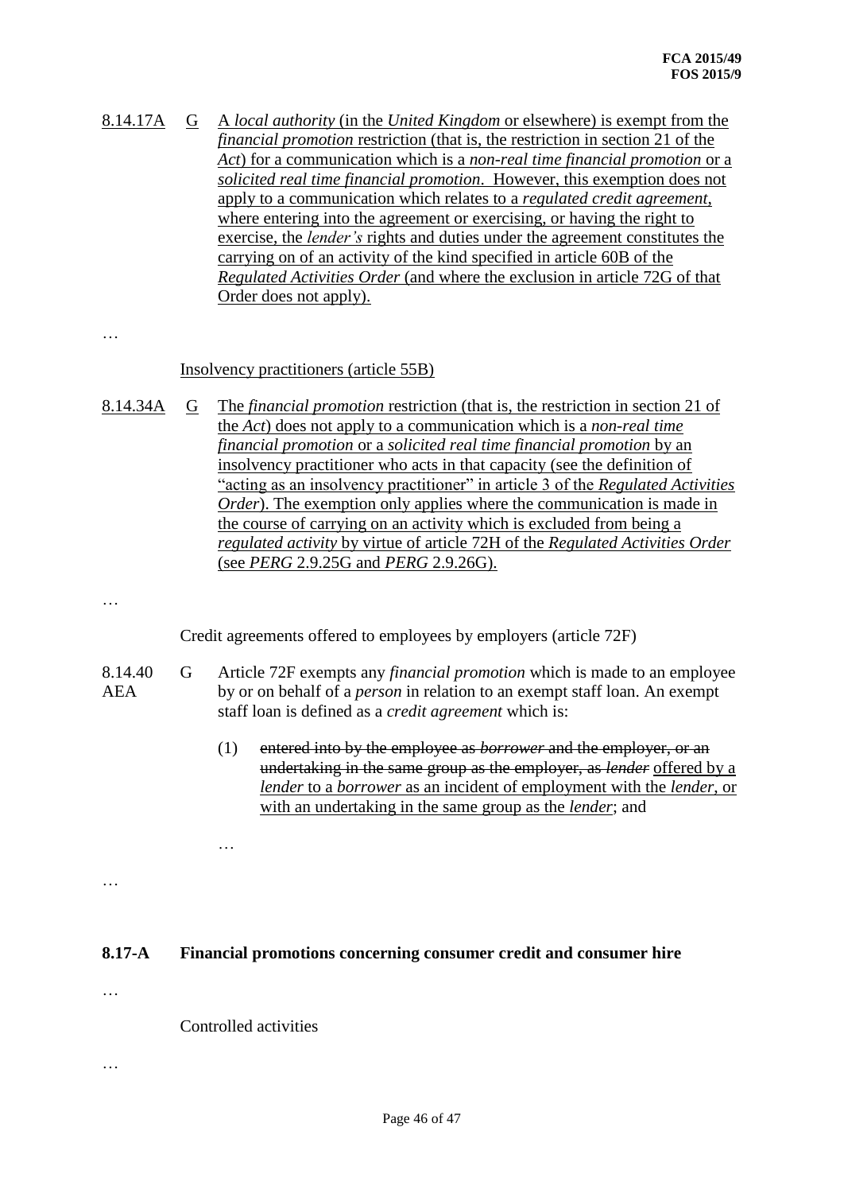8.14.17A G A *local authority* (in the *United Kingdom* or elsewhere) is exempt from the *financial promotion* restriction (that is, the restriction in section 21 of the *Act*) for a communication which is a *non-real time financial promotion* or a *solicited real time financial promotion*. However, this exemption does not apply to a communication which relates to a *regulated credit agreement*, where entering into the agreement or exercising, or having the right to exercise, the *lender's* rights and duties under the agreement constitutes the carrying on of an activity of the kind specified in article 60B of the *Regulated Activities Order* (and where the exclusion in article 72G of that Order does not apply).

…

Insolvency practitioners (article 55B)

8.14.34A G The *financial promotion* restriction (that is, the restriction in section 21 of the *Act*) does not apply to a communication which is a *non-real time financial promotion* or a *solicited real time financial promotion* by an insolvency practitioner who acts in that capacity (see the definition of "acting as an insolvency practitioner" in article 3 of the *Regulated Activities Order*). The exemption only applies where the communication is made in the course of carrying on an activity which is excluded from being a *regulated activity* by virtue of article 72H of the *Regulated Activities Order* (see *PERG* 2.9.25G and *PERG* 2.9.26G).

…

Credit agreements offered to employees by employers (article 72F)

8.14.40AEA G Article 72F exempts any *financial promotion* which is made to an employee by or on behalf of a *person* in relation to an exempt staff loan. An exempt staff loan is defined as a *credit agreement* which is:

(1) ~~entered into by the employee as *borrower* and the employer, or an undertaking in the same group as the employer, as *lender*~~ offered by a *lender* to a *borrower* as an incident of employment with the *lender*, or with an undertaking in the same group as the *lender*; and

…

…

**8.17-A Financial promotions concerning consumer credit and consumer hire**

…

Controlled activities

…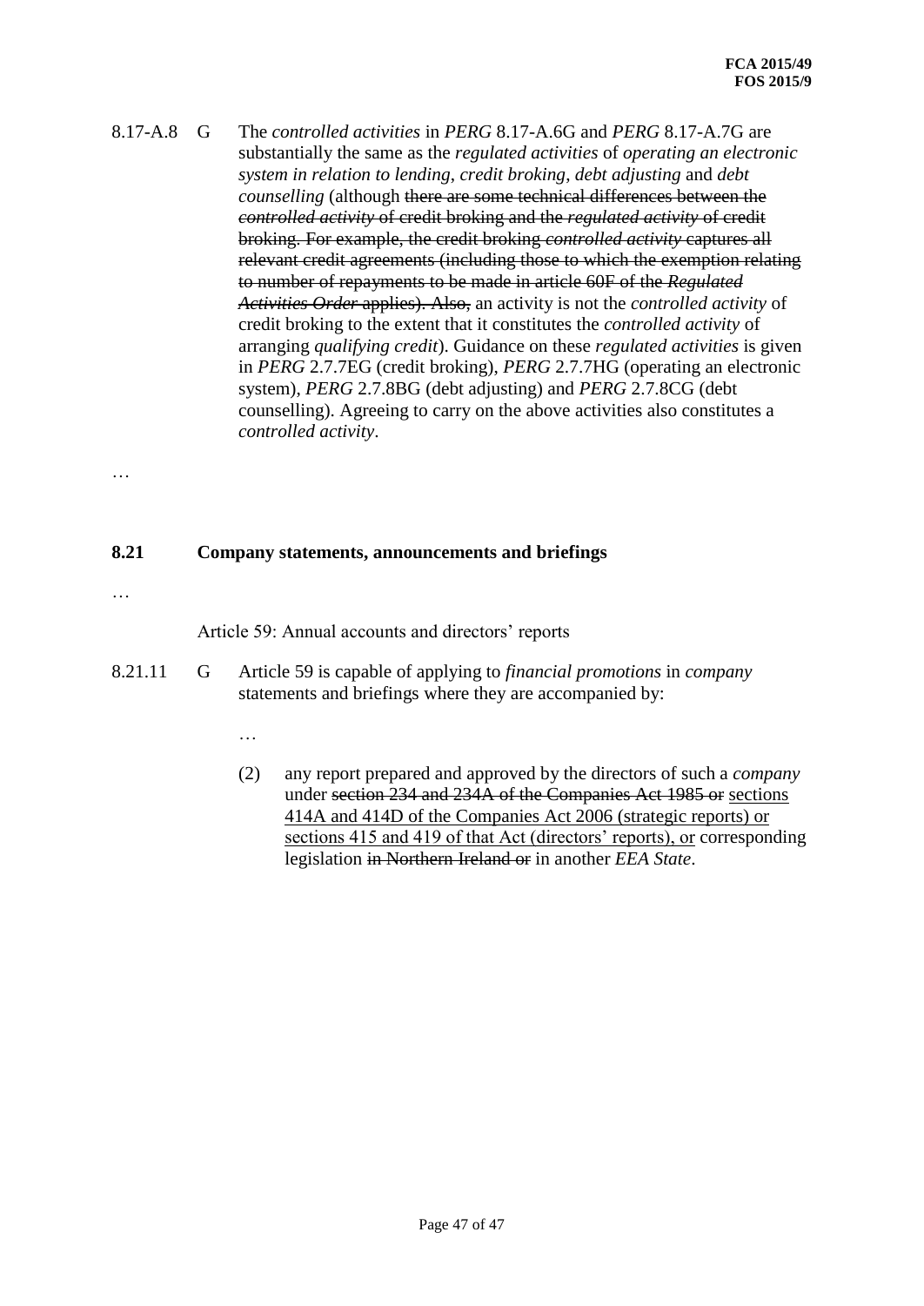8.17-A.8 G The *controlled activities* in *PERG* 8.17-A.6G and *PERG* 8.17-A.7G are substantially the same as the *regulated activities* of *operating an electronic system in relation to lending*, *credit broking*, *debt adjusting* and *debt counselling* (although ~~there are some technical differences between the *controlled activity* of credit broking and the *regulated activity* of credit broking. For example, the credit broking *controlled activity* captures all relevant credit agreements (including those to which the exemption relating to number of repayments to be made in article 60F of the *Regulated Activities Order* applies). Also,~~ an activity is not the *controlled activity* of credit broking to the extent that it constitutes the *controlled activity* of arranging *qualifying credit*). Guidance on these *regulated activities* is given in *PERG* 2.7.7EG (credit broking), *PERG* 2.7.7HG (operating an electronic system), *PERG* 2.7.8BG (debt adjusting) and *PERG* 2.7.8CG (debt counselling). Agreeing to carry on the above activities also constitutes a *controlled activity*.

…

**8.21 Company statements, announcements and briefings**

…

Article 59: Annual accounts and directors' reports

8.21.11 G Article 59 is capable of applying to *financial promotions* in *company* statements and briefings where they are accompanied by:

…

(2) any report prepared and approved by the directors of such a *company* under ~~section 234 and 234A of the Companies Act 1985 or~~ <u>sections 414A and 414D of the Companies Act 2006 (strategic reports) or sections 415 and 419 of that Act (directors' reports), or</u> corresponding legislation ~~in Northern Ireland or~~ in another *EEA State*.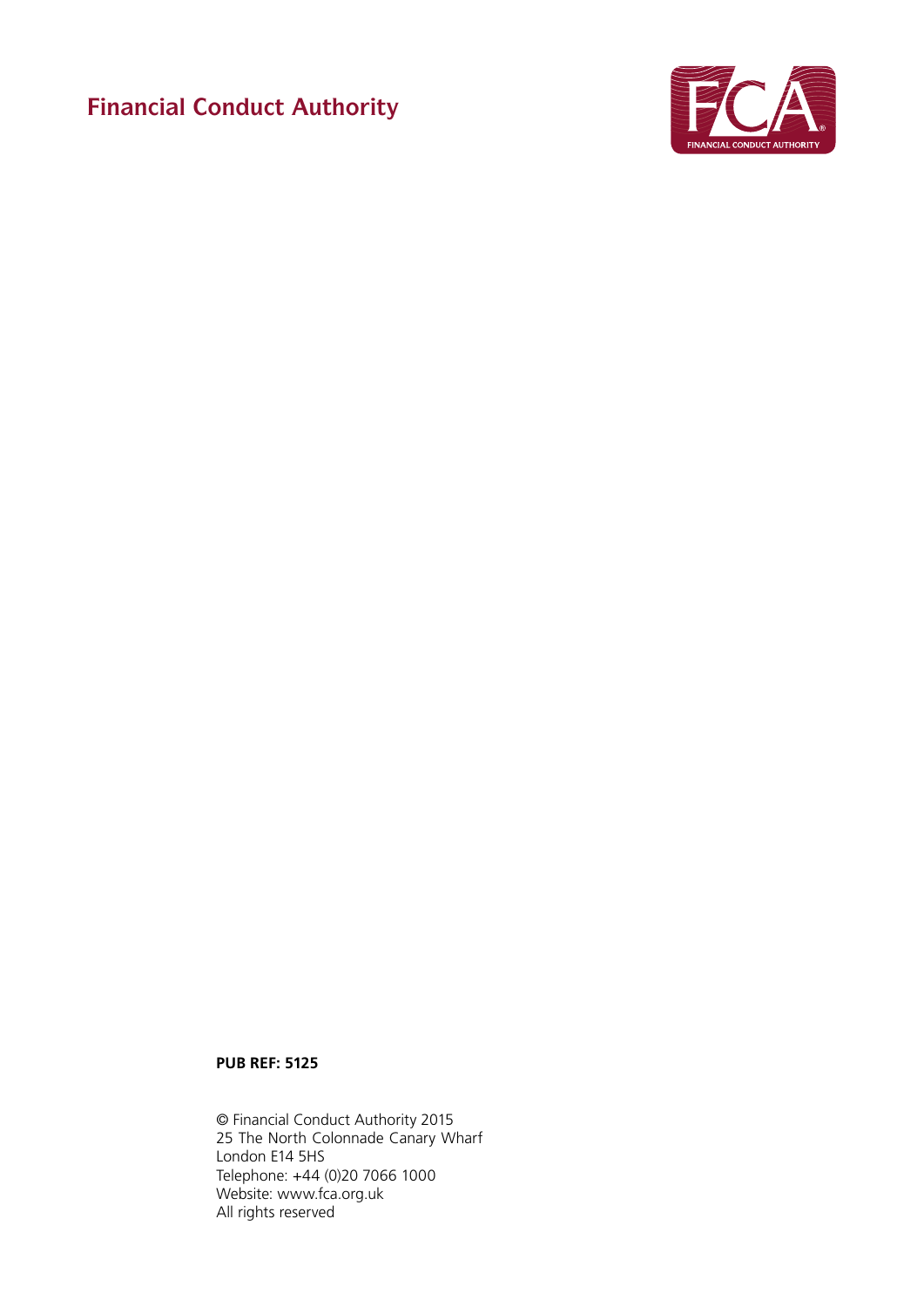**Financial Conduct Authority**

**PUB REF: 5125**

© Financial Conduct Authority 2015
25 The North Colonnade Canary Wharf
London E14 5HS
Telephone: +44 (0)20 7066 1000
Website: www.fca.org.uk
All rights reserved